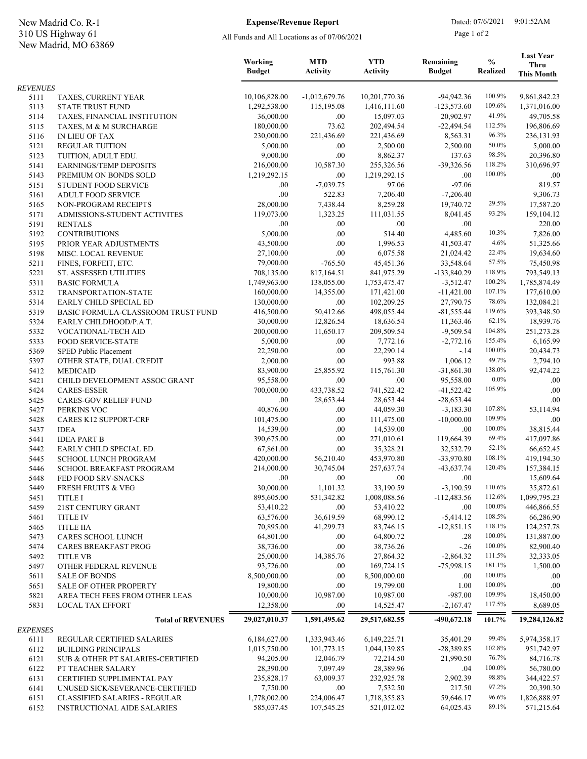New Madrid Co. R-1
310 US Highway 61
New Madrid, MO 63869

**Expense/Revenue Report**

All Funds and All Locations as of 07/06/2021

Dated: 07/6/2021 9:01:52AM

| | | Working Budget | MTD Activity | YTD Activity | Remaining Budget | % Realized | Last Year Thru This Month |
|---|---|---|---|---|---|---|---|
| *REVENUES* | | | | | | | |
| 5111 | TAXES, CURRENT YEAR | 10,106,828.00 | -1,012,679.76 | 10,201,770.36 | -94,942.36 | 100.9% | 9,861,842.23 |
| 5113 | STATE TRUST FUND | 1,292,538.00 | 115,195.08 | 1,416,111.60 | -123,573.60 | 109.6% | 1,371,016.00 |
| 5114 | TAXES, FINANCIAL INSTITUTION | 36,000.00 | .00 | 15,097.03 | 20,902.97 | 41.9% | 49,705.58 |
| 5115 | TAXES, M & M SURCHARGE | 180,000.00 | 73.62 | 202,494.54 | -22,494.54 | 112.5% | 196,806.69 |
| 5116 | IN LIEU OF TAX | 230,000.00 | 221,436.69 | 221,436.69 | 8,563.31 | 96.3% | 236,131.93 |
| 5121 | REGULAR TUITION | 5,000.00 | .00 | 2,500.00 | 2,500.00 | 50.0% | 5,000.00 |
| 5123 | TUITION, ADULT EDU. | 9,000.00 | .00 | 8,862.37 | 137.63 | 98.5% | 20,396.80 |
| 5141 | EARNINGS/TEMP DEPOSITS | 216,000.00 | 10,587.30 | 255,326.56 | -39,326.56 | 118.2% | 310,696.97 |
| 5143 | PREMIUM ON BONDS SOLD | 1,219,292.15 | .00 | 1,219,292.15 | .00 | 100.0% | .00 |
| 5151 | STUDENT FOOD SERVICE | .00 | -7,039.75 | 97.06 | -97.06 | | 819.57 |
| 5161 | ADULT FOOD SERVICE | .00 | 522.83 | 7,206.40 | -7,206.40 | | 9,306.73 |
| 5165 | NON-PROGRAM RECEIPTS | 28,000.00 | 7,438.44 | 8,259.28 | 19,740.72 | 29.5% | 17,587.20 |
| 5171 | ADMISSIONS-STUDENT ACTIVITES | 119,073.00 | 1,323.25 | 111,031.55 | 8,041.45 | 93.2% | 159,104.12 |
| 5191 | RENTALS | .00 | .00 | .00 | .00 | | 220.00 |
| 5192 | CONTRIBUTIONS | 5,000.00 | .00 | 514.40 | 4,485.60 | 10.3% | 7,826.00 |
| 5195 | PRIOR YEAR ADJUSTMENTS | 43,500.00 | .00 | 1,996.53 | 41,503.47 | 4.6% | 51,325.66 |
| 5198 | MISC. LOCAL REVENUE | 27,100.00 | .00 | 6,075.58 | 21,024.42 | 22.4% | 19,634.60 |
| 5211 | FINES, FORFEIT, ETC. | 79,000.00 | -765.50 | 45,451.36 | 33,548.64 | 57.5% | 75,450.98 |
| 5221 | ST. ASSESSED UTILITIES | 708,135.00 | 817,164.51 | 841,975.29 | -133,840.29 | 118.9% | 793,549.13 |
| 5311 | BASIC FORMULA | 1,749,963.00 | 138,055.00 | 1,753,475.47 | -3,512.47 | 100.2% | 1,785,874.49 |
| 5312 | TRANSPORTATION-STATE | 160,000.00 | 14,355.00 | 171,421.00 | -11,421.00 | 107.1% | 177,610.00 |
| 5314 | EARLY CHILD SPECIAL ED | 130,000.00 | .00 | 102,209.25 | 27,790.75 | 78.6% | 132,084.21 |
| 5319 | BASIC FORMULA-CLASSROOM TRUST FUND | 416,500.00 | 50,412.66 | 498,055.44 | -81,555.44 | 119.6% | 393,348.50 |
| 5324 | EARLY CHILDHOOD/P.A.T. | 30,000.00 | 12,826.54 | 18,636.54 | 11,363.46 | 62.1% | 18,939.76 |
| 5332 | VOCATIONAL/TECH AID | 200,000.00 | 11,650.17 | 209,509.54 | -9,509.54 | 104.8% | 251,273.28 |
| 5333 | FOOD SERVICE-STATE | 5,000.00 | .00 | 7,772.16 | -2,772.16 | 155.4% | 6,165.99 |
| 5369 | SPED Public Placement | 22,290.00 | .00 | 22,290.14 | -.14 | 100.0% | 20,434.73 |
| 5397 | OTHER STATE, DUAL CREDIT | 2,000.00 | .00 | 993.88 | 1,006.12 | 49.7% | 2,794.10 |
| 5412 | MEDICAID | 83,900.00 | 25,855.92 | 115,761.30 | -31,861.30 | 138.0% | 92,474.22 |
| 5421 | CHILD DEVELOPMENT ASSOC GRANT | 95,558.00 | .00 | .00 | 95,558.00 | 0.0% | .00 |
| 5424 | CARES-ESSER | 700,000.00 | 433,738.52 | 741,522.42 | -41,522.42 | 105.9% | .00 |
| 5425 | CARES-GOV RELIEF FUND | .00 | 28,653.44 | 28,653.44 | -28,653.44 | | .00 |
| 5427 | PERKINS VOC | 40,876.00 | .00 | 44,059.30 | -3,183.30 | 107.8% | 53,114.94 |
| 5428 | CARES K12 SUPPORT-CRF | 101,475.00 | .00 | 111,475.00 | -10,000.00 | 109.9% | .00 |
| 5437 | IDEA | 14,539.00 | .00 | 14,539.00 | .00 | 100.0% | 38,815.44 |
| 5441 | IDEA PART B | 390,675.00 | .00 | 271,010.61 | 119,664.39 | 69.4% | 417,097.86 |
| 5442 | EARLY CHILD SPECIAL ED. | 67,861.00 | .00 | 35,328.21 | 32,532.79 | 52.1% | 66,652.45 |
| 5445 | SCHOOL LUNCH PROGRAM | 420,000.00 | 56,210.40 | 453,970.80 | -33,970.80 | 108.1% | 419,194.30 |
| 5446 | SCHOOL BREAKFAST PROGRAM | 214,000.00 | 30,745.04 | 257,637.74 | -43,637.74 | 120.4% | 157,384.15 |
| 5448 | FED FOOD SRV-SNACKS | .00 | .00 | .00 | .00 | | 15,609.64 |
| 5449 | FRESH FRUITS & VEG | 30,000.00 | 1,101.32 | 33,190.59 | -3,190.59 | 110.6% | 35,872.61 |
| 5451 | TITLE I | 895,605.00 | 531,342.82 | 1,008,088.56 | -112,483.56 | 112.6% | 1,099,795.23 |
| 5459 | 21ST CENTURY GRANT | 53,410.22 | .00 | 53,410.22 | .00 | 100.0% | 446,866.55 |
| 5461 | TITLE IV | 63,576.00 | 36,619.59 | 68,990.12 | -5,414.12 | 108.5% | 66,286.90 |
| 5465 | TITLE IIA | 70,895.00 | 41,299.73 | 83,746.15 | -12,851.15 | 118.1% | 124,257.78 |
| 5473 | CARES SCHOOL LUNCH | 64,801.00 | .00 | 64,800.72 | .28 | 100.0% | 131,887.00 |
| 5474 | CARES BREAKFAST PROG | 38,736.00 | .00 | 38,736.26 | -.26 | 100.0% | 82,900.40 |
| 5492 | TITLE VB | 25,000.00 | 14,385.76 | 27,864.32 | -2,864.32 | 111.5% | 32,333.05 |
| 5497 | OTHER FEDERAL REVENUE | 93,726.00 | .00 | 169,724.15 | -75,998.15 | 181.1% | 1,500.00 |
| 5611 | SALE OF BONDS | 8,500,000.00 | .00 | 8,500,000.00 | .00 | 100.0% | .00 |
| 5651 | SALE OF OTHER PROPERTY | 19,800.00 | .00 | 19,799.00 | 1.00 | 100.0% | .00 |
| 5821 | AREA TECH FEES FROM OTHER LEAS | 10,000.00 | 10,987.00 | 10,987.00 | -987.00 | 109.9% | 18,450.00 |
| 5831 | LOCAL TAX EFFORT | 12,358.00 | .00 | 14,525.47 | -2,167.47 | 117.5% | 8,689.05 |
| | **Total of REVENUES** | **29,027,010.37** | **1,591,495.62** | **29,517,682.55** | **-490,672.18** | **101.7%** | **19,284,126.82** |
| *EXPENSES* | | | | | | | |
| 6111 | REGULAR CERTIFIED SALARIES | 6,184,627.00 | 1,333,943.46 | 6,149,225.71 | 35,401.29 | 99.4% | 5,974,358.17 |
| 6112 | BUILDING PRINCIPALS | 1,015,750.00 | 101,773.15 | 1,044,139.85 | -28,389.85 | 102.8% | 951,742.97 |
| 6121 | SUB & OTHER PT SALARIES-CERTIFIED | 94,205.00 | 12,046.79 | 72,214.50 | 21,990.50 | 76.7% | 84,716.78 |
| 6122 | PT TEACHER SALARY | 28,390.00 | 7,097.49 | 28,389.96 | .04 | 100.0% | 56,780.00 |
| 6131 | CERTIFIED SUPPLIMENTAL PAY | 235,828.17 | 63,009.37 | 232,925.78 | 2,902.39 | 98.8% | 344,422.57 |
| 6141 | UNUSED SICK/SEVERANCE-CERTIFIED | 7,750.00 | .00 | 7,532.50 | 217.50 | 97.2% | 20,390.30 |
| 6151 | CLASSIFIED SALARIES - REGULAR | 1,778,002.00 | 224,006.47 | 1,718,355.83 | 59,646.17 | 96.6% | 1,826,888.97 |
| 6152 | INSTRUCTIONAL AIDE SALARIES | 585,037.45 | 107,545.25 | 521,012.02 | 64,025.43 | 89.1% | 571,215.64 |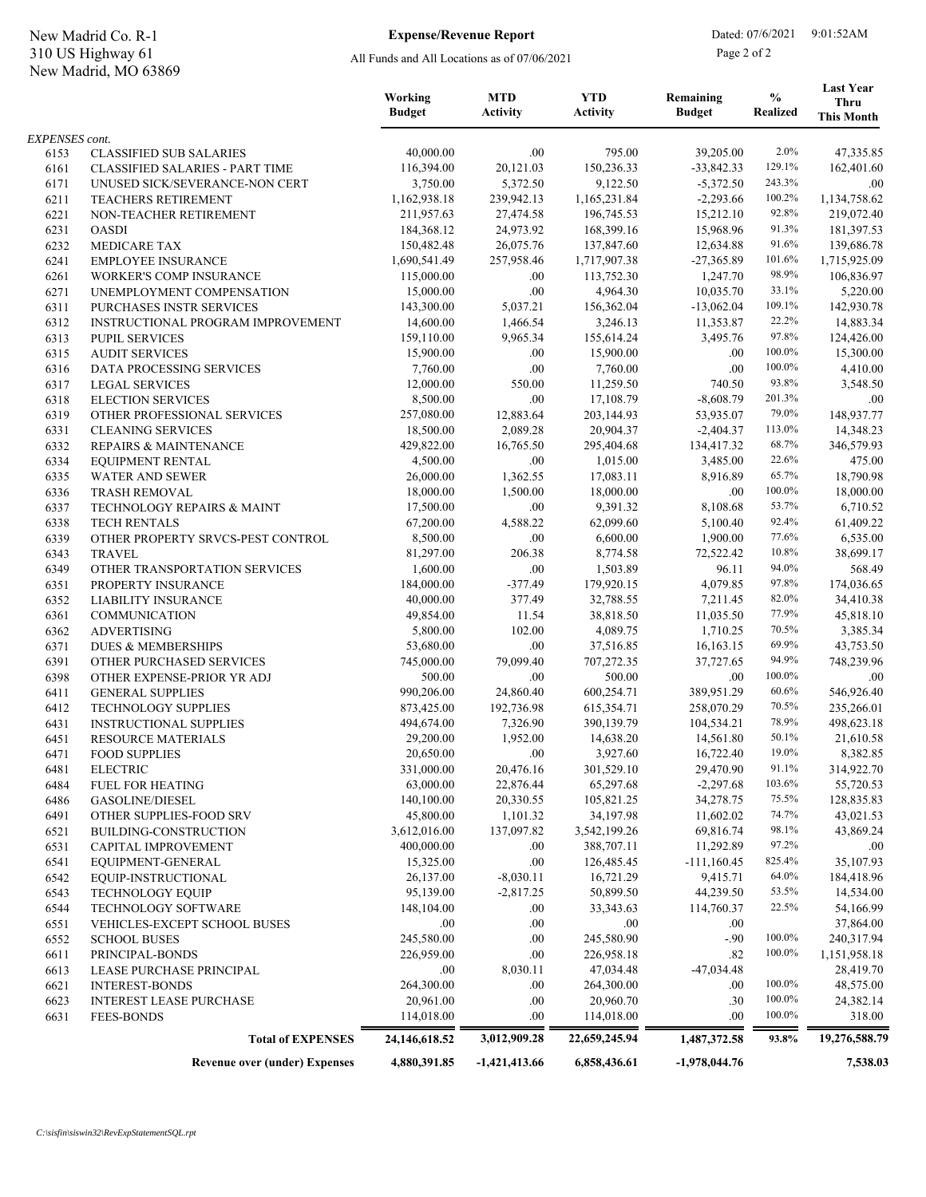New Madrid Co. R-1
310 US Highway 61
New Madrid, MO 63869

**Expense/Revenue Report**

All Funds and All Locations as of 07/06/2021

Dated: 07/6/2021 9:01:52AM

| | | Working Budget | MTD Activity | YTD Activity | Remaining Budget | % Realized | Last Year Thru This Month |
|---|---|---|---|---|---|---|---|
| *EXPENSES cont.* | | | | | | | |
| 6153 | CLASSIFIED SUB SALARIES | 40,000.00 | .00 | 795.00 | 39,205.00 | 2.0% | 47,335.85 |
| 6161 | CLASSIFIED SALARIES - PART TIME | 116,394.00 | 20,121.03 | 150,236.33 | -33,842.33 | 129.1% | 162,401.60 |
| 6171 | UNUSED SICK/SEVERANCE-NON CERT | 3,750.00 | 5,372.50 | 9,122.50 | -5,372.50 | 243.3% | .00 |
| 6211 | TEACHERS RETIREMENT | 1,162,938.18 | 239,942.13 | 1,165,231.84 | -2,293.66 | 100.2% | 1,134,758.62 |
| 6221 | NON-TEACHER RETIREMENT | 211,957.63 | 27,474.58 | 196,745.53 | 15,212.10 | 92.8% | 219,072.40 |
| 6231 | OASDI | 184,368.12 | 24,973.92 | 168,399.16 | 15,968.96 | 91.3% | 181,397.53 |
| 6232 | MEDICARE TAX | 150,482.48 | 26,075.76 | 137,847.60 | 12,634.88 | 91.6% | 139,686.78 |
| 6241 | EMPLOYEE INSURANCE | 1,690,541.49 | 257,958.46 | 1,717,907.38 | -27,365.89 | 101.6% | 1,715,925.09 |
| 6261 | WORKER'S COMP INSURANCE | 115,000.00 | .00 | 113,752.30 | 1,247.70 | 98.9% | 106,836.97 |
| 6271 | UNEMPLOYMENT COMPENSATION | 15,000.00 | .00 | 4,964.30 | 10,035.70 | 33.1% | 5,220.00 |
| 6311 | PURCHASES INSTR SERVICES | 143,300.00 | 5,037.21 | 156,362.04 | -13,062.04 | 109.1% | 142,930.78 |
| 6312 | INSTRUCTIONAL PROGRAM IMPROVEMENT | 14,600.00 | 1,466.54 | 3,246.13 | 11,353.87 | 22.2% | 14,883.34 |
| 6313 | PUPIL SERVICES | 159,110.00 | 9,965.34 | 155,614.24 | 3,495.76 | 97.8% | 124,426.00 |
| 6315 | AUDIT SERVICES | 15,900.00 | .00 | 15,900.00 | .00 | 100.0% | 15,300.00 |
| 6316 | DATA PROCESSING SERVICES | 7,760.00 | .00 | 7,760.00 | .00 | 100.0% | 4,410.00 |
| 6317 | LEGAL SERVICES | 12,000.00 | 550.00 | 11,259.50 | 740.50 | 93.8% | 3,548.50 |
| 6318 | ELECTION SERVICES | 8,500.00 | .00 | 17,108.79 | -8,608.79 | 201.3% | .00 |
| 6319 | OTHER PROFESSIONAL SERVICES | 257,080.00 | 12,883.64 | 203,144.93 | 53,935.07 | 79.0% | 148,937.77 |
| 6331 | CLEANING SERVICES | 18,500.00 | 2,089.28 | 20,904.37 | -2,404.37 | 113.0% | 14,348.23 |
| 6332 | REPAIRS & MAINTENANCE | 429,822.00 | 16,765.50 | 295,404.68 | 134,417.32 | 68.7% | 346,579.93 |
| 6334 | EQUIPMENT RENTAL | 4,500.00 | .00 | 1,015.00 | 3,485.00 | 22.6% | 475.00 |
| 6335 | WATER AND SEWER | 26,000.00 | 1,362.55 | 17,083.11 | 8,916.89 | 65.7% | 18,790.98 |
| 6336 | TRASH REMOVAL | 18,000.00 | 1,500.00 | 18,000.00 | .00 | 100.0% | 18,000.00 |
| 6337 | TECHNOLOGY REPAIRS & MAINT | 17,500.00 | .00 | 9,391.32 | 8,108.68 | 53.7% | 6,710.52 |
| 6338 | TECH RENTALS | 67,200.00 | 4,588.22 | 62,099.60 | 5,100.40 | 92.4% | 61,409.22 |
| 6339 | OTHER PROPERTY SRVCS-PEST CONTROL | 8,500.00 | .00 | 6,600.00 | 1,900.00 | 77.6% | 6,535.00 |
| 6343 | TRAVEL | 81,297.00 | 206.38 | 8,774.58 | 72,522.42 | 10.8% | 38,699.17 |
| 6349 | OTHER TRANSPORTATION SERVICES | 1,600.00 | .00 | 1,503.89 | 96.11 | 94.0% | 568.49 |
| 6351 | PROPERTY INSURANCE | 184,000.00 | -377.49 | 179,920.15 | 4,079.85 | 97.8% | 174,036.65 |
| 6352 | LIABILITY INSURANCE | 40,000.00 | 377.49 | 32,788.55 | 7,211.45 | 82.0% | 34,410.38 |
| 6361 | COMMUNICATION | 49,854.00 | 11.54 | 38,818.50 | 11,035.50 | 77.9% | 45,818.10 |
| 6362 | ADVERTISING | 5,800.00 | 102.00 | 4,089.75 | 1,710.25 | 70.5% | 3,385.34 |
| 6371 | DUES & MEMBERSHIPS | 53,680.00 | .00 | 37,516.85 | 16,163.15 | 69.9% | 43,753.50 |
| 6391 | OTHER PURCHASED SERVICES | 745,000.00 | 79,099.40 | 707,272.35 | 37,727.65 | 94.9% | 748,239.96 |
| 6398 | OTHER EXPENSE-PRIOR YR ADJ | 500.00 | .00 | 500.00 | .00 | 100.0% | .00 |
| 6411 | GENERAL SUPPLIES | 990,206.00 | 24,860.40 | 600,254.71 | 389,951.29 | 60.6% | 546,926.40 |
| 6412 | TECHNOLOGY SUPPLIES | 873,425.00 | 192,736.98 | 615,354.71 | 258,070.29 | 70.5% | 235,266.01 |
| 6431 | INSTRUCTIONAL SUPPLIES | 494,674.00 | 7,326.90 | 390,139.79 | 104,534.21 | 78.9% | 498,623.18 |
| 6451 | RESOURCE MATERIALS | 29,200.00 | 1,952.00 | 14,638.20 | 14,561.80 | 50.1% | 21,610.58 |
| 6471 | FOOD SUPPLIES | 20,650.00 | .00 | 3,927.60 | 16,722.40 | 19.0% | 8,382.85 |
| 6481 | ELECTRIC | 331,000.00 | 20,476.16 | 301,529.10 | 29,470.90 | 91.1% | 314,922.70 |
| 6484 | FUEL FOR HEATING | 63,000.00 | 22,876.44 | 65,297.68 | -2,297.68 | 103.6% | 55,720.53 |
| 6486 | GASOLINE/DIESEL | 140,100.00 | 20,330.55 | 105,821.25 | 34,278.75 | 75.5% | 128,835.83 |
| 6491 | OTHER SUPPLIES-FOOD SRV | 45,800.00 | 1,101.32 | 34,197.98 | 11,602.02 | 74.7% | 43,021.53 |
| 6521 | BUILDING-CONSTRUCTION | 3,612,016.00 | 137,097.82 | 3,542,199.26 | 69,816.74 | 98.1% | 43,869.24 |
| 6531 | CAPITAL IMPROVEMENT | 400,000.00 | .00 | 388,707.11 | 11,292.89 | 97.2% | .00 |
| 6541 | EQUIPMENT-GENERAL | 15,325.00 | .00 | 126,485.45 | -111,160.45 | 825.4% | 35,107.93 |
| 6542 | EQUIP-INSTRUCTIONAL | 26,137.00 | -8,030.11 | 16,721.29 | 9,415.71 | 64.0% | 184,418.96 |
| 6543 | TECHNOLOGY EQUIP | 95,139.00 | -2,817.25 | 50,899.50 | 44,239.50 | 53.5% | 14,534.00 |
| 6544 | TECHNOLOGY SOFTWARE | 148,104.00 | .00 | 33,343.63 | 114,760.37 | 22.5% | 54,166.99 |
| 6551 | VEHICLES-EXCEPT SCHOOL BUSES | .00 | .00 | .00 | .00 | | 37,864.00 |
| 6552 | SCHOOL BUSES | 245,580.00 | .00 | 245,580.90 | -.90 | 100.0% | 240,317.94 |
| 6611 | PRINCIPAL-BONDS | 226,959.00 | .00 | 226,958.18 | .82 | 100.0% | 1,151,958.18 |
| 6613 | LEASE PURCHASE PRINCIPAL | .00 | 8,030.11 | 47,034.48 | -47,034.48 | | 28,419.70 |
| 6621 | INTEREST-BONDS | 264,300.00 | .00 | 264,300.00 | .00 | 100.0% | 48,575.00 |
| 6623 | INTEREST LEASE PURCHASE | 20,961.00 | .00 | 20,960.70 | .30 | 100.0% | 24,382.14 |
| 6631 | FEES-BONDS | 114,018.00 | .00 | 114,018.00 | .00 | 100.0% | 318.00 |
| | **Total of EXPENSES** | **24,146,618.52** | **3,012,909.28** | **22,659,245.94** | **1,487,372.58** | **93.8%** | **19,276,588.79** |
| | **Revenue over (under) Expenses** | **4,880,391.85** | **-1,421,413.66** | **6,858,436.61** | **-1,978,044.76** | | **7,538.03** |

*C:\sisfin\siswin32\RevExpStatementSQL.rpt*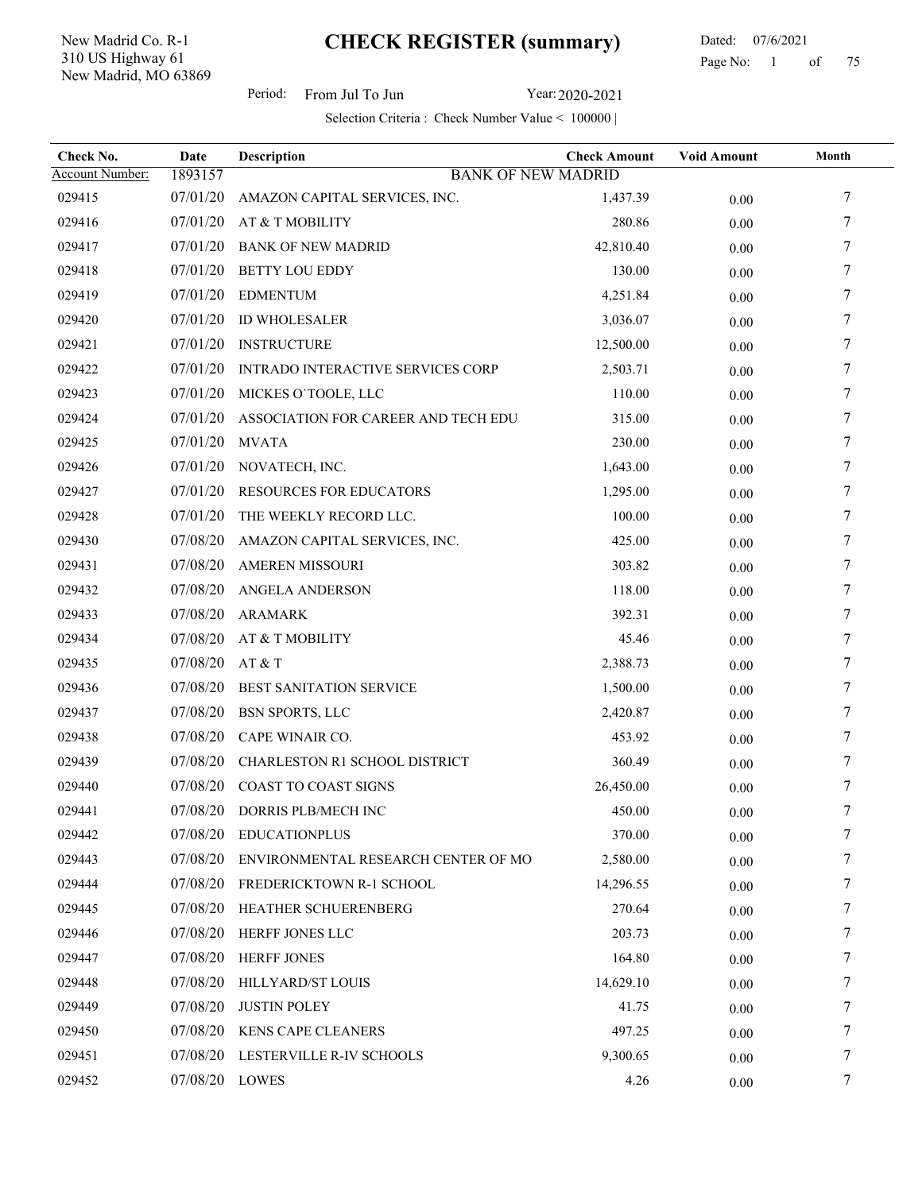New Madrid Co. R-1
310 US Highway 61
New Madrid, MO 63869

# CHECK REGISTER (summary)

Dated: 07/6/2021

Period: From Jul To Jun    Year: 2020-2021

Selection Criteria : Check Number Value < 100000 |

| Check No. | Date | Description | Check Amount | Void Amount | Month |
|---|---|---|---|---|---|
| Account Number: | 1893157 | BANK OF NEW MADRID | | | |
| 029415 | 07/01/20 | AMAZON CAPITAL SERVICES, INC. | 1,437.39 | 0.00 | 7 |
| 029416 | 07/01/20 | AT & T MOBILITY | 280.86 | 0.00 | 7 |
| 029417 | 07/01/20 | BANK OF NEW MADRID | 42,810.40 | 0.00 | 7 |
| 029418 | 07/01/20 | BETTY LOU EDDY | 130.00 | 0.00 | 7 |
| 029419 | 07/01/20 | EDMENTUM | 4,251.84 | 0.00 | 7 |
| 029420 | 07/01/20 | ID WHOLESALER | 3,036.07 | 0.00 | 7 |
| 029421 | 07/01/20 | INSTRUCTURE | 12,500.00 | 0.00 | 7 |
| 029422 | 07/01/20 | INTRADO INTERACTIVE SERVICES CORP | 2,503.71 | 0.00 | 7 |
| 029423 | 07/01/20 | MICKES O`TOOLE, LLC | 110.00 | 0.00 | 7 |
| 029424 | 07/01/20 | ASSOCIATION FOR CAREER AND TECH EDU | 315.00 | 0.00 | 7 |
| 029425 | 07/01/20 | MVATA | 230.00 | 0.00 | 7 |
| 029426 | 07/01/20 | NOVATECH, INC. | 1,643.00 | 0.00 | 7 |
| 029427 | 07/01/20 | RESOURCES FOR EDUCATORS | 1,295.00 | 0.00 | 7 |
| 029428 | 07/01/20 | THE WEEKLY RECORD LLC. | 100.00 | 0.00 | 7 |
| 029430 | 07/08/20 | AMAZON CAPITAL SERVICES, INC. | 425.00 | 0.00 | 7 |
| 029431 | 07/08/20 | AMEREN MISSOURI | 303.82 | 0.00 | 7 |
| 029432 | 07/08/20 | ANGELA ANDERSON | 118.00 | 0.00 | 7 |
| 029433 | 07/08/20 | ARAMARK | 392.31 | 0.00 | 7 |
| 029434 | 07/08/20 | AT & T MOBILITY | 45.46 | 0.00 | 7 |
| 029435 | 07/08/20 | AT & T | 2,388.73 | 0.00 | 7 |
| 029436 | 07/08/20 | BEST SANITATION SERVICE | 1,500.00 | 0.00 | 7 |
| 029437 | 07/08/20 | BSN SPORTS, LLC | 2,420.87 | 0.00 | 7 |
| 029438 | 07/08/20 | CAPE WINAIR CO. | 453.92 | 0.00 | 7 |
| 029439 | 07/08/20 | CHARLESTON R1 SCHOOL DISTRICT | 360.49 | 0.00 | 7 |
| 029440 | 07/08/20 | COAST TO COAST SIGNS | 26,450.00 | 0.00 | 7 |
| 029441 | 07/08/20 | DORRIS PLB/MECH INC | 450.00 | 0.00 | 7 |
| 029442 | 07/08/20 | EDUCATIONPLUS | 370.00 | 0.00 | 7 |
| 029443 | 07/08/20 | ENVIRONMENTAL RESEARCH CENTER OF MO | 2,580.00 | 0.00 | 7 |
| 029444 | 07/08/20 | FREDERICKTOWN R-1 SCHOOL | 14,296.55 | 0.00 | 7 |
| 029445 | 07/08/20 | HEATHER SCHUERENBERG | 270.64 | 0.00 | 7 |
| 029446 | 07/08/20 | HERFF JONES LLC | 203.73 | 0.00 | 7 |
| 029447 | 07/08/20 | HERFF JONES | 164.80 | 0.00 | 7 |
| 029448 | 07/08/20 | HILLYARD/ST LOUIS | 14,629.10 | 0.00 | 7 |
| 029449 | 07/08/20 | JUSTIN POLEY | 41.75 | 0.00 | 7 |
| 029450 | 07/08/20 | KENS CAPE CLEANERS | 497.25 | 0.00 | 7 |
| 029451 | 07/08/20 | LESTERVILLE R-IV SCHOOLS | 9,300.65 | 0.00 | 7 |
| 029452 | 07/08/20 | LOWES | 4.26 | 0.00 | 7 |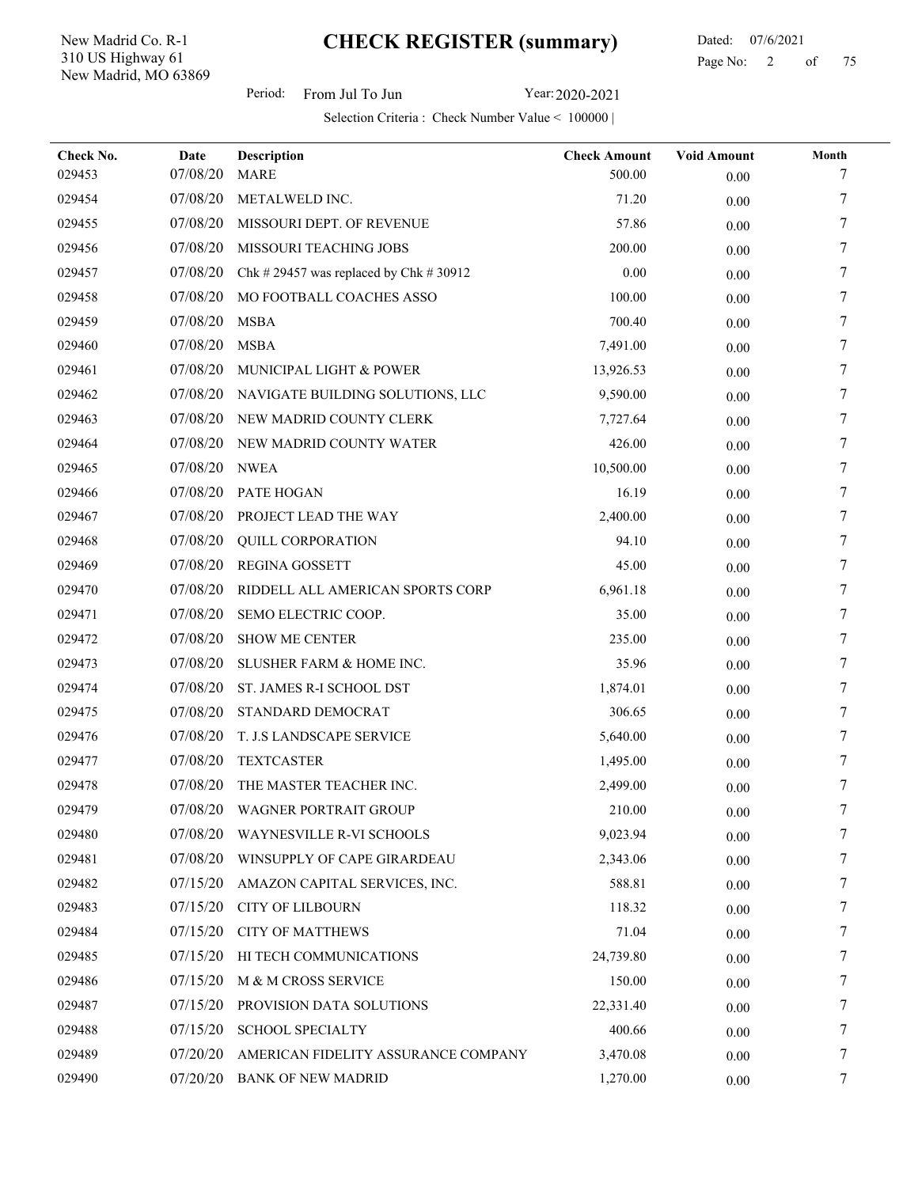New Madrid Co. R-1
310 US Highway 61
New Madrid, MO 63869

# CHECK REGISTER (summary)

Dated: 07/6/2021

Period: From Jul To Jun Year: 2020-2021

Selection Criteria : Check Number Value < 100000 |

| Check No. | Date | Description | Check Amount | Void Amount | Month |
|---|---|---|---|---|---|
| 029453 | 07/08/20 | MARE | 500.00 | 0.00 | 7 |
| 029454 | 07/08/20 | METALWELD INC. | 71.20 | 0.00 | 7 |
| 029455 | 07/08/20 | MISSOURI DEPT. OF REVENUE | 57.86 | 0.00 | 7 |
| 029456 | 07/08/20 | MISSOURI TEACHING JOBS | 200.00 | 0.00 | 7 |
| 029457 | 07/08/20 | Chk # 29457 was replaced by Chk # 30912 | 0.00 | 0.00 | 7 |
| 029458 | 07/08/20 | MO FOOTBALL COACHES ASSO | 100.00 | 0.00 | 7 |
| 029459 | 07/08/20 | MSBA | 700.40 | 0.00 | 7 |
| 029460 | 07/08/20 | MSBA | 7,491.00 | 0.00 | 7 |
| 029461 | 07/08/20 | MUNICIPAL LIGHT & POWER | 13,926.53 | 0.00 | 7 |
| 029462 | 07/08/20 | NAVIGATE BUILDING SOLUTIONS, LLC | 9,590.00 | 0.00 | 7 |
| 029463 | 07/08/20 | NEW MADRID COUNTY CLERK | 7,727.64 | 0.00 | 7 |
| 029464 | 07/08/20 | NEW MADRID COUNTY WATER | 426.00 | 0.00 | 7 |
| 029465 | 07/08/20 | NWEA | 10,500.00 | 0.00 | 7 |
| 029466 | 07/08/20 | PATE HOGAN | 16.19 | 0.00 | 7 |
| 029467 | 07/08/20 | PROJECT LEAD THE WAY | 2,400.00 | 0.00 | 7 |
| 029468 | 07/08/20 | QUILL CORPORATION | 94.10 | 0.00 | 7 |
| 029469 | 07/08/20 | REGINA GOSSETT | 45.00 | 0.00 | 7 |
| 029470 | 07/08/20 | RIDDELL ALL AMERICAN SPORTS CORP | 6,961.18 | 0.00 | 7 |
| 029471 | 07/08/20 | SEMO ELECTRIC COOP. | 35.00 | 0.00 | 7 |
| 029472 | 07/08/20 | SHOW ME CENTER | 235.00 | 0.00 | 7 |
| 029473 | 07/08/20 | SLUSHER FARM & HOME INC. | 35.96 | 0.00 | 7 |
| 029474 | 07/08/20 | ST. JAMES R-I SCHOOL DST | 1,874.01 | 0.00 | 7 |
| 029475 | 07/08/20 | STANDARD DEMOCRAT | 306.65 | 0.00 | 7 |
| 029476 | 07/08/20 | T. J.S LANDSCAPE SERVICE | 5,640.00 | 0.00 | 7 |
| 029477 | 07/08/20 | TEXTCASTER | 1,495.00 | 0.00 | 7 |
| 029478 | 07/08/20 | THE MASTER TEACHER INC. | 2,499.00 | 0.00 | 7 |
| 029479 | 07/08/20 | WAGNER PORTRAIT GROUP | 210.00 | 0.00 | 7 |
| 029480 | 07/08/20 | WAYNESVILLE R-VI SCHOOLS | 9,023.94 | 0.00 | 7 |
| 029481 | 07/08/20 | WINSUPPLY OF CAPE GIRARDEAU | 2,343.06 | 0.00 | 7 |
| 029482 | 07/15/20 | AMAZON CAPITAL SERVICES, INC. | 588.81 | 0.00 | 7 |
| 029483 | 07/15/20 | CITY OF LILBOURN | 118.32 | 0.00 | 7 |
| 029484 | 07/15/20 | CITY OF MATTHEWS | 71.04 | 0.00 | 7 |
| 029485 | 07/15/20 | HI TECH COMMUNICATIONS | 24,739.80 | 0.00 | 7 |
| 029486 | 07/15/20 | M & M CROSS SERVICE | 150.00 | 0.00 | 7 |
| 029487 | 07/15/20 | PROVISION DATA SOLUTIONS | 22,331.40 | 0.00 | 7 |
| 029488 | 07/15/20 | SCHOOL SPECIALTY | 400.66 | 0.00 | 7 |
| 029489 | 07/20/20 | AMERICAN FIDELITY ASSURANCE COMPANY | 3,470.08 | 0.00 | 7 |
| 029490 | 07/20/20 | BANK OF NEW MADRID | 1,270.00 | 0.00 | 7 |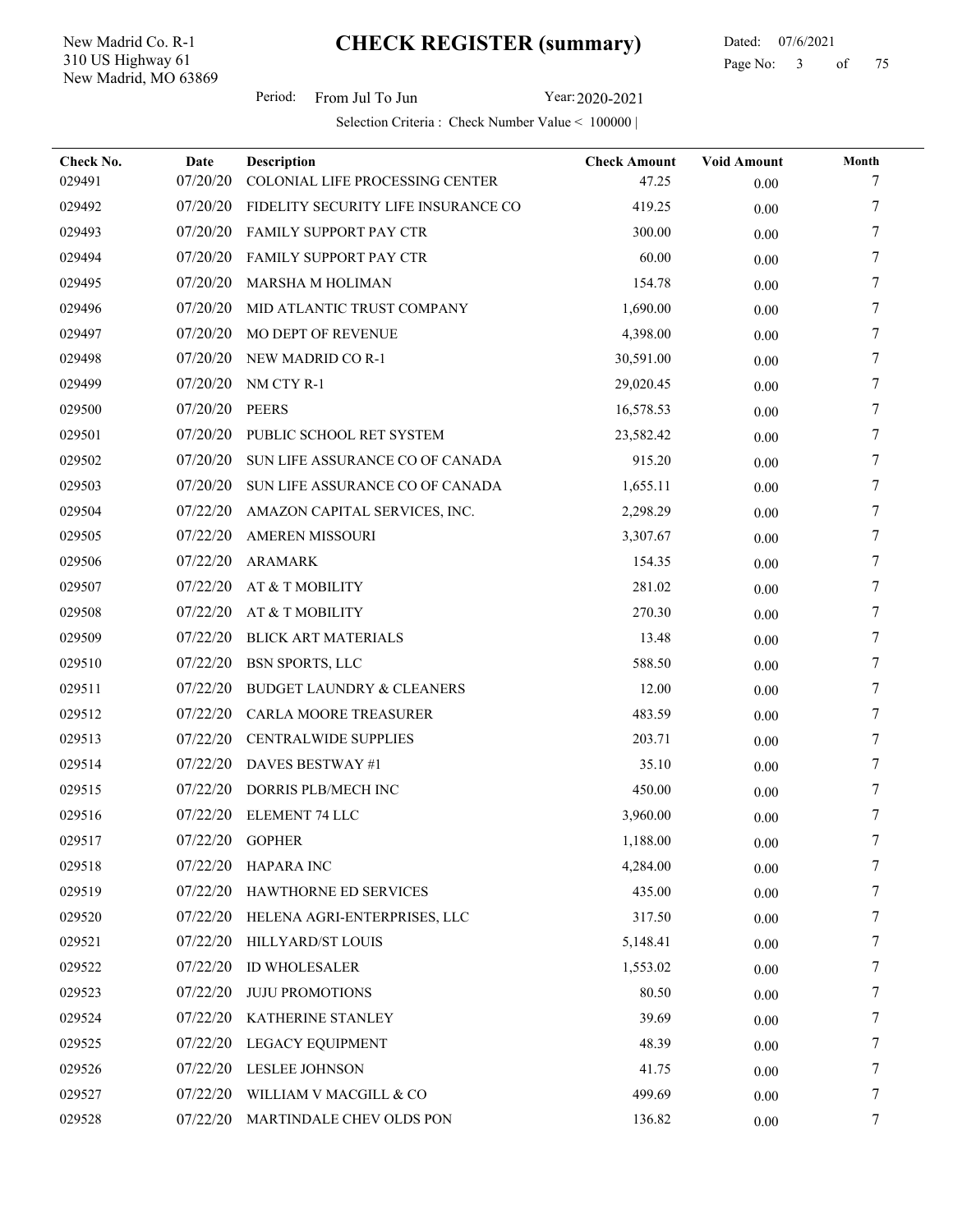New Madrid Co. R-1
310 US Highway 61
New Madrid, MO 63869

# CHECK REGISTER (summary)

Dated: 07/6/2021

Period: From Jul To Jun Year: 2020-2021

Selection Criteria : Check Number Value < 100000 |

| Check No. | Date | Description | Check Amount | Void Amount | Month |
|---|---|---|---|---|---|
| 029491 | 07/20/20 | COLONIAL LIFE PROCESSING CENTER | 47.25 | 0.00 | 7 |
| 029492 | 07/20/20 | FIDELITY SECURITY LIFE INSURANCE CO | 419.25 | 0.00 | 7 |
| 029493 | 07/20/20 | FAMILY SUPPORT PAY CTR | 300.00 | 0.00 | 7 |
| 029494 | 07/20/20 | FAMILY SUPPORT PAY CTR | 60.00 | 0.00 | 7 |
| 029495 | 07/20/20 | MARSHA M HOLIMAN | 154.78 | 0.00 | 7 |
| 029496 | 07/20/20 | MID ATLANTIC TRUST COMPANY | 1,690.00 | 0.00 | 7 |
| 029497 | 07/20/20 | MO DEPT OF REVENUE | 4,398.00 | 0.00 | 7 |
| 029498 | 07/20/20 | NEW MADRID CO R-1 | 30,591.00 | 0.00 | 7 |
| 029499 | 07/20/20 | NM CTY R-1 | 29,020.45 | 0.00 | 7 |
| 029500 | 07/20/20 | PEERS | 16,578.53 | 0.00 | 7 |
| 029501 | 07/20/20 | PUBLIC SCHOOL RET SYSTEM | 23,582.42 | 0.00 | 7 |
| 029502 | 07/20/20 | SUN LIFE ASSURANCE CO OF CANADA | 915.20 | 0.00 | 7 |
| 029503 | 07/20/20 | SUN LIFE ASSURANCE CO OF CANADA | 1,655.11 | 0.00 | 7 |
| 029504 | 07/22/20 | AMAZON CAPITAL SERVICES, INC. | 2,298.29 | 0.00 | 7 |
| 029505 | 07/22/20 | AMEREN MISSOURI | 3,307.67 | 0.00 | 7 |
| 029506 | 07/22/20 | ARAMARK | 154.35 | 0.00 | 7 |
| 029507 | 07/22/20 | AT & T MOBILITY | 281.02 | 0.00 | 7 |
| 029508 | 07/22/20 | AT & T MOBILITY | 270.30 | 0.00 | 7 |
| 029509 | 07/22/20 | BLICK ART MATERIALS | 13.48 | 0.00 | 7 |
| 029510 | 07/22/20 | BSN SPORTS, LLC | 588.50 | 0.00 | 7 |
| 029511 | 07/22/20 | BUDGET LAUNDRY & CLEANERS | 12.00 | 0.00 | 7 |
| 029512 | 07/22/20 | CARLA MOORE TREASURER | 483.59 | 0.00 | 7 |
| 029513 | 07/22/20 | CENTRALWIDE SUPPLIES | 203.71 | 0.00 | 7 |
| 029514 | 07/22/20 | DAVES BESTWAY #1 | 35.10 | 0.00 | 7 |
| 029515 | 07/22/20 | DORRIS PLB/MECH INC | 450.00 | 0.00 | 7 |
| 029516 | 07/22/20 | ELEMENT 74 LLC | 3,960.00 | 0.00 | 7 |
| 029517 | 07/22/20 | GOPHER | 1,188.00 | 0.00 | 7 |
| 029518 | 07/22/20 | HAPARA INC | 4,284.00 | 0.00 | 7 |
| 029519 | 07/22/20 | HAWTHORNE ED SERVICES | 435.00 | 0.00 | 7 |
| 029520 | 07/22/20 | HELENA AGRI-ENTERPRISES, LLC | 317.50 | 0.00 | 7 |
| 029521 | 07/22/20 | HILLYARD/ST LOUIS | 5,148.41 | 0.00 | 7 |
| 029522 | 07/22/20 | ID WHOLESALER | 1,553.02 | 0.00 | 7 |
| 029523 | 07/22/20 | JUJU PROMOTIONS | 80.50 | 0.00 | 7 |
| 029524 | 07/22/20 | KATHERINE STANLEY | 39.69 | 0.00 | 7 |
| 029525 | 07/22/20 | LEGACY EQUIPMENT | 48.39 | 0.00 | 7 |
| 029526 | 07/22/20 | LESLEE JOHNSON | 41.75 | 0.00 | 7 |
| 029527 | 07/22/20 | WILLIAM V MACGILL & CO | 499.69 | 0.00 | 7 |
| 029528 | 07/22/20 | MARTINDALE CHEV OLDS PON | 136.82 | 0.00 | 7 |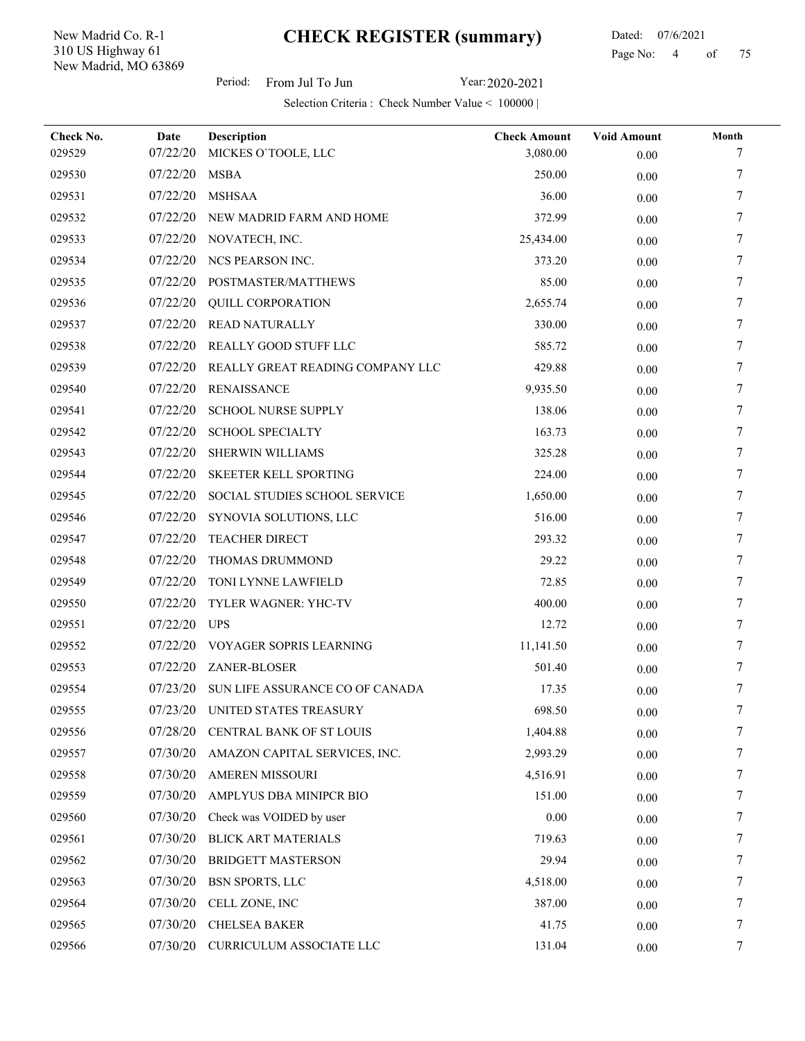New Madrid Co. R-1
310 US Highway 61
New Madrid, MO 63869

# CHECK REGISTER (summary)

Dated: 07/6/2021

Period: From Jul To Jun Year: 2020-2021

Selection Criteria : Check Number Value < 100000 |

| Check No. | Date | Description | Check Amount | Void Amount | Month |
|---|---|---|---|---|---|
| 029529 | 07/22/20 | MICKES O`TOOLE, LLC | 3,080.00 | 0.00 | 7 |
| 029530 | 07/22/20 | MSBA | 250.00 | 0.00 | 7 |
| 029531 | 07/22/20 | MSHSAA | 36.00 | 0.00 | 7 |
| 029532 | 07/22/20 | NEW MADRID FARM AND HOME | 372.99 | 0.00 | 7 |
| 029533 | 07/22/20 | NOVATECH, INC. | 25,434.00 | 0.00 | 7 |
| 029534 | 07/22/20 | NCS PEARSON INC. | 373.20 | 0.00 | 7 |
| 029535 | 07/22/20 | POSTMASTER/MATTHEWS | 85.00 | 0.00 | 7 |
| 029536 | 07/22/20 | QUILL CORPORATION | 2,655.74 | 0.00 | 7 |
| 029537 | 07/22/20 | READ NATURALLY | 330.00 | 0.00 | 7 |
| 029538 | 07/22/20 | REALLY GOOD STUFF LLC | 585.72 | 0.00 | 7 |
| 029539 | 07/22/20 | REALLY GREAT READING COMPANY LLC | 429.88 | 0.00 | 7 |
| 029540 | 07/22/20 | RENAISSANCE | 9,935.50 | 0.00 | 7 |
| 029541 | 07/22/20 | SCHOOL NURSE SUPPLY | 138.06 | 0.00 | 7 |
| 029542 | 07/22/20 | SCHOOL SPECIALTY | 163.73 | 0.00 | 7 |
| 029543 | 07/22/20 | SHERWIN WILLIAMS | 325.28 | 0.00 | 7 |
| 029544 | 07/22/20 | SKEETER KELL SPORTING | 224.00 | 0.00 | 7 |
| 029545 | 07/22/20 | SOCIAL STUDIES SCHOOL SERVICE | 1,650.00 | 0.00 | 7 |
| 029546 | 07/22/20 | SYNOVIA SOLUTIONS, LLC | 516.00 | 0.00 | 7 |
| 029547 | 07/22/20 | TEACHER DIRECT | 293.32 | 0.00 | 7 |
| 029548 | 07/22/20 | THOMAS DRUMMOND | 29.22 | 0.00 | 7 |
| 029549 | 07/22/20 | TONI LYNNE LAWFIELD | 72.85 | 0.00 | 7 |
| 029550 | 07/22/20 | TYLER WAGNER: YHC-TV | 400.00 | 0.00 | 7 |
| 029551 | 07/22/20 | UPS | 12.72 | 0.00 | 7 |
| 029552 | 07/22/20 | VOYAGER SOPRIS LEARNING | 11,141.50 | 0.00 | 7 |
| 029553 | 07/22/20 | ZANER-BLOSER | 501.40 | 0.00 | 7 |
| 029554 | 07/23/20 | SUN LIFE ASSURANCE CO OF CANADA | 17.35 | 0.00 | 7 |
| 029555 | 07/23/20 | UNITED STATES TREASURY | 698.50 | 0.00 | 7 |
| 029556 | 07/28/20 | CENTRAL BANK OF ST LOUIS | 1,404.88 | 0.00 | 7 |
| 029557 | 07/30/20 | AMAZON CAPITAL SERVICES, INC. | 2,993.29 | 0.00 | 7 |
| 029558 | 07/30/20 | AMEREN MISSOURI | 4,516.91 | 0.00 | 7 |
| 029559 | 07/30/20 | AMPLYUS DBA MINIPCR BIO | 151.00 | 0.00 | 7 |
| 029560 | 07/30/20 | Check was VOIDED by user | 0.00 | 0.00 | 7 |
| 029561 | 07/30/20 | BLICK ART MATERIALS | 719.63 | 0.00 | 7 |
| 029562 | 07/30/20 | BRIDGETT MASTERSON | 29.94 | 0.00 | 7 |
| 029563 | 07/30/20 | BSN SPORTS, LLC | 4,518.00 | 0.00 | 7 |
| 029564 | 07/30/20 | CELL ZONE, INC | 387.00 | 0.00 | 7 |
| 029565 | 07/30/20 | CHELSEA BAKER | 41.75 | 0.00 | 7 |
| 029566 | 07/30/20 | CURRICULUM ASSOCIATE LLC | 131.04 | 0.00 | 7 |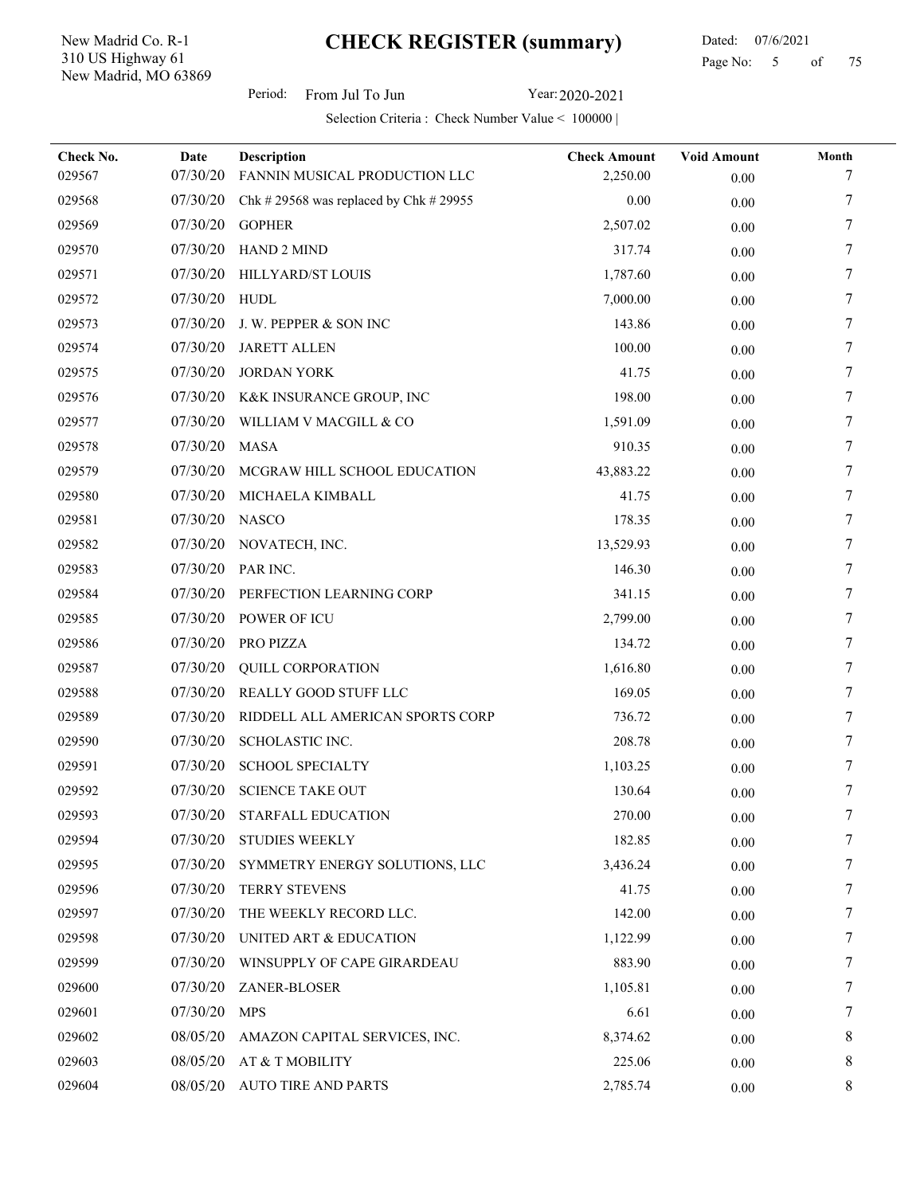New Madrid Co. R-1
310 US Highway 61
New Madrid, MO 63869

# CHECK REGISTER (summary)

Dated: 07/6/2021

Period: From Jul To Jun    Year: 2020-2021

Selection Criteria : Check Number Value < 100000 |

| Check No. | Date | Description | Check Amount | Void Amount | Month |
|---|---|---|---|---|---|
| 029567 | 07/30/20 | FANNIN MUSICAL PRODUCTION LLC | 2,250.00 | 0.00 | 7 |
| 029568 | 07/30/20 | Chk # 29568 was replaced by Chk # 29955 | 0.00 | 0.00 | 7 |
| 029569 | 07/30/20 | GOPHER | 2,507.02 | 0.00 | 7 |
| 029570 | 07/30/20 | HAND 2 MIND | 317.74 | 0.00 | 7 |
| 029571 | 07/30/20 | HILLYARD/ST LOUIS | 1,787.60 | 0.00 | 7 |
| 029572 | 07/30/20 | HUDL | 7,000.00 | 0.00 | 7 |
| 029573 | 07/30/20 | J. W. PEPPER & SON INC | 143.86 | 0.00 | 7 |
| 029574 | 07/30/20 | JARETT ALLEN | 100.00 | 0.00 | 7 |
| 029575 | 07/30/20 | JORDAN YORK | 41.75 | 0.00 | 7 |
| 029576 | 07/30/20 | K&K INSURANCE GROUP, INC | 198.00 | 0.00 | 7 |
| 029577 | 07/30/20 | WILLIAM V MACGILL & CO | 1,591.09 | 0.00 | 7 |
| 029578 | 07/30/20 | MASA | 910.35 | 0.00 | 7 |
| 029579 | 07/30/20 | MCGRAW HILL SCHOOL EDUCATION | 43,883.22 | 0.00 | 7 |
| 029580 | 07/30/20 | MICHAELA KIMBALL | 41.75 | 0.00 | 7 |
| 029581 | 07/30/20 | NASCO | 178.35 | 0.00 | 7 |
| 029582 | 07/30/20 | NOVATECH, INC. | 13,529.93 | 0.00 | 7 |
| 029583 | 07/30/20 | PAR INC. | 146.30 | 0.00 | 7 |
| 029584 | 07/30/20 | PERFECTION LEARNING CORP | 341.15 | 0.00 | 7 |
| 029585 | 07/30/20 | POWER OF ICU | 2,799.00 | 0.00 | 7 |
| 029586 | 07/30/20 | PRO PIZZA | 134.72 | 0.00 | 7 |
| 029587 | 07/30/20 | QUILL CORPORATION | 1,616.80 | 0.00 | 7 |
| 029588 | 07/30/20 | REALLY GOOD STUFF LLC | 169.05 | 0.00 | 7 |
| 029589 | 07/30/20 | RIDDELL ALL AMERICAN SPORTS CORP | 736.72 | 0.00 | 7 |
| 029590 | 07/30/20 | SCHOLASTIC INC. | 208.78 | 0.00 | 7 |
| 029591 | 07/30/20 | SCHOOL SPECIALTY | 1,103.25 | 0.00 | 7 |
| 029592 | 07/30/20 | SCIENCE TAKE OUT | 130.64 | 0.00 | 7 |
| 029593 | 07/30/20 | STARFALL EDUCATION | 270.00 | 0.00 | 7 |
| 029594 | 07/30/20 | STUDIES WEEKLY | 182.85 | 0.00 | 7 |
| 029595 | 07/30/20 | SYMMETRY ENERGY SOLUTIONS, LLC | 3,436.24 | 0.00 | 7 |
| 029596 | 07/30/20 | TERRY STEVENS | 41.75 | 0.00 | 7 |
| 029597 | 07/30/20 | THE WEEKLY RECORD LLC. | 142.00 | 0.00 | 7 |
| 029598 | 07/30/20 | UNITED ART & EDUCATION | 1,122.99 | 0.00 | 7 |
| 029599 | 07/30/20 | WINSUPPLY OF CAPE GIRARDEAU | 883.90 | 0.00 | 7 |
| 029600 | 07/30/20 | ZANER-BLOSER | 1,105.81 | 0.00 | 7 |
| 029601 | 07/30/20 | MPS | 6.61 | 0.00 | 7 |
| 029602 | 08/05/20 | AMAZON CAPITAL SERVICES, INC. | 8,374.62 | 0.00 | 8 |
| 029603 | 08/05/20 | AT & T MOBILITY | 225.06 | 0.00 | 8 |
| 029604 | 08/05/20 | AUTO TIRE AND PARTS | 2,785.74 | 0.00 | 8 |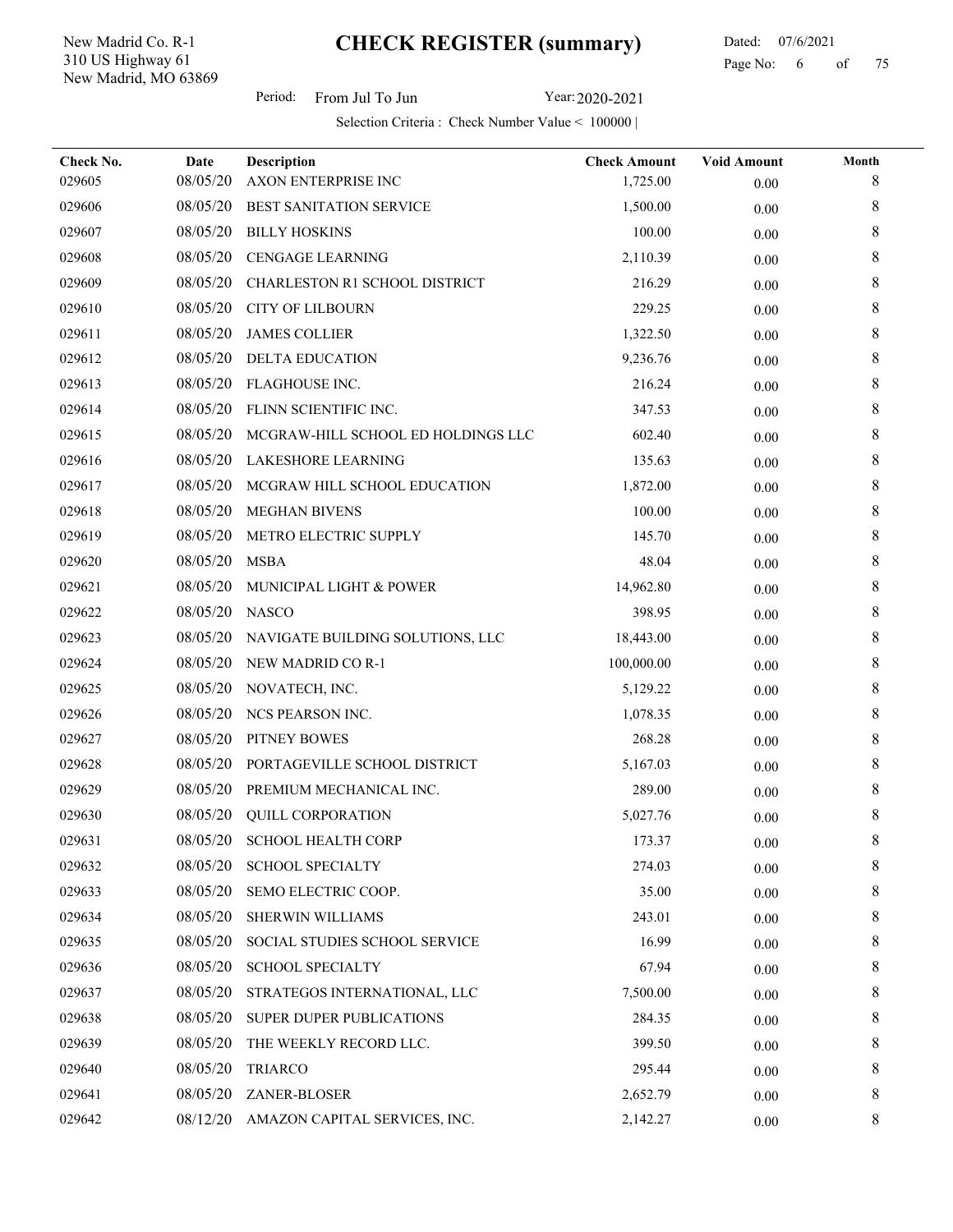# CHECK REGISTER (summary)

New Madrid Co. R-1
310 US Highway 61
New Madrid, MO 63869

Dated: 07/6/2021

Period: From Jul To Jun    Year: 2020-2021

Selection Criteria : Check Number Value < 100000 |

| Check No. | Date | Description | Check Amount | Void Amount | Month |
|---|---|---|---|---|---|
| 029605 | 08/05/20 | AXON ENTERPRISE INC | 1,725.00 | 0.00 | 8 |
| 029606 | 08/05/20 | BEST SANITATION SERVICE | 1,500.00 | 0.00 | 8 |
| 029607 | 08/05/20 | BILLY HOSKINS | 100.00 | 0.00 | 8 |
| 029608 | 08/05/20 | CENGAGE LEARNING | 2,110.39 | 0.00 | 8 |
| 029609 | 08/05/20 | CHARLESTON R1 SCHOOL DISTRICT | 216.29 | 0.00 | 8 |
| 029610 | 08/05/20 | CITY OF LILBOURN | 229.25 | 0.00 | 8 |
| 029611 | 08/05/20 | JAMES COLLIER | 1,322.50 | 0.00 | 8 |
| 029612 | 08/05/20 | DELTA EDUCATION | 9,236.76 | 0.00 | 8 |
| 029613 | 08/05/20 | FLAGHOUSE INC. | 216.24 | 0.00 | 8 |
| 029614 | 08/05/20 | FLINN SCIENTIFIC INC. | 347.53 | 0.00 | 8 |
| 029615 | 08/05/20 | MCGRAW-HILL SCHOOL ED HOLDINGS LLC | 602.40 | 0.00 | 8 |
| 029616 | 08/05/20 | LAKESHORE LEARNING | 135.63 | 0.00 | 8 |
| 029617 | 08/05/20 | MCGRAW HILL SCHOOL EDUCATION | 1,872.00 | 0.00 | 8 |
| 029618 | 08/05/20 | MEGHAN BIVENS | 100.00 | 0.00 | 8 |
| 029619 | 08/05/20 | METRO ELECTRIC SUPPLY | 145.70 | 0.00 | 8 |
| 029620 | 08/05/20 | MSBA | 48.04 | 0.00 | 8 |
| 029621 | 08/05/20 | MUNICIPAL LIGHT & POWER | 14,962.80 | 0.00 | 8 |
| 029622 | 08/05/20 | NASCO | 398.95 | 0.00 | 8 |
| 029623 | 08/05/20 | NAVIGATE BUILDING SOLUTIONS, LLC | 18,443.00 | 0.00 | 8 |
| 029624 | 08/05/20 | NEW MADRID CO R-1 | 100,000.00 | 0.00 | 8 |
| 029625 | 08/05/20 | NOVATECH, INC. | 5,129.22 | 0.00 | 8 |
| 029626 | 08/05/20 | NCS PEARSON INC. | 1,078.35 | 0.00 | 8 |
| 029627 | 08/05/20 | PITNEY BOWES | 268.28 | 0.00 | 8 |
| 029628 | 08/05/20 | PORTAGEVILLE SCHOOL DISTRICT | 5,167.03 | 0.00 | 8 |
| 029629 | 08/05/20 | PREMIUM MECHANICAL INC. | 289.00 | 0.00 | 8 |
| 029630 | 08/05/20 | QUILL CORPORATION | 5,027.76 | 0.00 | 8 |
| 029631 | 08/05/20 | SCHOOL HEALTH CORP | 173.37 | 0.00 | 8 |
| 029632 | 08/05/20 | SCHOOL SPECIALTY | 274.03 | 0.00 | 8 |
| 029633 | 08/05/20 | SEMO ELECTRIC COOP. | 35.00 | 0.00 | 8 |
| 029634 | 08/05/20 | SHERWIN WILLIAMS | 243.01 | 0.00 | 8 |
| 029635 | 08/05/20 | SOCIAL STUDIES SCHOOL SERVICE | 16.99 | 0.00 | 8 |
| 029636 | 08/05/20 | SCHOOL SPECIALTY | 67.94 | 0.00 | 8 |
| 029637 | 08/05/20 | STRATEGOS INTERNATIONAL, LLC | 7,500.00 | 0.00 | 8 |
| 029638 | 08/05/20 | SUPER DUPER PUBLICATIONS | 284.35 | 0.00 | 8 |
| 029639 | 08/05/20 | THE WEEKLY RECORD LLC. | 399.50 | 0.00 | 8 |
| 029640 | 08/05/20 | TRIARCO | 295.44 | 0.00 | 8 |
| 029641 | 08/05/20 | ZANER-BLOSER | 2,652.79 | 0.00 | 8 |
| 029642 | 08/12/20 | AMAZON CAPITAL SERVICES, INC. | 2,142.27 | 0.00 | 8 |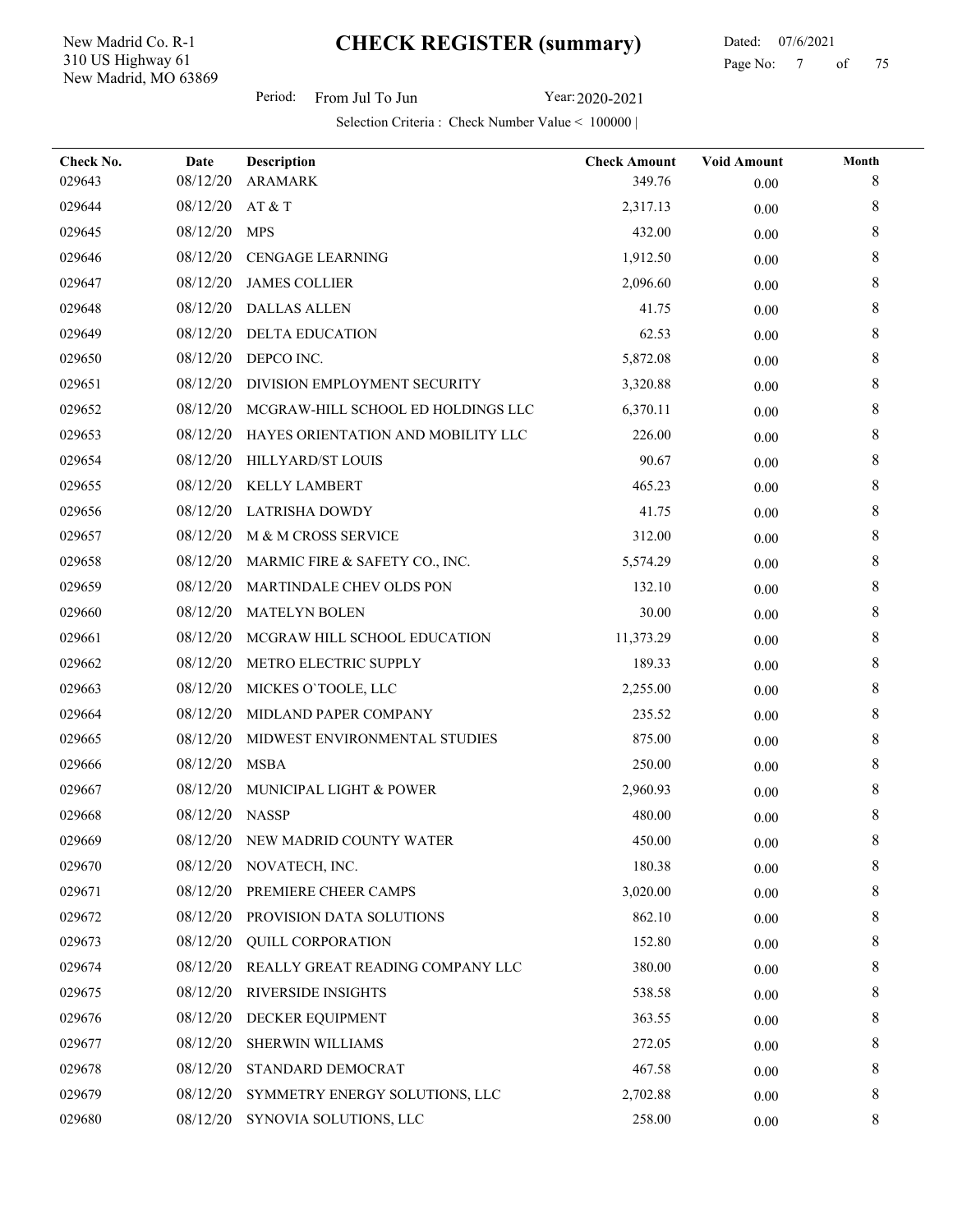# CHECK REGISTER (summary)

New Madrid Co. R-1
310 US Highway 61
New Madrid, MO 63869

Dated: 07/6/2021

Period: From Jul To Jun    Year: 2020-2021

Selection Criteria : Check Number Value < 100000 |

| Check No. | Date | Description | Check Amount | Void Amount | Month |
|---|---|---|---|---|---|
| 029643 | 08/12/20 | ARAMARK | 349.76 | 0.00 | 8 |
| 029644 | 08/12/20 | AT & T | 2,317.13 | 0.00 | 8 |
| 029645 | 08/12/20 | MPS | 432.00 | 0.00 | 8 |
| 029646 | 08/12/20 | CENGAGE LEARNING | 1,912.50 | 0.00 | 8 |
| 029647 | 08/12/20 | JAMES COLLIER | 2,096.60 | 0.00 | 8 |
| 029648 | 08/12/20 | DALLAS ALLEN | 41.75 | 0.00 | 8 |
| 029649 | 08/12/20 | DELTA EDUCATION | 62.53 | 0.00 | 8 |
| 029650 | 08/12/20 | DEPCO INC. | 5,872.08 | 0.00 | 8 |
| 029651 | 08/12/20 | DIVISION EMPLOYMENT SECURITY | 3,320.88 | 0.00 | 8 |
| 029652 | 08/12/20 | MCGRAW-HILL SCHOOL ED HOLDINGS LLC | 6,370.11 | 0.00 | 8 |
| 029653 | 08/12/20 | HAYES ORIENTATION AND MOBILITY LLC | 226.00 | 0.00 | 8 |
| 029654 | 08/12/20 | HILLYARD/ST LOUIS | 90.67 | 0.00 | 8 |
| 029655 | 08/12/20 | KELLY LAMBERT | 465.23 | 0.00 | 8 |
| 029656 | 08/12/20 | LATRISHA DOWDY | 41.75 | 0.00 | 8 |
| 029657 | 08/12/20 | M & M CROSS SERVICE | 312.00 | 0.00 | 8 |
| 029658 | 08/12/20 | MARMIC FIRE & SAFETY CO., INC. | 5,574.29 | 0.00 | 8 |
| 029659 | 08/12/20 | MARTINDALE CHEV OLDS PON | 132.10 | 0.00 | 8 |
| 029660 | 08/12/20 | MATELYN BOLEN | 30.00 | 0.00 | 8 |
| 029661 | 08/12/20 | MCGRAW HILL SCHOOL EDUCATION | 11,373.29 | 0.00 | 8 |
| 029662 | 08/12/20 | METRO ELECTRIC SUPPLY | 189.33 | 0.00 | 8 |
| 029663 | 08/12/20 | MICKES O`TOOLE, LLC | 2,255.00 | 0.00 | 8 |
| 029664 | 08/12/20 | MIDLAND PAPER COMPANY | 235.52 | 0.00 | 8 |
| 029665 | 08/12/20 | MIDWEST ENVIRONMENTAL STUDIES | 875.00 | 0.00 | 8 |
| 029666 | 08/12/20 | MSBA | 250.00 | 0.00 | 8 |
| 029667 | 08/12/20 | MUNICIPAL LIGHT & POWER | 2,960.93 | 0.00 | 8 |
| 029668 | 08/12/20 | NASSP | 480.00 | 0.00 | 8 |
| 029669 | 08/12/20 | NEW MADRID COUNTY WATER | 450.00 | 0.00 | 8 |
| 029670 | 08/12/20 | NOVATECH, INC. | 180.38 | 0.00 | 8 |
| 029671 | 08/12/20 | PREMIERE CHEER CAMPS | 3,020.00 | 0.00 | 8 |
| 029672 | 08/12/20 | PROVISION DATA SOLUTIONS | 862.10 | 0.00 | 8 |
| 029673 | 08/12/20 | QUILL CORPORATION | 152.80 | 0.00 | 8 |
| 029674 | 08/12/20 | REALLY GREAT READING COMPANY LLC | 380.00 | 0.00 | 8 |
| 029675 | 08/12/20 | RIVERSIDE INSIGHTS | 538.58 | 0.00 | 8 |
| 029676 | 08/12/20 | DECKER EQUIPMENT | 363.55 | 0.00 | 8 |
| 029677 | 08/12/20 | SHERWIN WILLIAMS | 272.05 | 0.00 | 8 |
| 029678 | 08/12/20 | STANDARD DEMOCRAT | 467.58 | 0.00 | 8 |
| 029679 | 08/12/20 | SYMMETRY ENERGY SOLUTIONS, LLC | 2,702.88 | 0.00 | 8 |
| 029680 | 08/12/20 | SYNOVIA SOLUTIONS, LLC | 258.00 | 0.00 | 8 |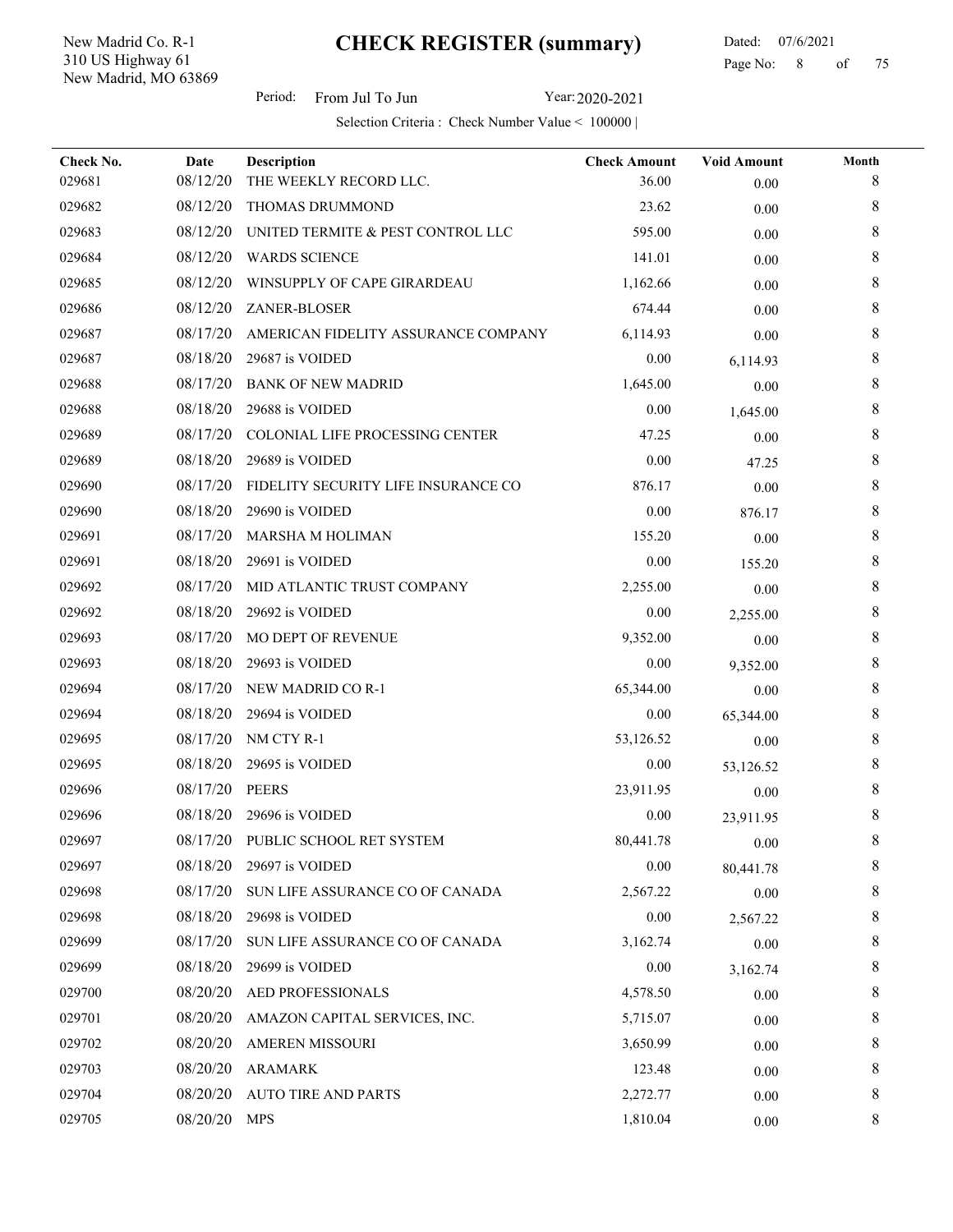New Madrid Co. R-1
310 US Highway 61
New Madrid, MO 63869

# CHECK REGISTER (summary)

Dated: 07/6/2021

Period: From Jul To Jun    Year: 2020-2021

Selection Criteria : Check Number Value < 100000 |

| Check No. | Date | Description | Check Amount | Void Amount | Month |
|---|---|---|---|---|---|
| 029681 | 08/12/20 | THE WEEKLY RECORD LLC. | 36.00 | 0.00 | 8 |
| 029682 | 08/12/20 | THOMAS DRUMMOND | 23.62 | 0.00 | 8 |
| 029683 | 08/12/20 | UNITED TERMITE & PEST CONTROL LLC | 595.00 | 0.00 | 8 |
| 029684 | 08/12/20 | WARDS SCIENCE | 141.01 | 0.00 | 8 |
| 029685 | 08/12/20 | WINSUPPLY OF CAPE GIRARDEAU | 1,162.66 | 0.00 | 8 |
| 029686 | 08/12/20 | ZANER-BLOSER | 674.44 | 0.00 | 8 |
| 029687 | 08/17/20 | AMERICAN FIDELITY ASSURANCE COMPANY | 6,114.93 | 0.00 | 8 |
| 029687 | 08/18/20 | 29687 is VOIDED | 0.00 | 6,114.93 | 8 |
| 029688 | 08/17/20 | BANK OF NEW MADRID | 1,645.00 | 0.00 | 8 |
| 029688 | 08/18/20 | 29688 is VOIDED | 0.00 | 1,645.00 | 8 |
| 029689 | 08/17/20 | COLONIAL LIFE PROCESSING CENTER | 47.25 | 0.00 | 8 |
| 029689 | 08/18/20 | 29689 is VOIDED | 0.00 | 47.25 | 8 |
| 029690 | 08/17/20 | FIDELITY SECURITY LIFE INSURANCE CO | 876.17 | 0.00 | 8 |
| 029690 | 08/18/20 | 29690 is VOIDED | 0.00 | 876.17 | 8 |
| 029691 | 08/17/20 | MARSHA M HOLIMAN | 155.20 | 0.00 | 8 |
| 029691 | 08/18/20 | 29691 is VOIDED | 0.00 | 155.20 | 8 |
| 029692 | 08/17/20 | MID ATLANTIC TRUST COMPANY | 2,255.00 | 0.00 | 8 |
| 029692 | 08/18/20 | 29692 is VOIDED | 0.00 | 2,255.00 | 8 |
| 029693 | 08/17/20 | MO DEPT OF REVENUE | 9,352.00 | 0.00 | 8 |
| 029693 | 08/18/20 | 29693 is VOIDED | 0.00 | 9,352.00 | 8 |
| 029694 | 08/17/20 | NEW MADRID CO R-1 | 65,344.00 | 0.00 | 8 |
| 029694 | 08/18/20 | 29694 is VOIDED | 0.00 | 65,344.00 | 8 |
| 029695 | 08/17/20 | NM CTY R-1 | 53,126.52 | 0.00 | 8 |
| 029695 | 08/18/20 | 29695 is VOIDED | 0.00 | 53,126.52 | 8 |
| 029696 | 08/17/20 | PEERS | 23,911.95 | 0.00 | 8 |
| 029696 | 08/18/20 | 29696 is VOIDED | 0.00 | 23,911.95 | 8 |
| 029697 | 08/17/20 | PUBLIC SCHOOL RET SYSTEM | 80,441.78 | 0.00 | 8 |
| 029697 | 08/18/20 | 29697 is VOIDED | 0.00 | 80,441.78 | 8 |
| 029698 | 08/17/20 | SUN LIFE ASSURANCE CO OF CANADA | 2,567.22 | 0.00 | 8 |
| 029698 | 08/18/20 | 29698 is VOIDED | 0.00 | 2,567.22 | 8 |
| 029699 | 08/17/20 | SUN LIFE ASSURANCE CO OF CANADA | 3,162.74 | 0.00 | 8 |
| 029699 | 08/18/20 | 29699 is VOIDED | 0.00 | 3,162.74 | 8 |
| 029700 | 08/20/20 | AED PROFESSIONALS | 4,578.50 | 0.00 | 8 |
| 029701 | 08/20/20 | AMAZON CAPITAL SERVICES, INC. | 5,715.07 | 0.00 | 8 |
| 029702 | 08/20/20 | AMEREN MISSOURI | 3,650.99 | 0.00 | 8 |
| 029703 | 08/20/20 | ARAMARK | 123.48 | 0.00 | 8 |
| 029704 | 08/20/20 | AUTO TIRE AND PARTS | 2,272.77 | 0.00 | 8 |
| 029705 | 08/20/20 | MPS | 1,810.04 | 0.00 | 8 |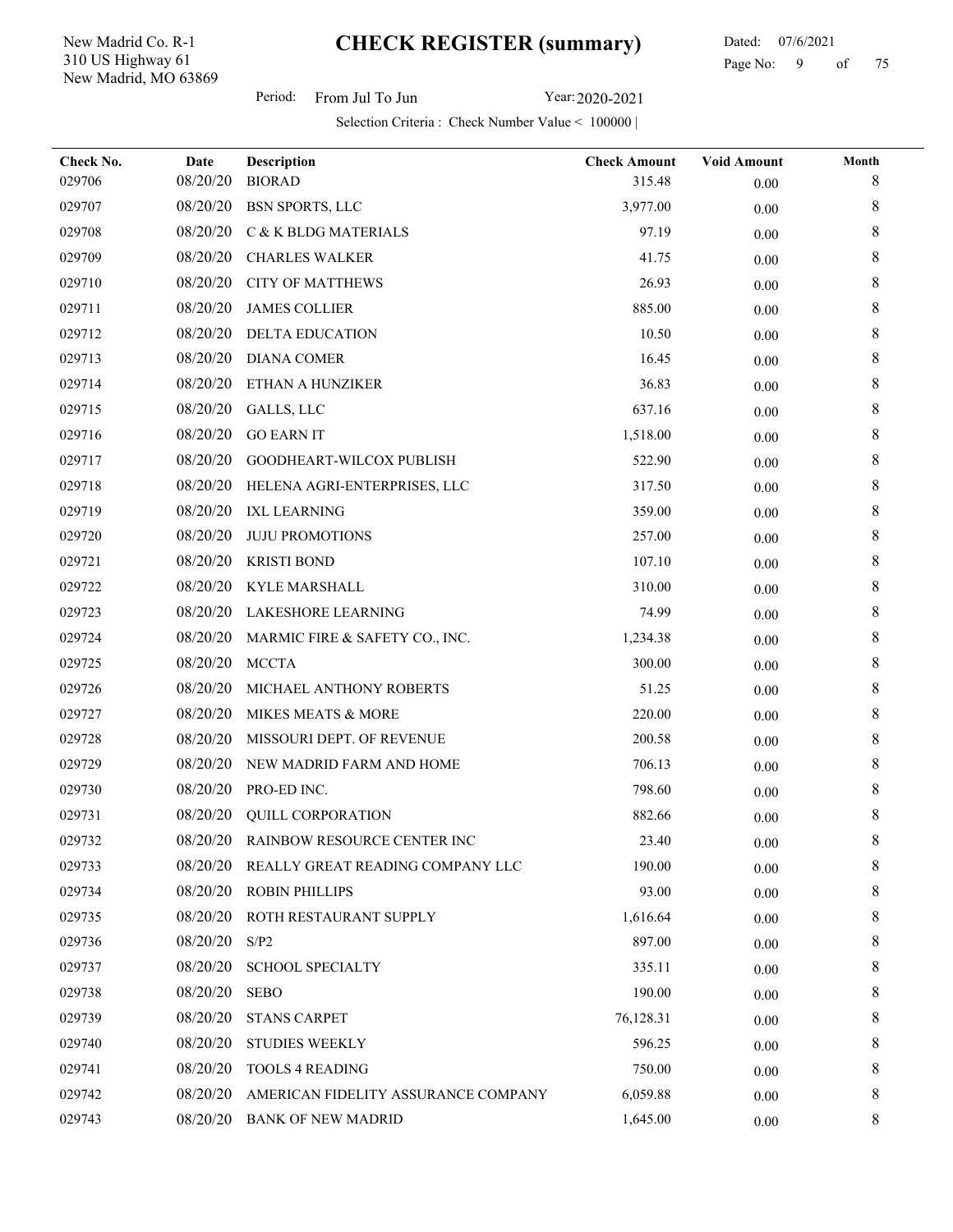New Madrid Co. R-1
310 US Highway 61
New Madrid, MO 63869

# CHECK REGISTER (summary)

Dated: 07/6/2021

Period: From Jul To Jun Year: 2020-2021

Selection Criteria : Check Number Value < 100000 |

| Check No. | Date | Description | Check Amount | Void Amount | Month |
|---|---|---|---|---|---|
| 029706 | 08/20/20 | BIORAD | 315.48 | 0.00 | 8 |
| 029707 | 08/20/20 | BSN SPORTS, LLC | 3,977.00 | 0.00 | 8 |
| 029708 | 08/20/20 | C & K BLDG MATERIALS | 97.19 | 0.00 | 8 |
| 029709 | 08/20/20 | CHARLES WALKER | 41.75 | 0.00 | 8 |
| 029710 | 08/20/20 | CITY OF MATTHEWS | 26.93 | 0.00 | 8 |
| 029711 | 08/20/20 | JAMES COLLIER | 885.00 | 0.00 | 8 |
| 029712 | 08/20/20 | DELTA EDUCATION | 10.50 | 0.00 | 8 |
| 029713 | 08/20/20 | DIANA COMER | 16.45 | 0.00 | 8 |
| 029714 | 08/20/20 | ETHAN A HUNZIKER | 36.83 | 0.00 | 8 |
| 029715 | 08/20/20 | GALLS, LLC | 637.16 | 0.00 | 8 |
| 029716 | 08/20/20 | GO EARN IT | 1,518.00 | 0.00 | 8 |
| 029717 | 08/20/20 | GOODHEART-WILCOX PUBLISH | 522.90 | 0.00 | 8 |
| 029718 | 08/20/20 | HELENA AGRI-ENTERPRISES, LLC | 317.50 | 0.00 | 8 |
| 029719 | 08/20/20 | IXL LEARNING | 359.00 | 0.00 | 8 |
| 029720 | 08/20/20 | JUJU PROMOTIONS | 257.00 | 0.00 | 8 |
| 029721 | 08/20/20 | KRISTI BOND | 107.10 | 0.00 | 8 |
| 029722 | 08/20/20 | KYLE MARSHALL | 310.00 | 0.00 | 8 |
| 029723 | 08/20/20 | LAKESHORE LEARNING | 74.99 | 0.00 | 8 |
| 029724 | 08/20/20 | MARMIC FIRE & SAFETY CO., INC. | 1,234.38 | 0.00 | 8 |
| 029725 | 08/20/20 | MCCTA | 300.00 | 0.00 | 8 |
| 029726 | 08/20/20 | MICHAEL ANTHONY ROBERTS | 51.25 | 0.00 | 8 |
| 029727 | 08/20/20 | MIKES MEATS & MORE | 220.00 | 0.00 | 8 |
| 029728 | 08/20/20 | MISSOURI DEPT. OF REVENUE | 200.58 | 0.00 | 8 |
| 029729 | 08/20/20 | NEW MADRID FARM AND HOME | 706.13 | 0.00 | 8 |
| 029730 | 08/20/20 | PRO-ED INC. | 798.60 | 0.00 | 8 |
| 029731 | 08/20/20 | QUILL CORPORATION | 882.66 | 0.00 | 8 |
| 029732 | 08/20/20 | RAINBOW RESOURCE CENTER INC | 23.40 | 0.00 | 8 |
| 029733 | 08/20/20 | REALLY GREAT READING COMPANY LLC | 190.00 | 0.00 | 8 |
| 029734 | 08/20/20 | ROBIN PHILLIPS | 93.00 | 0.00 | 8 |
| 029735 | 08/20/20 | ROTH RESTAURANT SUPPLY | 1,616.64 | 0.00 | 8 |
| 029736 | 08/20/20 | S/P2 | 897.00 | 0.00 | 8 |
| 029737 | 08/20/20 | SCHOOL SPECIALTY | 335.11 | 0.00 | 8 |
| 029738 | 08/20/20 | SEBO | 190.00 | 0.00 | 8 |
| 029739 | 08/20/20 | STANS CARPET | 76,128.31 | 0.00 | 8 |
| 029740 | 08/20/20 | STUDIES WEEKLY | 596.25 | 0.00 | 8 |
| 029741 | 08/20/20 | TOOLS 4 READING | 750.00 | 0.00 | 8 |
| 029742 | 08/20/20 | AMERICAN FIDELITY ASSURANCE COMPANY | 6,059.88 | 0.00 | 8 |
| 029743 | 08/20/20 | BANK OF NEW MADRID | 1,645.00 | 0.00 | 8 |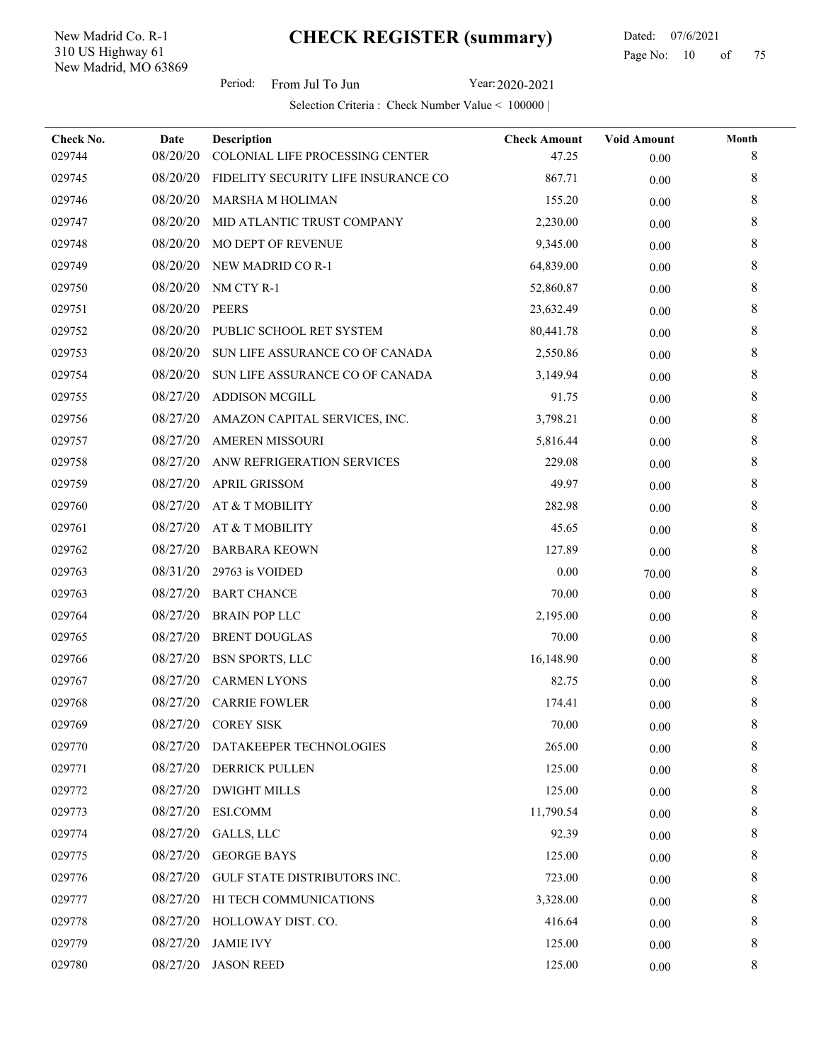New Madrid Co. R-1
310 US Highway 61
New Madrid, MO 63869

# CHECK REGISTER (summary)

Dated: 07/6/2021

Period: From Jul To Jun Year: 2020-2021

Selection Criteria : Check Number Value < 100000 |

| Check No. | Date | Description | Check Amount | Void Amount | Month |
|---|---|---|---|---|---|
| 029744 | 08/20/20 | COLONIAL LIFE PROCESSING CENTER | 47.25 | 0.00 | 8 |
| 029745 | 08/20/20 | FIDELITY SECURITY LIFE INSURANCE CO | 867.71 | 0.00 | 8 |
| 029746 | 08/20/20 | MARSHA M HOLIMAN | 155.20 | 0.00 | 8 |
| 029747 | 08/20/20 | MID ATLANTIC TRUST COMPANY | 2,230.00 | 0.00 | 8 |
| 029748 | 08/20/20 | MO DEPT OF REVENUE | 9,345.00 | 0.00 | 8 |
| 029749 | 08/20/20 | NEW MADRID CO R-1 | 64,839.00 | 0.00 | 8 |
| 029750 | 08/20/20 | NM CTY R-1 | 52,860.87 | 0.00 | 8 |
| 029751 | 08/20/20 | PEERS | 23,632.49 | 0.00 | 8 |
| 029752 | 08/20/20 | PUBLIC SCHOOL RET SYSTEM | 80,441.78 | 0.00 | 8 |
| 029753 | 08/20/20 | SUN LIFE ASSURANCE CO OF CANADA | 2,550.86 | 0.00 | 8 |
| 029754 | 08/20/20 | SUN LIFE ASSURANCE CO OF CANADA | 3,149.94 | 0.00 | 8 |
| 029755 | 08/27/20 | ADDISON MCGILL | 91.75 | 0.00 | 8 |
| 029756 | 08/27/20 | AMAZON CAPITAL SERVICES, INC. | 3,798.21 | 0.00 | 8 |
| 029757 | 08/27/20 | AMEREN MISSOURI | 5,816.44 | 0.00 | 8 |
| 029758 | 08/27/20 | ANW REFRIGERATION SERVICES | 229.08 | 0.00 | 8 |
| 029759 | 08/27/20 | APRIL GRISSOM | 49.97 | 0.00 | 8 |
| 029760 | 08/27/20 | AT & T MOBILITY | 282.98 | 0.00 | 8 |
| 029761 | 08/27/20 | AT & T MOBILITY | 45.65 | 0.00 | 8 |
| 029762 | 08/27/20 | BARBARA KEOWN | 127.89 | 0.00 | 8 |
| 029763 | 08/31/20 | 29763 is VOIDED | 0.00 | 70.00 | 8 |
| 029763 | 08/27/20 | BART CHANCE | 70.00 | 0.00 | 8 |
| 029764 | 08/27/20 | BRAIN POP LLC | 2,195.00 | 0.00 | 8 |
| 029765 | 08/27/20 | BRENT DOUGLAS | 70.00 | 0.00 | 8 |
| 029766 | 08/27/20 | BSN SPORTS, LLC | 16,148.90 | 0.00 | 8 |
| 029767 | 08/27/20 | CARMEN LYONS | 82.75 | 0.00 | 8 |
| 029768 | 08/27/20 | CARRIE FOWLER | 174.41 | 0.00 | 8 |
| 029769 | 08/27/20 | COREY SISK | 70.00 | 0.00 | 8 |
| 029770 | 08/27/20 | DATAKEEPER TECHNOLOGIES | 265.00 | 0.00 | 8 |
| 029771 | 08/27/20 | DERRICK PULLEN | 125.00 | 0.00 | 8 |
| 029772 | 08/27/20 | DWIGHT MILLS | 125.00 | 0.00 | 8 |
| 029773 | 08/27/20 | ESI.COMM | 11,790.54 | 0.00 | 8 |
| 029774 | 08/27/20 | GALLS, LLC | 92.39 | 0.00 | 8 |
| 029775 | 08/27/20 | GEORGE BAYS | 125.00 | 0.00 | 8 |
| 029776 | 08/27/20 | GULF STATE DISTRIBUTORS INC. | 723.00 | 0.00 | 8 |
| 029777 | 08/27/20 | HI TECH COMMUNICATIONS | 3,328.00 | 0.00 | 8 |
| 029778 | 08/27/20 | HOLLOWAY DIST. CO. | 416.64 | 0.00 | 8 |
| 029779 | 08/27/20 | JAMIE IVY | 125.00 | 0.00 | 8 |
| 029780 | 08/27/20 | JASON REED | 125.00 | 0.00 | 8 |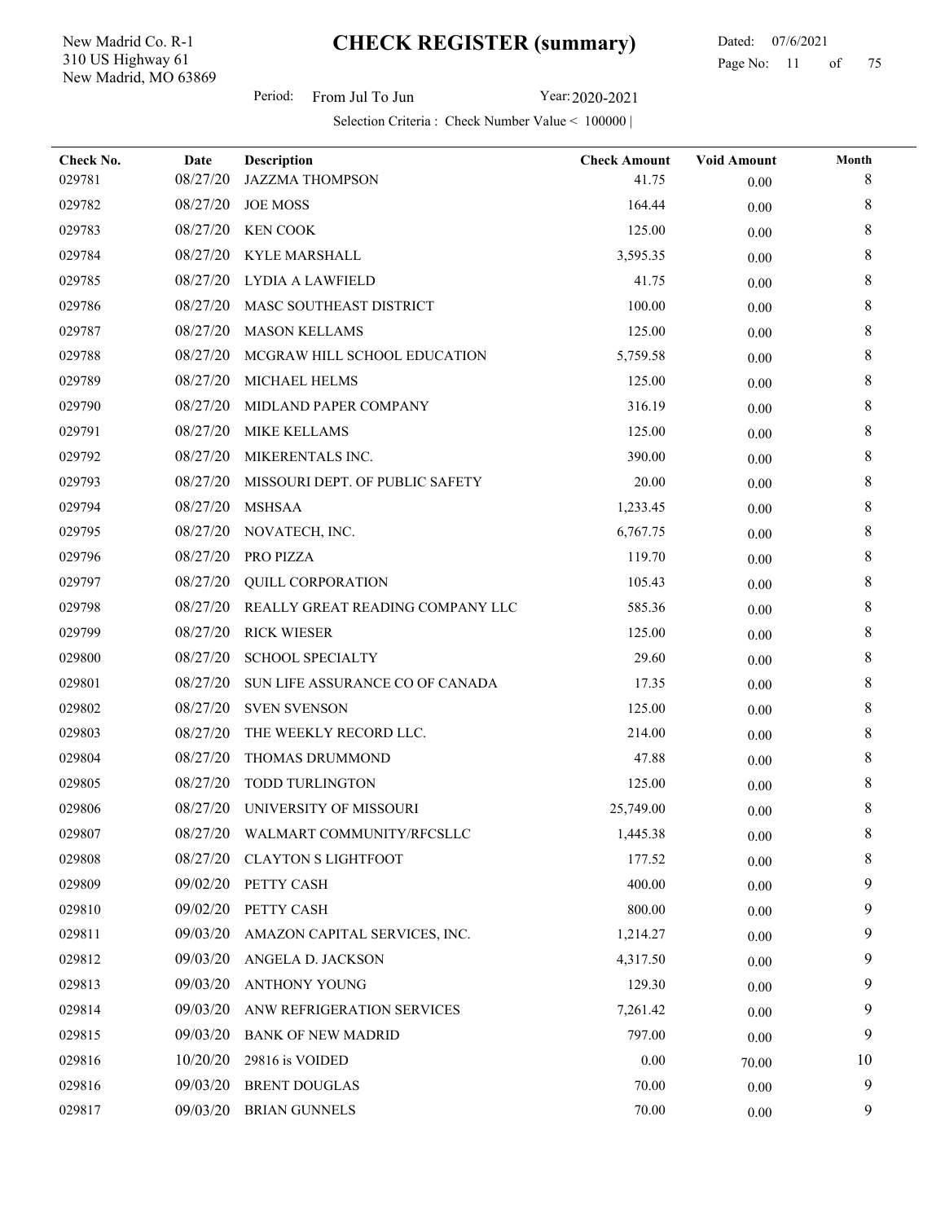New Madrid Co. R-1
310 US Highway 61
New Madrid, MO 63869

# CHECK REGISTER (summary)

Dated: 07/6/2021

Period: From Jul To Jun Year: 2020-2021

Selection Criteria : Check Number Value < 100000 |

| Check No. | Date | Description | Check Amount | Void Amount | Month |
|---|---|---|---|---|---|
| 029781 | 08/27/20 | JAZZMA THOMPSON | 41.75 | 0.00 | 8 |
| 029782 | 08/27/20 | JOE MOSS | 164.44 | 0.00 | 8 |
| 029783 | 08/27/20 | KEN COOK | 125.00 | 0.00 | 8 |
| 029784 | 08/27/20 | KYLE MARSHALL | 3,595.35 | 0.00 | 8 |
| 029785 | 08/27/20 | LYDIA A LAWFIELD | 41.75 | 0.00 | 8 |
| 029786 | 08/27/20 | MASC SOUTHEAST DISTRICT | 100.00 | 0.00 | 8 |
| 029787 | 08/27/20 | MASON KELLAMS | 125.00 | 0.00 | 8 |
| 029788 | 08/27/20 | MCGRAW HILL SCHOOL EDUCATION | 5,759.58 | 0.00 | 8 |
| 029789 | 08/27/20 | MICHAEL HELMS | 125.00 | 0.00 | 8 |
| 029790 | 08/27/20 | MIDLAND PAPER COMPANY | 316.19 | 0.00 | 8 |
| 029791 | 08/27/20 | MIKE KELLAMS | 125.00 | 0.00 | 8 |
| 029792 | 08/27/20 | MIKERENTALS INC. | 390.00 | 0.00 | 8 |
| 029793 | 08/27/20 | MISSOURI DEPT. OF PUBLIC SAFETY | 20.00 | 0.00 | 8 |
| 029794 | 08/27/20 | MSHSAA | 1,233.45 | 0.00 | 8 |
| 029795 | 08/27/20 | NOVATECH, INC. | 6,767.75 | 0.00 | 8 |
| 029796 | 08/27/20 | PRO PIZZA | 119.70 | 0.00 | 8 |
| 029797 | 08/27/20 | QUILL CORPORATION | 105.43 | 0.00 | 8 |
| 029798 | 08/27/20 | REALLY GREAT READING COMPANY LLC | 585.36 | 0.00 | 8 |
| 029799 | 08/27/20 | RICK WIESER | 125.00 | 0.00 | 8 |
| 029800 | 08/27/20 | SCHOOL SPECIALTY | 29.60 | 0.00 | 8 |
| 029801 | 08/27/20 | SUN LIFE ASSURANCE CO OF CANADA | 17.35 | 0.00 | 8 |
| 029802 | 08/27/20 | SVEN SVENSON | 125.00 | 0.00 | 8 |
| 029803 | 08/27/20 | THE WEEKLY RECORD LLC. | 214.00 | 0.00 | 8 |
| 029804 | 08/27/20 | THOMAS DRUMMOND | 47.88 | 0.00 | 8 |
| 029805 | 08/27/20 | TODD TURLINGTON | 125.00 | 0.00 | 8 |
| 029806 | 08/27/20 | UNIVERSITY OF MISSOURI | 25,749.00 | 0.00 | 8 |
| 029807 | 08/27/20 | WALMART COMMUNITY/RFCSLLC | 1,445.38 | 0.00 | 8 |
| 029808 | 08/27/20 | CLAYTON S LIGHTFOOT | 177.52 | 0.00 | 8 |
| 029809 | 09/02/20 | PETTY CASH | 400.00 | 0.00 | 9 |
| 029810 | 09/02/20 | PETTY CASH | 800.00 | 0.00 | 9 |
| 029811 | 09/03/20 | AMAZON CAPITAL SERVICES, INC. | 1,214.27 | 0.00 | 9 |
| 029812 | 09/03/20 | ANGELA D. JACKSON | 4,317.50 | 0.00 | 9 |
| 029813 | 09/03/20 | ANTHONY YOUNG | 129.30 | 0.00 | 9 |
| 029814 | 09/03/20 | ANW REFRIGERATION SERVICES | 7,261.42 | 0.00 | 9 |
| 029815 | 09/03/20 | BANK OF NEW MADRID | 797.00 | 0.00 | 9 |
| 029816 | 10/20/20 | 29816 is VOIDED | 0.00 | 70.00 | 10 |
| 029816 | 09/03/20 | BRENT DOUGLAS | 70.00 | 0.00 | 9 |
| 029817 | 09/03/20 | BRIAN GUNNELS | 70.00 | 0.00 | 9 |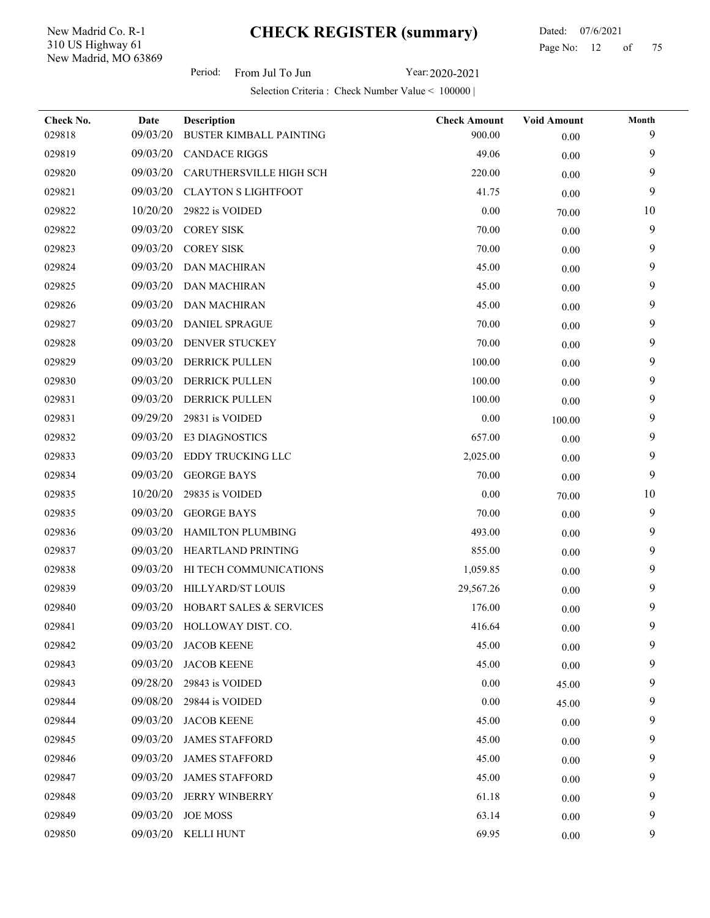New Madrid Co. R-1
310 US Highway 61
New Madrid, MO 63869

# CHECK REGISTER (summary)

Dated: 07/6/2021

Period: From Jul To Jun Year: 2020-2021

Selection Criteria : Check Number Value < 100000 |

| Check No. | Date | Description | Check Amount | Void Amount | Month |
|---|---|---|---|---|---|
| 029818 | 09/03/20 | BUSTER KIMBALL PAINTING | 900.00 | 0.00 | 9 |
| 029819 | 09/03/20 | CANDACE RIGGS | 49.06 | 0.00 | 9 |
| 029820 | 09/03/20 | CARUTHERSVILLE HIGH SCH | 220.00 | 0.00 | 9 |
| 029821 | 09/03/20 | CLAYTON S LIGHTFOOT | 41.75 | 0.00 | 9 |
| 029822 | 10/20/20 | 29822 is VOIDED | 0.00 | 70.00 | 10 |
| 029822 | 09/03/20 | COREY SISK | 70.00 | 0.00 | 9 |
| 029823 | 09/03/20 | COREY SISK | 70.00 | 0.00 | 9 |
| 029824 | 09/03/20 | DAN MACHIRAN | 45.00 | 0.00 | 9 |
| 029825 | 09/03/20 | DAN MACHIRAN | 45.00 | 0.00 | 9 |
| 029826 | 09/03/20 | DAN MACHIRAN | 45.00 | 0.00 | 9 |
| 029827 | 09/03/20 | DANIEL SPRAGUE | 70.00 | 0.00 | 9 |
| 029828 | 09/03/20 | DENVER STUCKEY | 70.00 | 0.00 | 9 |
| 029829 | 09/03/20 | DERRICK PULLEN | 100.00 | 0.00 | 9 |
| 029830 | 09/03/20 | DERRICK PULLEN | 100.00 | 0.00 | 9 |
| 029831 | 09/03/20 | DERRICK PULLEN | 100.00 | 0.00 | 9 |
| 029831 | 09/29/20 | 29831 is VOIDED | 0.00 | 100.00 | 9 |
| 029832 | 09/03/20 | E3 DIAGNOSTICS | 657.00 | 0.00 | 9 |
| 029833 | 09/03/20 | EDDY TRUCKING LLC | 2,025.00 | 0.00 | 9 |
| 029834 | 09/03/20 | GEORGE BAYS | 70.00 | 0.00 | 9 |
| 029835 | 10/20/20 | 29835 is VOIDED | 0.00 | 70.00 | 10 |
| 029835 | 09/03/20 | GEORGE BAYS | 70.00 | 0.00 | 9 |
| 029836 | 09/03/20 | HAMILTON PLUMBING | 493.00 | 0.00 | 9 |
| 029837 | 09/03/20 | HEARTLAND PRINTING | 855.00 | 0.00 | 9 |
| 029838 | 09/03/20 | HI TECH COMMUNICATIONS | 1,059.85 | 0.00 | 9 |
| 029839 | 09/03/20 | HILLYARD/ST LOUIS | 29,567.26 | 0.00 | 9 |
| 029840 | 09/03/20 | HOBART SALES & SERVICES | 176.00 | 0.00 | 9 |
| 029841 | 09/03/20 | HOLLOWAY DIST. CO. | 416.64 | 0.00 | 9 |
| 029842 | 09/03/20 | JACOB KEENE | 45.00 | 0.00 | 9 |
| 029843 | 09/03/20 | JACOB KEENE | 45.00 | 0.00 | 9 |
| 029843 | 09/28/20 | 29843 is VOIDED | 0.00 | 45.00 | 9 |
| 029844 | 09/08/20 | 29844 is VOIDED | 0.00 | 45.00 | 9 |
| 029844 | 09/03/20 | JACOB KEENE | 45.00 | 0.00 | 9 |
| 029845 | 09/03/20 | JAMES STAFFORD | 45.00 | 0.00 | 9 |
| 029846 | 09/03/20 | JAMES STAFFORD | 45.00 | 0.00 | 9 |
| 029847 | 09/03/20 | JAMES STAFFORD | 45.00 | 0.00 | 9 |
| 029848 | 09/03/20 | JERRY WINBERRY | 61.18 | 0.00 | 9 |
| 029849 | 09/03/20 | JOE MOSS | 63.14 | 0.00 | 9 |
| 029850 | 09/03/20 | KELLI HUNT | 69.95 | 0.00 | 9 |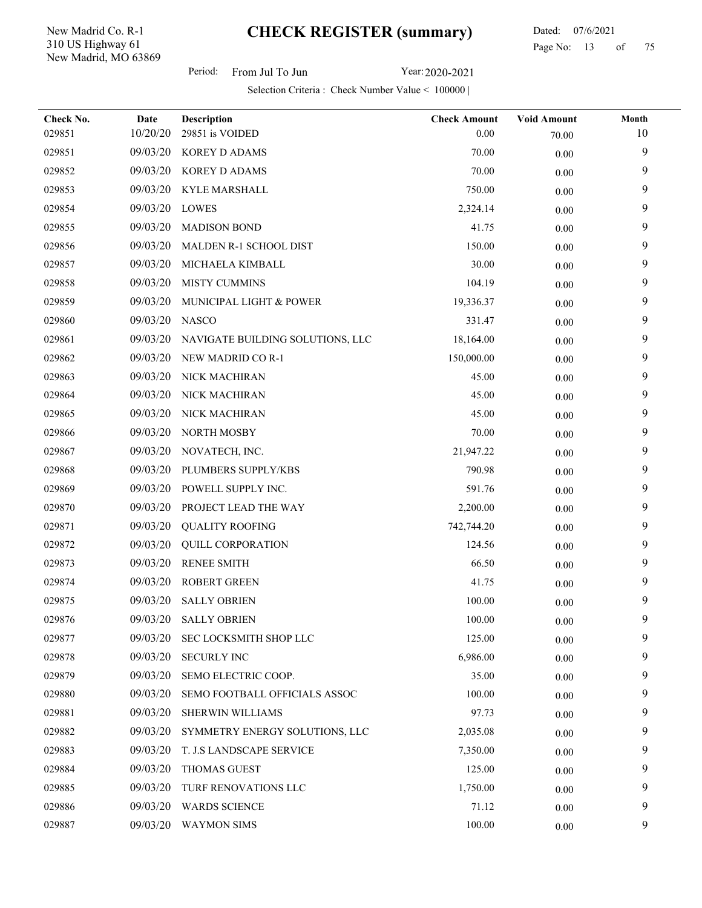New Madrid Co. R-1
310 US Highway 61
New Madrid, MO 63869

# CHECK REGISTER (summary)

Dated: 07/6/2021

Period: From Jul To Jun    Year: 2020-2021

Selection Criteria : Check Number Value < 100000 |

| Check No. | Date | Description | Check Amount | Void Amount | Month |
|---|---|---|---|---|---|
| 029851 | 10/20/20 | 29851 is VOIDED | 0.00 | 70.00 | 10 |
| 029851 | 09/03/20 | KOREY D ADAMS | 70.00 | 0.00 | 9 |
| 029852 | 09/03/20 | KOREY D ADAMS | 70.00 | 0.00 | 9 |
| 029853 | 09/03/20 | KYLE MARSHALL | 750.00 | 0.00 | 9 |
| 029854 | 09/03/20 | LOWES | 2,324.14 | 0.00 | 9 |
| 029855 | 09/03/20 | MADISON BOND | 41.75 | 0.00 | 9 |
| 029856 | 09/03/20 | MALDEN R-1 SCHOOL DIST | 150.00 | 0.00 | 9 |
| 029857 | 09/03/20 | MICHAELA KIMBALL | 30.00 | 0.00 | 9 |
| 029858 | 09/03/20 | MISTY CUMMINS | 104.19 | 0.00 | 9 |
| 029859 | 09/03/20 | MUNICIPAL LIGHT & POWER | 19,336.37 | 0.00 | 9 |
| 029860 | 09/03/20 | NASCO | 331.47 | 0.00 | 9 |
| 029861 | 09/03/20 | NAVIGATE BUILDING SOLUTIONS, LLC | 18,164.00 | 0.00 | 9 |
| 029862 | 09/03/20 | NEW MADRID CO R-1 | 150,000.00 | 0.00 | 9 |
| 029863 | 09/03/20 | NICK MACHIRAN | 45.00 | 0.00 | 9 |
| 029864 | 09/03/20 | NICK MACHIRAN | 45.00 | 0.00 | 9 |
| 029865 | 09/03/20 | NICK MACHIRAN | 45.00 | 0.00 | 9 |
| 029866 | 09/03/20 | NORTH MOSBY | 70.00 | 0.00 | 9 |
| 029867 | 09/03/20 | NOVATECH, INC. | 21,947.22 | 0.00 | 9 |
| 029868 | 09/03/20 | PLUMBERS SUPPLY/KBS | 790.98 | 0.00 | 9 |
| 029869 | 09/03/20 | POWELL SUPPLY INC. | 591.76 | 0.00 | 9 |
| 029870 | 09/03/20 | PROJECT LEAD THE WAY | 2,200.00 | 0.00 | 9 |
| 029871 | 09/03/20 | QUALITY ROOFING | 742,744.20 | 0.00 | 9 |
| 029872 | 09/03/20 | QUILL CORPORATION | 124.56 | 0.00 | 9 |
| 029873 | 09/03/20 | RENEE SMITH | 66.50 | 0.00 | 9 |
| 029874 | 09/03/20 | ROBERT GREEN | 41.75 | 0.00 | 9 |
| 029875 | 09/03/20 | SALLY OBRIEN | 100.00 | 0.00 | 9 |
| 029876 | 09/03/20 | SALLY OBRIEN | 100.00 | 0.00 | 9 |
| 029877 | 09/03/20 | SEC LOCKSMITH SHOP LLC | 125.00 | 0.00 | 9 |
| 029878 | 09/03/20 | SECURLY INC | 6,986.00 | 0.00 | 9 |
| 029879 | 09/03/20 | SEMO ELECTRIC COOP. | 35.00 | 0.00 | 9 |
| 029880 | 09/03/20 | SEMO FOOTBALL OFFICIALS ASSOC | 100.00 | 0.00 | 9 |
| 029881 | 09/03/20 | SHERWIN WILLIAMS | 97.73 | 0.00 | 9 |
| 029882 | 09/03/20 | SYMMETRY ENERGY SOLUTIONS, LLC | 2,035.08 | 0.00 | 9 |
| 029883 | 09/03/20 | T. J.S LANDSCAPE SERVICE | 7,350.00 | 0.00 | 9 |
| 029884 | 09/03/20 | THOMAS GUEST | 125.00 | 0.00 | 9 |
| 029885 | 09/03/20 | TURF RENOVATIONS LLC | 1,750.00 | 0.00 | 9 |
| 029886 | 09/03/20 | WARDS SCIENCE | 71.12 | 0.00 | 9 |
| 029887 | 09/03/20 | WAYMON SIMS | 100.00 | 0.00 | 9 |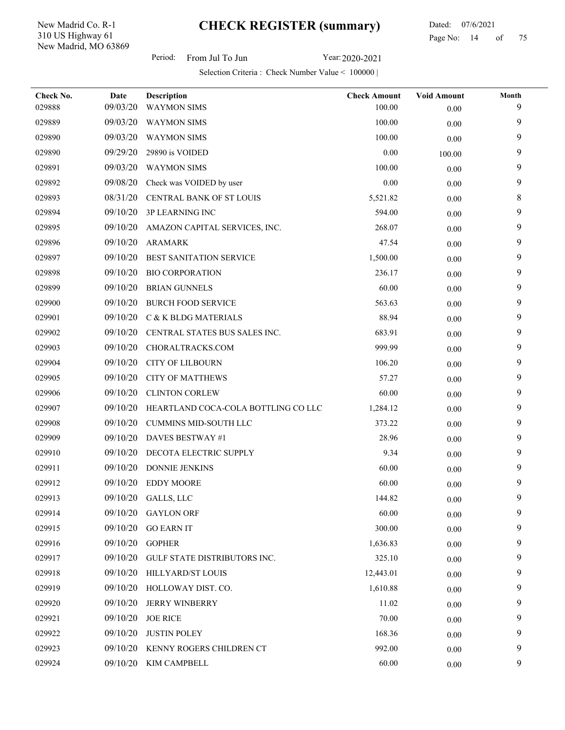New Madrid Co. R-1
310 US Highway 61
New Madrid, MO 63869

# CHECK REGISTER (summary)

Dated: 07/6/2021

Period: From Jul To Jun Year: 2020-2021

Selection Criteria : Check Number Value < 100000 |

| Check No. | Date | Description | Check Amount | Void Amount | Month |
|---|---|---|---|---|---|
| 029888 | 09/03/20 | WAYMON SIMS | 100.00 | 0.00 | 9 |
| 029889 | 09/03/20 | WAYMON SIMS | 100.00 | 0.00 | 9 |
| 029890 | 09/03/20 | WAYMON SIMS | 100.00 | 0.00 | 9 |
| 029890 | 09/29/20 | 29890 is VOIDED | 0.00 | 100.00 | 9 |
| 029891 | 09/03/20 | WAYMON SIMS | 100.00 | 0.00 | 9 |
| 029892 | 09/08/20 | Check was VOIDED by user | 0.00 | 0.00 | 9 |
| 029893 | 08/31/20 | CENTRAL BANK OF ST LOUIS | 5,521.82 | 0.00 | 8 |
| 029894 | 09/10/20 | 3P LEARNING INC | 594.00 | 0.00 | 9 |
| 029895 | 09/10/20 | AMAZON CAPITAL SERVICES, INC. | 268.07 | 0.00 | 9 |
| 029896 | 09/10/20 | ARAMARK | 47.54 | 0.00 | 9 |
| 029897 | 09/10/20 | BEST SANITATION SERVICE | 1,500.00 | 0.00 | 9 |
| 029898 | 09/10/20 | BIO CORPORATION | 236.17 | 0.00 | 9 |
| 029899 | 09/10/20 | BRIAN GUNNELS | 60.00 | 0.00 | 9 |
| 029900 | 09/10/20 | BURCH FOOD SERVICE | 563.63 | 0.00 | 9 |
| 029901 | 09/10/20 | C & K BLDG MATERIALS | 88.94 | 0.00 | 9 |
| 029902 | 09/10/20 | CENTRAL STATES BUS SALES INC. | 683.91 | 0.00 | 9 |
| 029903 | 09/10/20 | CHORALTRACKS.COM | 999.99 | 0.00 | 9 |
| 029904 | 09/10/20 | CITY OF LILBOURN | 106.20 | 0.00 | 9 |
| 029905 | 09/10/20 | CITY OF MATTHEWS | 57.27 | 0.00 | 9 |
| 029906 | 09/10/20 | CLINTON CORLEW | 60.00 | 0.00 | 9 |
| 029907 | 09/10/20 | HEARTLAND COCA-COLA BOTTLING CO LLC | 1,284.12 | 0.00 | 9 |
| 029908 | 09/10/20 | CUMMINS MID-SOUTH LLC | 373.22 | 0.00 | 9 |
| 029909 | 09/10/20 | DAVES BESTWAY #1 | 28.96 | 0.00 | 9 |
| 029910 | 09/10/20 | DECOTA ELECTRIC SUPPLY | 9.34 | 0.00 | 9 |
| 029911 | 09/10/20 | DONNIE JENKINS | 60.00 | 0.00 | 9 |
| 029912 | 09/10/20 | EDDY MOORE | 60.00 | 0.00 | 9 |
| 029913 | 09/10/20 | GALLS, LLC | 144.82 | 0.00 | 9 |
| 029914 | 09/10/20 | GAYLON ORF | 60.00 | 0.00 | 9 |
| 029915 | 09/10/20 | GO EARN IT | 300.00 | 0.00 | 9 |
| 029916 | 09/10/20 | GOPHER | 1,636.83 | 0.00 | 9 |
| 029917 | 09/10/20 | GULF STATE DISTRIBUTORS INC. | 325.10 | 0.00 | 9 |
| 029918 | 09/10/20 | HILLYARD/ST LOUIS | 12,443.01 | 0.00 | 9 |
| 029919 | 09/10/20 | HOLLOWAY DIST. CO. | 1,610.88 | 0.00 | 9 |
| 029920 | 09/10/20 | JERRY WINBERRY | 11.02 | 0.00 | 9 |
| 029921 | 09/10/20 | JOE RICE | 70.00 | 0.00 | 9 |
| 029922 | 09/10/20 | JUSTIN POLEY | 168.36 | 0.00 | 9 |
| 029923 | 09/10/20 | KENNY ROGERS CHILDREN CT | 992.00 | 0.00 | 9 |
| 029924 | 09/10/20 | KIM CAMPBELL | 60.00 | 0.00 | 9 |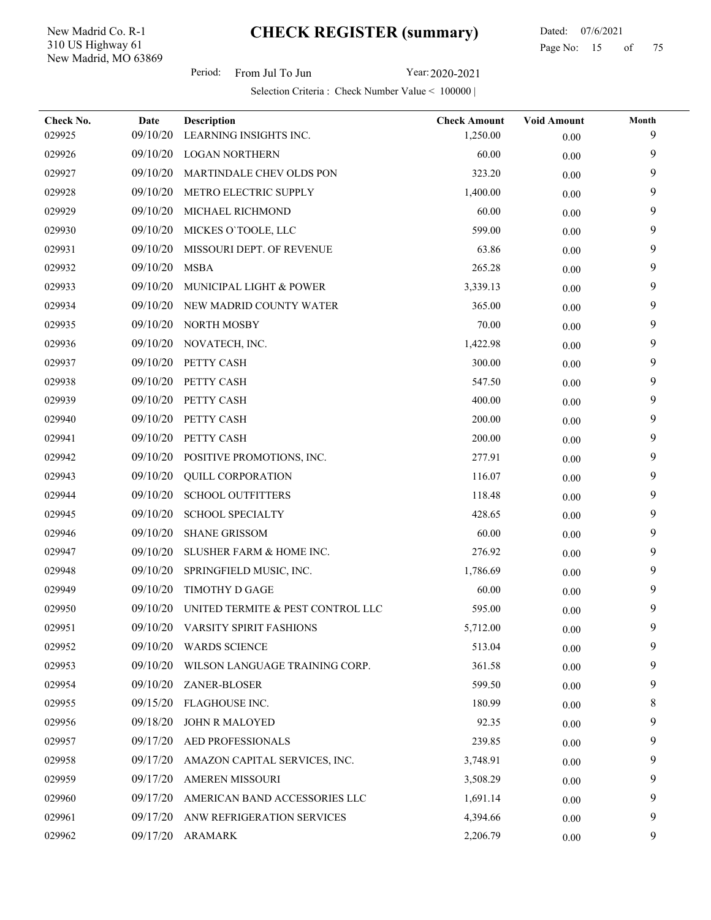New Madrid Co. R-1
310 US Highway 61
New Madrid, MO 63869

# CHECK REGISTER (summary)

Dated: 07/6/2021

Period: From Jul To Jun Year: 2020-2021

Selection Criteria : Check Number Value < 100000 |

| Check No. | Date | Description | Check Amount | Void Amount | Month |
|---|---|---|---|---|---|
| 029925 | 09/10/20 | LEARNING INSIGHTS INC. | 1,250.00 | 0.00 | 9 |
| 029926 | 09/10/20 | LOGAN NORTHERN | 60.00 | 0.00 | 9 |
| 029927 | 09/10/20 | MARTINDALE CHEV OLDS PON | 323.20 | 0.00 | 9 |
| 029928 | 09/10/20 | METRO ELECTRIC SUPPLY | 1,400.00 | 0.00 | 9 |
| 029929 | 09/10/20 | MICHAEL RICHMOND | 60.00 | 0.00 | 9 |
| 029930 | 09/10/20 | MICKES O`TOOLE, LLC | 599.00 | 0.00 | 9 |
| 029931 | 09/10/20 | MISSOURI DEPT. OF REVENUE | 63.86 | 0.00 | 9 |
| 029932 | 09/10/20 | MSBA | 265.28 | 0.00 | 9 |
| 029933 | 09/10/20 | MUNICIPAL LIGHT & POWER | 3,339.13 | 0.00 | 9 |
| 029934 | 09/10/20 | NEW MADRID COUNTY WATER | 365.00 | 0.00 | 9 |
| 029935 | 09/10/20 | NORTH MOSBY | 70.00 | 0.00 | 9 |
| 029936 | 09/10/20 | NOVATECH, INC. | 1,422.98 | 0.00 | 9 |
| 029937 | 09/10/20 | PETTY CASH | 300.00 | 0.00 | 9 |
| 029938 | 09/10/20 | PETTY CASH | 547.50 | 0.00 | 9 |
| 029939 | 09/10/20 | PETTY CASH | 400.00 | 0.00 | 9 |
| 029940 | 09/10/20 | PETTY CASH | 200.00 | 0.00 | 9 |
| 029941 | 09/10/20 | PETTY CASH | 200.00 | 0.00 | 9 |
| 029942 | 09/10/20 | POSITIVE PROMOTIONS, INC. | 277.91 | 0.00 | 9 |
| 029943 | 09/10/20 | QUILL CORPORATION | 116.07 | 0.00 | 9 |
| 029944 | 09/10/20 | SCHOOL OUTFITTERS | 118.48 | 0.00 | 9 |
| 029945 | 09/10/20 | SCHOOL SPECIALTY | 428.65 | 0.00 | 9 |
| 029946 | 09/10/20 | SHANE GRISSOM | 60.00 | 0.00 | 9 |
| 029947 | 09/10/20 | SLUSHER FARM & HOME INC. | 276.92 | 0.00 | 9 |
| 029948 | 09/10/20 | SPRINGFIELD MUSIC, INC. | 1,786.69 | 0.00 | 9 |
| 029949 | 09/10/20 | TIMOTHY D GAGE | 60.00 | 0.00 | 9 |
| 029950 | 09/10/20 | UNITED TERMITE & PEST CONTROL LLC | 595.00 | 0.00 | 9 |
| 029951 | 09/10/20 | VARSITY SPIRIT FASHIONS | 5,712.00 | 0.00 | 9 |
| 029952 | 09/10/20 | WARDS SCIENCE | 513.04 | 0.00 | 9 |
| 029953 | 09/10/20 | WILSON LANGUAGE TRAINING CORP. | 361.58 | 0.00 | 9 |
| 029954 | 09/10/20 | ZANER-BLOSER | 599.50 | 0.00 | 9 |
| 029955 | 09/15/20 | FLAGHOUSE INC. | 180.99 | 0.00 | 8 |
| 029956 | 09/18/20 | JOHN R MALOYED | 92.35 | 0.00 | 9 |
| 029957 | 09/17/20 | AED PROFESSIONALS | 239.85 | 0.00 | 9 |
| 029958 | 09/17/20 | AMAZON CAPITAL SERVICES, INC. | 3,748.91 | 0.00 | 9 |
| 029959 | 09/17/20 | AMEREN MISSOURI | 3,508.29 | 0.00 | 9 |
| 029960 | 09/17/20 | AMERICAN BAND ACCESSORIES LLC | 1,691.14 | 0.00 | 9 |
| 029961 | 09/17/20 | ANW REFRIGERATION SERVICES | 4,394.66 | 0.00 | 9 |
| 029962 | 09/17/20 | ARAMARK | 2,206.79 | 0.00 | 9 |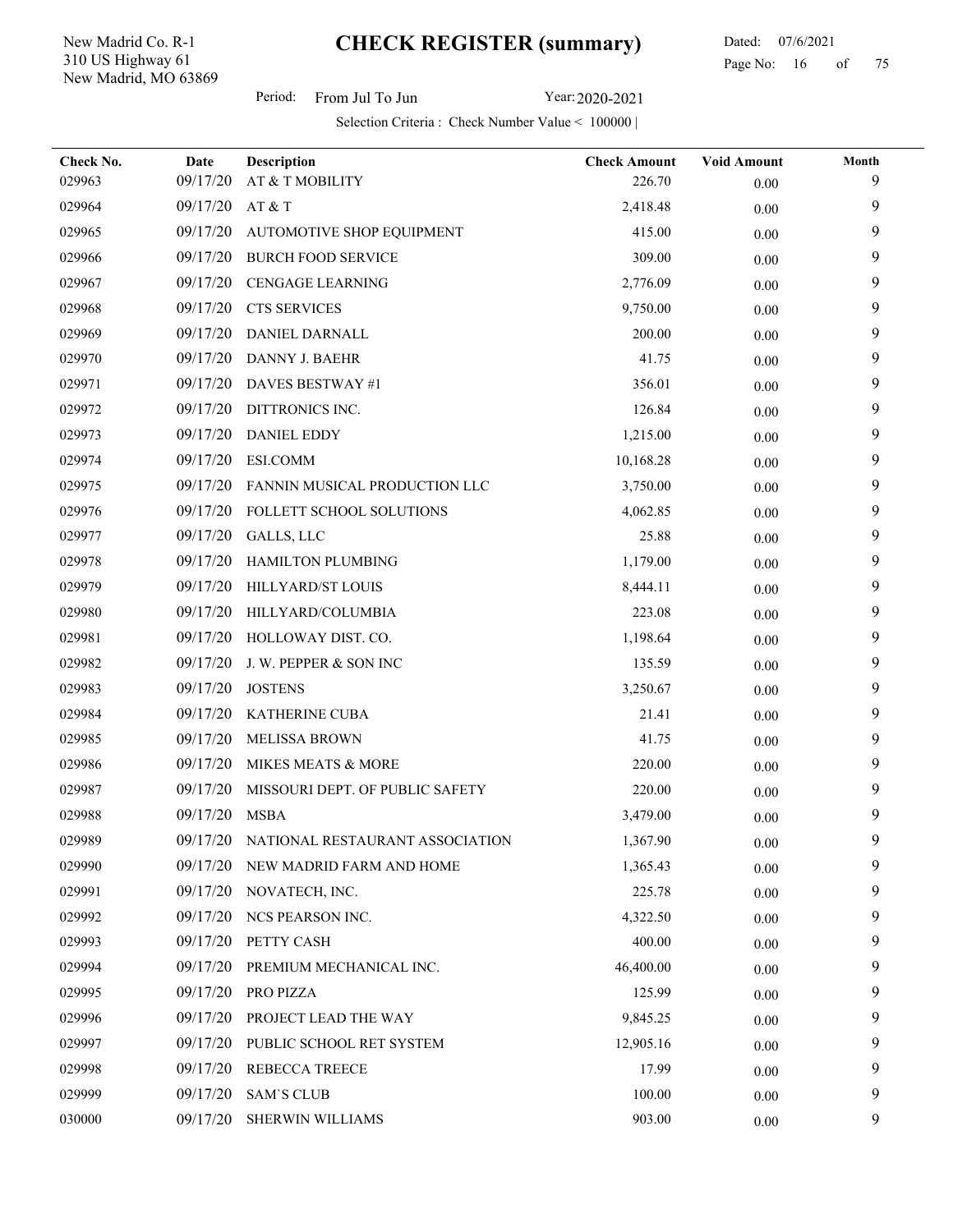New Madrid Co. R-1
310 US Highway 61
New Madrid, MO 63869

# CHECK REGISTER (summary)

Dated: 07/6/2021

Period: From Jul To Jun    Year: 2020-2021

Selection Criteria : Check Number Value < 100000 |

| Check No. | Date | Description | Check Amount | Void Amount | Month |
|---|---|---|---|---|---|
| 029963 | 09/17/20 | AT & T MOBILITY | 226.70 | 0.00 | 9 |
| 029964 | 09/17/20 | AT & T | 2,418.48 | 0.00 | 9 |
| 029965 | 09/17/20 | AUTOMOTIVE SHOP EQUIPMENT | 415.00 | 0.00 | 9 |
| 029966 | 09/17/20 | BURCH FOOD SERVICE | 309.00 | 0.00 | 9 |
| 029967 | 09/17/20 | CENGAGE LEARNING | 2,776.09 | 0.00 | 9 |
| 029968 | 09/17/20 | CTS SERVICES | 9,750.00 | 0.00 | 9 |
| 029969 | 09/17/20 | DANIEL DARNALL | 200.00 | 0.00 | 9 |
| 029970 | 09/17/20 | DANNY J. BAEHR | 41.75 | 0.00 | 9 |
| 029971 | 09/17/20 | DAVES BESTWAY #1 | 356.01 | 0.00 | 9 |
| 029972 | 09/17/20 | DITTRONICS INC. | 126.84 | 0.00 | 9 |
| 029973 | 09/17/20 | DANIEL EDDY | 1,215.00 | 0.00 | 9 |
| 029974 | 09/17/20 | ESI.COMM | 10,168.28 | 0.00 | 9 |
| 029975 | 09/17/20 | FANNIN MUSICAL PRODUCTION LLC | 3,750.00 | 0.00 | 9 |
| 029976 | 09/17/20 | FOLLETT SCHOOL SOLUTIONS | 4,062.85 | 0.00 | 9 |
| 029977 | 09/17/20 | GALLS, LLC | 25.88 | 0.00 | 9 |
| 029978 | 09/17/20 | HAMILTON PLUMBING | 1,179.00 | 0.00 | 9 |
| 029979 | 09/17/20 | HILLYARD/ST LOUIS | 8,444.11 | 0.00 | 9 |
| 029980 | 09/17/20 | HILLYARD/COLUMBIA | 223.08 | 0.00 | 9 |
| 029981 | 09/17/20 | HOLLOWAY DIST. CO. | 1,198.64 | 0.00 | 9 |
| 029982 | 09/17/20 | J. W. PEPPER & SON INC | 135.59 | 0.00 | 9 |
| 029983 | 09/17/20 | JOSTENS | 3,250.67 | 0.00 | 9 |
| 029984 | 09/17/20 | KATHERINE CUBA | 21.41 | 0.00 | 9 |
| 029985 | 09/17/20 | MELISSA BROWN | 41.75 | 0.00 | 9 |
| 029986 | 09/17/20 | MIKES MEATS & MORE | 220.00 | 0.00 | 9 |
| 029987 | 09/17/20 | MISSOURI DEPT. OF PUBLIC SAFETY | 220.00 | 0.00 | 9 |
| 029988 | 09/17/20 | MSBA | 3,479.00 | 0.00 | 9 |
| 029989 | 09/17/20 | NATIONAL RESTAURANT ASSOCIATION | 1,367.90 | 0.00 | 9 |
| 029990 | 09/17/20 | NEW MADRID FARM AND HOME | 1,365.43 | 0.00 | 9 |
| 029991 | 09/17/20 | NOVATECH, INC. | 225.78 | 0.00 | 9 |
| 029992 | 09/17/20 | NCS PEARSON INC. | 4,322.50 | 0.00 | 9 |
| 029993 | 09/17/20 | PETTY CASH | 400.00 | 0.00 | 9 |
| 029994 | 09/17/20 | PREMIUM MECHANICAL INC. | 46,400.00 | 0.00 | 9 |
| 029995 | 09/17/20 | PRO PIZZA | 125.99 | 0.00 | 9 |
| 029996 | 09/17/20 | PROJECT LEAD THE WAY | 9,845.25 | 0.00 | 9 |
| 029997 | 09/17/20 | PUBLIC SCHOOL RET SYSTEM | 12,905.16 | 0.00 | 9 |
| 029998 | 09/17/20 | REBECCA TREECE | 17.99 | 0.00 | 9 |
| 029999 | 09/17/20 | SAM`S CLUB | 100.00 | 0.00 | 9 |
| 030000 | 09/17/20 | SHERWIN WILLIAMS | 903.00 | 0.00 | 9 |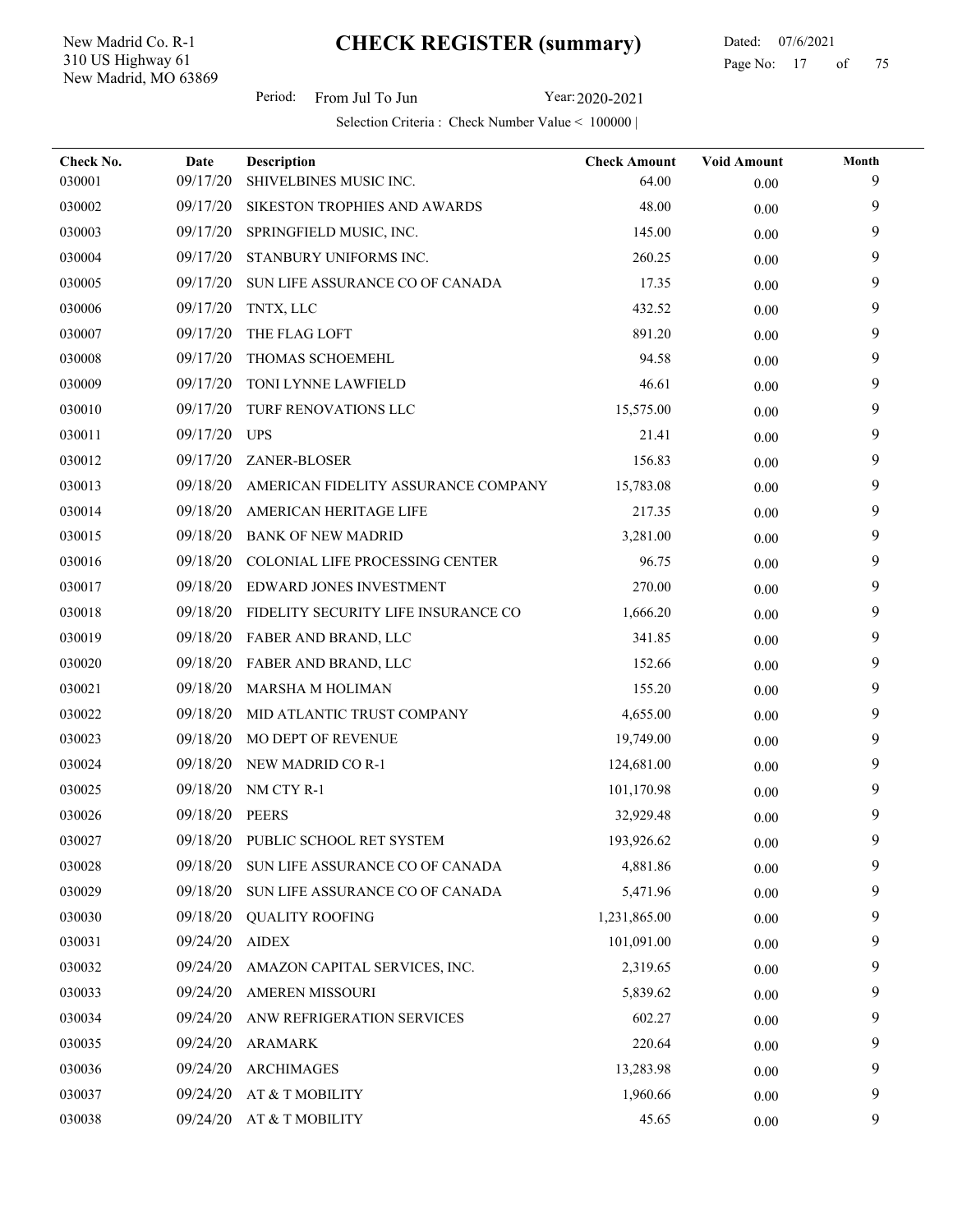New Madrid Co. R-1
310 US Highway 61
New Madrid, MO 63869

# CHECK REGISTER (summary)

Dated: 07/6/2021

Period: From Jul To Jun    Year: 2020-2021

Selection Criteria : Check Number Value < 100000 |

| Check No. | Date | Description | Check Amount | Void Amount | Month |
|---|---|---|---|---|---|
| 030001 | 09/17/20 | SHIVELBINES MUSIC INC. | 64.00 | 0.00 | 9 |
| 030002 | 09/17/20 | SIKESTON TROPHIES AND AWARDS | 48.00 | 0.00 | 9 |
| 030003 | 09/17/20 | SPRINGFIELD MUSIC, INC. | 145.00 | 0.00 | 9 |
| 030004 | 09/17/20 | STANBURY UNIFORMS INC. | 260.25 | 0.00 | 9 |
| 030005 | 09/17/20 | SUN LIFE ASSURANCE CO OF CANADA | 17.35 | 0.00 | 9 |
| 030006 | 09/17/20 | TNTX, LLC | 432.52 | 0.00 | 9 |
| 030007 | 09/17/20 | THE FLAG LOFT | 891.20 | 0.00 | 9 |
| 030008 | 09/17/20 | THOMAS SCHOEMEHL | 94.58 | 0.00 | 9 |
| 030009 | 09/17/20 | TONI LYNNE LAWFIELD | 46.61 | 0.00 | 9 |
| 030010 | 09/17/20 | TURF RENOVATIONS LLC | 15,575.00 | 0.00 | 9 |
| 030011 | 09/17/20 | UPS | 21.41 | 0.00 | 9 |
| 030012 | 09/17/20 | ZANER-BLOSER | 156.83 | 0.00 | 9 |
| 030013 | 09/18/20 | AMERICAN FIDELITY ASSURANCE COMPANY | 15,783.08 | 0.00 | 9 |
| 030014 | 09/18/20 | AMERICAN HERITAGE LIFE | 217.35 | 0.00 | 9 |
| 030015 | 09/18/20 | BANK OF NEW MADRID | 3,281.00 | 0.00 | 9 |
| 030016 | 09/18/20 | COLONIAL LIFE PROCESSING CENTER | 96.75 | 0.00 | 9 |
| 030017 | 09/18/20 | EDWARD JONES INVESTMENT | 270.00 | 0.00 | 9 |
| 030018 | 09/18/20 | FIDELITY SECURITY LIFE INSURANCE CO | 1,666.20 | 0.00 | 9 |
| 030019 | 09/18/20 | FABER AND BRAND, LLC | 341.85 | 0.00 | 9 |
| 030020 | 09/18/20 | FABER AND BRAND, LLC | 152.66 | 0.00 | 9 |
| 030021 | 09/18/20 | MARSHA M HOLIMAN | 155.20 | 0.00 | 9 |
| 030022 | 09/18/20 | MID ATLANTIC TRUST COMPANY | 4,655.00 | 0.00 | 9 |
| 030023 | 09/18/20 | MO DEPT OF REVENUE | 19,749.00 | 0.00 | 9 |
| 030024 | 09/18/20 | NEW MADRID CO R-1 | 124,681.00 | 0.00 | 9 |
| 030025 | 09/18/20 | NM CTY R-1 | 101,170.98 | 0.00 | 9 |
| 030026 | 09/18/20 | PEERS | 32,929.48 | 0.00 | 9 |
| 030027 | 09/18/20 | PUBLIC SCHOOL RET SYSTEM | 193,926.62 | 0.00 | 9 |
| 030028 | 09/18/20 | SUN LIFE ASSURANCE CO OF CANADA | 4,881.86 | 0.00 | 9 |
| 030029 | 09/18/20 | SUN LIFE ASSURANCE CO OF CANADA | 5,471.96 | 0.00 | 9 |
| 030030 | 09/18/20 | QUALITY ROOFING | 1,231,865.00 | 0.00 | 9 |
| 030031 | 09/24/20 | AIDEX | 101,091.00 | 0.00 | 9 |
| 030032 | 09/24/20 | AMAZON CAPITAL SERVICES, INC. | 2,319.65 | 0.00 | 9 |
| 030033 | 09/24/20 | AMEREN MISSOURI | 5,839.62 | 0.00 | 9 |
| 030034 | 09/24/20 | ANW REFRIGERATION SERVICES | 602.27 | 0.00 | 9 |
| 030035 | 09/24/20 | ARAMARK | 220.64 | 0.00 | 9 |
| 030036 | 09/24/20 | ARCHIMAGES | 13,283.98 | 0.00 | 9 |
| 030037 | 09/24/20 | AT & T MOBILITY | 1,960.66 | 0.00 | 9 |
| 030038 | 09/24/20 | AT & T MOBILITY | 45.65 | 0.00 | 9 |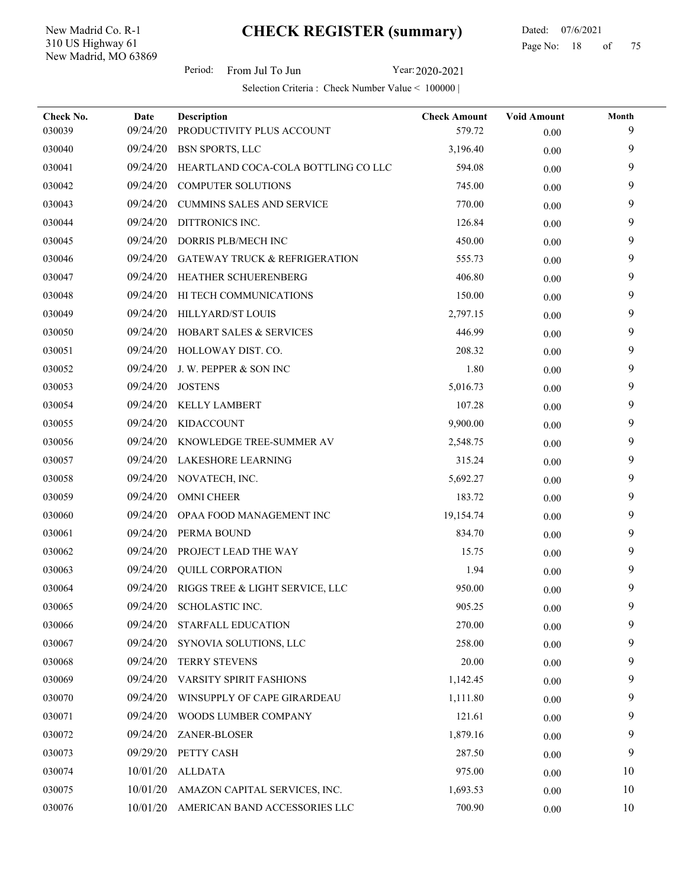New Madrid Co. R-1
310 US Highway 61
New Madrid, MO 63869

# CHECK REGISTER (summary)

Dated: 07/6/2021

Period: From Jul To Jun    Year: 2020-2021

Selection Criteria : Check Number Value < 100000 |

| Check No. | Date | Description | Check Amount | Void Amount | Month |
|---|---|---|---|---|---|
| 030039 | 09/24/20 | PRODUCTIVITY PLUS ACCOUNT | 579.72 | 0.00 | 9 |
| 030040 | 09/24/20 | BSN SPORTS, LLC | 3,196.40 | 0.00 | 9 |
| 030041 | 09/24/20 | HEARTLAND COCA-COLA BOTTLING CO LLC | 594.08 | 0.00 | 9 |
| 030042 | 09/24/20 | COMPUTER SOLUTIONS | 745.00 | 0.00 | 9 |
| 030043 | 09/24/20 | CUMMINS SALES AND SERVICE | 770.00 | 0.00 | 9 |
| 030044 | 09/24/20 | DITTRONICS INC. | 126.84 | 0.00 | 9 |
| 030045 | 09/24/20 | DORRIS PLB/MECH INC | 450.00 | 0.00 | 9 |
| 030046 | 09/24/20 | GATEWAY TRUCK & REFRIGERATION | 555.73 | 0.00 | 9 |
| 030047 | 09/24/20 | HEATHER SCHUERENBERG | 406.80 | 0.00 | 9 |
| 030048 | 09/24/20 | HI TECH COMMUNICATIONS | 150.00 | 0.00 | 9 |
| 030049 | 09/24/20 | HILLYARD/ST LOUIS | 2,797.15 | 0.00 | 9 |
| 030050 | 09/24/20 | HOBART SALES & SERVICES | 446.99 | 0.00 | 9 |
| 030051 | 09/24/20 | HOLLOWAY DIST. CO. | 208.32 | 0.00 | 9 |
| 030052 | 09/24/20 | J. W. PEPPER & SON INC | 1.80 | 0.00 | 9 |
| 030053 | 09/24/20 | JOSTENS | 5,016.73 | 0.00 | 9 |
| 030054 | 09/24/20 | KELLY LAMBERT | 107.28 | 0.00 | 9 |
| 030055 | 09/24/20 | KIDACCOUNT | 9,900.00 | 0.00 | 9 |
| 030056 | 09/24/20 | KNOWLEDGE TREE-SUMMER AV | 2,548.75 | 0.00 | 9 |
| 030057 | 09/24/20 | LAKESHORE LEARNING | 315.24 | 0.00 | 9 |
| 030058 | 09/24/20 | NOVATECH, INC. | 5,692.27 | 0.00 | 9 |
| 030059 | 09/24/20 | OMNI CHEER | 183.72 | 0.00 | 9 |
| 030060 | 09/24/20 | OPAA FOOD MANAGEMENT INC | 19,154.74 | 0.00 | 9 |
| 030061 | 09/24/20 | PERMA BOUND | 834.70 | 0.00 | 9 |
| 030062 | 09/24/20 | PROJECT LEAD THE WAY | 15.75 | 0.00 | 9 |
| 030063 | 09/24/20 | QUILL CORPORATION | 1.94 | 0.00 | 9 |
| 030064 | 09/24/20 | RIGGS TREE & LIGHT SERVICE, LLC | 950.00 | 0.00 | 9 |
| 030065 | 09/24/20 | SCHOLASTIC INC. | 905.25 | 0.00 | 9 |
| 030066 | 09/24/20 | STARFALL EDUCATION | 270.00 | 0.00 | 9 |
| 030067 | 09/24/20 | SYNOVIA SOLUTIONS, LLC | 258.00 | 0.00 | 9 |
| 030068 | 09/24/20 | TERRY STEVENS | 20.00 | 0.00 | 9 |
| 030069 | 09/24/20 | VARSITY SPIRIT FASHIONS | 1,142.45 | 0.00 | 9 |
| 030070 | 09/24/20 | WINSUPPLY OF CAPE GIRARDEAU | 1,111.80 | 0.00 | 9 |
| 030071 | 09/24/20 | WOODS LUMBER COMPANY | 121.61 | 0.00 | 9 |
| 030072 | 09/24/20 | ZANER-BLOSER | 1,879.16 | 0.00 | 9 |
| 030073 | 09/29/20 | PETTY CASH | 287.50 | 0.00 | 9 |
| 030074 | 10/01/20 | ALLDATA | 975.00 | 0.00 | 10 |
| 030075 | 10/01/20 | AMAZON CAPITAL SERVICES, INC. | 1,693.53 | 0.00 | 10 |
| 030076 | 10/01/20 | AMERICAN BAND ACCESSORIES LLC | 700.90 | 0.00 | 10 |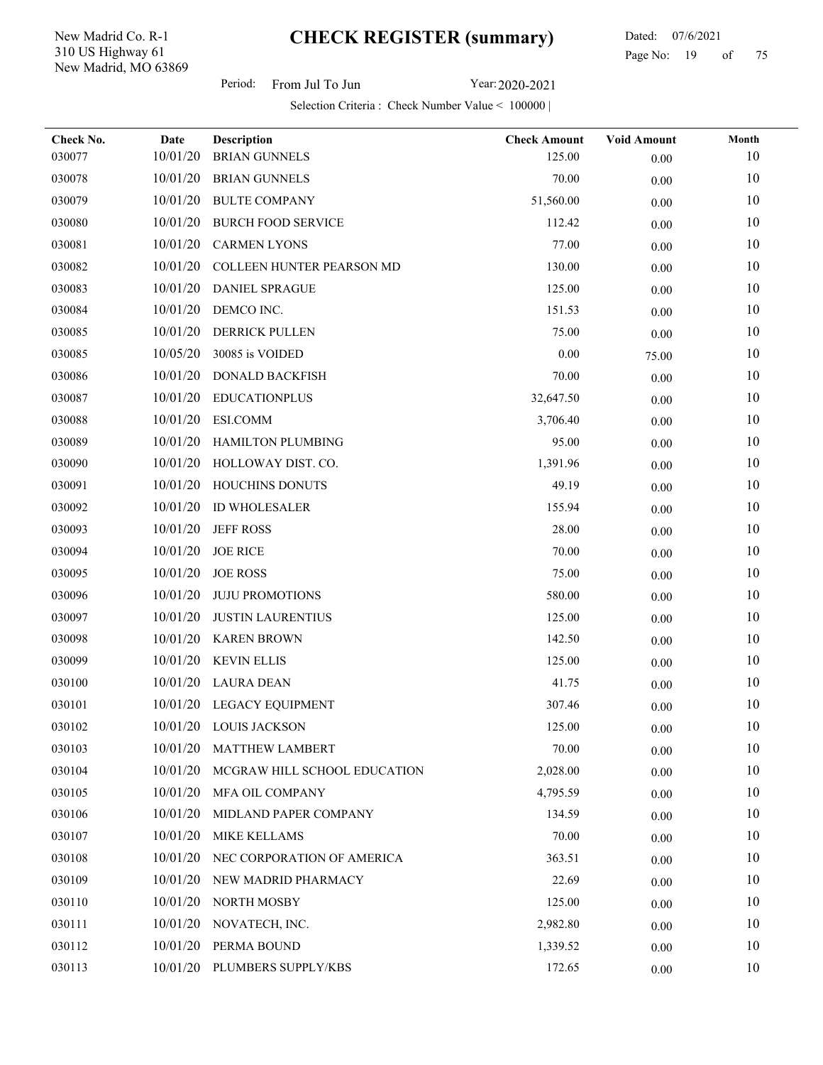New Madrid Co. R-1
310 US Highway 61
New Madrid, MO 63869

# CHECK REGISTER (summary)

Dated: 07/6/2021

Period: From Jul To Jun Year: 2020-2021

Selection Criteria : Check Number Value < 100000 |

| Check No. | Date | Description | Check Amount | Void Amount | Month |
|---|---|---|---|---|---|
| 030077 | 10/01/20 | BRIAN GUNNELS | 125.00 | 0.00 | 10 |
| 030078 | 10/01/20 | BRIAN GUNNELS | 70.00 | 0.00 | 10 |
| 030079 | 10/01/20 | BULTE COMPANY | 51,560.00 | 0.00 | 10 |
| 030080 | 10/01/20 | BURCH FOOD SERVICE | 112.42 | 0.00 | 10 |
| 030081 | 10/01/20 | CARMEN LYONS | 77.00 | 0.00 | 10 |
| 030082 | 10/01/20 | COLLEEN HUNTER PEARSON MD | 130.00 | 0.00 | 10 |
| 030083 | 10/01/20 | DANIEL SPRAGUE | 125.00 | 0.00 | 10 |
| 030084 | 10/01/20 | DEMCO INC. | 151.53 | 0.00 | 10 |
| 030085 | 10/01/20 | DERRICK PULLEN | 75.00 | 0.00 | 10 |
| 030085 | 10/05/20 | 30085 is VOIDED | 0.00 | 75.00 | 10 |
| 030086 | 10/01/20 | DONALD BACKFISH | 70.00 | 0.00 | 10 |
| 030087 | 10/01/20 | EDUCATIONPLUS | 32,647.50 | 0.00 | 10 |
| 030088 | 10/01/20 | ESI.COMM | 3,706.40 | 0.00 | 10 |
| 030089 | 10/01/20 | HAMILTON PLUMBING | 95.00 | 0.00 | 10 |
| 030090 | 10/01/20 | HOLLOWAY DIST. CO. | 1,391.96 | 0.00 | 10 |
| 030091 | 10/01/20 | HOUCHINS DONUTS | 49.19 | 0.00 | 10 |
| 030092 | 10/01/20 | ID WHOLESALER | 155.94 | 0.00 | 10 |
| 030093 | 10/01/20 | JEFF ROSS | 28.00 | 0.00 | 10 |
| 030094 | 10/01/20 | JOE RICE | 70.00 | 0.00 | 10 |
| 030095 | 10/01/20 | JOE ROSS | 75.00 | 0.00 | 10 |
| 030096 | 10/01/20 | JUJU PROMOTIONS | 580.00 | 0.00 | 10 |
| 030097 | 10/01/20 | JUSTIN LAURENTIUS | 125.00 | 0.00 | 10 |
| 030098 | 10/01/20 | KAREN BROWN | 142.50 | 0.00 | 10 |
| 030099 | 10/01/20 | KEVIN ELLIS | 125.00 | 0.00 | 10 |
| 030100 | 10/01/20 | LAURA DEAN | 41.75 | 0.00 | 10 |
| 030101 | 10/01/20 | LEGACY EQUIPMENT | 307.46 | 0.00 | 10 |
| 030102 | 10/01/20 | LOUIS JACKSON | 125.00 | 0.00 | 10 |
| 030103 | 10/01/20 | MATTHEW LAMBERT | 70.00 | 0.00 | 10 |
| 030104 | 10/01/20 | MCGRAW HILL SCHOOL EDUCATION | 2,028.00 | 0.00 | 10 |
| 030105 | 10/01/20 | MFA OIL COMPANY | 4,795.59 | 0.00 | 10 |
| 030106 | 10/01/20 | MIDLAND PAPER COMPANY | 134.59 | 0.00 | 10 |
| 030107 | 10/01/20 | MIKE KELLAMS | 70.00 | 0.00 | 10 |
| 030108 | 10/01/20 | NEC CORPORATION OF AMERICA | 363.51 | 0.00 | 10 |
| 030109 | 10/01/20 | NEW MADRID PHARMACY | 22.69 | 0.00 | 10 |
| 030110 | 10/01/20 | NORTH MOSBY | 125.00 | 0.00 | 10 |
| 030111 | 10/01/20 | NOVATECH, INC. | 2,982.80 | 0.00 | 10 |
| 030112 | 10/01/20 | PERMA BOUND | 1,339.52 | 0.00 | 10 |
| 030113 | 10/01/20 | PLUMBERS SUPPLY/KBS | 172.65 | 0.00 | 10 |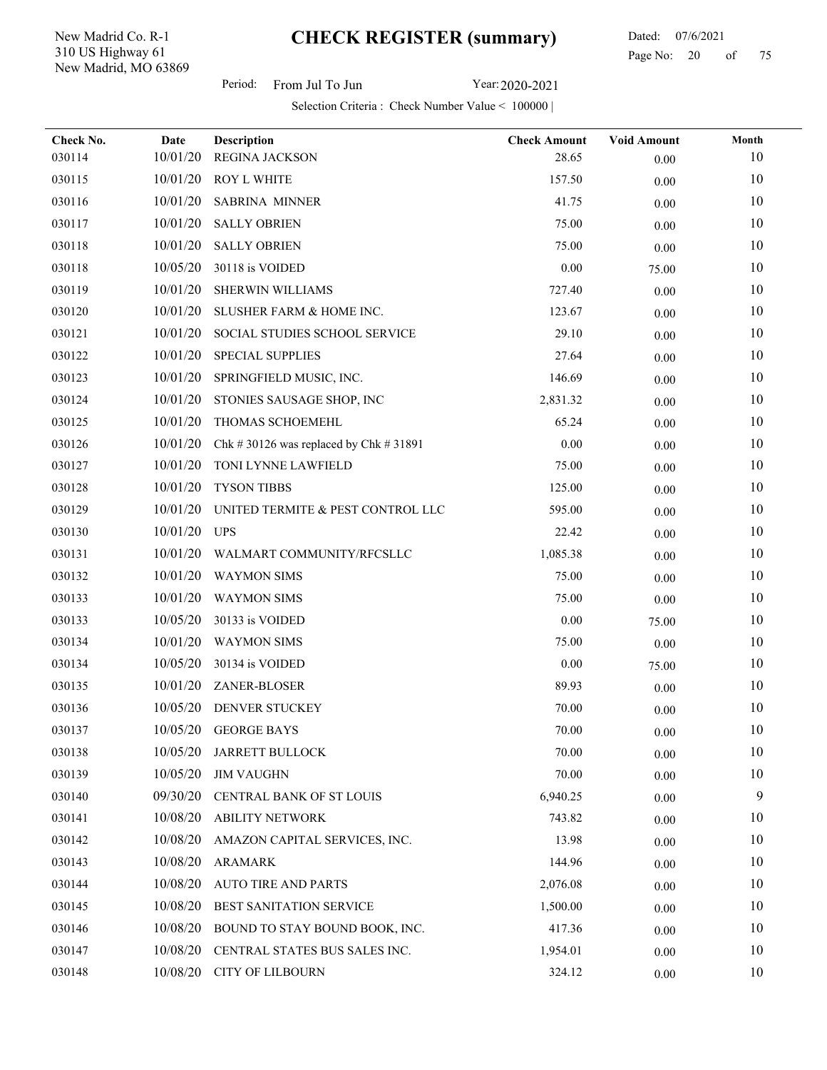New Madrid Co. R-1
310 US Highway 61
New Madrid, MO 63869

# CHECK REGISTER (summary)

Dated: 07/6/2021

Period: From Jul To Jun Year: 2020-2021

Selection Criteria : Check Number Value < 100000 |

| Check No. | Date | Description | Check Amount | Void Amount | Month |
|---|---|---|---|---|---|
| 030114 | 10/01/20 | REGINA JACKSON | 28.65 | 0.00 | 10 |
| 030115 | 10/01/20 | ROY L WHITE | 157.50 | 0.00 | 10 |
| 030116 | 10/01/20 | SABRINA MINNER | 41.75 | 0.00 | 10 |
| 030117 | 10/01/20 | SALLY OBRIEN | 75.00 | 0.00 | 10 |
| 030118 | 10/01/20 | SALLY OBRIEN | 75.00 | 0.00 | 10 |
| 030118 | 10/05/20 | 30118 is VOIDED | 0.00 | 75.00 | 10 |
| 030119 | 10/01/20 | SHERWIN WILLIAMS | 727.40 | 0.00 | 10 |
| 030120 | 10/01/20 | SLUSHER FARM & HOME INC. | 123.67 | 0.00 | 10 |
| 030121 | 10/01/20 | SOCIAL STUDIES SCHOOL SERVICE | 29.10 | 0.00 | 10 |
| 030122 | 10/01/20 | SPECIAL SUPPLIES | 27.64 | 0.00 | 10 |
| 030123 | 10/01/20 | SPRINGFIELD MUSIC, INC. | 146.69 | 0.00 | 10 |
| 030124 | 10/01/20 | STONIES SAUSAGE SHOP, INC | 2,831.32 | 0.00 | 10 |
| 030125 | 10/01/20 | THOMAS SCHOEMEHL | 65.24 | 0.00 | 10 |
| 030126 | 10/01/20 | Chk # 30126 was replaced by Chk # 31891 | 0.00 | 0.00 | 10 |
| 030127 | 10/01/20 | TONI LYNNE LAWFIELD | 75.00 | 0.00 | 10 |
| 030128 | 10/01/20 | TYSON TIBBS | 125.00 | 0.00 | 10 |
| 030129 | 10/01/20 | UNITED TERMITE & PEST CONTROL LLC | 595.00 | 0.00 | 10 |
| 030130 | 10/01/20 | UPS | 22.42 | 0.00 | 10 |
| 030131 | 10/01/20 | WALMART COMMUNITY/RFCSLLC | 1,085.38 | 0.00 | 10 |
| 030132 | 10/01/20 | WAYMON SIMS | 75.00 | 0.00 | 10 |
| 030133 | 10/01/20 | WAYMON SIMS | 75.00 | 0.00 | 10 |
| 030133 | 10/05/20 | 30133 is VOIDED | 0.00 | 75.00 | 10 |
| 030134 | 10/01/20 | WAYMON SIMS | 75.00 | 0.00 | 10 |
| 030134 | 10/05/20 | 30134 is VOIDED | 0.00 | 75.00 | 10 |
| 030135 | 10/01/20 | ZANER-BLOSER | 89.93 | 0.00 | 10 |
| 030136 | 10/05/20 | DENVER STUCKEY | 70.00 | 0.00 | 10 |
| 030137 | 10/05/20 | GEORGE BAYS | 70.00 | 0.00 | 10 |
| 030138 | 10/05/20 | JARRETT BULLOCK | 70.00 | 0.00 | 10 |
| 030139 | 10/05/20 | JIM VAUGHN | 70.00 | 0.00 | 10 |
| 030140 | 09/30/20 | CENTRAL BANK OF ST LOUIS | 6,940.25 | 0.00 | 9 |
| 030141 | 10/08/20 | ABILITY NETWORK | 743.82 | 0.00 | 10 |
| 030142 | 10/08/20 | AMAZON CAPITAL SERVICES, INC. | 13.98 | 0.00 | 10 |
| 030143 | 10/08/20 | ARAMARK | 144.96 | 0.00 | 10 |
| 030144 | 10/08/20 | AUTO TIRE AND PARTS | 2,076.08 | 0.00 | 10 |
| 030145 | 10/08/20 | BEST SANITATION SERVICE | 1,500.00 | 0.00 | 10 |
| 030146 | 10/08/20 | BOUND TO STAY BOUND BOOK, INC. | 417.36 | 0.00 | 10 |
| 030147 | 10/08/20 | CENTRAL STATES BUS SALES INC. | 1,954.01 | 0.00 | 10 |
| 030148 | 10/08/20 | CITY OF LILBOURN | 324.12 | 0.00 | 10 |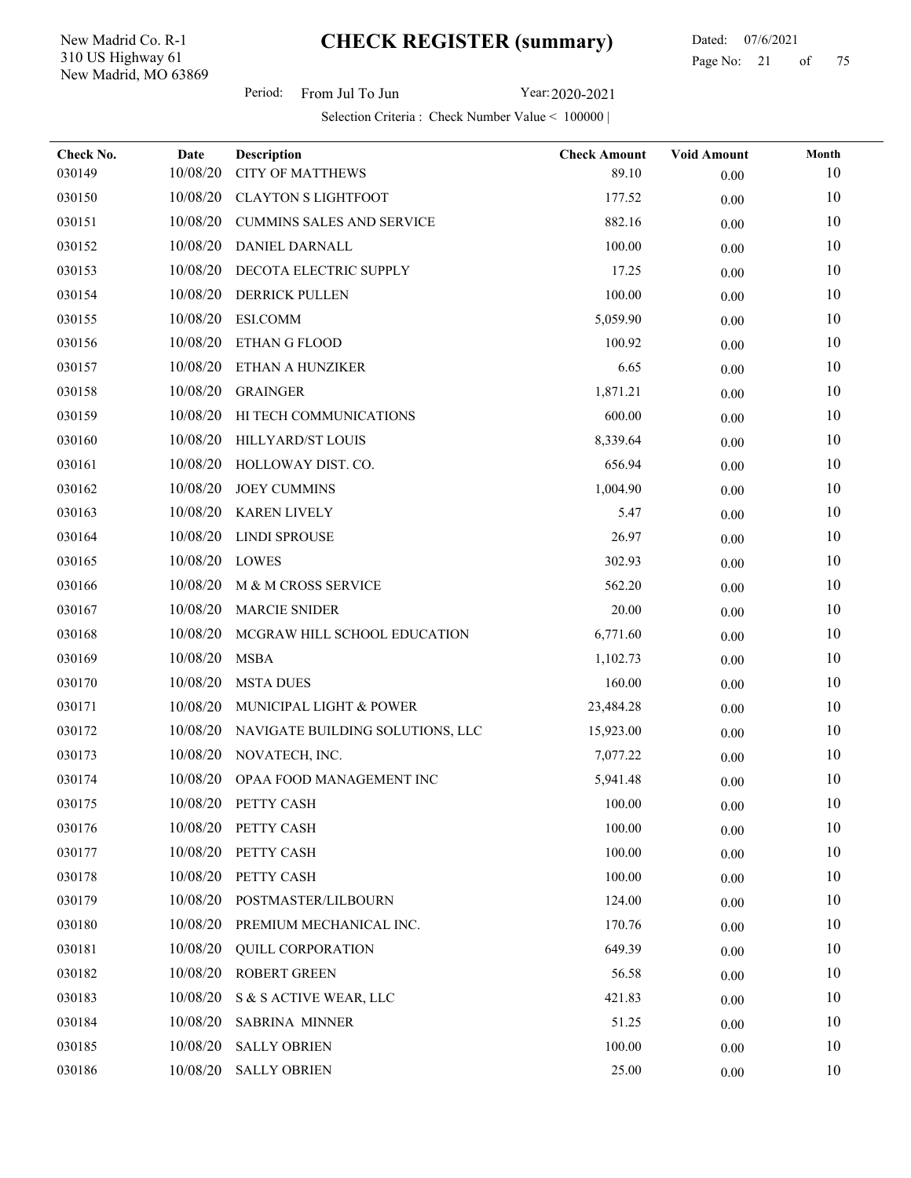New Madrid Co. R-1
310 US Highway 61
New Madrid, MO 63869

# CHECK REGISTER (summary)

Dated: 07/6/2021

Period: From Jul To Jun    Year: 2020-2021

Selection Criteria : Check Number Value < 100000 |

| Check No. | Date | Description | Check Amount | Void Amount | Month |
|---|---|---|---|---|---|
| 030149 | 10/08/20 | CITY OF MATTHEWS | 89.10 | 0.00 | 10 |
| 030150 | 10/08/20 | CLAYTON S LIGHTFOOT | 177.52 | 0.00 | 10 |
| 030151 | 10/08/20 | CUMMINS SALES AND SERVICE | 882.16 | 0.00 | 10 |
| 030152 | 10/08/20 | DANIEL DARNALL | 100.00 | 0.00 | 10 |
| 030153 | 10/08/20 | DECOTA ELECTRIC SUPPLY | 17.25 | 0.00 | 10 |
| 030154 | 10/08/20 | DERRICK PULLEN | 100.00 | 0.00 | 10 |
| 030155 | 10/08/20 | ESI.COMM | 5,059.90 | 0.00 | 10 |
| 030156 | 10/08/20 | ETHAN G FLOOD | 100.92 | 0.00 | 10 |
| 030157 | 10/08/20 | ETHAN A HUNZIKER | 6.65 | 0.00 | 10 |
| 030158 | 10/08/20 | GRAINGER | 1,871.21 | 0.00 | 10 |
| 030159 | 10/08/20 | HI TECH COMMUNICATIONS | 600.00 | 0.00 | 10 |
| 030160 | 10/08/20 | HILLYARD/ST LOUIS | 8,339.64 | 0.00 | 10 |
| 030161 | 10/08/20 | HOLLOWAY DIST. CO. | 656.94 | 0.00 | 10 |
| 030162 | 10/08/20 | JOEY CUMMINS | 1,004.90 | 0.00 | 10 |
| 030163 | 10/08/20 | KAREN LIVELY | 5.47 | 0.00 | 10 |
| 030164 | 10/08/20 | LINDI SPROUSE | 26.97 | 0.00 | 10 |
| 030165 | 10/08/20 | LOWES | 302.93 | 0.00 | 10 |
| 030166 | 10/08/20 | M & M CROSS SERVICE | 562.20 | 0.00 | 10 |
| 030167 | 10/08/20 | MARCIE SNIDER | 20.00 | 0.00 | 10 |
| 030168 | 10/08/20 | MCGRAW HILL SCHOOL EDUCATION | 6,771.60 | 0.00 | 10 |
| 030169 | 10/08/20 | MSBA | 1,102.73 | 0.00 | 10 |
| 030170 | 10/08/20 | MSTA DUES | 160.00 | 0.00 | 10 |
| 030171 | 10/08/20 | MUNICIPAL LIGHT & POWER | 23,484.28 | 0.00 | 10 |
| 030172 | 10/08/20 | NAVIGATE BUILDING SOLUTIONS, LLC | 15,923.00 | 0.00 | 10 |
| 030173 | 10/08/20 | NOVATECH, INC. | 7,077.22 | 0.00 | 10 |
| 030174 | 10/08/20 | OPAA FOOD MANAGEMENT INC | 5,941.48 | 0.00 | 10 |
| 030175 | 10/08/20 | PETTY CASH | 100.00 | 0.00 | 10 |
| 030176 | 10/08/20 | PETTY CASH | 100.00 | 0.00 | 10 |
| 030177 | 10/08/20 | PETTY CASH | 100.00 | 0.00 | 10 |
| 030178 | 10/08/20 | PETTY CASH | 100.00 | 0.00 | 10 |
| 030179 | 10/08/20 | POSTMASTER/LILBOURN | 124.00 | 0.00 | 10 |
| 030180 | 10/08/20 | PREMIUM MECHANICAL INC. | 170.76 | 0.00 | 10 |
| 030181 | 10/08/20 | QUILL CORPORATION | 649.39 | 0.00 | 10 |
| 030182 | 10/08/20 | ROBERT GREEN | 56.58 | 0.00 | 10 |
| 030183 | 10/08/20 | S & S ACTIVE WEAR, LLC | 421.83 | 0.00 | 10 |
| 030184 | 10/08/20 | SABRINA MINNER | 51.25 | 0.00 | 10 |
| 030185 | 10/08/20 | SALLY OBRIEN | 100.00 | 0.00 | 10 |
| 030186 | 10/08/20 | SALLY OBRIEN | 25.00 | 0.00 | 10 |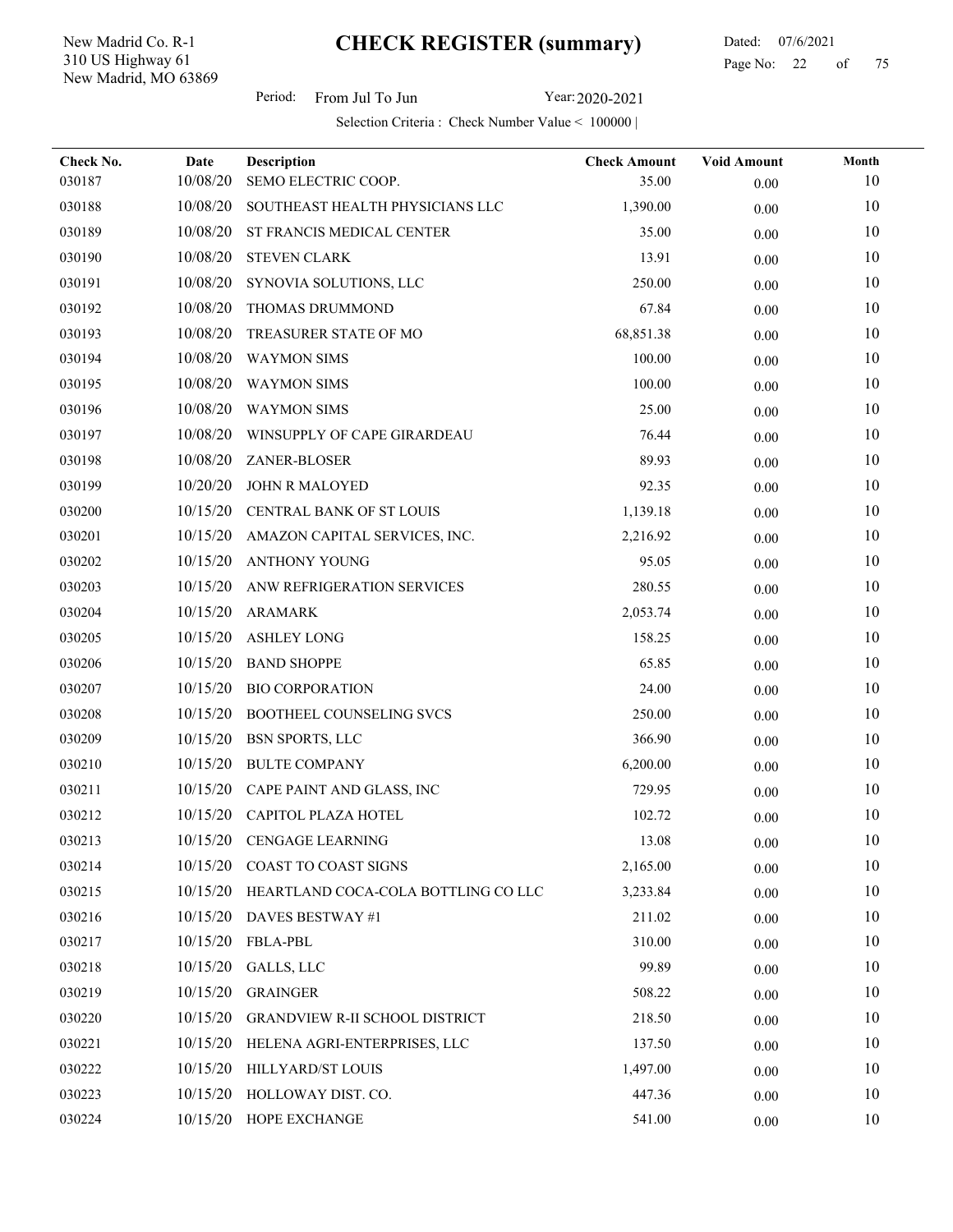New Madrid Co. R-1
310 US Highway 61
New Madrid, MO 63869

# CHECK REGISTER (summary)

Dated: 07/6/2021

Period: From Jul To Jun Year: 2020-2021

Selection Criteria : Check Number Value < 100000 |

| Check No. | Date | Description | Check Amount | Void Amount | Month |
|---|---|---|---|---|---|
| 030187 | 10/08/20 | SEMO ELECTRIC COOP. | 35.00 | 0.00 | 10 |
| 030188 | 10/08/20 | SOUTHEAST HEALTH PHYSICIANS LLC | 1,390.00 | 0.00 | 10 |
| 030189 | 10/08/20 | ST FRANCIS MEDICAL CENTER | 35.00 | 0.00 | 10 |
| 030190 | 10/08/20 | STEVEN CLARK | 13.91 | 0.00 | 10 |
| 030191 | 10/08/20 | SYNOVIA SOLUTIONS, LLC | 250.00 | 0.00 | 10 |
| 030192 | 10/08/20 | THOMAS DRUMMOND | 67.84 | 0.00 | 10 |
| 030193 | 10/08/20 | TREASURER STATE OF MO | 68,851.38 | 0.00 | 10 |
| 030194 | 10/08/20 | WAYMON SIMS | 100.00 | 0.00 | 10 |
| 030195 | 10/08/20 | WAYMON SIMS | 100.00 | 0.00 | 10 |
| 030196 | 10/08/20 | WAYMON SIMS | 25.00 | 0.00 | 10 |
| 030197 | 10/08/20 | WINSUPPLY OF CAPE GIRARDEAU | 76.44 | 0.00 | 10 |
| 030198 | 10/08/20 | ZANER-BLOSER | 89.93 | 0.00 | 10 |
| 030199 | 10/20/20 | JOHN R MALOYED | 92.35 | 0.00 | 10 |
| 030200 | 10/15/20 | CENTRAL BANK OF ST LOUIS | 1,139.18 | 0.00 | 10 |
| 030201 | 10/15/20 | AMAZON CAPITAL SERVICES, INC. | 2,216.92 | 0.00 | 10 |
| 030202 | 10/15/20 | ANTHONY YOUNG | 95.05 | 0.00 | 10 |
| 030203 | 10/15/20 | ANW REFRIGERATION SERVICES | 280.55 | 0.00 | 10 |
| 030204 | 10/15/20 | ARAMARK | 2,053.74 | 0.00 | 10 |
| 030205 | 10/15/20 | ASHLEY LONG | 158.25 | 0.00 | 10 |
| 030206 | 10/15/20 | BAND SHOPPE | 65.85 | 0.00 | 10 |
| 030207 | 10/15/20 | BIO CORPORATION | 24.00 | 0.00 | 10 |
| 030208 | 10/15/20 | BOOTHEEL COUNSELING SVCS | 250.00 | 0.00 | 10 |
| 030209 | 10/15/20 | BSN SPORTS, LLC | 366.90 | 0.00 | 10 |
| 030210 | 10/15/20 | BULTE COMPANY | 6,200.00 | 0.00 | 10 |
| 030211 | 10/15/20 | CAPE PAINT AND GLASS, INC | 729.95 | 0.00 | 10 |
| 030212 | 10/15/20 | CAPITOL PLAZA HOTEL | 102.72 | 0.00 | 10 |
| 030213 | 10/15/20 | CENGAGE LEARNING | 13.08 | 0.00 | 10 |
| 030214 | 10/15/20 | COAST TO COAST SIGNS | 2,165.00 | 0.00 | 10 |
| 030215 | 10/15/20 | HEARTLAND COCA-COLA BOTTLING CO LLC | 3,233.84 | 0.00 | 10 |
| 030216 | 10/15/20 | DAVES BESTWAY #1 | 211.02 | 0.00 | 10 |
| 030217 | 10/15/20 | FBLA-PBL | 310.00 | 0.00 | 10 |
| 030218 | 10/15/20 | GALLS, LLC | 99.89 | 0.00 | 10 |
| 030219 | 10/15/20 | GRAINGER | 508.22 | 0.00 | 10 |
| 030220 | 10/15/20 | GRANDVIEW R-II SCHOOL DISTRICT | 218.50 | 0.00 | 10 |
| 030221 | 10/15/20 | HELENA AGRI-ENTERPRISES, LLC | 137.50 | 0.00 | 10 |
| 030222 | 10/15/20 | HILLYARD/ST LOUIS | 1,497.00 | 0.00 | 10 |
| 030223 | 10/15/20 | HOLLOWAY DIST. CO. | 447.36 | 0.00 | 10 |
| 030224 | 10/15/20 | HOPE EXCHANGE | 541.00 | 0.00 | 10 |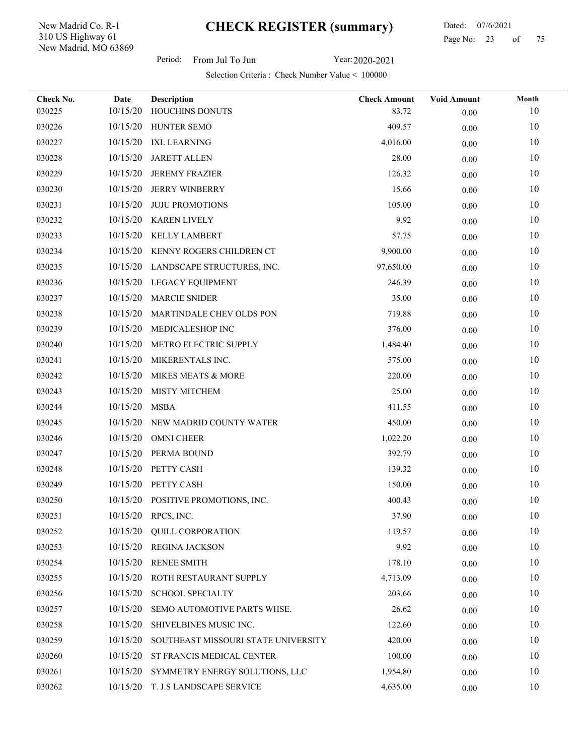New Madrid Co. R-1
310 US Highway 61
New Madrid, MO 63869

# CHECK REGISTER (summary)

Dated: 07/6/2021

Period: From Jul To Jun    Year: 2020-2021

Selection Criteria : Check Number Value < 100000 |

| Check No. | Date | Description | Check Amount | Void Amount | Month |
|---|---|---|---|---|---|
| 030225 | 10/15/20 | HOUCHINS DONUTS | 83.72 | 0.00 | 10 |
| 030226 | 10/15/20 | HUNTER SEMO | 409.57 | 0.00 | 10 |
| 030227 | 10/15/20 | IXL LEARNING | 4,016.00 | 0.00 | 10 |
| 030228 | 10/15/20 | JARETT ALLEN | 28.00 | 0.00 | 10 |
| 030229 | 10/15/20 | JEREMY FRAZIER | 126.32 | 0.00 | 10 |
| 030230 | 10/15/20 | JERRY WINBERRY | 15.66 | 0.00 | 10 |
| 030231 | 10/15/20 | JUJU PROMOTIONS | 105.00 | 0.00 | 10 |
| 030232 | 10/15/20 | KAREN LIVELY | 9.92 | 0.00 | 10 |
| 030233 | 10/15/20 | KELLY LAMBERT | 57.75 | 0.00 | 10 |
| 030234 | 10/15/20 | KENNY ROGERS CHILDREN CT | 9,900.00 | 0.00 | 10 |
| 030235 | 10/15/20 | LANDSCAPE STRUCTURES, INC. | 97,650.00 | 0.00 | 10 |
| 030236 | 10/15/20 | LEGACY EQUIPMENT | 246.39 | 0.00 | 10 |
| 030237 | 10/15/20 | MARCIE SNIDER | 35.00 | 0.00 | 10 |
| 030238 | 10/15/20 | MARTINDALE CHEV OLDS PON | 719.88 | 0.00 | 10 |
| 030239 | 10/15/20 | MEDICALESHOP INC | 376.00 | 0.00 | 10 |
| 030240 | 10/15/20 | METRO ELECTRIC SUPPLY | 1,484.40 | 0.00 | 10 |
| 030241 | 10/15/20 | MIKERENTALS INC. | 575.00 | 0.00 | 10 |
| 030242 | 10/15/20 | MIKES MEATS & MORE | 220.00 | 0.00 | 10 |
| 030243 | 10/15/20 | MISTY MITCHEM | 25.00 | 0.00 | 10 |
| 030244 | 10/15/20 | MSBA | 411.55 | 0.00 | 10 |
| 030245 | 10/15/20 | NEW MADRID COUNTY WATER | 450.00 | 0.00 | 10 |
| 030246 | 10/15/20 | OMNI CHEER | 1,022.20 | 0.00 | 10 |
| 030247 | 10/15/20 | PERMA BOUND | 392.79 | 0.00 | 10 |
| 030248 | 10/15/20 | PETTY CASH | 139.32 | 0.00 | 10 |
| 030249 | 10/15/20 | PETTY CASH | 150.00 | 0.00 | 10 |
| 030250 | 10/15/20 | POSITIVE PROMOTIONS, INC. | 400.43 | 0.00 | 10 |
| 030251 | 10/15/20 | RPCS, INC. | 37.90 | 0.00 | 10 |
| 030252 | 10/15/20 | QUILL CORPORATION | 119.57 | 0.00 | 10 |
| 030253 | 10/15/20 | REGINA JACKSON | 9.92 | 0.00 | 10 |
| 030254 | 10/15/20 | RENEE SMITH | 178.10 | 0.00 | 10 |
| 030255 | 10/15/20 | ROTH RESTAURANT SUPPLY | 4,713.09 | 0.00 | 10 |
| 030256 | 10/15/20 | SCHOOL SPECIALTY | 203.66 | 0.00 | 10 |
| 030257 | 10/15/20 | SEMO AUTOMOTIVE PARTS WHSE. | 26.62 | 0.00 | 10 |
| 030258 | 10/15/20 | SHIVELBINES MUSIC INC. | 122.60 | 0.00 | 10 |
| 030259 | 10/15/20 | SOUTHEAST MISSOURI STATE UNIVERSITY | 420.00 | 0.00 | 10 |
| 030260 | 10/15/20 | ST FRANCIS MEDICAL CENTER | 100.00 | 0.00 | 10 |
| 030261 | 10/15/20 | SYMMETRY ENERGY SOLUTIONS, LLC | 1,954.80 | 0.00 | 10 |
| 030262 | 10/15/20 | T. J.S LANDSCAPE SERVICE | 4,635.00 | 0.00 | 10 |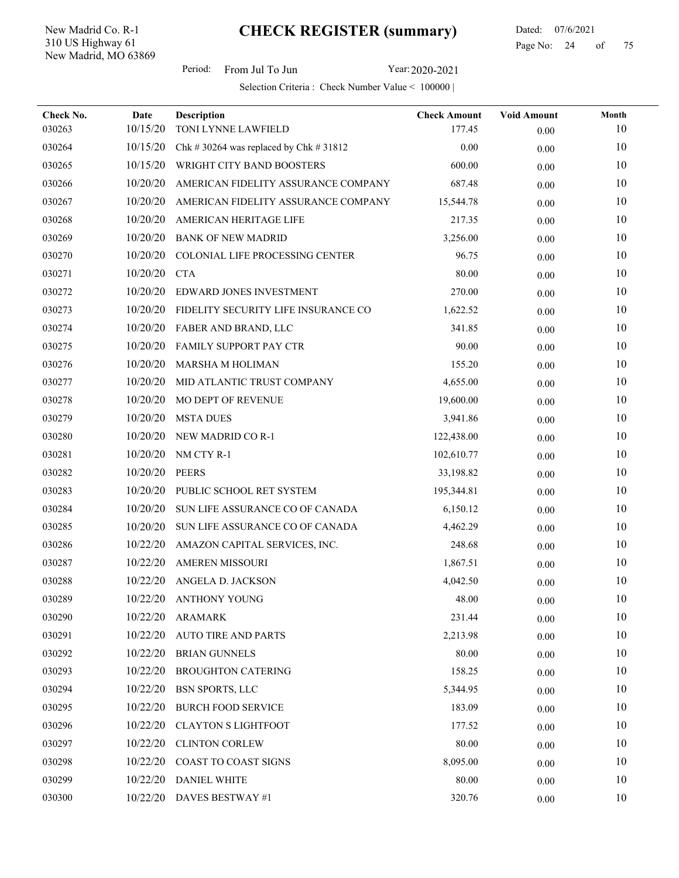New Madrid Co. R-1
310 US Highway 61
New Madrid, MO 63869

# CHECK REGISTER (summary)

Dated: 07/6/2021

Period: From Jul To Jun Year: 2020-2021

Selection Criteria : Check Number Value < 100000 |

| Check No. | Date | Description | Check Amount | Void Amount | Month |
|---|---|---|---|---|---|
| 030263 | 10/15/20 | TONI LYNNE LAWFIELD | 177.45 | 0.00 | 10 |
| 030264 | 10/15/20 | Chk # 30264 was replaced by Chk # 31812 | 0.00 | 0.00 | 10 |
| 030265 | 10/15/20 | WRIGHT CITY BAND BOOSTERS | 600.00 | 0.00 | 10 |
| 030266 | 10/20/20 | AMERICAN FIDELITY ASSURANCE COMPANY | 687.48 | 0.00 | 10 |
| 030267 | 10/20/20 | AMERICAN FIDELITY ASSURANCE COMPANY | 15,544.78 | 0.00 | 10 |
| 030268 | 10/20/20 | AMERICAN HERITAGE LIFE | 217.35 | 0.00 | 10 |
| 030269 | 10/20/20 | BANK OF NEW MADRID | 3,256.00 | 0.00 | 10 |
| 030270 | 10/20/20 | COLONIAL LIFE PROCESSING CENTER | 96.75 | 0.00 | 10 |
| 030271 | 10/20/20 | CTA | 80.00 | 0.00 | 10 |
| 030272 | 10/20/20 | EDWARD JONES INVESTMENT | 270.00 | 0.00 | 10 |
| 030273 | 10/20/20 | FIDELITY SECURITY LIFE INSURANCE CO | 1,622.52 | 0.00 | 10 |
| 030274 | 10/20/20 | FABER AND BRAND, LLC | 341.85 | 0.00 | 10 |
| 030275 | 10/20/20 | FAMILY SUPPORT PAY CTR | 90.00 | 0.00 | 10 |
| 030276 | 10/20/20 | MARSHA M HOLIMAN | 155.20 | 0.00 | 10 |
| 030277 | 10/20/20 | MID ATLANTIC TRUST COMPANY | 4,655.00 | 0.00 | 10 |
| 030278 | 10/20/20 | MO DEPT OF REVENUE | 19,600.00 | 0.00 | 10 |
| 030279 | 10/20/20 | MSTA DUES | 3,941.86 | 0.00 | 10 |
| 030280 | 10/20/20 | NEW MADRID CO R-1 | 122,438.00 | 0.00 | 10 |
| 030281 | 10/20/20 | NM CTY R-1 | 102,610.77 | 0.00 | 10 |
| 030282 | 10/20/20 | PEERS | 33,198.82 | 0.00 | 10 |
| 030283 | 10/20/20 | PUBLIC SCHOOL RET SYSTEM | 195,344.81 | 0.00 | 10 |
| 030284 | 10/20/20 | SUN LIFE ASSURANCE CO OF CANADA | 6,150.12 | 0.00 | 10 |
| 030285 | 10/20/20 | SUN LIFE ASSURANCE CO OF CANADA | 4,462.29 | 0.00 | 10 |
| 030286 | 10/22/20 | AMAZON CAPITAL SERVICES, INC. | 248.68 | 0.00 | 10 |
| 030287 | 10/22/20 | AMEREN MISSOURI | 1,867.51 | 0.00 | 10 |
| 030288 | 10/22/20 | ANGELA D. JACKSON | 4,042.50 | 0.00 | 10 |
| 030289 | 10/22/20 | ANTHONY YOUNG | 48.00 | 0.00 | 10 |
| 030290 | 10/22/20 | ARAMARK | 231.44 | 0.00 | 10 |
| 030291 | 10/22/20 | AUTO TIRE AND PARTS | 2,213.98 | 0.00 | 10 |
| 030292 | 10/22/20 | BRIAN GUNNELS | 80.00 | 0.00 | 10 |
| 030293 | 10/22/20 | BROUGHTON CATERING | 158.25 | 0.00 | 10 |
| 030294 | 10/22/20 | BSN SPORTS, LLC | 5,344.95 | 0.00 | 10 |
| 030295 | 10/22/20 | BURCH FOOD SERVICE | 183.09 | 0.00 | 10 |
| 030296 | 10/22/20 | CLAYTON S LIGHTFOOT | 177.52 | 0.00 | 10 |
| 030297 | 10/22/20 | CLINTON CORLEW | 80.00 | 0.00 | 10 |
| 030298 | 10/22/20 | COAST TO COAST SIGNS | 8,095.00 | 0.00 | 10 |
| 030299 | 10/22/20 | DANIEL WHITE | 80.00 | 0.00 | 10 |
| 030300 | 10/22/20 | DAVES BESTWAY #1 | 320.76 | 0.00 | 10 |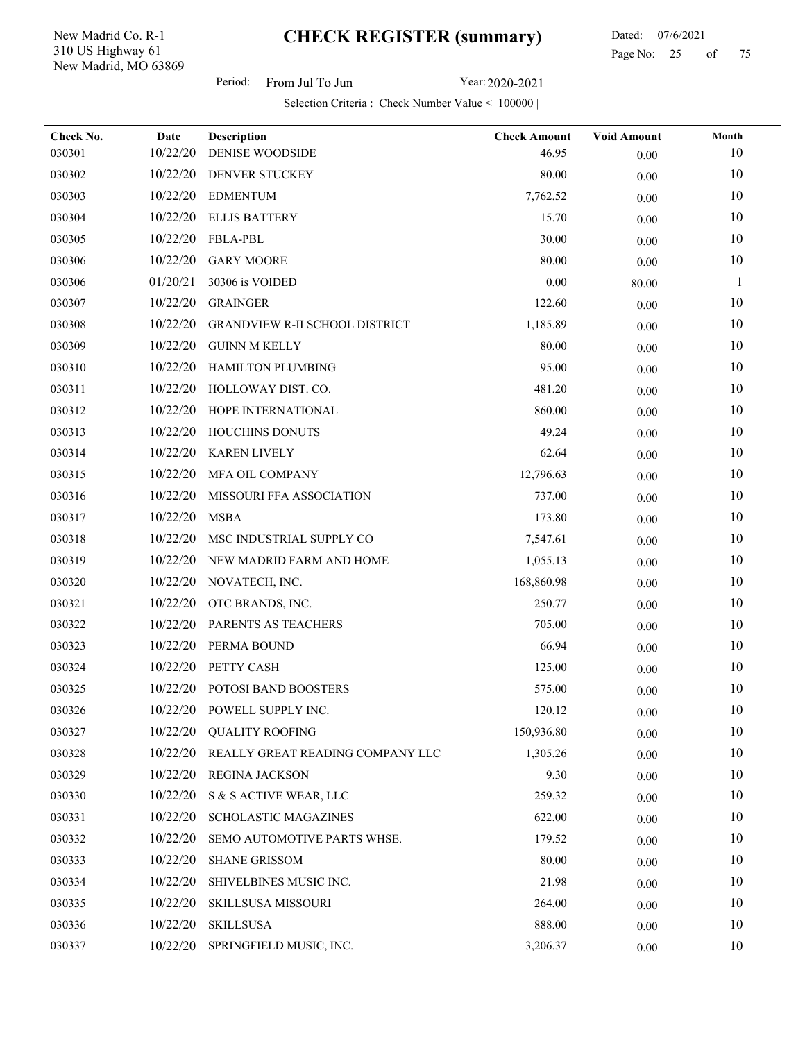New Madrid Co. R-1
310 US Highway 61
New Madrid, MO 63869

# CHECK REGISTER (summary)

Dated: 07/6/2021

Period: From Jul To Jun    Year: 2020-2021

Selection Criteria : Check Number Value < 100000 |

| Check No. | Date | Description | Check Amount | Void Amount | Month |
|---|---|---|---|---|---|
| 030301 | 10/22/20 | DENISE WOODSIDE | 46.95 | 0.00 | 10 |
| 030302 | 10/22/20 | DENVER STUCKEY | 80.00 | 0.00 | 10 |
| 030303 | 10/22/20 | EDMENTUM | 7,762.52 | 0.00 | 10 |
| 030304 | 10/22/20 | ELLIS BATTERY | 15.70 | 0.00 | 10 |
| 030305 | 10/22/20 | FBLA-PBL | 30.00 | 0.00 | 10 |
| 030306 | 10/22/20 | GARY MOORE | 80.00 | 0.00 | 10 |
| 030306 | 01/20/21 | 30306 is VOIDED | 0.00 | 80.00 | 1 |
| 030307 | 10/22/20 | GRAINGER | 122.60 | 0.00 | 10 |
| 030308 | 10/22/20 | GRANDVIEW R-II SCHOOL DISTRICT | 1,185.89 | 0.00 | 10 |
| 030309 | 10/22/20 | GUINN M KELLY | 80.00 | 0.00 | 10 |
| 030310 | 10/22/20 | HAMILTON PLUMBING | 95.00 | 0.00 | 10 |
| 030311 | 10/22/20 | HOLLOWAY DIST. CO. | 481.20 | 0.00 | 10 |
| 030312 | 10/22/20 | HOPE INTERNATIONAL | 860.00 | 0.00 | 10 |
| 030313 | 10/22/20 | HOUCHINS DONUTS | 49.24 | 0.00 | 10 |
| 030314 | 10/22/20 | KAREN LIVELY | 62.64 | 0.00 | 10 |
| 030315 | 10/22/20 | MFA OIL COMPANY | 12,796.63 | 0.00 | 10 |
| 030316 | 10/22/20 | MISSOURI FFA ASSOCIATION | 737.00 | 0.00 | 10 |
| 030317 | 10/22/20 | MSBA | 173.80 | 0.00 | 10 |
| 030318 | 10/22/20 | MSC INDUSTRIAL SUPPLY CO | 7,547.61 | 0.00 | 10 |
| 030319 | 10/22/20 | NEW MADRID FARM AND HOME | 1,055.13 | 0.00 | 10 |
| 030320 | 10/22/20 | NOVATECH, INC. | 168,860.98 | 0.00 | 10 |
| 030321 | 10/22/20 | OTC BRANDS, INC. | 250.77 | 0.00 | 10 |
| 030322 | 10/22/20 | PARENTS AS TEACHERS | 705.00 | 0.00 | 10 |
| 030323 | 10/22/20 | PERMA BOUND | 66.94 | 0.00 | 10 |
| 030324 | 10/22/20 | PETTY CASH | 125.00 | 0.00 | 10 |
| 030325 | 10/22/20 | POTOSI BAND BOOSTERS | 575.00 | 0.00 | 10 |
| 030326 | 10/22/20 | POWELL SUPPLY INC. | 120.12 | 0.00 | 10 |
| 030327 | 10/22/20 | QUALITY ROOFING | 150,936.80 | 0.00 | 10 |
| 030328 | 10/22/20 | REALLY GREAT READING COMPANY LLC | 1,305.26 | 0.00 | 10 |
| 030329 | 10/22/20 | REGINA JACKSON | 9.30 | 0.00 | 10 |
| 030330 | 10/22/20 | S & S ACTIVE WEAR, LLC | 259.32 | 0.00 | 10 |
| 030331 | 10/22/20 | SCHOLASTIC MAGAZINES | 622.00 | 0.00 | 10 |
| 030332 | 10/22/20 | SEMO AUTOMOTIVE PARTS WHSE. | 179.52 | 0.00 | 10 |
| 030333 | 10/22/20 | SHANE GRISSOM | 80.00 | 0.00 | 10 |
| 030334 | 10/22/20 | SHIVELBINES MUSIC INC. | 21.98 | 0.00 | 10 |
| 030335 | 10/22/20 | SKILLSUSA MISSOURI | 264.00 | 0.00 | 10 |
| 030336 | 10/22/20 | SKILLSUSA | 888.00 | 0.00 | 10 |
| 030337 | 10/22/20 | SPRINGFIELD MUSIC, INC. | 3,206.37 | 0.00 | 10 |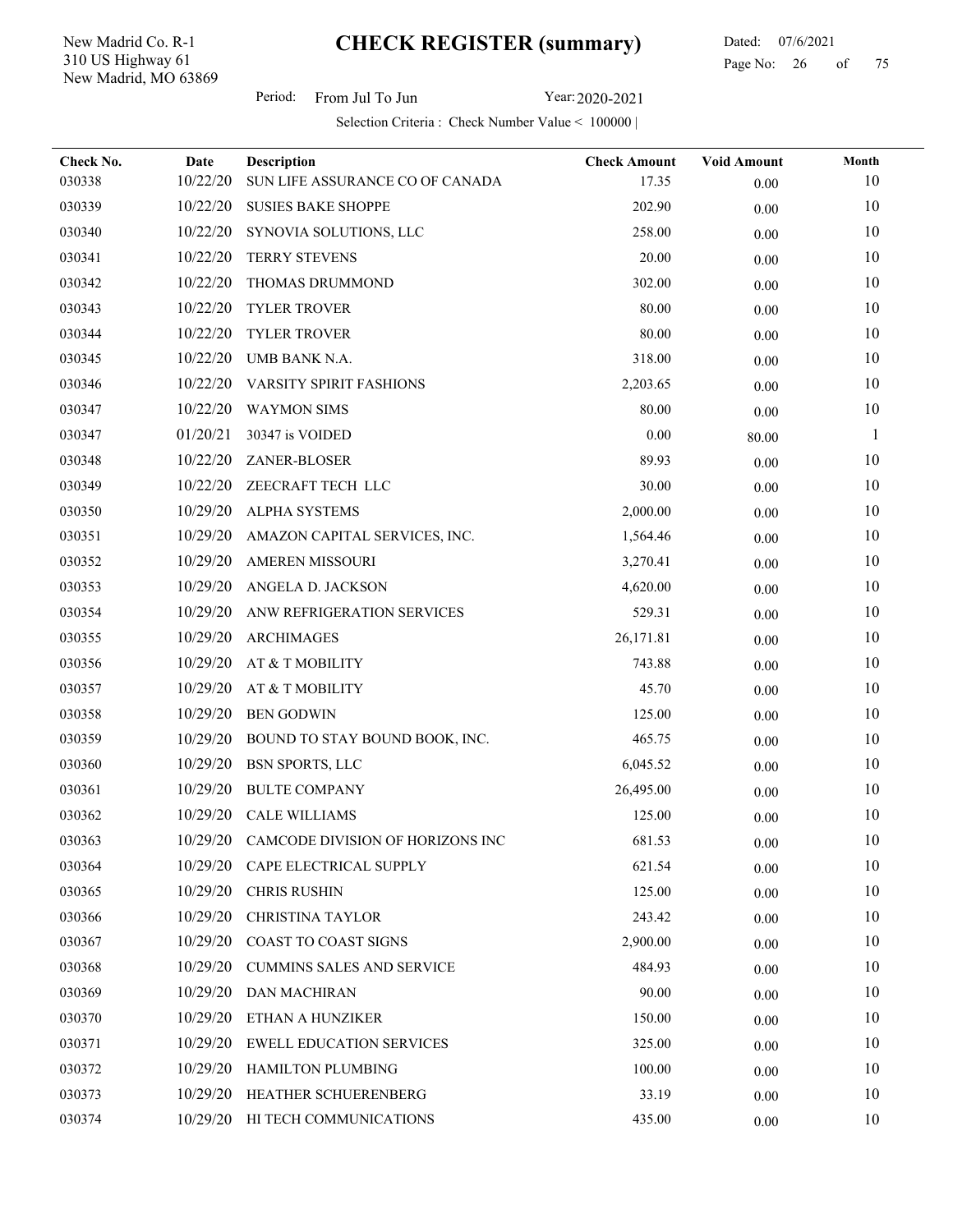New Madrid Co. R-1
310 US Highway 61
New Madrid, MO 63869

# CHECK REGISTER (summary)

Dated: 07/6/2021

Period: From Jul To Jun    Year: 2020-2021

Selection Criteria : Check Number Value < 100000 |

| Check No. | Date | Description | Check Amount | Void Amount | Month |
|---|---|---|---|---|---|
| 030338 | 10/22/20 | SUN LIFE ASSURANCE CO OF CANADA | 17.35 | 0.00 | 10 |
| 030339 | 10/22/20 | SUSIES BAKE SHOPPE | 202.90 | 0.00 | 10 |
| 030340 | 10/22/20 | SYNOVIA SOLUTIONS, LLC | 258.00 | 0.00 | 10 |
| 030341 | 10/22/20 | TERRY STEVENS | 20.00 | 0.00 | 10 |
| 030342 | 10/22/20 | THOMAS DRUMMOND | 302.00 | 0.00 | 10 |
| 030343 | 10/22/20 | TYLER TROVER | 80.00 | 0.00 | 10 |
| 030344 | 10/22/20 | TYLER TROVER | 80.00 | 0.00 | 10 |
| 030345 | 10/22/20 | UMB BANK N.A. | 318.00 | 0.00 | 10 |
| 030346 | 10/22/20 | VARSITY SPIRIT FASHIONS | 2,203.65 | 0.00 | 10 |
| 030347 | 10/22/20 | WAYMON SIMS | 80.00 | 0.00 | 10 |
| 030347 | 01/20/21 | 30347 is VOIDED | 0.00 | 80.00 | 1 |
| 030348 | 10/22/20 | ZANER-BLOSER | 89.93 | 0.00 | 10 |
| 030349 | 10/22/20 | ZEECRAFT TECH LLC | 30.00 | 0.00 | 10 |
| 030350 | 10/29/20 | ALPHA SYSTEMS | 2,000.00 | 0.00 | 10 |
| 030351 | 10/29/20 | AMAZON CAPITAL SERVICES, INC. | 1,564.46 | 0.00 | 10 |
| 030352 | 10/29/20 | AMEREN MISSOURI | 3,270.41 | 0.00 | 10 |
| 030353 | 10/29/20 | ANGELA D. JACKSON | 4,620.00 | 0.00 | 10 |
| 030354 | 10/29/20 | ANW REFRIGERATION SERVICES | 529.31 | 0.00 | 10 |
| 030355 | 10/29/20 | ARCHIMAGES | 26,171.81 | 0.00 | 10 |
| 030356 | 10/29/20 | AT & T MOBILITY | 743.88 | 0.00 | 10 |
| 030357 | 10/29/20 | AT & T MOBILITY | 45.70 | 0.00 | 10 |
| 030358 | 10/29/20 | BEN GODWIN | 125.00 | 0.00 | 10 |
| 030359 | 10/29/20 | BOUND TO STAY BOUND BOOK, INC. | 465.75 | 0.00 | 10 |
| 030360 | 10/29/20 | BSN SPORTS, LLC | 6,045.52 | 0.00 | 10 |
| 030361 | 10/29/20 | BULTE COMPANY | 26,495.00 | 0.00 | 10 |
| 030362 | 10/29/20 | CALE WILLIAMS | 125.00 | 0.00 | 10 |
| 030363 | 10/29/20 | CAMCODE DIVISION OF HORIZONS INC | 681.53 | 0.00 | 10 |
| 030364 | 10/29/20 | CAPE ELECTRICAL SUPPLY | 621.54 | 0.00 | 10 |
| 030365 | 10/29/20 | CHRIS RUSHIN | 125.00 | 0.00 | 10 |
| 030366 | 10/29/20 | CHRISTINA TAYLOR | 243.42 | 0.00 | 10 |
| 030367 | 10/29/20 | COAST TO COAST SIGNS | 2,900.00 | 0.00 | 10 |
| 030368 | 10/29/20 | CUMMINS SALES AND SERVICE | 484.93 | 0.00 | 10 |
| 030369 | 10/29/20 | DAN MACHIRAN | 90.00 | 0.00 | 10 |
| 030370 | 10/29/20 | ETHAN A HUNZIKER | 150.00 | 0.00 | 10 |
| 030371 | 10/29/20 | EWELL EDUCATION SERVICES | 325.00 | 0.00 | 10 |
| 030372 | 10/29/20 | HAMILTON PLUMBING | 100.00 | 0.00 | 10 |
| 030373 | 10/29/20 | HEATHER SCHUERENBERG | 33.19 | 0.00 | 10 |
| 030374 | 10/29/20 | HI TECH COMMUNICATIONS | 435.00 | 0.00 | 10 |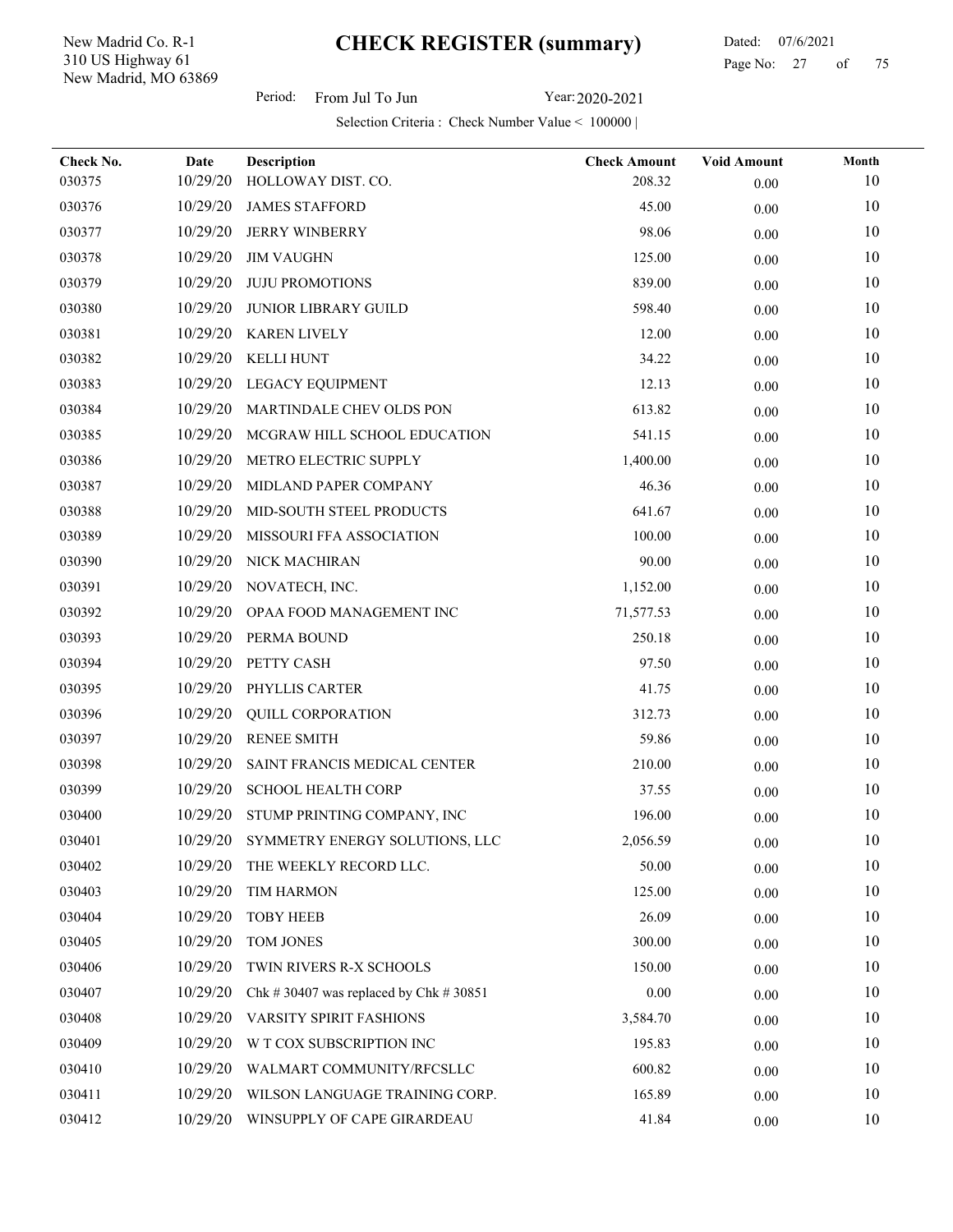New Madrid Co. R-1
310 US Highway 61
New Madrid, MO 63869

# CHECK REGISTER (summary)

Dated: 07/6/2021

Period: From Jul To Jun Year: 2020-2021

Selection Criteria : Check Number Value < 100000 |

| Check No. | Date | Description | Check Amount | Void Amount | Month |
|---|---|---|---|---|---|
| 030375 | 10/29/20 | HOLLOWAY DIST. CO. | 208.32 | 0.00 | 10 |
| 030376 | 10/29/20 | JAMES STAFFORD | 45.00 | 0.00 | 10 |
| 030377 | 10/29/20 | JERRY WINBERRY | 98.06 | 0.00 | 10 |
| 030378 | 10/29/20 | JIM VAUGHN | 125.00 | 0.00 | 10 |
| 030379 | 10/29/20 | JUJU PROMOTIONS | 839.00 | 0.00 | 10 |
| 030380 | 10/29/20 | JUNIOR LIBRARY GUILD | 598.40 | 0.00 | 10 |
| 030381 | 10/29/20 | KAREN LIVELY | 12.00 | 0.00 | 10 |
| 030382 | 10/29/20 | KELLI HUNT | 34.22 | 0.00 | 10 |
| 030383 | 10/29/20 | LEGACY EQUIPMENT | 12.13 | 0.00 | 10 |
| 030384 | 10/29/20 | MARTINDALE CHEV OLDS PON | 613.82 | 0.00 | 10 |
| 030385 | 10/29/20 | MCGRAW HILL SCHOOL EDUCATION | 541.15 | 0.00 | 10 |
| 030386 | 10/29/20 | METRO ELECTRIC SUPPLY | 1,400.00 | 0.00 | 10 |
| 030387 | 10/29/20 | MIDLAND PAPER COMPANY | 46.36 | 0.00 | 10 |
| 030388 | 10/29/20 | MID-SOUTH STEEL PRODUCTS | 641.67 | 0.00 | 10 |
| 030389 | 10/29/20 | MISSOURI FFA ASSOCIATION | 100.00 | 0.00 | 10 |
| 030390 | 10/29/20 | NICK MACHIRAN | 90.00 | 0.00 | 10 |
| 030391 | 10/29/20 | NOVATECH, INC. | 1,152.00 | 0.00 | 10 |
| 030392 | 10/29/20 | OPAA FOOD MANAGEMENT INC | 71,577.53 | 0.00 | 10 |
| 030393 | 10/29/20 | PERMA BOUND | 250.18 | 0.00 | 10 |
| 030394 | 10/29/20 | PETTY CASH | 97.50 | 0.00 | 10 |
| 030395 | 10/29/20 | PHYLLIS CARTER | 41.75 | 0.00 | 10 |
| 030396 | 10/29/20 | QUILL CORPORATION | 312.73 | 0.00 | 10 |
| 030397 | 10/29/20 | RENEE SMITH | 59.86 | 0.00 | 10 |
| 030398 | 10/29/20 | SAINT FRANCIS MEDICAL CENTER | 210.00 | 0.00 | 10 |
| 030399 | 10/29/20 | SCHOOL HEALTH CORP | 37.55 | 0.00 | 10 |
| 030400 | 10/29/20 | STUMP PRINTING COMPANY, INC | 196.00 | 0.00 | 10 |
| 030401 | 10/29/20 | SYMMETRY ENERGY SOLUTIONS, LLC | 2,056.59 | 0.00 | 10 |
| 030402 | 10/29/20 | THE WEEKLY RECORD LLC. | 50.00 | 0.00 | 10 |
| 030403 | 10/29/20 | TIM HARMON | 125.00 | 0.00 | 10 |
| 030404 | 10/29/20 | TOBY HEEB | 26.09 | 0.00 | 10 |
| 030405 | 10/29/20 | TOM JONES | 300.00 | 0.00 | 10 |
| 030406 | 10/29/20 | TWIN RIVERS R-X SCHOOLS | 150.00 | 0.00 | 10 |
| 030407 | 10/29/20 | Chk # 30407 was replaced by Chk # 30851 | 0.00 | 0.00 | 10 |
| 030408 | 10/29/20 | VARSITY SPIRIT FASHIONS | 3,584.70 | 0.00 | 10 |
| 030409 | 10/29/20 | W T COX SUBSCRIPTION INC | 195.83 | 0.00 | 10 |
| 030410 | 10/29/20 | WALMART COMMUNITY/RFCSLLC | 600.82 | 0.00 | 10 |
| 030411 | 10/29/20 | WILSON LANGUAGE TRAINING CORP. | 165.89 | 0.00 | 10 |
| 030412 | 10/29/20 | WINSUPPLY OF CAPE GIRARDEAU | 41.84 | 0.00 | 10 |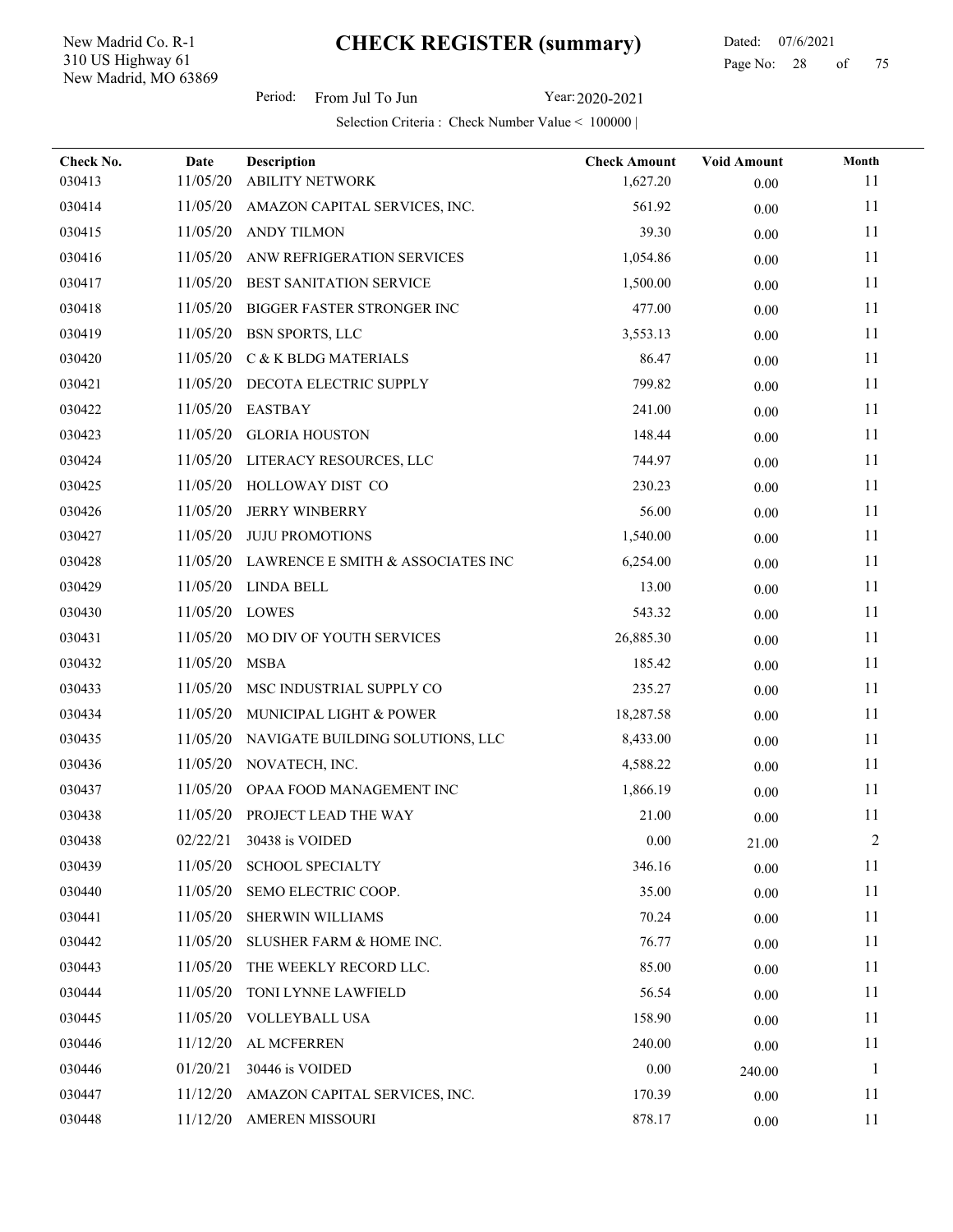New Madrid Co. R-1
310 US Highway 61
New Madrid, MO 63869

# CHECK REGISTER (summary)

Dated: 07/6/2021

Period: From Jul To Jun Year: 2020-2021

Selection Criteria : Check Number Value < 100000 |

| Check No. | Date | Description | Check Amount | Void Amount | Month |
|---|---|---|---|---|---|
| 030413 | 11/05/20 | ABILITY NETWORK | 1,627.20 | 0.00 | 11 |
| 030414 | 11/05/20 | AMAZON CAPITAL SERVICES, INC. | 561.92 | 0.00 | 11 |
| 030415 | 11/05/20 | ANDY TILMON | 39.30 | 0.00 | 11 |
| 030416 | 11/05/20 | ANW REFRIGERATION SERVICES | 1,054.86 | 0.00 | 11 |
| 030417 | 11/05/20 | BEST SANITATION SERVICE | 1,500.00 | 0.00 | 11 |
| 030418 | 11/05/20 | BIGGER FASTER STRONGER INC | 477.00 | 0.00 | 11 |
| 030419 | 11/05/20 | BSN SPORTS, LLC | 3,553.13 | 0.00 | 11 |
| 030420 | 11/05/20 | C & K BLDG MATERIALS | 86.47 | 0.00 | 11 |
| 030421 | 11/05/20 | DECOTA ELECTRIC SUPPLY | 799.82 | 0.00 | 11 |
| 030422 | 11/05/20 | EASTBAY | 241.00 | 0.00 | 11 |
| 030423 | 11/05/20 | GLORIA HOUSTON | 148.44 | 0.00 | 11 |
| 030424 | 11/05/20 | LITERACY RESOURCES, LLC | 744.97 | 0.00 | 11 |
| 030425 | 11/05/20 | HOLLOWAY DIST CO | 230.23 | 0.00 | 11 |
| 030426 | 11/05/20 | JERRY WINBERRY | 56.00 | 0.00 | 11 |
| 030427 | 11/05/20 | JUJU PROMOTIONS | 1,540.00 | 0.00 | 11 |
| 030428 | 11/05/20 | LAWRENCE E SMITH & ASSOCIATES INC | 6,254.00 | 0.00 | 11 |
| 030429 | 11/05/20 | LINDA BELL | 13.00 | 0.00 | 11 |
| 030430 | 11/05/20 | LOWES | 543.32 | 0.00 | 11 |
| 030431 | 11/05/20 | MO DIV OF YOUTH SERVICES | 26,885.30 | 0.00 | 11 |
| 030432 | 11/05/20 | MSBA | 185.42 | 0.00 | 11 |
| 030433 | 11/05/20 | MSC INDUSTRIAL SUPPLY CO | 235.27 | 0.00 | 11 |
| 030434 | 11/05/20 | MUNICIPAL LIGHT & POWER | 18,287.58 | 0.00 | 11 |
| 030435 | 11/05/20 | NAVIGATE BUILDING SOLUTIONS, LLC | 8,433.00 | 0.00 | 11 |
| 030436 | 11/05/20 | NOVATECH, INC. | 4,588.22 | 0.00 | 11 |
| 030437 | 11/05/20 | OPAA FOOD MANAGEMENT INC | 1,866.19 | 0.00 | 11 |
| 030438 | 11/05/20 | PROJECT LEAD THE WAY | 21.00 | 0.00 | 11 |
| 030438 | 02/22/21 | 30438 is VOIDED | 0.00 | 21.00 | 2 |
| 030439 | 11/05/20 | SCHOOL SPECIALTY | 346.16 | 0.00 | 11 |
| 030440 | 11/05/20 | SEMO ELECTRIC COOP. | 35.00 | 0.00 | 11 |
| 030441 | 11/05/20 | SHERWIN WILLIAMS | 70.24 | 0.00 | 11 |
| 030442 | 11/05/20 | SLUSHER FARM & HOME INC. | 76.77 | 0.00 | 11 |
| 030443 | 11/05/20 | THE WEEKLY RECORD LLC. | 85.00 | 0.00 | 11 |
| 030444 | 11/05/20 | TONI LYNNE LAWFIELD | 56.54 | 0.00 | 11 |
| 030445 | 11/05/20 | VOLLEYBALL USA | 158.90 | 0.00 | 11 |
| 030446 | 11/12/20 | AL MCFERREN | 240.00 | 0.00 | 11 |
| 030446 | 01/20/21 | 30446 is VOIDED | 0.00 | 240.00 | 1 |
| 030447 | 11/12/20 | AMAZON CAPITAL SERVICES, INC. | 170.39 | 0.00 | 11 |
| 030448 | 11/12/20 | AMEREN MISSOURI | 878.17 | 0.00 | 11 |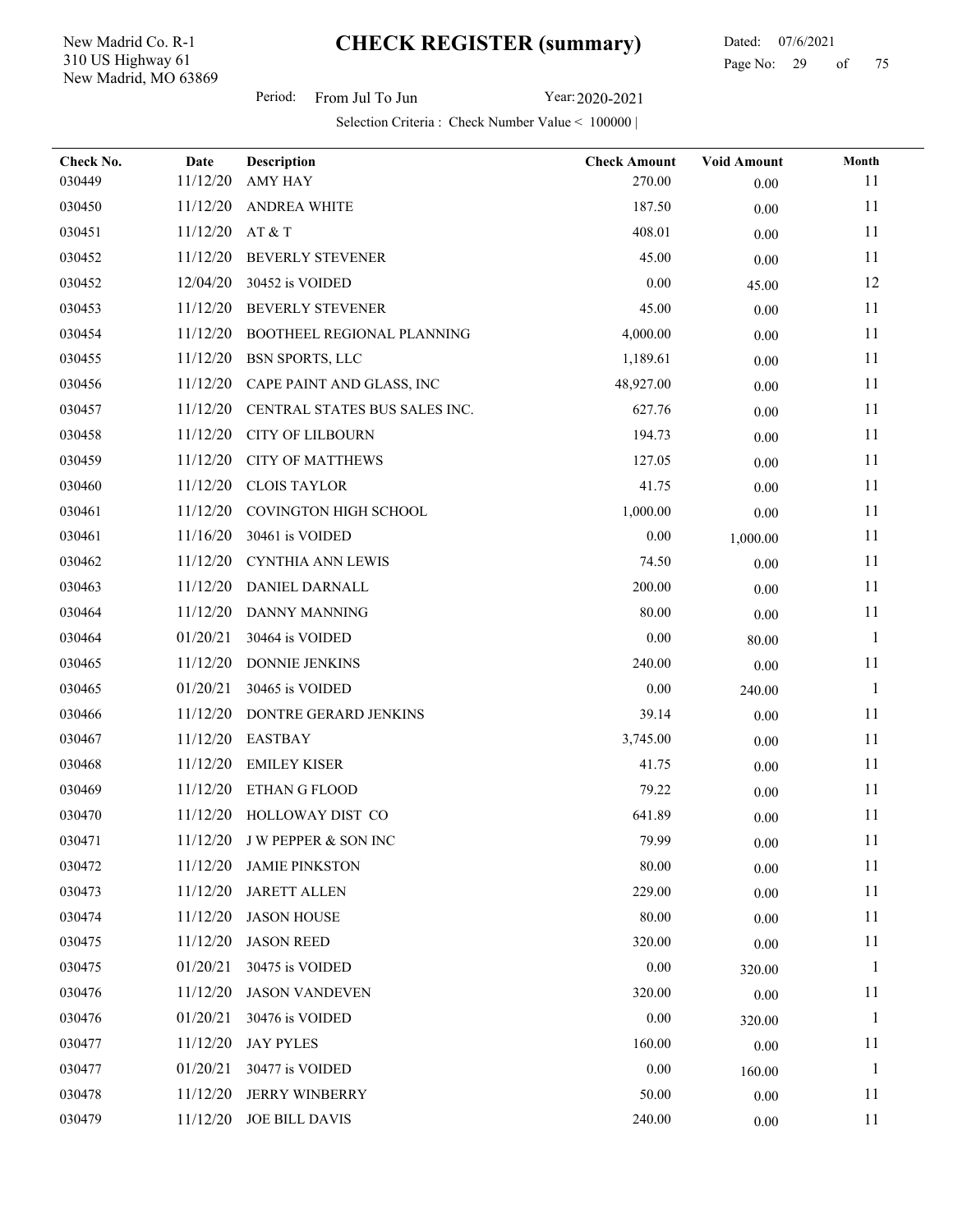New Madrid Co. R-1
310 US Highway 61
New Madrid, MO 63869

# CHECK REGISTER (summary)

Dated: 07/6/2021

Period: From Jul To Jun Year: 2020-2021

Selection Criteria : Check Number Value < 100000 |

| Check No. | Date | Description | Check Amount | Void Amount | Month |
|---|---|---|---|---|---|
| 030449 | 11/12/20 | AMY HAY | 270.00 | 0.00 | 11 |
| 030450 | 11/12/20 | ANDREA WHITE | 187.50 | 0.00 | 11 |
| 030451 | 11/12/20 | AT & T | 408.01 | 0.00 | 11 |
| 030452 | 11/12/20 | BEVERLY STEVENER | 45.00 | 0.00 | 11 |
| 030452 | 12/04/20 | 30452 is VOIDED | 0.00 | 45.00 | 12 |
| 030453 | 11/12/20 | BEVERLY STEVENER | 45.00 | 0.00 | 11 |
| 030454 | 11/12/20 | BOOTHEEL REGIONAL PLANNING | 4,000.00 | 0.00 | 11 |
| 030455 | 11/12/20 | BSN SPORTS, LLC | 1,189.61 | 0.00 | 11 |
| 030456 | 11/12/20 | CAPE PAINT AND GLASS, INC | 48,927.00 | 0.00 | 11 |
| 030457 | 11/12/20 | CENTRAL STATES BUS SALES INC. | 627.76 | 0.00 | 11 |
| 030458 | 11/12/20 | CITY OF LILBOURN | 194.73 | 0.00 | 11 |
| 030459 | 11/12/20 | CITY OF MATTHEWS | 127.05 | 0.00 | 11 |
| 030460 | 11/12/20 | CLOIS TAYLOR | 41.75 | 0.00 | 11 |
| 030461 | 11/12/20 | COVINGTON HIGH SCHOOL | 1,000.00 | 0.00 | 11 |
| 030461 | 11/16/20 | 30461 is VOIDED | 0.00 | 1,000.00 | 11 |
| 030462 | 11/12/20 | CYNTHIA ANN LEWIS | 74.50 | 0.00 | 11 |
| 030463 | 11/12/20 | DANIEL DARNALL | 200.00 | 0.00 | 11 |
| 030464 | 11/12/20 | DANNY MANNING | 80.00 | 0.00 | 11 |
| 030464 | 01/20/21 | 30464 is VOIDED | 0.00 | 80.00 | 1 |
| 030465 | 11/12/20 | DONNIE JENKINS | 240.00 | 0.00 | 11 |
| 030465 | 01/20/21 | 30465 is VOIDED | 0.00 | 240.00 | 1 |
| 030466 | 11/12/20 | DONTRE GERARD JENKINS | 39.14 | 0.00 | 11 |
| 030467 | 11/12/20 | EASTBAY | 3,745.00 | 0.00 | 11 |
| 030468 | 11/12/20 | EMILEY KISER | 41.75 | 0.00 | 11 |
| 030469 | 11/12/20 | ETHAN G FLOOD | 79.22 | 0.00 | 11 |
| 030470 | 11/12/20 | HOLLOWAY DIST CO | 641.89 | 0.00 | 11 |
| 030471 | 11/12/20 | J W PEPPER & SON INC | 79.99 | 0.00 | 11 |
| 030472 | 11/12/20 | JAMIE PINKSTON | 80.00 | 0.00 | 11 |
| 030473 | 11/12/20 | JARETT ALLEN | 229.00 | 0.00 | 11 |
| 030474 | 11/12/20 | JASON HOUSE | 80.00 | 0.00 | 11 |
| 030475 | 11/12/20 | JASON REED | 320.00 | 0.00 | 11 |
| 030475 | 01/20/21 | 30475 is VOIDED | 0.00 | 320.00 | 1 |
| 030476 | 11/12/20 | JASON VANDEVEN | 320.00 | 0.00 | 11 |
| 030476 | 01/20/21 | 30476 is VOIDED | 0.00 | 320.00 | 1 |
| 030477 | 11/12/20 | JAY PYLES | 160.00 | 0.00 | 11 |
| 030477 | 01/20/21 | 30477 is VOIDED | 0.00 | 160.00 | 1 |
| 030478 | 11/12/20 | JERRY WINBERRY | 50.00 | 0.00 | 11 |
| 030479 | 11/12/20 | JOE BILL DAVIS | 240.00 | 0.00 | 11 |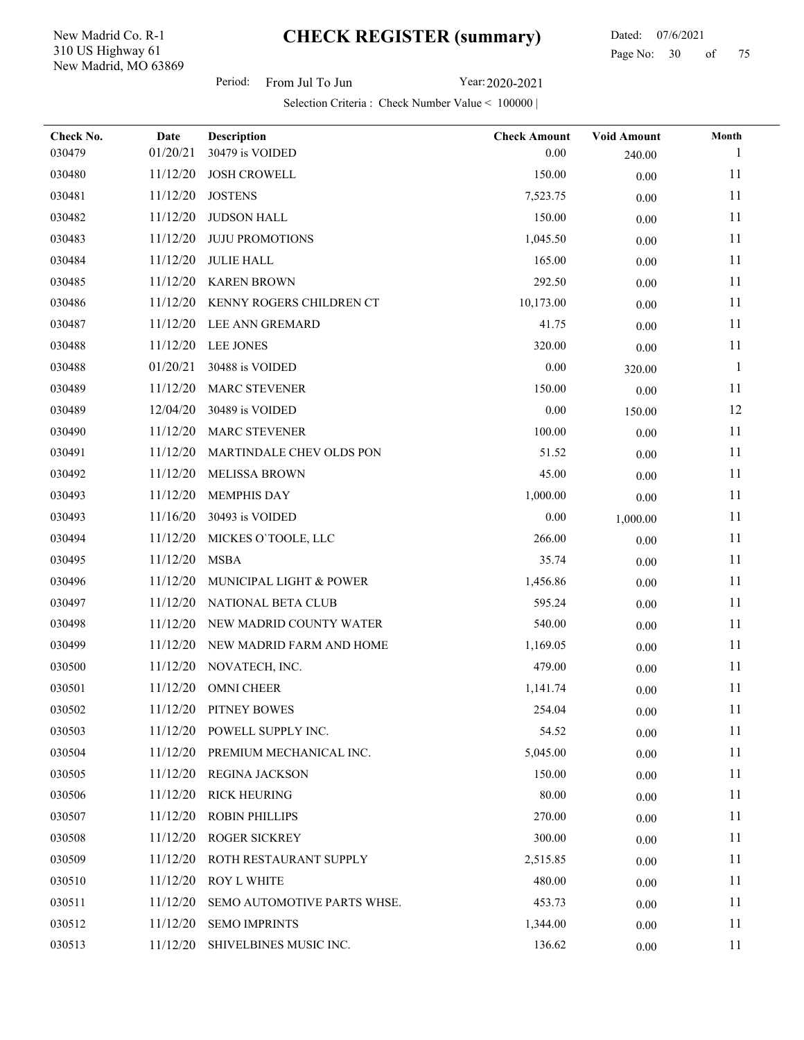New Madrid Co. R-1
310 US Highway 61
New Madrid, MO 63869

# CHECK REGISTER (summary)

Dated: 07/6/2021

Period: From Jul To Jun    Year: 2020-2021

Selection Criteria : Check Number Value < 100000 |

| Check No. | Date | Description | Check Amount | Void Amount | Month |
|---|---|---|---|---|---|
| 030479 | 01/20/21 | 30479 is VOIDED | 0.00 | 240.00 | 1 |
| 030480 | 11/12/20 | JOSH CROWELL | 150.00 | 0.00 | 11 |
| 030481 | 11/12/20 | JOSTENS | 7,523.75 | 0.00 | 11 |
| 030482 | 11/12/20 | JUDSON HALL | 150.00 | 0.00 | 11 |
| 030483 | 11/12/20 | JUJU PROMOTIONS | 1,045.50 | 0.00 | 11 |
| 030484 | 11/12/20 | JULIE HALL | 165.00 | 0.00 | 11 |
| 030485 | 11/12/20 | KAREN BROWN | 292.50 | 0.00 | 11 |
| 030486 | 11/12/20 | KENNY ROGERS CHILDREN CT | 10,173.00 | 0.00 | 11 |
| 030487 | 11/12/20 | LEE ANN GREMARD | 41.75 | 0.00 | 11 |
| 030488 | 11/12/20 | LEE JONES | 320.00 | 0.00 | 11 |
| 030488 | 01/20/21 | 30488 is VOIDED | 0.00 | 320.00 | 1 |
| 030489 | 11/12/20 | MARC STEVENER | 150.00 | 0.00 | 11 |
| 030489 | 12/04/20 | 30489 is VOIDED | 0.00 | 150.00 | 12 |
| 030490 | 11/12/20 | MARC STEVENER | 100.00 | 0.00 | 11 |
| 030491 | 11/12/20 | MARTINDALE CHEV OLDS PON | 51.52 | 0.00 | 11 |
| 030492 | 11/12/20 | MELISSA BROWN | 45.00 | 0.00 | 11 |
| 030493 | 11/12/20 | MEMPHIS DAY | 1,000.00 | 0.00 | 11 |
| 030493 | 11/16/20 | 30493 is VOIDED | 0.00 | 1,000.00 | 11 |
| 030494 | 11/12/20 | MICKES O`TOOLE, LLC | 266.00 | 0.00 | 11 |
| 030495 | 11/12/20 | MSBA | 35.74 | 0.00 | 11 |
| 030496 | 11/12/20 | MUNICIPAL LIGHT & POWER | 1,456.86 | 0.00 | 11 |
| 030497 | 11/12/20 | NATIONAL BETA CLUB | 595.24 | 0.00 | 11 |
| 030498 | 11/12/20 | NEW MADRID COUNTY WATER | 540.00 | 0.00 | 11 |
| 030499 | 11/12/20 | NEW MADRID FARM AND HOME | 1,169.05 | 0.00 | 11 |
| 030500 | 11/12/20 | NOVATECH, INC. | 479.00 | 0.00 | 11 |
| 030501 | 11/12/20 | OMNI CHEER | 1,141.74 | 0.00 | 11 |
| 030502 | 11/12/20 | PITNEY BOWES | 254.04 | 0.00 | 11 |
| 030503 | 11/12/20 | POWELL SUPPLY INC. | 54.52 | 0.00 | 11 |
| 030504 | 11/12/20 | PREMIUM MECHANICAL INC. | 5,045.00 | 0.00 | 11 |
| 030505 | 11/12/20 | REGINA JACKSON | 150.00 | 0.00 | 11 |
| 030506 | 11/12/20 | RICK HEURING | 80.00 | 0.00 | 11 |
| 030507 | 11/12/20 | ROBIN PHILLIPS | 270.00 | 0.00 | 11 |
| 030508 | 11/12/20 | ROGER SICKREY | 300.00 | 0.00 | 11 |
| 030509 | 11/12/20 | ROTH RESTAURANT SUPPLY | 2,515.85 | 0.00 | 11 |
| 030510 | 11/12/20 | ROY L WHITE | 480.00 | 0.00 | 11 |
| 030511 | 11/12/20 | SEMO AUTOMOTIVE PARTS WHSE. | 453.73 | 0.00 | 11 |
| 030512 | 11/12/20 | SEMO IMPRINTS | 1,344.00 | 0.00 | 11 |
| 030513 | 11/12/20 | SHIVELBINES MUSIC INC. | 136.62 | 0.00 | 11 |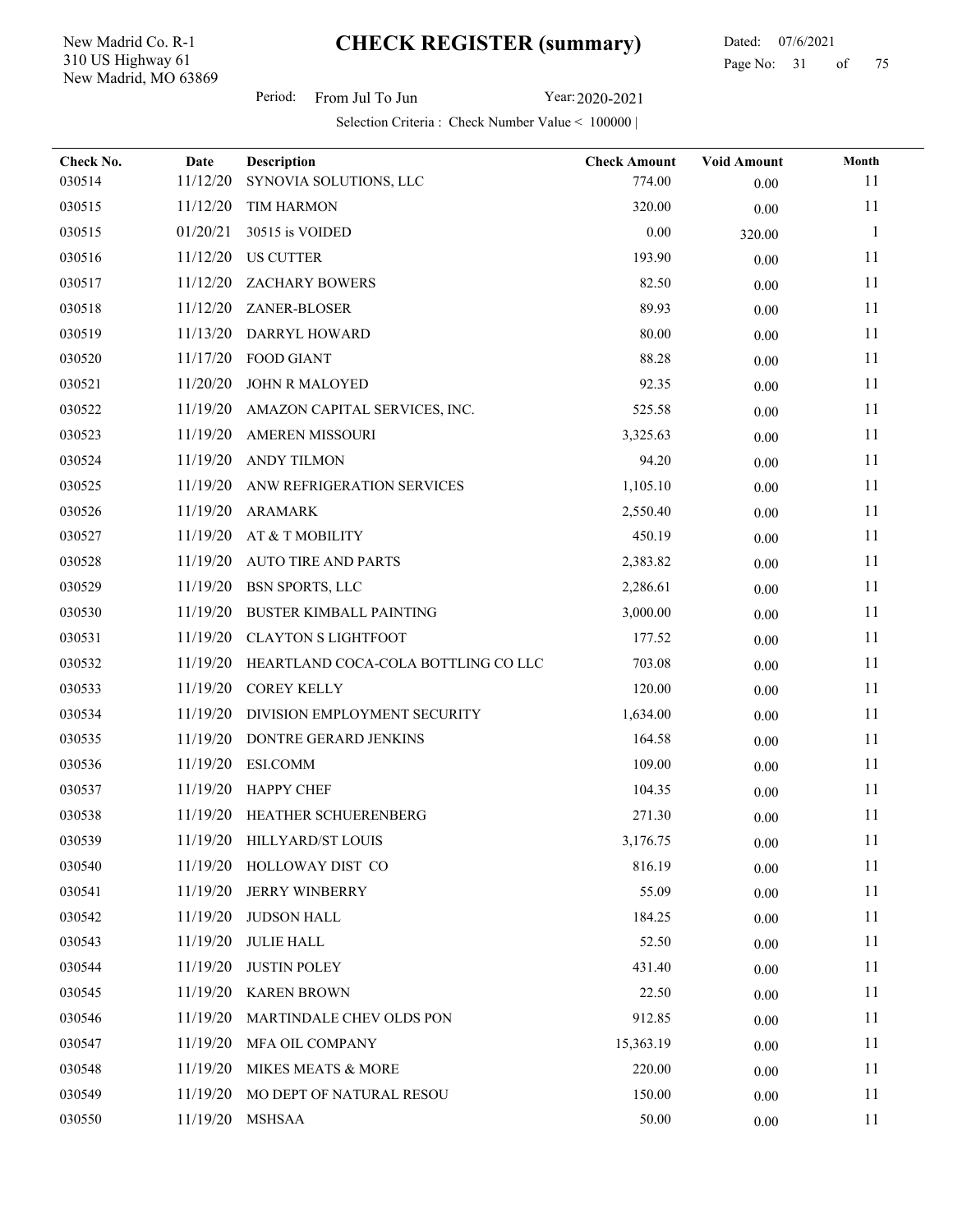New Madrid Co. R-1
310 US Highway 61
New Madrid, MO 63869

# CHECK REGISTER (summary)

Dated: 07/6/2021

Period: From Jul To Jun Year: 2020-2021

Selection Criteria : Check Number Value < 100000 |

| Check No. | Date | Description | Check Amount | Void Amount | Month |
|---|---|---|---|---|---|
| 030514 | 11/12/20 | SYNOVIA SOLUTIONS, LLC | 774.00 | 0.00 | 11 |
| 030515 | 11/12/20 | TIM HARMON | 320.00 | 0.00 | 11 |
| 030515 | 01/20/21 | 30515 is VOIDED | 0.00 | 320.00 | 1 |
| 030516 | 11/12/20 | US CUTTER | 193.90 | 0.00 | 11 |
| 030517 | 11/12/20 | ZACHARY BOWERS | 82.50 | 0.00 | 11 |
| 030518 | 11/12/20 | ZANER-BLOSER | 89.93 | 0.00 | 11 |
| 030519 | 11/13/20 | DARRYL HOWARD | 80.00 | 0.00 | 11 |
| 030520 | 11/17/20 | FOOD GIANT | 88.28 | 0.00 | 11 |
| 030521 | 11/20/20 | JOHN R MALOYED | 92.35 | 0.00 | 11 |
| 030522 | 11/19/20 | AMAZON CAPITAL SERVICES, INC. | 525.58 | 0.00 | 11 |
| 030523 | 11/19/20 | AMEREN MISSOURI | 3,325.63 | 0.00 | 11 |
| 030524 | 11/19/20 | ANDY TILMON | 94.20 | 0.00 | 11 |
| 030525 | 11/19/20 | ANW REFRIGERATION SERVICES | 1,105.10 | 0.00 | 11 |
| 030526 | 11/19/20 | ARAMARK | 2,550.40 | 0.00 | 11 |
| 030527 | 11/19/20 | AT & T MOBILITY | 450.19 | 0.00 | 11 |
| 030528 | 11/19/20 | AUTO TIRE AND PARTS | 2,383.82 | 0.00 | 11 |
| 030529 | 11/19/20 | BSN SPORTS, LLC | 2,286.61 | 0.00 | 11 |
| 030530 | 11/19/20 | BUSTER KIMBALL PAINTING | 3,000.00 | 0.00 | 11 |
| 030531 | 11/19/20 | CLAYTON S LIGHTFOOT | 177.52 | 0.00 | 11 |
| 030532 | 11/19/20 | HEARTLAND COCA-COLA BOTTLING CO LLC | 703.08 | 0.00 | 11 |
| 030533 | 11/19/20 | COREY KELLY | 120.00 | 0.00 | 11 |
| 030534 | 11/19/20 | DIVISION EMPLOYMENT SECURITY | 1,634.00 | 0.00 | 11 |
| 030535 | 11/19/20 | DONTRE GERARD JENKINS | 164.58 | 0.00 | 11 |
| 030536 | 11/19/20 | ESI.COMM | 109.00 | 0.00 | 11 |
| 030537 | 11/19/20 | HAPPY CHEF | 104.35 | 0.00 | 11 |
| 030538 | 11/19/20 | HEATHER SCHUERENBERG | 271.30 | 0.00 | 11 |
| 030539 | 11/19/20 | HILLYARD/ST LOUIS | 3,176.75 | 0.00 | 11 |
| 030540 | 11/19/20 | HOLLOWAY DIST CO | 816.19 | 0.00 | 11 |
| 030541 | 11/19/20 | JERRY WINBERRY | 55.09 | 0.00 | 11 |
| 030542 | 11/19/20 | JUDSON HALL | 184.25 | 0.00 | 11 |
| 030543 | 11/19/20 | JULIE HALL | 52.50 | 0.00 | 11 |
| 030544 | 11/19/20 | JUSTIN POLEY | 431.40 | 0.00 | 11 |
| 030545 | 11/19/20 | KAREN BROWN | 22.50 | 0.00 | 11 |
| 030546 | 11/19/20 | MARTINDALE CHEV OLDS PON | 912.85 | 0.00 | 11 |
| 030547 | 11/19/20 | MFA OIL COMPANY | 15,363.19 | 0.00 | 11 |
| 030548 | 11/19/20 | MIKES MEATS & MORE | 220.00 | 0.00 | 11 |
| 030549 | 11/19/20 | MO DEPT OF NATURAL RESOU | 150.00 | 0.00 | 11 |
| 030550 | 11/19/20 | MSHSAA | 50.00 | 0.00 | 11 |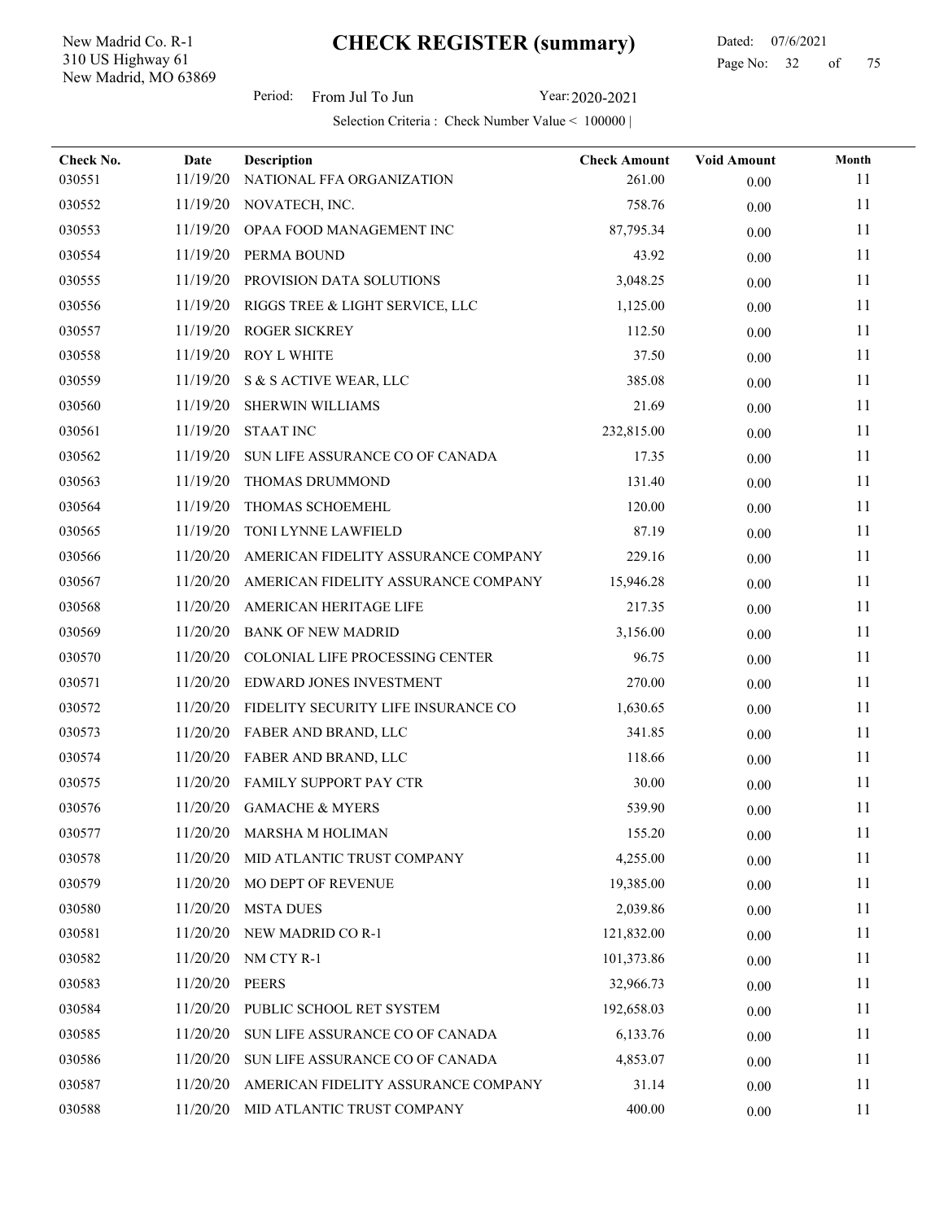New Madrid Co. R-1
310 US Highway 61
New Madrid, MO 63869

# CHECK REGISTER (summary)

Dated: 07/6/2021

Period: From Jul To Jun    Year: 2020-2021

Selection Criteria : Check Number Value < 100000 |

| Check No. | Date | Description | Check Amount | Void Amount | Month |
|---|---|---|---|---|---|
| 030551 | 11/19/20 | NATIONAL FFA ORGANIZATION | 261.00 | 0.00 | 11 |
| 030552 | 11/19/20 | NOVATECH, INC. | 758.76 | 0.00 | 11 |
| 030553 | 11/19/20 | OPAA FOOD MANAGEMENT INC | 87,795.34 | 0.00 | 11 |
| 030554 | 11/19/20 | PERMA BOUND | 43.92 | 0.00 | 11 |
| 030555 | 11/19/20 | PROVISION DATA SOLUTIONS | 3,048.25 | 0.00 | 11 |
| 030556 | 11/19/20 | RIGGS TREE & LIGHT SERVICE, LLC | 1,125.00 | 0.00 | 11 |
| 030557 | 11/19/20 | ROGER SICKREY | 112.50 | 0.00 | 11 |
| 030558 | 11/19/20 | ROY L WHITE | 37.50 | 0.00 | 11 |
| 030559 | 11/19/20 | S & S ACTIVE WEAR, LLC | 385.08 | 0.00 | 11 |
| 030560 | 11/19/20 | SHERWIN WILLIAMS | 21.69 | 0.00 | 11 |
| 030561 | 11/19/20 | STAAT INC | 232,815.00 | 0.00 | 11 |
| 030562 | 11/19/20 | SUN LIFE ASSURANCE CO OF CANADA | 17.35 | 0.00 | 11 |
| 030563 | 11/19/20 | THOMAS DRUMMOND | 131.40 | 0.00 | 11 |
| 030564 | 11/19/20 | THOMAS SCHOEMEHL | 120.00 | 0.00 | 11 |
| 030565 | 11/19/20 | TONI LYNNE LAWFIELD | 87.19 | 0.00 | 11 |
| 030566 | 11/20/20 | AMERICAN FIDELITY ASSURANCE COMPANY | 229.16 | 0.00 | 11 |
| 030567 | 11/20/20 | AMERICAN FIDELITY ASSURANCE COMPANY | 15,946.28 | 0.00 | 11 |
| 030568 | 11/20/20 | AMERICAN HERITAGE LIFE | 217.35 | 0.00 | 11 |
| 030569 | 11/20/20 | BANK OF NEW MADRID | 3,156.00 | 0.00 | 11 |
| 030570 | 11/20/20 | COLONIAL LIFE PROCESSING CENTER | 96.75 | 0.00 | 11 |
| 030571 | 11/20/20 | EDWARD JONES INVESTMENT | 270.00 | 0.00 | 11 |
| 030572 | 11/20/20 | FIDELITY SECURITY LIFE INSURANCE CO | 1,630.65 | 0.00 | 11 |
| 030573 | 11/20/20 | FABER AND BRAND, LLC | 341.85 | 0.00 | 11 |
| 030574 | 11/20/20 | FABER AND BRAND, LLC | 118.66 | 0.00 | 11 |
| 030575 | 11/20/20 | FAMILY SUPPORT PAY CTR | 30.00 | 0.00 | 11 |
| 030576 | 11/20/20 | GAMACHE & MYERS | 539.90 | 0.00 | 11 |
| 030577 | 11/20/20 | MARSHA M HOLIMAN | 155.20 | 0.00 | 11 |
| 030578 | 11/20/20 | MID ATLANTIC TRUST COMPANY | 4,255.00 | 0.00 | 11 |
| 030579 | 11/20/20 | MO DEPT OF REVENUE | 19,385.00 | 0.00 | 11 |
| 030580 | 11/20/20 | MSTA DUES | 2,039.86 | 0.00 | 11 |
| 030581 | 11/20/20 | NEW MADRID CO R-1 | 121,832.00 | 0.00 | 11 |
| 030582 | 11/20/20 | NM CTY R-1 | 101,373.86 | 0.00 | 11 |
| 030583 | 11/20/20 | PEERS | 32,966.73 | 0.00 | 11 |
| 030584 | 11/20/20 | PUBLIC SCHOOL RET SYSTEM | 192,658.03 | 0.00 | 11 |
| 030585 | 11/20/20 | SUN LIFE ASSURANCE CO OF CANADA | 6,133.76 | 0.00 | 11 |
| 030586 | 11/20/20 | SUN LIFE ASSURANCE CO OF CANADA | 4,853.07 | 0.00 | 11 |
| 030587 | 11/20/20 | AMERICAN FIDELITY ASSURANCE COMPANY | 31.14 | 0.00 | 11 |
| 030588 | 11/20/20 | MID ATLANTIC TRUST COMPANY | 400.00 | 0.00 | 11 |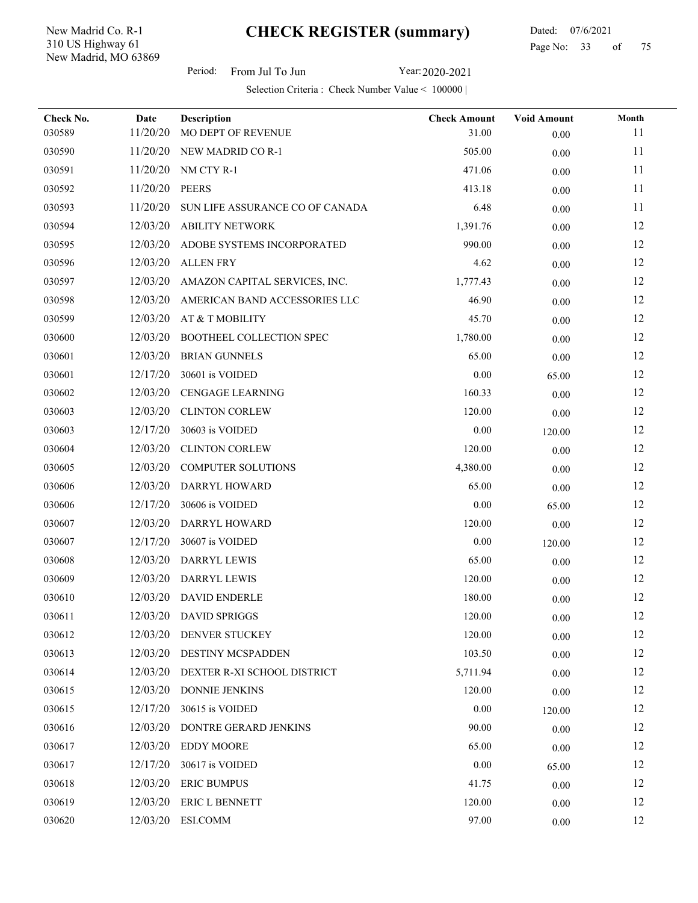New Madrid Co. R-1
310 US Highway 61
New Madrid, MO 63869

# CHECK REGISTER (summary)

Dated: 07/6/2021

Period: From Jul To Jun Year: 2020-2021

Selection Criteria : Check Number Value < 100000 |

| Check No. | Date | Description | Check Amount | Void Amount | Month |
|---|---|---|---|---|---|
| 030589 | 11/20/20 | MO DEPT OF REVENUE | 31.00 | 0.00 | 11 |
| 030590 | 11/20/20 | NEW MADRID CO R-1 | 505.00 | 0.00 | 11 |
| 030591 | 11/20/20 | NM CTY R-1 | 471.06 | 0.00 | 11 |
| 030592 | 11/20/20 | PEERS | 413.18 | 0.00 | 11 |
| 030593 | 11/20/20 | SUN LIFE ASSURANCE CO OF CANADA | 6.48 | 0.00 | 11 |
| 030594 | 12/03/20 | ABILITY NETWORK | 1,391.76 | 0.00 | 12 |
| 030595 | 12/03/20 | ADOBE SYSTEMS INCORPORATED | 990.00 | 0.00 | 12 |
| 030596 | 12/03/20 | ALLEN FRY | 4.62 | 0.00 | 12 |
| 030597 | 12/03/20 | AMAZON CAPITAL SERVICES, INC. | 1,777.43 | 0.00 | 12 |
| 030598 | 12/03/20 | AMERICAN BAND ACCESSORIES LLC | 46.90 | 0.00 | 12 |
| 030599 | 12/03/20 | AT & T MOBILITY | 45.70 | 0.00 | 12 |
| 030600 | 12/03/20 | BOOTHEEL COLLECTION SPEC | 1,780.00 | 0.00 | 12 |
| 030601 | 12/03/20 | BRIAN GUNNELS | 65.00 | 0.00 | 12 |
| 030601 | 12/17/20 | 30601 is VOIDED | 0.00 | 65.00 | 12 |
| 030602 | 12/03/20 | CENGAGE LEARNING | 160.33 | 0.00 | 12 |
| 030603 | 12/03/20 | CLINTON CORLEW | 120.00 | 0.00 | 12 |
| 030603 | 12/17/20 | 30603 is VOIDED | 0.00 | 120.00 | 12 |
| 030604 | 12/03/20 | CLINTON CORLEW | 120.00 | 0.00 | 12 |
| 030605 | 12/03/20 | COMPUTER SOLUTIONS | 4,380.00 | 0.00 | 12 |
| 030606 | 12/03/20 | DARRYL HOWARD | 65.00 | 0.00 | 12 |
| 030606 | 12/17/20 | 30606 is VOIDED | 0.00 | 65.00 | 12 |
| 030607 | 12/03/20 | DARRYL HOWARD | 120.00 | 0.00 | 12 |
| 030607 | 12/17/20 | 30607 is VOIDED | 0.00 | 120.00 | 12 |
| 030608 | 12/03/20 | DARRYL LEWIS | 65.00 | 0.00 | 12 |
| 030609 | 12/03/20 | DARRYL LEWIS | 120.00 | 0.00 | 12 |
| 030610 | 12/03/20 | DAVID ENDERLE | 180.00 | 0.00 | 12 |
| 030611 | 12/03/20 | DAVID SPRIGGS | 120.00 | 0.00 | 12 |
| 030612 | 12/03/20 | DENVER STUCKEY | 120.00 | 0.00 | 12 |
| 030613 | 12/03/20 | DESTINY MCSPADDEN | 103.50 | 0.00 | 12 |
| 030614 | 12/03/20 | DEXTER R-XI SCHOOL DISTRICT | 5,711.94 | 0.00 | 12 |
| 030615 | 12/03/20 | DONNIE JENKINS | 120.00 | 0.00 | 12 |
| 030615 | 12/17/20 | 30615 is VOIDED | 0.00 | 120.00 | 12 |
| 030616 | 12/03/20 | DONTRE GERARD JENKINS | 90.00 | 0.00 | 12 |
| 030617 | 12/03/20 | EDDY MOORE | 65.00 | 0.00 | 12 |
| 030617 | 12/17/20 | 30617 is VOIDED | 0.00 | 65.00 | 12 |
| 030618 | 12/03/20 | ERIC BUMPUS | 41.75 | 0.00 | 12 |
| 030619 | 12/03/20 | ERIC L BENNETT | 120.00 | 0.00 | 12 |
| 030620 | 12/03/20 | ESI.COMM | 97.00 | 0.00 | 12 |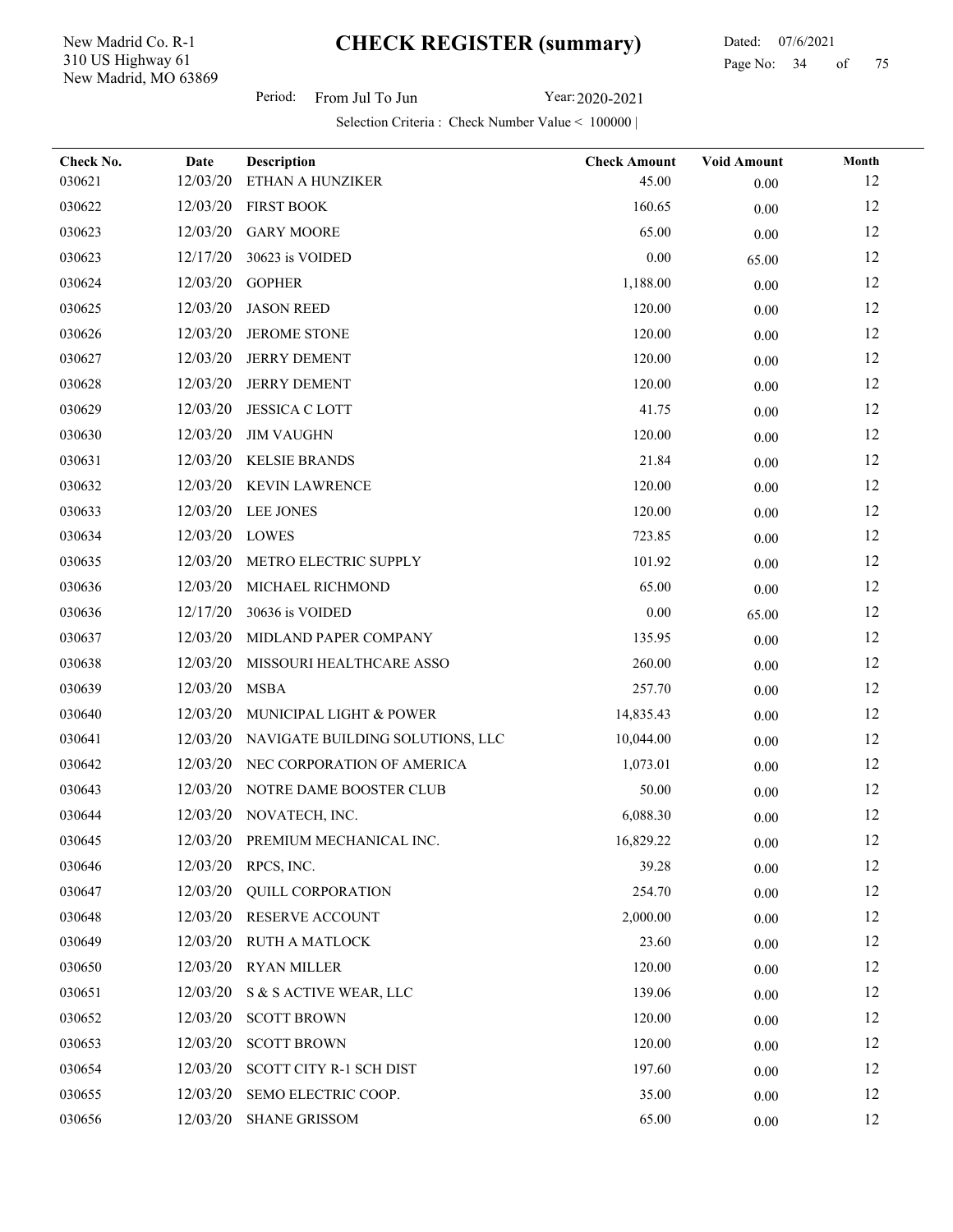New Madrid Co. R-1
310 US Highway 61
New Madrid, MO 63869

# CHECK REGISTER (summary)

Dated: 07/6/2021

Period: From Jul To Jun Year: 2020-2021

Selection Criteria : Check Number Value < 100000 |

| Check No. | Date | Description | Check Amount | Void Amount | Month |
|---|---|---|---|---|---|
| 030621 | 12/03/20 | ETHAN A HUNZIKER | 45.00 | 0.00 | 12 |
| 030622 | 12/03/20 | FIRST BOOK | 160.65 | 0.00 | 12 |
| 030623 | 12/03/20 | GARY MOORE | 65.00 | 0.00 | 12 |
| 030623 | 12/17/20 | 30623 is VOIDED | 0.00 | 65.00 | 12 |
| 030624 | 12/03/20 | GOPHER | 1,188.00 | 0.00 | 12 |
| 030625 | 12/03/20 | JASON REED | 120.00 | 0.00 | 12 |
| 030626 | 12/03/20 | JEROME STONE | 120.00 | 0.00 | 12 |
| 030627 | 12/03/20 | JERRY DEMENT | 120.00 | 0.00 | 12 |
| 030628 | 12/03/20 | JERRY DEMENT | 120.00 | 0.00 | 12 |
| 030629 | 12/03/20 | JESSICA C LOTT | 41.75 | 0.00 | 12 |
| 030630 | 12/03/20 | JIM VAUGHN | 120.00 | 0.00 | 12 |
| 030631 | 12/03/20 | KELSIE BRANDS | 21.84 | 0.00 | 12 |
| 030632 | 12/03/20 | KEVIN LAWRENCE | 120.00 | 0.00 | 12 |
| 030633 | 12/03/20 | LEE JONES | 120.00 | 0.00 | 12 |
| 030634 | 12/03/20 | LOWES | 723.85 | 0.00 | 12 |
| 030635 | 12/03/20 | METRO ELECTRIC SUPPLY | 101.92 | 0.00 | 12 |
| 030636 | 12/03/20 | MICHAEL RICHMOND | 65.00 | 0.00 | 12 |
| 030636 | 12/17/20 | 30636 is VOIDED | 0.00 | 65.00 | 12 |
| 030637 | 12/03/20 | MIDLAND PAPER COMPANY | 135.95 | 0.00 | 12 |
| 030638 | 12/03/20 | MISSOURI HEALTHCARE ASSO | 260.00 | 0.00 | 12 |
| 030639 | 12/03/20 | MSBA | 257.70 | 0.00 | 12 |
| 030640 | 12/03/20 | MUNICIPAL LIGHT & POWER | 14,835.43 | 0.00 | 12 |
| 030641 | 12/03/20 | NAVIGATE BUILDING SOLUTIONS, LLC | 10,044.00 | 0.00 | 12 |
| 030642 | 12/03/20 | NEC CORPORATION OF AMERICA | 1,073.01 | 0.00 | 12 |
| 030643 | 12/03/20 | NOTRE DAME BOOSTER CLUB | 50.00 | 0.00 | 12 |
| 030644 | 12/03/20 | NOVATECH, INC. | 6,088.30 | 0.00 | 12 |
| 030645 | 12/03/20 | PREMIUM MECHANICAL INC. | 16,829.22 | 0.00 | 12 |
| 030646 | 12/03/20 | RPCS, INC. | 39.28 | 0.00 | 12 |
| 030647 | 12/03/20 | QUILL CORPORATION | 254.70 | 0.00 | 12 |
| 030648 | 12/03/20 | RESERVE ACCOUNT | 2,000.00 | 0.00 | 12 |
| 030649 | 12/03/20 | RUTH A MATLOCK | 23.60 | 0.00 | 12 |
| 030650 | 12/03/20 | RYAN MILLER | 120.00 | 0.00 | 12 |
| 030651 | 12/03/20 | S & S ACTIVE WEAR, LLC | 139.06 | 0.00 | 12 |
| 030652 | 12/03/20 | SCOTT BROWN | 120.00 | 0.00 | 12 |
| 030653 | 12/03/20 | SCOTT BROWN | 120.00 | 0.00 | 12 |
| 030654 | 12/03/20 | SCOTT CITY R-1 SCH DIST | 197.60 | 0.00 | 12 |
| 030655 | 12/03/20 | SEMO ELECTRIC COOP. | 35.00 | 0.00 | 12 |
| 030656 | 12/03/20 | SHANE GRISSOM | 65.00 | 0.00 | 12 |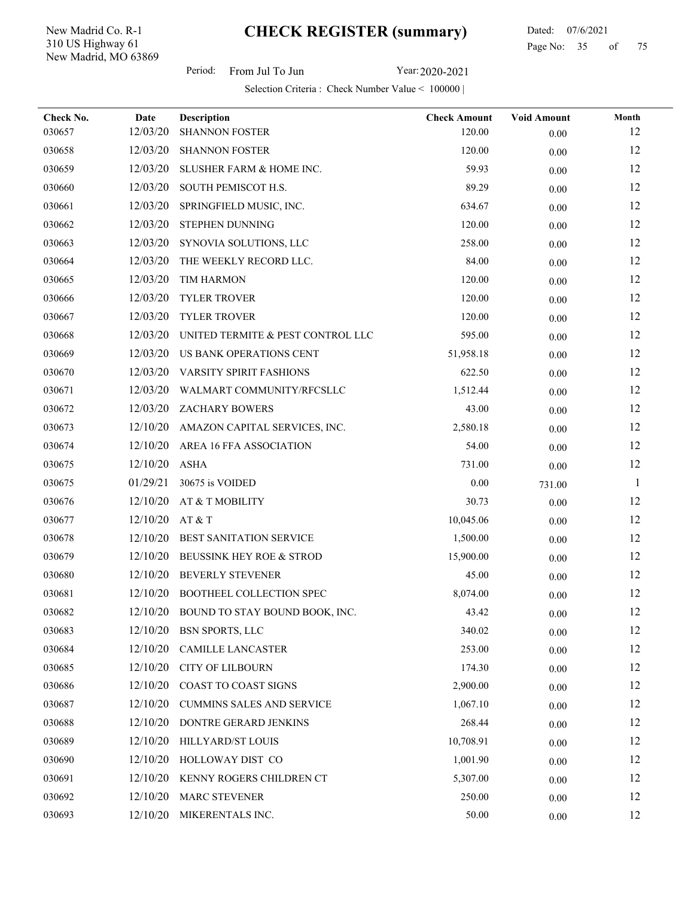New Madrid Co. R-1
310 US Highway 61
New Madrid, MO 63869

# CHECK REGISTER (summary)

Dated: 07/6/2021

Period: From Jul To Jun    Year: 2020-2021

Selection Criteria : Check Number Value < 100000 |

| Check No. | Date | Description | Check Amount | Void Amount | Month |
|---|---|---|---|---|---|
| 030657 | 12/03/20 | SHANNON FOSTER | 120.00 | 0.00 | 12 |
| 030658 | 12/03/20 | SHANNON FOSTER | 120.00 | 0.00 | 12 |
| 030659 | 12/03/20 | SLUSHER FARM & HOME INC. | 59.93 | 0.00 | 12 |
| 030660 | 12/03/20 | SOUTH PEMISCOT H.S. | 89.29 | 0.00 | 12 |
| 030661 | 12/03/20 | SPRINGFIELD MUSIC, INC. | 634.67 | 0.00 | 12 |
| 030662 | 12/03/20 | STEPHEN DUNNING | 120.00 | 0.00 | 12 |
| 030663 | 12/03/20 | SYNOVIA SOLUTIONS, LLC | 258.00 | 0.00 | 12 |
| 030664 | 12/03/20 | THE WEEKLY RECORD LLC. | 84.00 | 0.00 | 12 |
| 030665 | 12/03/20 | TIM HARMON | 120.00 | 0.00 | 12 |
| 030666 | 12/03/20 | TYLER TROVER | 120.00 | 0.00 | 12 |
| 030667 | 12/03/20 | TYLER TROVER | 120.00 | 0.00 | 12 |
| 030668 | 12/03/20 | UNITED TERMITE & PEST CONTROL LLC | 595.00 | 0.00 | 12 |
| 030669 | 12/03/20 | US BANK OPERATIONS CENT | 51,958.18 | 0.00 | 12 |
| 030670 | 12/03/20 | VARSITY SPIRIT FASHIONS | 622.50 | 0.00 | 12 |
| 030671 | 12/03/20 | WALMART COMMUNITY/RFCSLLC | 1,512.44 | 0.00 | 12 |
| 030672 | 12/03/20 | ZACHARY BOWERS | 43.00 | 0.00 | 12 |
| 030673 | 12/10/20 | AMAZON CAPITAL SERVICES, INC. | 2,580.18 | 0.00 | 12 |
| 030674 | 12/10/20 | AREA 16 FFA ASSOCIATION | 54.00 | 0.00 | 12 |
| 030675 | 12/10/20 | ASHA | 731.00 | 0.00 | 12 |
| 030675 | 01/29/21 | 30675 is VOIDED | 0.00 | 731.00 | 1 |
| 030676 | 12/10/20 | AT & T MOBILITY | 30.73 | 0.00 | 12 |
| 030677 | 12/10/20 | AT & T | 10,045.06 | 0.00 | 12 |
| 030678 | 12/10/20 | BEST SANITATION SERVICE | 1,500.00 | 0.00 | 12 |
| 030679 | 12/10/20 | BEUSSINK HEY ROE & STROD | 15,900.00 | 0.00 | 12 |
| 030680 | 12/10/20 | BEVERLY STEVENER | 45.00 | 0.00 | 12 |
| 030681 | 12/10/20 | BOOTHEEL COLLECTION SPEC | 8,074.00 | 0.00 | 12 |
| 030682 | 12/10/20 | BOUND TO STAY BOUND BOOK, INC. | 43.42 | 0.00 | 12 |
| 030683 | 12/10/20 | BSN SPORTS, LLC | 340.02 | 0.00 | 12 |
| 030684 | 12/10/20 | CAMILLE LANCASTER | 253.00 | 0.00 | 12 |
| 030685 | 12/10/20 | CITY OF LILBOURN | 174.30 | 0.00 | 12 |
| 030686 | 12/10/20 | COAST TO COAST SIGNS | 2,900.00 | 0.00 | 12 |
| 030687 | 12/10/20 | CUMMINS SALES AND SERVICE | 1,067.10 | 0.00 | 12 |
| 030688 | 12/10/20 | DONTRE GERARD JENKINS | 268.44 | 0.00 | 12 |
| 030689 | 12/10/20 | HILLYARD/ST LOUIS | 10,708.91 | 0.00 | 12 |
| 030690 | 12/10/20 | HOLLOWAY DIST CO | 1,001.90 | 0.00 | 12 |
| 030691 | 12/10/20 | KENNY ROGERS CHILDREN CT | 5,307.00 | 0.00 | 12 |
| 030692 | 12/10/20 | MARC STEVENER | 250.00 | 0.00 | 12 |
| 030693 | 12/10/20 | MIKERENTALS INC. | 50.00 | 0.00 | 12 |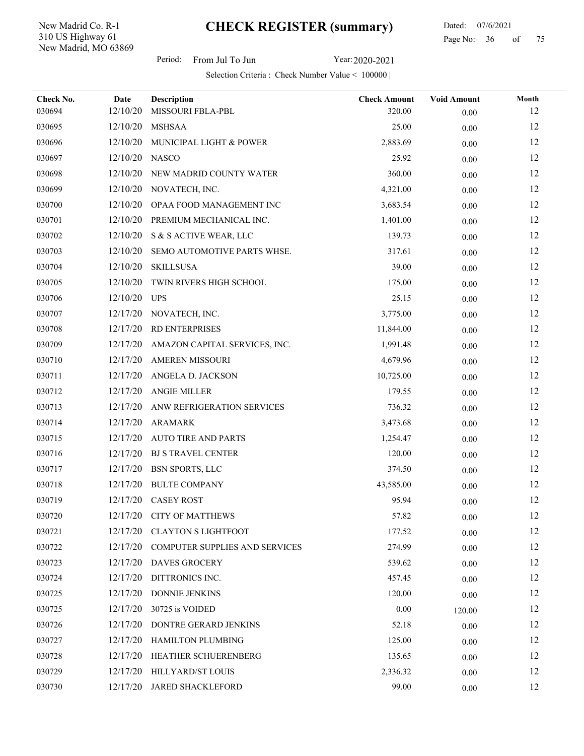# CHECK REGISTER (summary)

New Madrid Co. R-1
310 US Highway 61
New Madrid, MO 63869

Dated: 07/6/2021

Period: From Jul To Jun    Year: 2020-2021

Selection Criteria : Check Number Value < 100000 |

| Check No. | Date | Description | Check Amount | Void Amount | Month |
|---|---|---|---|---|---|
| 030694 | 12/10/20 | MISSOURI FBLA-PBL | 320.00 | 0.00 | 12 |
| 030695 | 12/10/20 | MSHSAA | 25.00 | 0.00 | 12 |
| 030696 | 12/10/20 | MUNICIPAL LIGHT & POWER | 2,883.69 | 0.00 | 12 |
| 030697 | 12/10/20 | NASCO | 25.92 | 0.00 | 12 |
| 030698 | 12/10/20 | NEW MADRID COUNTY WATER | 360.00 | 0.00 | 12 |
| 030699 | 12/10/20 | NOVATECH, INC. | 4,321.00 | 0.00 | 12 |
| 030700 | 12/10/20 | OPAA FOOD MANAGEMENT INC | 3,683.54 | 0.00 | 12 |
| 030701 | 12/10/20 | PREMIUM MECHANICAL INC. | 1,401.00 | 0.00 | 12 |
| 030702 | 12/10/20 | S & S ACTIVE WEAR, LLC | 139.73 | 0.00 | 12 |
| 030703 | 12/10/20 | SEMO AUTOMOTIVE PARTS WHSE. | 317.61 | 0.00 | 12 |
| 030704 | 12/10/20 | SKILLSUSA | 39.00 | 0.00 | 12 |
| 030705 | 12/10/20 | TWIN RIVERS HIGH SCHOOL | 175.00 | 0.00 | 12 |
| 030706 | 12/10/20 | UPS | 25.15 | 0.00 | 12 |
| 030707 | 12/17/20 | NOVATECH, INC. | 3,775.00 | 0.00 | 12 |
| 030708 | 12/17/20 | RD ENTERPRISES | 11,844.00 | 0.00 | 12 |
| 030709 | 12/17/20 | AMAZON CAPITAL SERVICES, INC. | 1,991.48 | 0.00 | 12 |
| 030710 | 12/17/20 | AMEREN MISSOURI | 4,679.96 | 0.00 | 12 |
| 030711 | 12/17/20 | ANGELA D. JACKSON | 10,725.00 | 0.00 | 12 |
| 030712 | 12/17/20 | ANGIE MILLER | 179.55 | 0.00 | 12 |
| 030713 | 12/17/20 | ANW REFRIGERATION SERVICES | 736.32 | 0.00 | 12 |
| 030714 | 12/17/20 | ARAMARK | 3,473.68 | 0.00 | 12 |
| 030715 | 12/17/20 | AUTO TIRE AND PARTS | 1,254.47 | 0.00 | 12 |
| 030716 | 12/17/20 | BJ S TRAVEL CENTER | 120.00 | 0.00 | 12 |
| 030717 | 12/17/20 | BSN SPORTS, LLC | 374.50 | 0.00 | 12 |
| 030718 | 12/17/20 | BULTE COMPANY | 43,585.00 | 0.00 | 12 |
| 030719 | 12/17/20 | CASEY ROST | 95.94 | 0.00 | 12 |
| 030720 | 12/17/20 | CITY OF MATTHEWS | 57.82 | 0.00 | 12 |
| 030721 | 12/17/20 | CLAYTON S LIGHTFOOT | 177.52 | 0.00 | 12 |
| 030722 | 12/17/20 | COMPUTER SUPPLIES AND SERVICES | 274.99 | 0.00 | 12 |
| 030723 | 12/17/20 | DAVES GROCERY | 539.62 | 0.00 | 12 |
| 030724 | 12/17/20 | DITTRONICS INC. | 457.45 | 0.00 | 12 |
| 030725 | 12/17/20 | DONNIE JENKINS | 120.00 | 0.00 | 12 |
| 030725 | 12/17/20 | 30725 is VOIDED | 0.00 | 120.00 | 12 |
| 030726 | 12/17/20 | DONTRE GERARD JENKINS | 52.18 | 0.00 | 12 |
| 030727 | 12/17/20 | HAMILTON PLUMBING | 125.00 | 0.00 | 12 |
| 030728 | 12/17/20 | HEATHER SCHUERENBERG | 135.65 | 0.00 | 12 |
| 030729 | 12/17/20 | HILLYARD/ST LOUIS | 2,336.32 | 0.00 | 12 |
| 030730 | 12/17/20 | JARED SHACKLEFORD | 99.00 | 0.00 | 12 |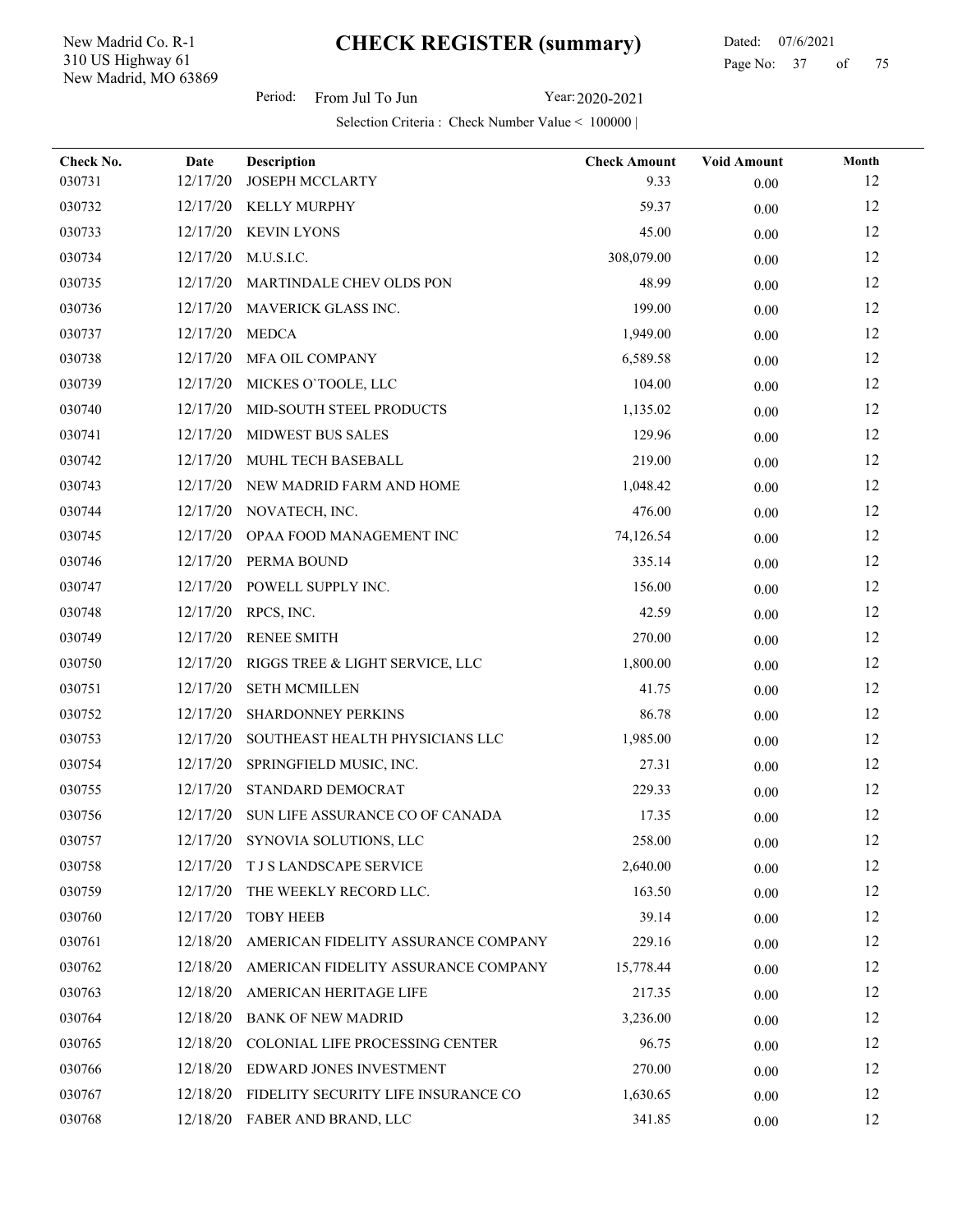New Madrid Co. R-1
310 US Highway 61
New Madrid, MO 63869

# CHECK REGISTER (summary)

Dated: 07/6/2021

Period: From Jul To Jun    Year: 2020-2021

Selection Criteria : Check Number Value < 100000 |

| Check No. | Date | Description | Check Amount | Void Amount | Month |
|---|---|---|---|---|---|
| 030731 | 12/17/20 | JOSEPH MCCLARTY | 9.33 | 0.00 | 12 |
| 030732 | 12/17/20 | KELLY MURPHY | 59.37 | 0.00 | 12 |
| 030733 | 12/17/20 | KEVIN LYONS | 45.00 | 0.00 | 12 |
| 030734 | 12/17/20 | M.U.S.I.C. | 308,079.00 | 0.00 | 12 |
| 030735 | 12/17/20 | MARTINDALE CHEV OLDS PON | 48.99 | 0.00 | 12 |
| 030736 | 12/17/20 | MAVERICK GLASS INC. | 199.00 | 0.00 | 12 |
| 030737 | 12/17/20 | MEDCA | 1,949.00 | 0.00 | 12 |
| 030738 | 12/17/20 | MFA OIL COMPANY | 6,589.58 | 0.00 | 12 |
| 030739 | 12/17/20 | MICKES O`TOOLE, LLC | 104.00 | 0.00 | 12 |
| 030740 | 12/17/20 | MID-SOUTH STEEL PRODUCTS | 1,135.02 | 0.00 | 12 |
| 030741 | 12/17/20 | MIDWEST BUS SALES | 129.96 | 0.00 | 12 |
| 030742 | 12/17/20 | MUHL TECH BASEBALL | 219.00 | 0.00 | 12 |
| 030743 | 12/17/20 | NEW MADRID FARM AND HOME | 1,048.42 | 0.00 | 12 |
| 030744 | 12/17/20 | NOVATECH, INC. | 476.00 | 0.00 | 12 |
| 030745 | 12/17/20 | OPAA FOOD MANAGEMENT INC | 74,126.54 | 0.00 | 12 |
| 030746 | 12/17/20 | PERMA BOUND | 335.14 | 0.00 | 12 |
| 030747 | 12/17/20 | POWELL SUPPLY INC. | 156.00 | 0.00 | 12 |
| 030748 | 12/17/20 | RPCS, INC. | 42.59 | 0.00 | 12 |
| 030749 | 12/17/20 | RENEE SMITH | 270.00 | 0.00 | 12 |
| 030750 | 12/17/20 | RIGGS TREE & LIGHT SERVICE, LLC | 1,800.00 | 0.00 | 12 |
| 030751 | 12/17/20 | SETH MCMILLEN | 41.75 | 0.00 | 12 |
| 030752 | 12/17/20 | SHARDONNEY PERKINS | 86.78 | 0.00 | 12 |
| 030753 | 12/17/20 | SOUTHEAST HEALTH PHYSICIANS LLC | 1,985.00 | 0.00 | 12 |
| 030754 | 12/17/20 | SPRINGFIELD MUSIC, INC. | 27.31 | 0.00 | 12 |
| 030755 | 12/17/20 | STANDARD DEMOCRAT | 229.33 | 0.00 | 12 |
| 030756 | 12/17/20 | SUN LIFE ASSURANCE CO OF CANADA | 17.35 | 0.00 | 12 |
| 030757 | 12/17/20 | SYNOVIA SOLUTIONS, LLC | 258.00 | 0.00 | 12 |
| 030758 | 12/17/20 | T J S LANDSCAPE SERVICE | 2,640.00 | 0.00 | 12 |
| 030759 | 12/17/20 | THE WEEKLY RECORD LLC. | 163.50 | 0.00 | 12 |
| 030760 | 12/17/20 | TOBY HEEB | 39.14 | 0.00 | 12 |
| 030761 | 12/18/20 | AMERICAN FIDELITY ASSURANCE COMPANY | 229.16 | 0.00 | 12 |
| 030762 | 12/18/20 | AMERICAN FIDELITY ASSURANCE COMPANY | 15,778.44 | 0.00 | 12 |
| 030763 | 12/18/20 | AMERICAN HERITAGE LIFE | 217.35 | 0.00 | 12 |
| 030764 | 12/18/20 | BANK OF NEW MADRID | 3,236.00 | 0.00 | 12 |
| 030765 | 12/18/20 | COLONIAL LIFE PROCESSING CENTER | 96.75 | 0.00 | 12 |
| 030766 | 12/18/20 | EDWARD JONES INVESTMENT | 270.00 | 0.00 | 12 |
| 030767 | 12/18/20 | FIDELITY SECURITY LIFE INSURANCE CO | 1,630.65 | 0.00 | 12 |
| 030768 | 12/18/20 | FABER AND BRAND, LLC | 341.85 | 0.00 | 12 |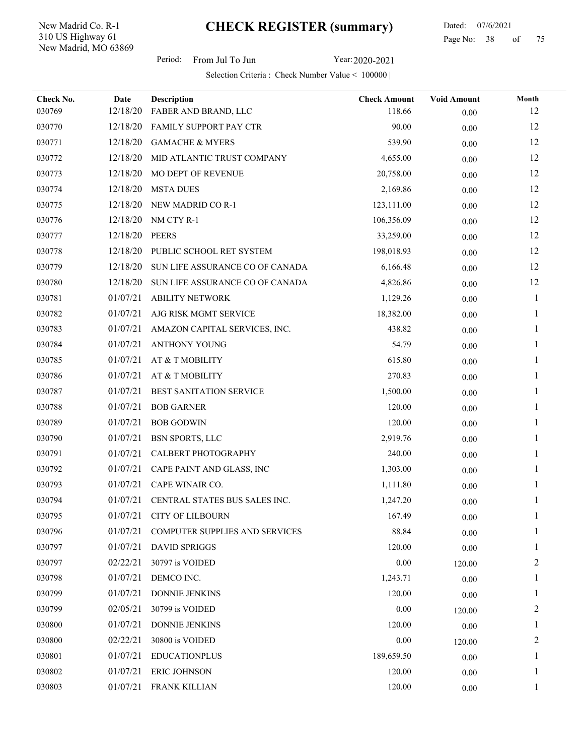New Madrid Co. R-1
310 US Highway 61
New Madrid, MO 63869

# CHECK REGISTER (summary)

Dated: 07/6/2021

Period: From Jul To Jun Year: 2020-2021

Selection Criteria : Check Number Value < 100000 |

| Check No. | Date | Description | Check Amount | Void Amount | Month |
|---|---|---|---|---|---|
| 030769 | 12/18/20 | FABER AND BRAND, LLC | 118.66 | 0.00 | 12 |
| 030770 | 12/18/20 | FAMILY SUPPORT PAY CTR | 90.00 | 0.00 | 12 |
| 030771 | 12/18/20 | GAMACHE & MYERS | 539.90 | 0.00 | 12 |
| 030772 | 12/18/20 | MID ATLANTIC TRUST COMPANY | 4,655.00 | 0.00 | 12 |
| 030773 | 12/18/20 | MO DEPT OF REVENUE | 20,758.00 | 0.00 | 12 |
| 030774 | 12/18/20 | MSTA DUES | 2,169.86 | 0.00 | 12 |
| 030775 | 12/18/20 | NEW MADRID CO R-1 | 123,111.00 | 0.00 | 12 |
| 030776 | 12/18/20 | NM CTY R-1 | 106,356.09 | 0.00 | 12 |
| 030777 | 12/18/20 | PEERS | 33,259.00 | 0.00 | 12 |
| 030778 | 12/18/20 | PUBLIC SCHOOL RET SYSTEM | 198,018.93 | 0.00 | 12 |
| 030779 | 12/18/20 | SUN LIFE ASSURANCE CO OF CANADA | 6,166.48 | 0.00 | 12 |
| 030780 | 12/18/20 | SUN LIFE ASSURANCE CO OF CANADA | 4,826.86 | 0.00 | 12 |
| 030781 | 01/07/21 | ABILITY NETWORK | 1,129.26 | 0.00 | 1 |
| 030782 | 01/07/21 | AJG RISK MGMT SERVICE | 18,382.00 | 0.00 | 1 |
| 030783 | 01/07/21 | AMAZON CAPITAL SERVICES, INC. | 438.82 | 0.00 | 1 |
| 030784 | 01/07/21 | ANTHONY YOUNG | 54.79 | 0.00 | 1 |
| 030785 | 01/07/21 | AT & T MOBILITY | 615.80 | 0.00 | 1 |
| 030786 | 01/07/21 | AT & T MOBILITY | 270.83 | 0.00 | 1 |
| 030787 | 01/07/21 | BEST SANITATION SERVICE | 1,500.00 | 0.00 | 1 |
| 030788 | 01/07/21 | BOB GARNER | 120.00 | 0.00 | 1 |
| 030789 | 01/07/21 | BOB GODWIN | 120.00 | 0.00 | 1 |
| 030790 | 01/07/21 | BSN SPORTS, LLC | 2,919.76 | 0.00 | 1 |
| 030791 | 01/07/21 | CALBERT PHOTOGRAPHY | 240.00 | 0.00 | 1 |
| 030792 | 01/07/21 | CAPE PAINT AND GLASS, INC | 1,303.00 | 0.00 | 1 |
| 030793 | 01/07/21 | CAPE WINAIR CO. | 1,111.80 | 0.00 | 1 |
| 030794 | 01/07/21 | CENTRAL STATES BUS SALES INC. | 1,247.20 | 0.00 | 1 |
| 030795 | 01/07/21 | CITY OF LILBOURN | 167.49 | 0.00 | 1 |
| 030796 | 01/07/21 | COMPUTER SUPPLIES AND SERVICES | 88.84 | 0.00 | 1 |
| 030797 | 01/07/21 | DAVID SPRIGGS | 120.00 | 0.00 | 1 |
| 030797 | 02/22/21 | 30797 is VOIDED | 0.00 | 120.00 | 2 |
| 030798 | 01/07/21 | DEMCO INC. | 1,243.71 | 0.00 | 1 |
| 030799 | 01/07/21 | DONNIE JENKINS | 120.00 | 0.00 | 1 |
| 030799 | 02/05/21 | 30799 is VOIDED | 0.00 | 120.00 | 2 |
| 030800 | 01/07/21 | DONNIE JENKINS | 120.00 | 0.00 | 1 |
| 030800 | 02/22/21 | 30800 is VOIDED | 0.00 | 120.00 | 2 |
| 030801 | 01/07/21 | EDUCATIONPLUS | 189,659.50 | 0.00 | 1 |
| 030802 | 01/07/21 | ERIC JOHNSON | 120.00 | 0.00 | 1 |
| 030803 | 01/07/21 | FRANK KILLIAN | 120.00 | 0.00 | 1 |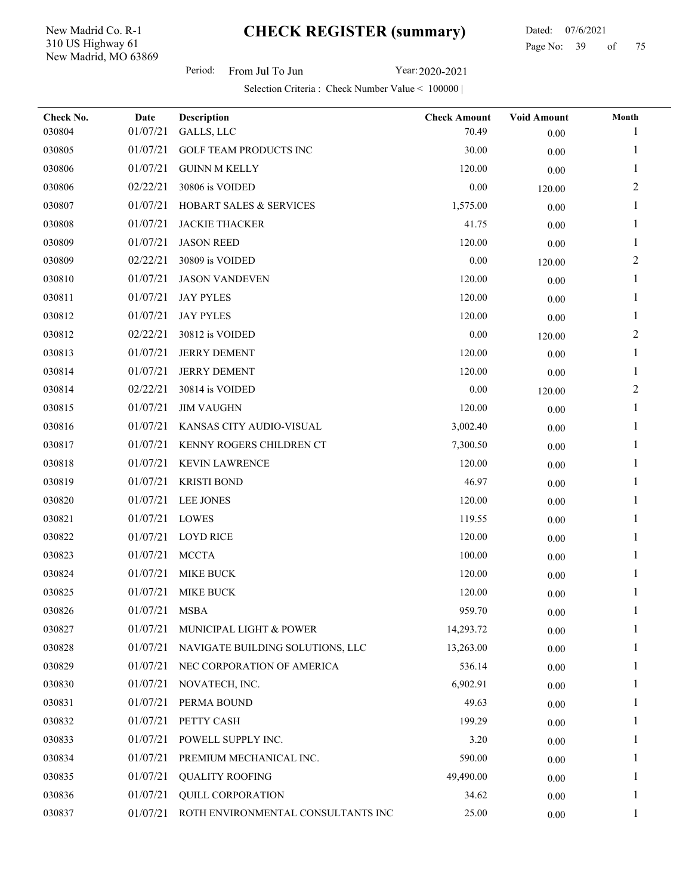| Check No. | Date | Description | Check Amount | Void Amount | Month |
|---|---|---|---|---|---|
| 030804 | 01/07/21 | GALLS, LLC | 70.49 | 0.00 | 1 |
| 030805 | 01/07/21 | GOLF TEAM PRODUCTS INC | 30.00 | 0.00 | 1 |
| 030806 | 01/07/21 | GUINN M KELLY | 120.00 | 0.00 | 1 |
| 030806 | 02/22/21 | 30806 is VOIDED | 0.00 | 120.00 | 2 |
| 030807 | 01/07/21 | HOBART SALES & SERVICES | 1,575.00 | 0.00 | 1 |
| 030808 | 01/07/21 | JACKIE THACKER | 41.75 | 0.00 | 1 |
| 030809 | 01/07/21 | JASON REED | 120.00 | 0.00 | 1 |
| 030809 | 02/22/21 | 30809 is VOIDED | 0.00 | 120.00 | 2 |
| 030810 | 01/07/21 | JASON VANDEVEN | 120.00 | 0.00 | 1 |
| 030811 | 01/07/21 | JAY PYLES | 120.00 | 0.00 | 1 |
| 030812 | 01/07/21 | JAY PYLES | 120.00 | 0.00 | 1 |
| 030812 | 02/22/21 | 30812 is VOIDED | 0.00 | 120.00 | 2 |
| 030813 | 01/07/21 | JERRY DEMENT | 120.00 | 0.00 | 1 |
| 030814 | 01/07/21 | JERRY DEMENT | 120.00 | 0.00 | 1 |
| 030814 | 02/22/21 | 30814 is VOIDED | 0.00 | 120.00 | 2 |
| 030815 | 01/07/21 | JIM VAUGHN | 120.00 | 0.00 | 1 |
| 030816 | 01/07/21 | KANSAS CITY AUDIO-VISUAL | 3,002.40 | 0.00 | 1 |
| 030817 | 01/07/21 | KENNY ROGERS CHILDREN CT | 7,300.50 | 0.00 | 1 |
| 030818 | 01/07/21 | KEVIN LAWRENCE | 120.00 | 0.00 | 1 |
| 030819 | 01/07/21 | KRISTI BOND | 46.97 | 0.00 | 1 |
| 030820 | 01/07/21 | LEE JONES | 120.00 | 0.00 | 1 |
| 030821 | 01/07/21 | LOWES | 119.55 | 0.00 | 1 |
| 030822 | 01/07/21 | LOYD RICE | 120.00 | 0.00 | 1 |
| 030823 | 01/07/21 | MCCTA | 100.00 | 0.00 | 1 |
| 030824 | 01/07/21 | MIKE BUCK | 120.00 | 0.00 | 1 |
| 030825 | 01/07/21 | MIKE BUCK | 120.00 | 0.00 | 1 |
| 030826 | 01/07/21 | MSBA | 959.70 | 0.00 | 1 |
| 030827 | 01/07/21 | MUNICIPAL LIGHT & POWER | 14,293.72 | 0.00 | 1 |
| 030828 | 01/07/21 | NAVIGATE BUILDING SOLUTIONS, LLC | 13,263.00 | 0.00 | 1 |
| 030829 | 01/07/21 | NEC CORPORATION OF AMERICA | 536.14 | 0.00 | 1 |
| 030830 | 01/07/21 | NOVATECH, INC. | 6,902.91 | 0.00 | 1 |
| 030831 | 01/07/21 | PERMA BOUND | 49.63 | 0.00 | 1 |
| 030832 | 01/07/21 | PETTY CASH | 199.29 | 0.00 | 1 |
| 030833 | 01/07/21 | POWELL SUPPLY INC. | 3.20 | 0.00 | 1 |
| 030834 | 01/07/21 | PREMIUM MECHANICAL INC. | 590.00 | 0.00 | 1 |
| 030835 | 01/07/21 | QUALITY ROOFING | 49,490.00 | 0.00 | 1 |
| 030836 | 01/07/21 | QUILL CORPORATION | 34.62 | 0.00 | 1 |
| 030837 | 01/07/21 | ROTH ENVIRONMENTAL CONSULTANTS INC | 25.00 | 0.00 | 1 |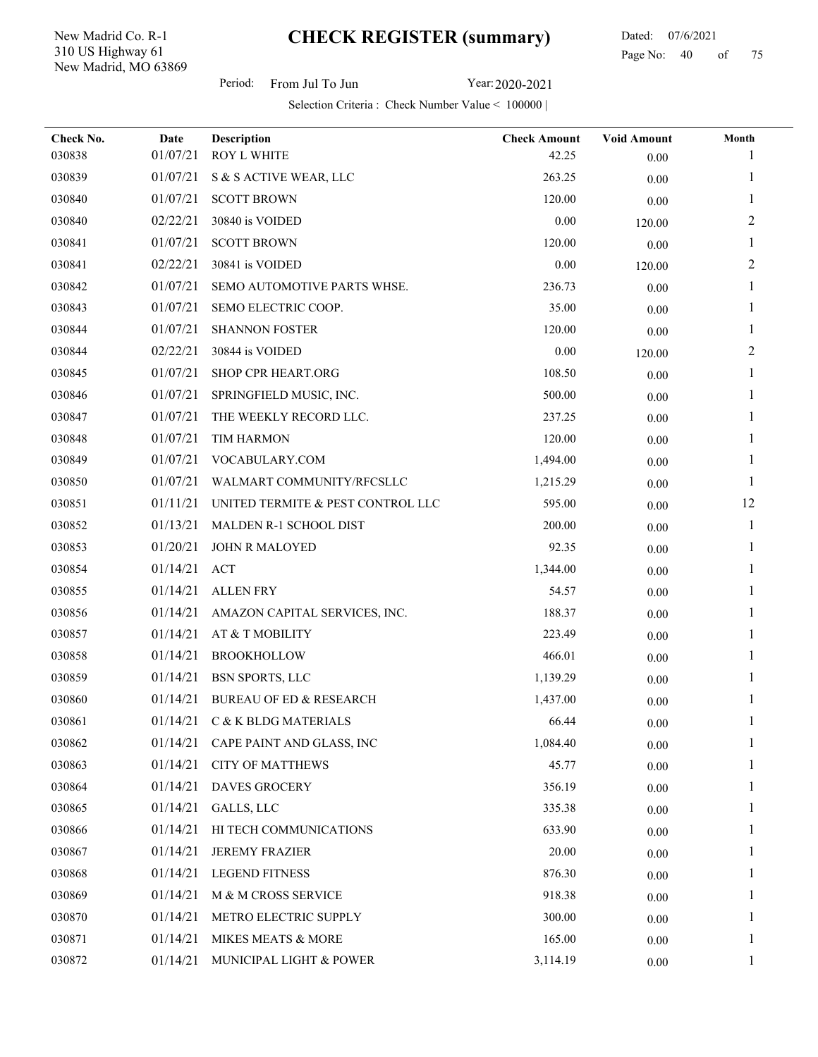New Madrid Co. R-1
310 US Highway 61
New Madrid, MO 63869

# CHECK REGISTER (summary)

Dated: 07/6/2021

Period: From Jul To Jun Year: 2020-2021

Selection Criteria : Check Number Value < 100000 |

| Check No. | Date | Description | Check Amount | Void Amount | Month |
|---|---|---|---|---|---|
| 030838 | 01/07/21 | ROY L WHITE | 42.25 | 0.00 | 1 |
| 030839 | 01/07/21 | S & S ACTIVE WEAR, LLC | 263.25 | 0.00 | 1 |
| 030840 | 01/07/21 | SCOTT BROWN | 120.00 | 0.00 | 1 |
| 030840 | 02/22/21 | 30840 is VOIDED | 0.00 | 120.00 | 2 |
| 030841 | 01/07/21 | SCOTT BROWN | 120.00 | 0.00 | 1 |
| 030841 | 02/22/21 | 30841 is VOIDED | 0.00 | 120.00 | 2 |
| 030842 | 01/07/21 | SEMO AUTOMOTIVE PARTS WHSE. | 236.73 | 0.00 | 1 |
| 030843 | 01/07/21 | SEMO ELECTRIC COOP. | 35.00 | 0.00 | 1 |
| 030844 | 01/07/21 | SHANNON FOSTER | 120.00 | 0.00 | 1 |
| 030844 | 02/22/21 | 30844 is VOIDED | 0.00 | 120.00 | 2 |
| 030845 | 01/07/21 | SHOP CPR HEART.ORG | 108.50 | 0.00 | 1 |
| 030846 | 01/07/21 | SPRINGFIELD MUSIC, INC. | 500.00 | 0.00 | 1 |
| 030847 | 01/07/21 | THE WEEKLY RECORD LLC. | 237.25 | 0.00 | 1 |
| 030848 | 01/07/21 | TIM HARMON | 120.00 | 0.00 | 1 |
| 030849 | 01/07/21 | VOCABULARY.COM | 1,494.00 | 0.00 | 1 |
| 030850 | 01/07/21 | WALMART COMMUNITY/RFCSLLC | 1,215.29 | 0.00 | 1 |
| 030851 | 01/11/21 | UNITED TERMITE & PEST CONTROL LLC | 595.00 | 0.00 | 12 |
| 030852 | 01/13/21 | MALDEN R-1 SCHOOL DIST | 200.00 | 0.00 | 1 |
| 030853 | 01/20/21 | JOHN R MALOYED | 92.35 | 0.00 | 1 |
| 030854 | 01/14/21 | ACT | 1,344.00 | 0.00 | 1 |
| 030855 | 01/14/21 | ALLEN FRY | 54.57 | 0.00 | 1 |
| 030856 | 01/14/21 | AMAZON CAPITAL SERVICES, INC. | 188.37 | 0.00 | 1 |
| 030857 | 01/14/21 | AT & T MOBILITY | 223.49 | 0.00 | 1 |
| 030858 | 01/14/21 | BROOKHOLLOW | 466.01 | 0.00 | 1 |
| 030859 | 01/14/21 | BSN SPORTS, LLC | 1,139.29 | 0.00 | 1 |
| 030860 | 01/14/21 | BUREAU OF ED & RESEARCH | 1,437.00 | 0.00 | 1 |
| 030861 | 01/14/21 | C & K BLDG MATERIALS | 66.44 | 0.00 | 1 |
| 030862 | 01/14/21 | CAPE PAINT AND GLASS, INC | 1,084.40 | 0.00 | 1 |
| 030863 | 01/14/21 | CITY OF MATTHEWS | 45.77 | 0.00 | 1 |
| 030864 | 01/14/21 | DAVES GROCERY | 356.19 | 0.00 | 1 |
| 030865 | 01/14/21 | GALLS, LLC | 335.38 | 0.00 | 1 |
| 030866 | 01/14/21 | HI TECH COMMUNICATIONS | 633.90 | 0.00 | 1 |
| 030867 | 01/14/21 | JEREMY FRAZIER | 20.00 | 0.00 | 1 |
| 030868 | 01/14/21 | LEGEND FITNESS | 876.30 | 0.00 | 1 |
| 030869 | 01/14/21 | M & M CROSS SERVICE | 918.38 | 0.00 | 1 |
| 030870 | 01/14/21 | METRO ELECTRIC SUPPLY | 300.00 | 0.00 | 1 |
| 030871 | 01/14/21 | MIKES MEATS & MORE | 165.00 | 0.00 | 1 |
| 030872 | 01/14/21 | MUNICIPAL LIGHT & POWER | 3,114.19 | 0.00 | 1 |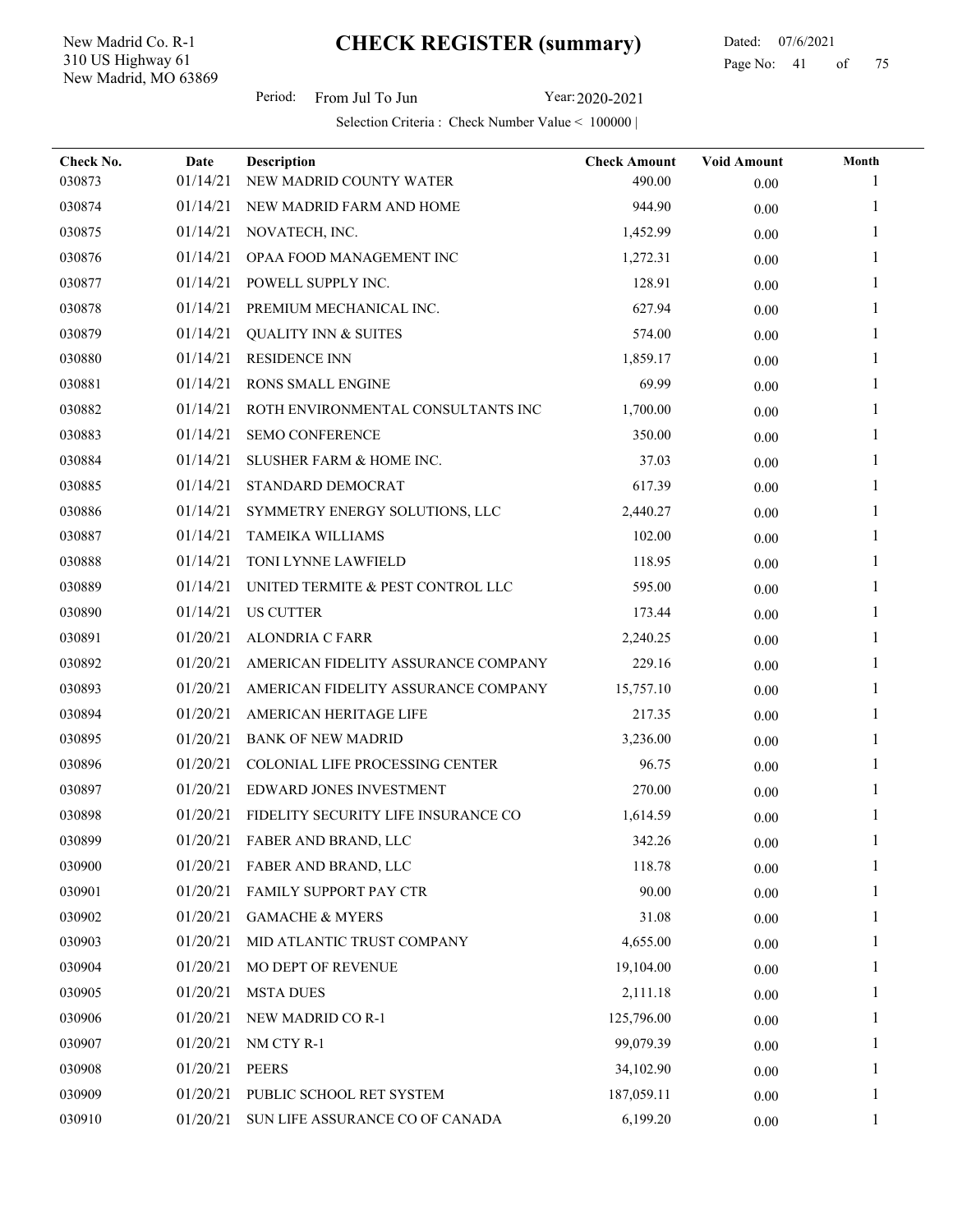New Madrid Co. R-1
310 US Highway 61
New Madrid, MO 63869

# CHECK REGISTER (summary)

Dated: 07/6/2021

Period: From Jul To Jun    Year: 2020-2021

Selection Criteria : Check Number Value < 100000 |

| Check No. | Date | Description | Check Amount | Void Amount | Month |
|---|---|---|---|---|---|
| 030873 | 01/14/21 | NEW MADRID COUNTY WATER | 490.00 | 0.00 | 1 |
| 030874 | 01/14/21 | NEW MADRID FARM AND HOME | 944.90 | 0.00 | 1 |
| 030875 | 01/14/21 | NOVATECH, INC. | 1,452.99 | 0.00 | 1 |
| 030876 | 01/14/21 | OPAA FOOD MANAGEMENT INC | 1,272.31 | 0.00 | 1 |
| 030877 | 01/14/21 | POWELL SUPPLY INC. | 128.91 | 0.00 | 1 |
| 030878 | 01/14/21 | PREMIUM MECHANICAL INC. | 627.94 | 0.00 | 1 |
| 030879 | 01/14/21 | QUALITY INN & SUITES | 574.00 | 0.00 | 1 |
| 030880 | 01/14/21 | RESIDENCE INN | 1,859.17 | 0.00 | 1 |
| 030881 | 01/14/21 | RONS SMALL ENGINE | 69.99 | 0.00 | 1 |
| 030882 | 01/14/21 | ROTH ENVIRONMENTAL CONSULTANTS INC | 1,700.00 | 0.00 | 1 |
| 030883 | 01/14/21 | SEMO CONFERENCE | 350.00 | 0.00 | 1 |
| 030884 | 01/14/21 | SLUSHER FARM & HOME INC. | 37.03 | 0.00 | 1 |
| 030885 | 01/14/21 | STANDARD DEMOCRAT | 617.39 | 0.00 | 1 |
| 030886 | 01/14/21 | SYMMETRY ENERGY SOLUTIONS, LLC | 2,440.27 | 0.00 | 1 |
| 030887 | 01/14/21 | TAMEIKA WILLIAMS | 102.00 | 0.00 | 1 |
| 030888 | 01/14/21 | TONI LYNNE LAWFIELD | 118.95 | 0.00 | 1 |
| 030889 | 01/14/21 | UNITED TERMITE & PEST CONTROL LLC | 595.00 | 0.00 | 1 |
| 030890 | 01/14/21 | US CUTTER | 173.44 | 0.00 | 1 |
| 030891 | 01/20/21 | ALONDRIA C FARR | 2,240.25 | 0.00 | 1 |
| 030892 | 01/20/21 | AMERICAN FIDELITY ASSURANCE COMPANY | 229.16 | 0.00 | 1 |
| 030893 | 01/20/21 | AMERICAN FIDELITY ASSURANCE COMPANY | 15,757.10 | 0.00 | 1 |
| 030894 | 01/20/21 | AMERICAN HERITAGE LIFE | 217.35 | 0.00 | 1 |
| 030895 | 01/20/21 | BANK OF NEW MADRID | 3,236.00 | 0.00 | 1 |
| 030896 | 01/20/21 | COLONIAL LIFE PROCESSING CENTER | 96.75 | 0.00 | 1 |
| 030897 | 01/20/21 | EDWARD JONES INVESTMENT | 270.00 | 0.00 | 1 |
| 030898 | 01/20/21 | FIDELITY SECURITY LIFE INSURANCE CO | 1,614.59 | 0.00 | 1 |
| 030899 | 01/20/21 | FABER AND BRAND, LLC | 342.26 | 0.00 | 1 |
| 030900 | 01/20/21 | FABER AND BRAND, LLC | 118.78 | 0.00 | 1 |
| 030901 | 01/20/21 | FAMILY SUPPORT PAY CTR | 90.00 | 0.00 | 1 |
| 030902 | 01/20/21 | GAMACHE & MYERS | 31.08 | 0.00 | 1 |
| 030903 | 01/20/21 | MID ATLANTIC TRUST COMPANY | 4,655.00 | 0.00 | 1 |
| 030904 | 01/20/21 | MO DEPT OF REVENUE | 19,104.00 | 0.00 | 1 |
| 030905 | 01/20/21 | MSTA DUES | 2,111.18 | 0.00 | 1 |
| 030906 | 01/20/21 | NEW MADRID CO R-1 | 125,796.00 | 0.00 | 1 |
| 030907 | 01/20/21 | NM CTY R-1 | 99,079.39 | 0.00 | 1 |
| 030908 | 01/20/21 | PEERS | 34,102.90 | 0.00 | 1 |
| 030909 | 01/20/21 | PUBLIC SCHOOL RET SYSTEM | 187,059.11 | 0.00 | 1 |
| 030910 | 01/20/21 | SUN LIFE ASSURANCE CO OF CANADA | 6,199.20 | 0.00 | 1 |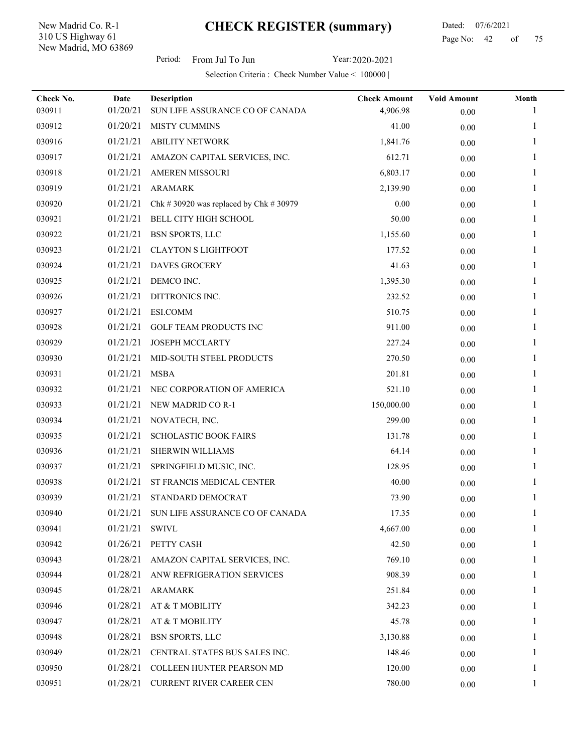New Madrid Co. R-1
310 US Highway 61
New Madrid, MO 63869

# CHECK REGISTER (summary)

Dated: 07/6/2021

Period: From Jul To Jun    Year: 2020-2021

Selection Criteria : Check Number Value < 100000 |

| Check No. | Date | Description | Check Amount | Void Amount | Month |
|---|---|---|---|---|---|
| 030911 | 01/20/21 | SUN LIFE ASSURANCE CO OF CANADA | 4,906.98 | 0.00 | 1 |
| 030912 | 01/20/21 | MISTY CUMMINS | 41.00 | 0.00 | 1 |
| 030916 | 01/21/21 | ABILITY NETWORK | 1,841.76 | 0.00 | 1 |
| 030917 | 01/21/21 | AMAZON CAPITAL SERVICES, INC. | 612.71 | 0.00 | 1 |
| 030918 | 01/21/21 | AMEREN MISSOURI | 6,803.17 | 0.00 | 1 |
| 030919 | 01/21/21 | ARAMARK | 2,139.90 | 0.00 | 1 |
| 030920 | 01/21/21 | Chk # 30920 was replaced by Chk # 30979 | 0.00 | 0.00 | 1 |
| 030921 | 01/21/21 | BELL CITY HIGH SCHOOL | 50.00 | 0.00 | 1 |
| 030922 | 01/21/21 | BSN SPORTS, LLC | 1,155.60 | 0.00 | 1 |
| 030923 | 01/21/21 | CLAYTON S LIGHTFOOT | 177.52 | 0.00 | 1 |
| 030924 | 01/21/21 | DAVES GROCERY | 41.63 | 0.00 | 1 |
| 030925 | 01/21/21 | DEMCO INC. | 1,395.30 | 0.00 | 1 |
| 030926 | 01/21/21 | DITTRONICS INC. | 232.52 | 0.00 | 1 |
| 030927 | 01/21/21 | ESI.COMM | 510.75 | 0.00 | 1 |
| 030928 | 01/21/21 | GOLF TEAM PRODUCTS INC | 911.00 | 0.00 | 1 |
| 030929 | 01/21/21 | JOSEPH MCCLARTY | 227.24 | 0.00 | 1 |
| 030930 | 01/21/21 | MID-SOUTH STEEL PRODUCTS | 270.50 | 0.00 | 1 |
| 030931 | 01/21/21 | MSBA | 201.81 | 0.00 | 1 |
| 030932 | 01/21/21 | NEC CORPORATION OF AMERICA | 521.10 | 0.00 | 1 |
| 030933 | 01/21/21 | NEW MADRID CO R-1 | 150,000.00 | 0.00 | 1 |
| 030934 | 01/21/21 | NOVATECH, INC. | 299.00 | 0.00 | 1 |
| 030935 | 01/21/21 | SCHOLASTIC BOOK FAIRS | 131.78 | 0.00 | 1 |
| 030936 | 01/21/21 | SHERWIN WILLIAMS | 64.14 | 0.00 | 1 |
| 030937 | 01/21/21 | SPRINGFIELD MUSIC, INC. | 128.95 | 0.00 | 1 |
| 030938 | 01/21/21 | ST FRANCIS MEDICAL CENTER | 40.00 | 0.00 | 1 |
| 030939 | 01/21/21 | STANDARD DEMOCRAT | 73.90 | 0.00 | 1 |
| 030940 | 01/21/21 | SUN LIFE ASSURANCE CO OF CANADA | 17.35 | 0.00 | 1 |
| 030941 | 01/21/21 | SWIVL | 4,667.00 | 0.00 | 1 |
| 030942 | 01/26/21 | PETTY CASH | 42.50 | 0.00 | 1 |
| 030943 | 01/28/21 | AMAZON CAPITAL SERVICES, INC. | 769.10 | 0.00 | 1 |
| 030944 | 01/28/21 | ANW REFRIGERATION SERVICES | 908.39 | 0.00 | 1 |
| 030945 | 01/28/21 | ARAMARK | 251.84 | 0.00 | 1 |
| 030946 | 01/28/21 | AT & T MOBILITY | 342.23 | 0.00 | 1 |
| 030947 | 01/28/21 | AT & T MOBILITY | 45.78 | 0.00 | 1 |
| 030948 | 01/28/21 | BSN SPORTS, LLC | 3,130.88 | 0.00 | 1 |
| 030949 | 01/28/21 | CENTRAL STATES BUS SALES INC. | 148.46 | 0.00 | 1 |
| 030950 | 01/28/21 | COLLEEN HUNTER PEARSON MD | 120.00 | 0.00 | 1 |
| 030951 | 01/28/21 | CURRENT RIVER CAREER CEN | 780.00 | 0.00 | 1 |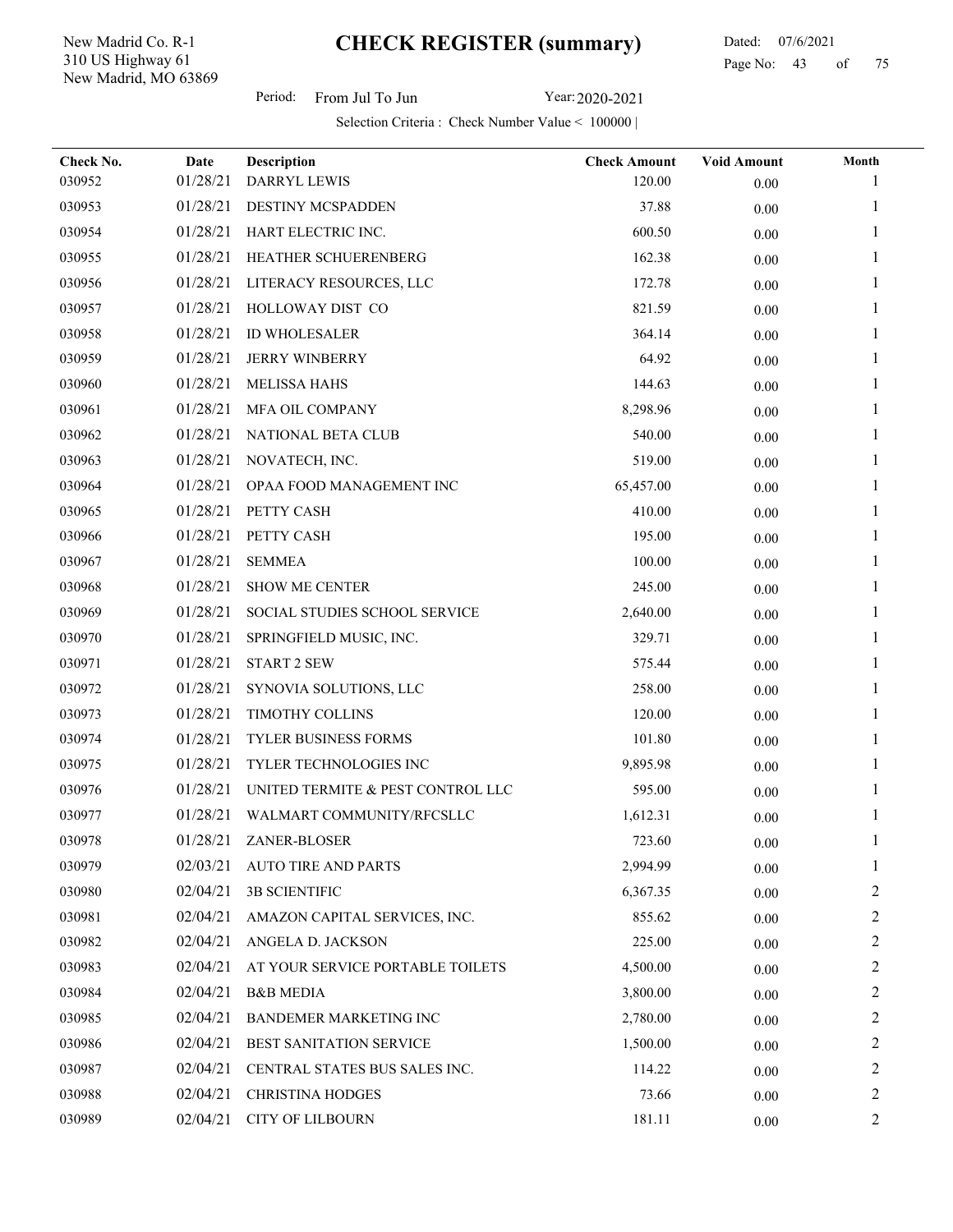New Madrid Co. R-1
310 US Highway 61
New Madrid, MO 63869

# CHECK REGISTER (summary)

Dated: 07/6/2021

Period: From Jul To Jun Year: 2020-2021

Selection Criteria : Check Number Value < 100000 |

| Check No. | Date | Description | Check Amount | Void Amount | Month |
|---|---|---|---|---|---|
| 030952 | 01/28/21 | DARRYL LEWIS | 120.00 | 0.00 | 1 |
| 030953 | 01/28/21 | DESTINY MCSPADDEN | 37.88 | 0.00 | 1 |
| 030954 | 01/28/21 | HART ELECTRIC INC. | 600.50 | 0.00 | 1 |
| 030955 | 01/28/21 | HEATHER SCHUERENBERG | 162.38 | 0.00 | 1 |
| 030956 | 01/28/21 | LITERACY RESOURCES, LLC | 172.78 | 0.00 | 1 |
| 030957 | 01/28/21 | HOLLOWAY DIST CO | 821.59 | 0.00 | 1 |
| 030958 | 01/28/21 | ID WHOLESALER | 364.14 | 0.00 | 1 |
| 030959 | 01/28/21 | JERRY WINBERRY | 64.92 | 0.00 | 1 |
| 030960 | 01/28/21 | MELISSA HAHS | 144.63 | 0.00 | 1 |
| 030961 | 01/28/21 | MFA OIL COMPANY | 8,298.96 | 0.00 | 1 |
| 030962 | 01/28/21 | NATIONAL BETA CLUB | 540.00 | 0.00 | 1 |
| 030963 | 01/28/21 | NOVATECH, INC. | 519.00 | 0.00 | 1 |
| 030964 | 01/28/21 | OPAA FOOD MANAGEMENT INC | 65,457.00 | 0.00 | 1 |
| 030965 | 01/28/21 | PETTY CASH | 410.00 | 0.00 | 1 |
| 030966 | 01/28/21 | PETTY CASH | 195.00 | 0.00 | 1 |
| 030967 | 01/28/21 | SEMMEA | 100.00 | 0.00 | 1 |
| 030968 | 01/28/21 | SHOW ME CENTER | 245.00 | 0.00 | 1 |
| 030969 | 01/28/21 | SOCIAL STUDIES SCHOOL SERVICE | 2,640.00 | 0.00 | 1 |
| 030970 | 01/28/21 | SPRINGFIELD MUSIC, INC. | 329.71 | 0.00 | 1 |
| 030971 | 01/28/21 | START 2 SEW | 575.44 | 0.00 | 1 |
| 030972 | 01/28/21 | SYNOVIA SOLUTIONS, LLC | 258.00 | 0.00 | 1 |
| 030973 | 01/28/21 | TIMOTHY COLLINS | 120.00 | 0.00 | 1 |
| 030974 | 01/28/21 | TYLER BUSINESS FORMS | 101.80 | 0.00 | 1 |
| 030975 | 01/28/21 | TYLER TECHNOLOGIES INC | 9,895.98 | 0.00 | 1 |
| 030976 | 01/28/21 | UNITED TERMITE & PEST CONTROL LLC | 595.00 | 0.00 | 1 |
| 030977 | 01/28/21 | WALMART COMMUNITY/RFCSLLC | 1,612.31 | 0.00 | 1 |
| 030978 | 01/28/21 | ZANER-BLOSER | 723.60 | 0.00 | 1 |
| 030979 | 02/03/21 | AUTO TIRE AND PARTS | 2,994.99 | 0.00 | 1 |
| 030980 | 02/04/21 | 3B SCIENTIFIC | 6,367.35 | 0.00 | 2 |
| 030981 | 02/04/21 | AMAZON CAPITAL SERVICES, INC. | 855.62 | 0.00 | 2 |
| 030982 | 02/04/21 | ANGELA D. JACKSON | 225.00 | 0.00 | 2 |
| 030983 | 02/04/21 | AT YOUR SERVICE PORTABLE TOILETS | 4,500.00 | 0.00 | 2 |
| 030984 | 02/04/21 | B&B MEDIA | 3,800.00 | 0.00 | 2 |
| 030985 | 02/04/21 | BANDEMER MARKETING INC | 2,780.00 | 0.00 | 2 |
| 030986 | 02/04/21 | BEST SANITATION SERVICE | 1,500.00 | 0.00 | 2 |
| 030987 | 02/04/21 | CENTRAL STATES BUS SALES INC. | 114.22 | 0.00 | 2 |
| 030988 | 02/04/21 | CHRISTINA HODGES | 73.66 | 0.00 | 2 |
| 030989 | 02/04/21 | CITY OF LILBOURN | 181.11 | 0.00 | 2 |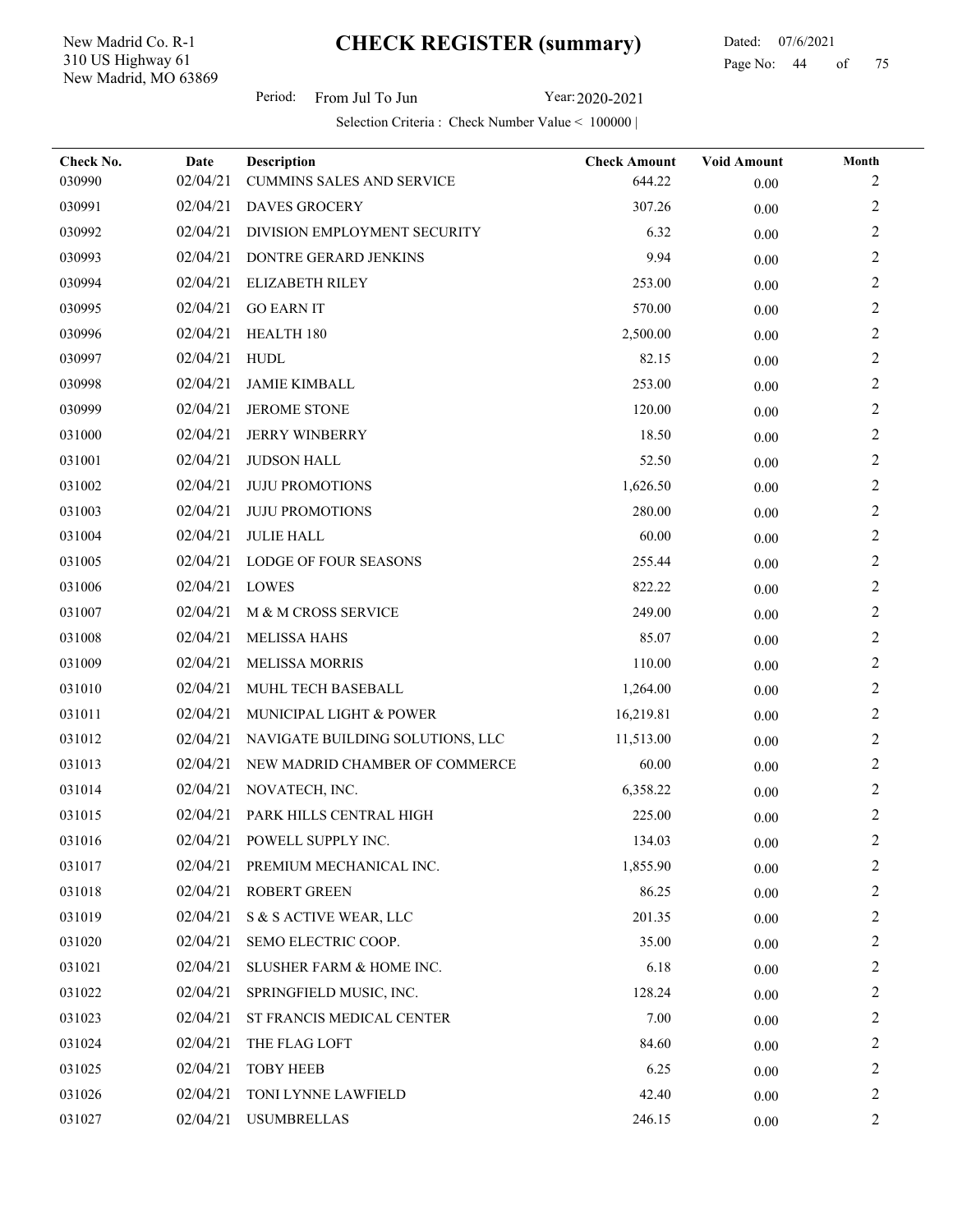New Madrid Co. R-1
310 US Highway 61
New Madrid, MO 63869

# CHECK REGISTER (summary)

Dated: 07/6/2021

Period: From Jul To Jun　　Year: 2020-2021

Selection Criteria : Check Number Value < 100000 |

| Check No. | Date | Description | Check Amount | Void Amount | Month |
|---|---|---|---|---|---|
| 030990 | 02/04/21 | CUMMINS SALES AND SERVICE | 644.22 | 0.00 | 2 |
| 030991 | 02/04/21 | DAVES GROCERY | 307.26 | 0.00 | 2 |
| 030992 | 02/04/21 | DIVISION EMPLOYMENT SECURITY | 6.32 | 0.00 | 2 |
| 030993 | 02/04/21 | DONTRE GERARD JENKINS | 9.94 | 0.00 | 2 |
| 030994 | 02/04/21 | ELIZABETH RILEY | 253.00 | 0.00 | 2 |
| 030995 | 02/04/21 | GO EARN IT | 570.00 | 0.00 | 2 |
| 030996 | 02/04/21 | HEALTH 180 | 2,500.00 | 0.00 | 2 |
| 030997 | 02/04/21 | HUDL | 82.15 | 0.00 | 2 |
| 030998 | 02/04/21 | JAMIE KIMBALL | 253.00 | 0.00 | 2 |
| 030999 | 02/04/21 | JEROME STONE | 120.00 | 0.00 | 2 |
| 031000 | 02/04/21 | JERRY WINBERRY | 18.50 | 0.00 | 2 |
| 031001 | 02/04/21 | JUDSON HALL | 52.50 | 0.00 | 2 |
| 031002 | 02/04/21 | JUJU PROMOTIONS | 1,626.50 | 0.00 | 2 |
| 031003 | 02/04/21 | JUJU PROMOTIONS | 280.00 | 0.00 | 2 |
| 031004 | 02/04/21 | JULIE HALL | 60.00 | 0.00 | 2 |
| 031005 | 02/04/21 | LODGE OF FOUR SEASONS | 255.44 | 0.00 | 2 |
| 031006 | 02/04/21 | LOWES | 822.22 | 0.00 | 2 |
| 031007 | 02/04/21 | M & M CROSS SERVICE | 249.00 | 0.00 | 2 |
| 031008 | 02/04/21 | MELISSA HAHS | 85.07 | 0.00 | 2 |
| 031009 | 02/04/21 | MELISSA MORRIS | 110.00 | 0.00 | 2 |
| 031010 | 02/04/21 | MUHL TECH BASEBALL | 1,264.00 | 0.00 | 2 |
| 031011 | 02/04/21 | MUNICIPAL LIGHT & POWER | 16,219.81 | 0.00 | 2 |
| 031012 | 02/04/21 | NAVIGATE BUILDING SOLUTIONS, LLC | 11,513.00 | 0.00 | 2 |
| 031013 | 02/04/21 | NEW MADRID CHAMBER OF COMMERCE | 60.00 | 0.00 | 2 |
| 031014 | 02/04/21 | NOVATECH, INC. | 6,358.22 | 0.00 | 2 |
| 031015 | 02/04/21 | PARK HILLS CENTRAL HIGH | 225.00 | 0.00 | 2 |
| 031016 | 02/04/21 | POWELL SUPPLY INC. | 134.03 | 0.00 | 2 |
| 031017 | 02/04/21 | PREMIUM MECHANICAL INC. | 1,855.90 | 0.00 | 2 |
| 031018 | 02/04/21 | ROBERT GREEN | 86.25 | 0.00 | 2 |
| 031019 | 02/04/21 | S & S ACTIVE WEAR, LLC | 201.35 | 0.00 | 2 |
| 031020 | 02/04/21 | SEMO ELECTRIC COOP. | 35.00 | 0.00 | 2 |
| 031021 | 02/04/21 | SLUSHER FARM & HOME INC. | 6.18 | 0.00 | 2 |
| 031022 | 02/04/21 | SPRINGFIELD MUSIC, INC. | 128.24 | 0.00 | 2 |
| 031023 | 02/04/21 | ST FRANCIS MEDICAL CENTER | 7.00 | 0.00 | 2 |
| 031024 | 02/04/21 | THE FLAG LOFT | 84.60 | 0.00 | 2 |
| 031025 | 02/04/21 | TOBY HEEB | 6.25 | 0.00 | 2 |
| 031026 | 02/04/21 | TONI LYNNE LAWFIELD | 42.40 | 0.00 | 2 |
| 031027 | 02/04/21 | USUMBRELLAS | 246.15 | 0.00 | 2 |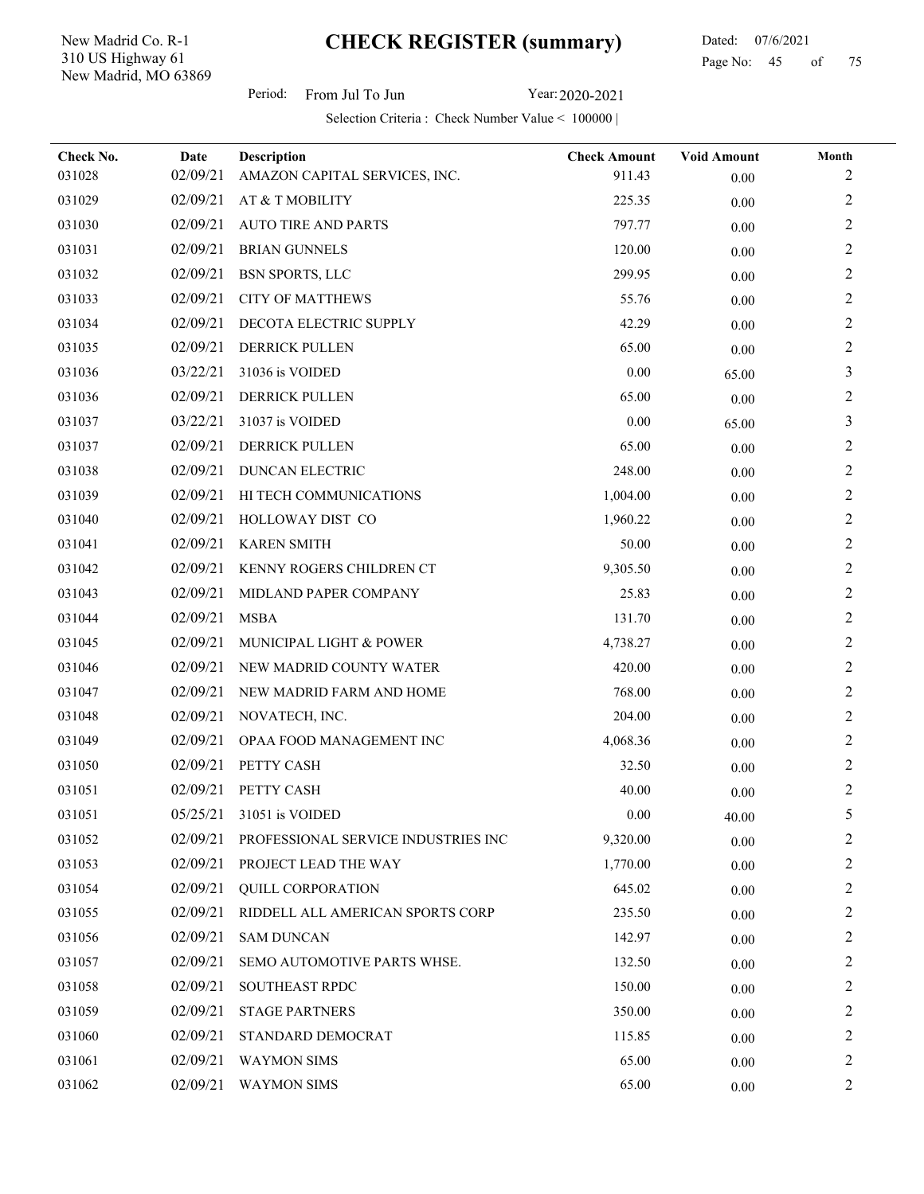New Madrid Co. R-1
310 US Highway 61
New Madrid, MO 63869

# CHECK REGISTER (summary)

Dated: 07/6/2021

Period: From Jul To Jun Year: 2020-2021

Selection Criteria : Check Number Value < 100000 |

| Check No. | Date | Description | Check Amount | Void Amount | Month |
|---|---|---|---|---|---|
| 031028 | 02/09/21 | AMAZON CAPITAL SERVICES, INC. | 911.43 | 0.00 | 2 |
| 031029 | 02/09/21 | AT & T MOBILITY | 225.35 | 0.00 | 2 |
| 031030 | 02/09/21 | AUTO TIRE AND PARTS | 797.77 | 0.00 | 2 |
| 031031 | 02/09/21 | BRIAN GUNNELS | 120.00 | 0.00 | 2 |
| 031032 | 02/09/21 | BSN SPORTS, LLC | 299.95 | 0.00 | 2 |
| 031033 | 02/09/21 | CITY OF MATTHEWS | 55.76 | 0.00 | 2 |
| 031034 | 02/09/21 | DECOTA ELECTRIC SUPPLY | 42.29 | 0.00 | 2 |
| 031035 | 02/09/21 | DERRICK PULLEN | 65.00 | 0.00 | 2 |
| 031036 | 03/22/21 | 31036 is VOIDED | 0.00 | 65.00 | 3 |
| 031036 | 02/09/21 | DERRICK PULLEN | 65.00 | 0.00 | 2 |
| 031037 | 03/22/21 | 31037 is VOIDED | 0.00 | 65.00 | 3 |
| 031037 | 02/09/21 | DERRICK PULLEN | 65.00 | 0.00 | 2 |
| 031038 | 02/09/21 | DUNCAN ELECTRIC | 248.00 | 0.00 | 2 |
| 031039 | 02/09/21 | HI TECH COMMUNICATIONS | 1,004.00 | 0.00 | 2 |
| 031040 | 02/09/21 | HOLLOWAY DIST CO | 1,960.22 | 0.00 | 2 |
| 031041 | 02/09/21 | KAREN SMITH | 50.00 | 0.00 | 2 |
| 031042 | 02/09/21 | KENNY ROGERS CHILDREN CT | 9,305.50 | 0.00 | 2 |
| 031043 | 02/09/21 | MIDLAND PAPER COMPANY | 25.83 | 0.00 | 2 |
| 031044 | 02/09/21 | MSBA | 131.70 | 0.00 | 2 |
| 031045 | 02/09/21 | MUNICIPAL LIGHT & POWER | 4,738.27 | 0.00 | 2 |
| 031046 | 02/09/21 | NEW MADRID COUNTY WATER | 420.00 | 0.00 | 2 |
| 031047 | 02/09/21 | NEW MADRID FARM AND HOME | 768.00 | 0.00 | 2 |
| 031048 | 02/09/21 | NOVATECH, INC. | 204.00 | 0.00 | 2 |
| 031049 | 02/09/21 | OPAA FOOD MANAGEMENT INC | 4,068.36 | 0.00 | 2 |
| 031050 | 02/09/21 | PETTY CASH | 32.50 | 0.00 | 2 |
| 031051 | 02/09/21 | PETTY CASH | 40.00 | 0.00 | 2 |
| 031051 | 05/25/21 | 31051 is VOIDED | 0.00 | 40.00 | 5 |
| 031052 | 02/09/21 | PROFESSIONAL SERVICE INDUSTRIES INC | 9,320.00 | 0.00 | 2 |
| 031053 | 02/09/21 | PROJECT LEAD THE WAY | 1,770.00 | 0.00 | 2 |
| 031054 | 02/09/21 | QUILL CORPORATION | 645.02 | 0.00 | 2 |
| 031055 | 02/09/21 | RIDDELL ALL AMERICAN SPORTS CORP | 235.50 | 0.00 | 2 |
| 031056 | 02/09/21 | SAM DUNCAN | 142.97 | 0.00 | 2 |
| 031057 | 02/09/21 | SEMO AUTOMOTIVE PARTS WHSE. | 132.50 | 0.00 | 2 |
| 031058 | 02/09/21 | SOUTHEAST RPDC | 150.00 | 0.00 | 2 |
| 031059 | 02/09/21 | STAGE PARTNERS | 350.00 | 0.00 | 2 |
| 031060 | 02/09/21 | STANDARD DEMOCRAT | 115.85 | 0.00 | 2 |
| 031061 | 02/09/21 | WAYMON SIMS | 65.00 | 0.00 | 2 |
| 031062 | 02/09/21 | WAYMON SIMS | 65.00 | 0.00 | 2 |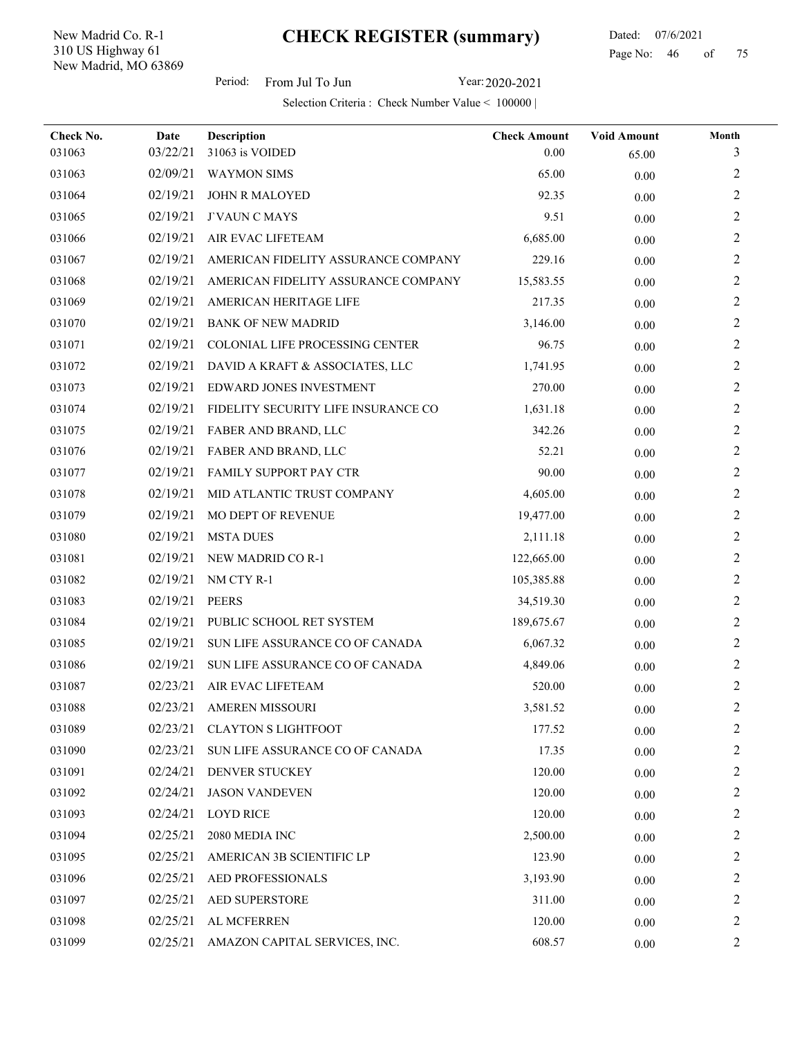New Madrid Co. R-1
310 US Highway 61
New Madrid, MO 63869

# CHECK REGISTER (summary)

Dated: 07/6/2021

Period: From Jul To Jun Year: 2020-2021

Selection Criteria : Check Number Value < 100000 |

| Check No. | Date | Description | Check Amount | Void Amount | Month |
|---|---|---|---|---|---|
| 031063 | 03/22/21 | 31063 is VOIDED | 0.00 | 65.00 | 3 |
| 031063 | 02/09/21 | WAYMON SIMS | 65.00 | 0.00 | 2 |
| 031064 | 02/19/21 | JOHN R MALOYED | 92.35 | 0.00 | 2 |
| 031065 | 02/19/21 | J`VAUN C MAYS | 9.51 | 0.00 | 2 |
| 031066 | 02/19/21 | AIR EVAC LIFETEAM | 6,685.00 | 0.00 | 2 |
| 031067 | 02/19/21 | AMERICAN FIDELITY ASSURANCE COMPANY | 229.16 | 0.00 | 2 |
| 031068 | 02/19/21 | AMERICAN FIDELITY ASSURANCE COMPANY | 15,583.55 | 0.00 | 2 |
| 031069 | 02/19/21 | AMERICAN HERITAGE LIFE | 217.35 | 0.00 | 2 |
| 031070 | 02/19/21 | BANK OF NEW MADRID | 3,146.00 | 0.00 | 2 |
| 031071 | 02/19/21 | COLONIAL LIFE PROCESSING CENTER | 96.75 | 0.00 | 2 |
| 031072 | 02/19/21 | DAVID A KRAFT & ASSOCIATES, LLC | 1,741.95 | 0.00 | 2 |
| 031073 | 02/19/21 | EDWARD JONES INVESTMENT | 270.00 | 0.00 | 2 |
| 031074 | 02/19/21 | FIDELITY SECURITY LIFE INSURANCE CO | 1,631.18 | 0.00 | 2 |
| 031075 | 02/19/21 | FABER AND BRAND, LLC | 342.26 | 0.00 | 2 |
| 031076 | 02/19/21 | FABER AND BRAND, LLC | 52.21 | 0.00 | 2 |
| 031077 | 02/19/21 | FAMILY SUPPORT PAY CTR | 90.00 | 0.00 | 2 |
| 031078 | 02/19/21 | MID ATLANTIC TRUST COMPANY | 4,605.00 | 0.00 | 2 |
| 031079 | 02/19/21 | MO DEPT OF REVENUE | 19,477.00 | 0.00 | 2 |
| 031080 | 02/19/21 | MSTA DUES | 2,111.18 | 0.00 | 2 |
| 031081 | 02/19/21 | NEW MADRID CO R-1 | 122,665.00 | 0.00 | 2 |
| 031082 | 02/19/21 | NM CTY R-1 | 105,385.88 | 0.00 | 2 |
| 031083 | 02/19/21 | PEERS | 34,519.30 | 0.00 | 2 |
| 031084 | 02/19/21 | PUBLIC SCHOOL RET SYSTEM | 189,675.67 | 0.00 | 2 |
| 031085 | 02/19/21 | SUN LIFE ASSURANCE CO OF CANADA | 6,067.32 | 0.00 | 2 |
| 031086 | 02/19/21 | SUN LIFE ASSURANCE CO OF CANADA | 4,849.06 | 0.00 | 2 |
| 031087 | 02/23/21 | AIR EVAC LIFETEAM | 520.00 | 0.00 | 2 |
| 031088 | 02/23/21 | AMEREN MISSOURI | 3,581.52 | 0.00 | 2 |
| 031089 | 02/23/21 | CLAYTON S LIGHTFOOT | 177.52 | 0.00 | 2 |
| 031090 | 02/23/21 | SUN LIFE ASSURANCE CO OF CANADA | 17.35 | 0.00 | 2 |
| 031091 | 02/24/21 | DENVER STUCKEY | 120.00 | 0.00 | 2 |
| 031092 | 02/24/21 | JASON VANDEVEN | 120.00 | 0.00 | 2 |
| 031093 | 02/24/21 | LOYD RICE | 120.00 | 0.00 | 2 |
| 031094 | 02/25/21 | 2080 MEDIA INC | 2,500.00 | 0.00 | 2 |
| 031095 | 02/25/21 | AMERICAN 3B SCIENTIFIC LP | 123.90 | 0.00 | 2 |
| 031096 | 02/25/21 | AED PROFESSIONALS | 3,193.90 | 0.00 | 2 |
| 031097 | 02/25/21 | AED SUPERSTORE | 311.00 | 0.00 | 2 |
| 031098 | 02/25/21 | AL MCFERREN | 120.00 | 0.00 | 2 |
| 031099 | 02/25/21 | AMAZON CAPITAL SERVICES, INC. | 608.57 | 0.00 | 2 |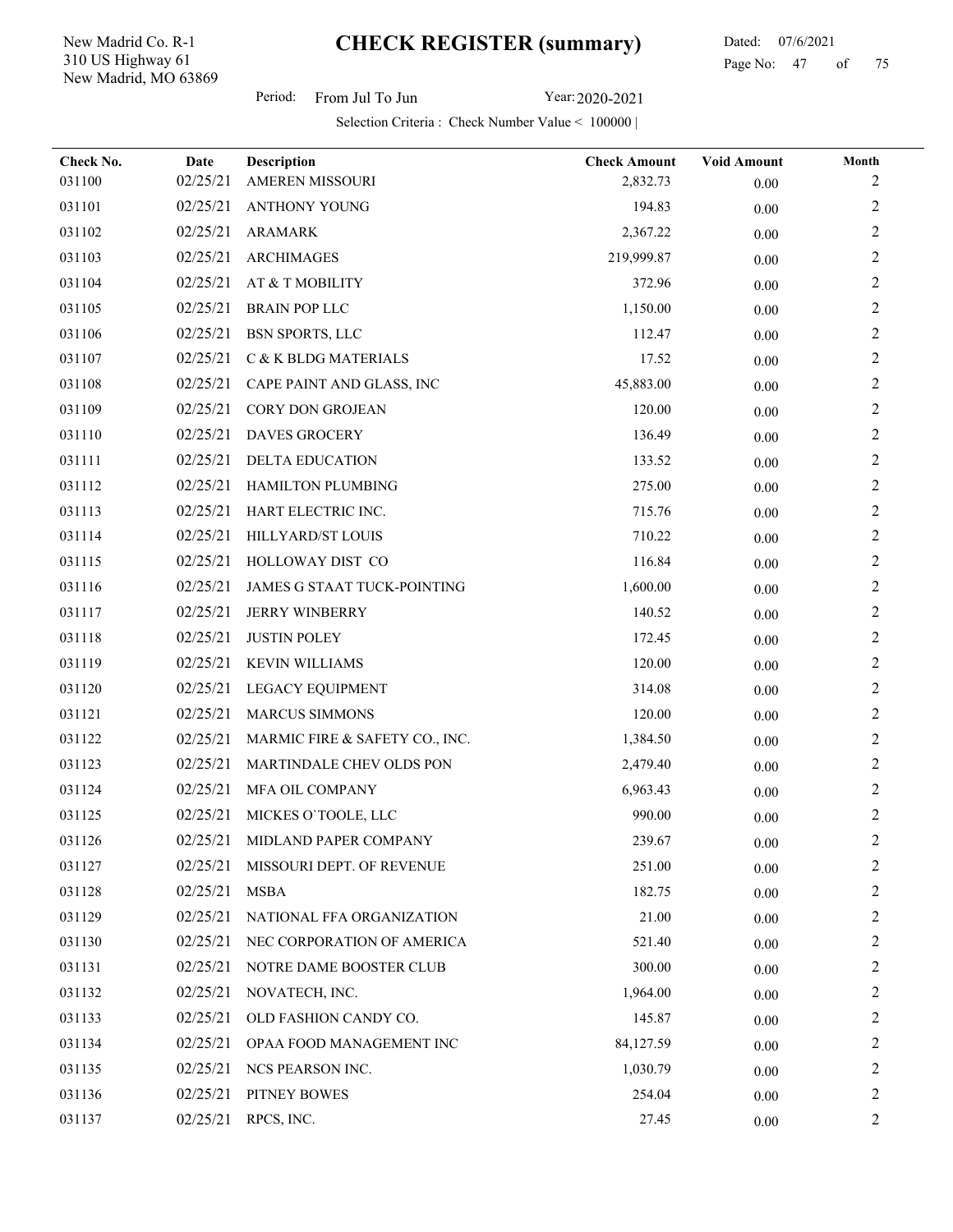New Madrid Co. R-1
310 US Highway 61
New Madrid, MO 63869

# CHECK REGISTER (summary)

Dated: 07/6/2021

Period: From Jul To Jun Year: 2020-2021

Selection Criteria : Check Number Value < 100000 |

| Check No. | Date | Description | Check Amount | Void Amount | Month |
|---|---|---|---|---|---|
| 031100 | 02/25/21 | AMEREN MISSOURI | 2,832.73 | 0.00 | 2 |
| 031101 | 02/25/21 | ANTHONY YOUNG | 194.83 | 0.00 | 2 |
| 031102 | 02/25/21 | ARAMARK | 2,367.22 | 0.00 | 2 |
| 031103 | 02/25/21 | ARCHIMAGES | 219,999.87 | 0.00 | 2 |
| 031104 | 02/25/21 | AT & T MOBILITY | 372.96 | 0.00 | 2 |
| 031105 | 02/25/21 | BRAIN POP LLC | 1,150.00 | 0.00 | 2 |
| 031106 | 02/25/21 | BSN SPORTS, LLC | 112.47 | 0.00 | 2 |
| 031107 | 02/25/21 | C & K BLDG MATERIALS | 17.52 | 0.00 | 2 |
| 031108 | 02/25/21 | CAPE PAINT AND GLASS, INC | 45,883.00 | 0.00 | 2 |
| 031109 | 02/25/21 | CORY DON GROJEAN | 120.00 | 0.00 | 2 |
| 031110 | 02/25/21 | DAVES GROCERY | 136.49 | 0.00 | 2 |
| 031111 | 02/25/21 | DELTA EDUCATION | 133.52 | 0.00 | 2 |
| 031112 | 02/25/21 | HAMILTON PLUMBING | 275.00 | 0.00 | 2 |
| 031113 | 02/25/21 | HART ELECTRIC INC. | 715.76 | 0.00 | 2 |
| 031114 | 02/25/21 | HILLYARD/ST LOUIS | 710.22 | 0.00 | 2 |
| 031115 | 02/25/21 | HOLLOWAY DIST CO | 116.84 | 0.00 | 2 |
| 031116 | 02/25/21 | JAMES G STAAT TUCK-POINTING | 1,600.00 | 0.00 | 2 |
| 031117 | 02/25/21 | JERRY WINBERRY | 140.52 | 0.00 | 2 |
| 031118 | 02/25/21 | JUSTIN POLEY | 172.45 | 0.00 | 2 |
| 031119 | 02/25/21 | KEVIN WILLIAMS | 120.00 | 0.00 | 2 |
| 031120 | 02/25/21 | LEGACY EQUIPMENT | 314.08 | 0.00 | 2 |
| 031121 | 02/25/21 | MARCUS SIMMONS | 120.00 | 0.00 | 2 |
| 031122 | 02/25/21 | MARMIC FIRE & SAFETY CO., INC. | 1,384.50 | 0.00 | 2 |
| 031123 | 02/25/21 | MARTINDALE CHEV OLDS PON | 2,479.40 | 0.00 | 2 |
| 031124 | 02/25/21 | MFA OIL COMPANY | 6,963.43 | 0.00 | 2 |
| 031125 | 02/25/21 | MICKES O`TOOLE, LLC | 990.00 | 0.00 | 2 |
| 031126 | 02/25/21 | MIDLAND PAPER COMPANY | 239.67 | 0.00 | 2 |
| 031127 | 02/25/21 | MISSOURI DEPT. OF REVENUE | 251.00 | 0.00 | 2 |
| 031128 | 02/25/21 | MSBA | 182.75 | 0.00 | 2 |
| 031129 | 02/25/21 | NATIONAL FFA ORGANIZATION | 21.00 | 0.00 | 2 |
| 031130 | 02/25/21 | NEC CORPORATION OF AMERICA | 521.40 | 0.00 | 2 |
| 031131 | 02/25/21 | NOTRE DAME BOOSTER CLUB | 300.00 | 0.00 | 2 |
| 031132 | 02/25/21 | NOVATECH, INC. | 1,964.00 | 0.00 | 2 |
| 031133 | 02/25/21 | OLD FASHION CANDY CO. | 145.87 | 0.00 | 2 |
| 031134 | 02/25/21 | OPAA FOOD MANAGEMENT INC | 84,127.59 | 0.00 | 2 |
| 031135 | 02/25/21 | NCS PEARSON INC. | 1,030.79 | 0.00 | 2 |
| 031136 | 02/25/21 | PITNEY BOWES | 254.04 | 0.00 | 2 |
| 031137 | 02/25/21 | RPCS, INC. | 27.45 | 0.00 | 2 |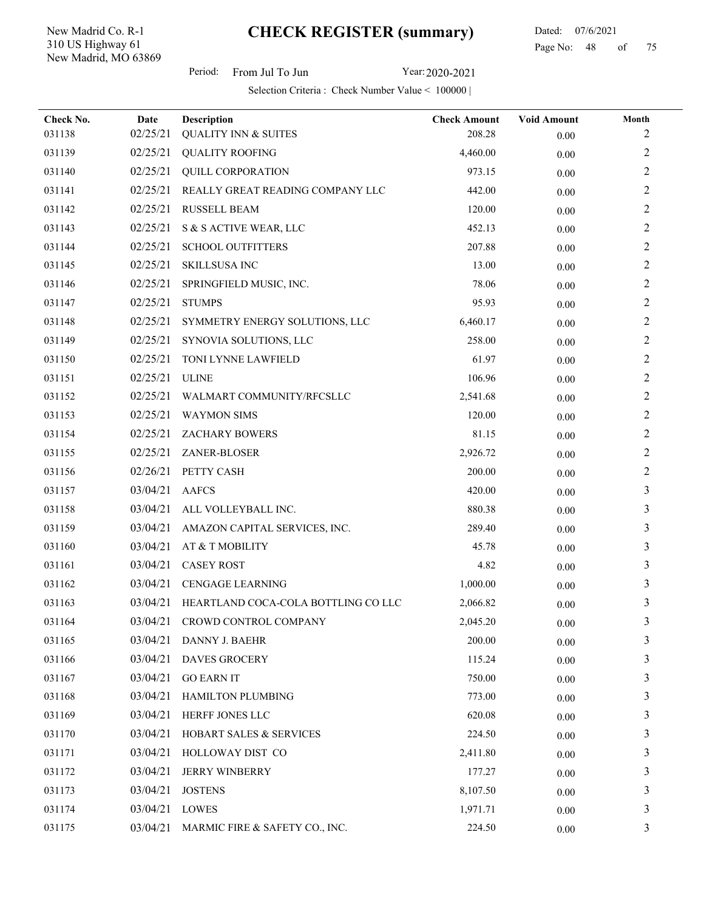New Madrid Co. R-1
310 US Highway 61
New Madrid, MO 63869

# CHECK REGISTER (summary)

Dated: 07/6/2021

Period: From Jul To Jun    Year: 2020-2021

Selection Criteria : Check Number Value < 100000 |

| Check No. | Date | Description | Check Amount | Void Amount | Month |
|---|---|---|---|---|---|
| 031138 | 02/25/21 | QUALITY INN & SUITES | 208.28 | 0.00 | 2 |
| 031139 | 02/25/21 | QUALITY ROOFING | 4,460.00 | 0.00 | 2 |
| 031140 | 02/25/21 | QUILL CORPORATION | 973.15 | 0.00 | 2 |
| 031141 | 02/25/21 | REALLY GREAT READING COMPANY LLC | 442.00 | 0.00 | 2 |
| 031142 | 02/25/21 | RUSSELL BEAM | 120.00 | 0.00 | 2 |
| 031143 | 02/25/21 | S & S ACTIVE WEAR, LLC | 452.13 | 0.00 | 2 |
| 031144 | 02/25/21 | SCHOOL OUTFITTERS | 207.88 | 0.00 | 2 |
| 031145 | 02/25/21 | SKILLSUSA INC | 13.00 | 0.00 | 2 |
| 031146 | 02/25/21 | SPRINGFIELD MUSIC, INC. | 78.06 | 0.00 | 2 |
| 031147 | 02/25/21 | STUMPS | 95.93 | 0.00 | 2 |
| 031148 | 02/25/21 | SYMMETRY ENERGY SOLUTIONS, LLC | 6,460.17 | 0.00 | 2 |
| 031149 | 02/25/21 | SYNOVIA SOLUTIONS, LLC | 258.00 | 0.00 | 2 |
| 031150 | 02/25/21 | TONI LYNNE LAWFIELD | 61.97 | 0.00 | 2 |
| 031151 | 02/25/21 | ULINE | 106.96 | 0.00 | 2 |
| 031152 | 02/25/21 | WALMART COMMUNITY/RFCSLLC | 2,541.68 | 0.00 | 2 |
| 031153 | 02/25/21 | WAYMON SIMS | 120.00 | 0.00 | 2 |
| 031154 | 02/25/21 | ZACHARY BOWERS | 81.15 | 0.00 | 2 |
| 031155 | 02/25/21 | ZANER-BLOSER | 2,926.72 | 0.00 | 2 |
| 031156 | 02/26/21 | PETTY CASH | 200.00 | 0.00 | 2 |
| 031157 | 03/04/21 | AAFCS | 420.00 | 0.00 | 3 |
| 031158 | 03/04/21 | ALL VOLLEYBALL INC. | 880.38 | 0.00 | 3 |
| 031159 | 03/04/21 | AMAZON CAPITAL SERVICES, INC. | 289.40 | 0.00 | 3 |
| 031160 | 03/04/21 | AT & T MOBILITY | 45.78 | 0.00 | 3 |
| 031161 | 03/04/21 | CASEY ROST | 4.82 | 0.00 | 3 |
| 031162 | 03/04/21 | CENGAGE LEARNING | 1,000.00 | 0.00 | 3 |
| 031163 | 03/04/21 | HEARTLAND COCA-COLA BOTTLING CO LLC | 2,066.82 | 0.00 | 3 |
| 031164 | 03/04/21 | CROWD CONTROL COMPANY | 2,045.20 | 0.00 | 3 |
| 031165 | 03/04/21 | DANNY J. BAEHR | 200.00 | 0.00 | 3 |
| 031166 | 03/04/21 | DAVES GROCERY | 115.24 | 0.00 | 3 |
| 031167 | 03/04/21 | GO EARN IT | 750.00 | 0.00 | 3 |
| 031168 | 03/04/21 | HAMILTON PLUMBING | 773.00 | 0.00 | 3 |
| 031169 | 03/04/21 | HERFF JONES LLC | 620.08 | 0.00 | 3 |
| 031170 | 03/04/21 | HOBART SALES & SERVICES | 224.50 | 0.00 | 3 |
| 031171 | 03/04/21 | HOLLOWAY DIST CO | 2,411.80 | 0.00 | 3 |
| 031172 | 03/04/21 | JERRY WINBERRY | 177.27 | 0.00 | 3 |
| 031173 | 03/04/21 | JOSTENS | 8,107.50 | 0.00 | 3 |
| 031174 | 03/04/21 | LOWES | 1,971.71 | 0.00 | 3 |
| 031175 | 03/04/21 | MARMIC FIRE & SAFETY CO., INC. | 224.50 | 0.00 | 3 |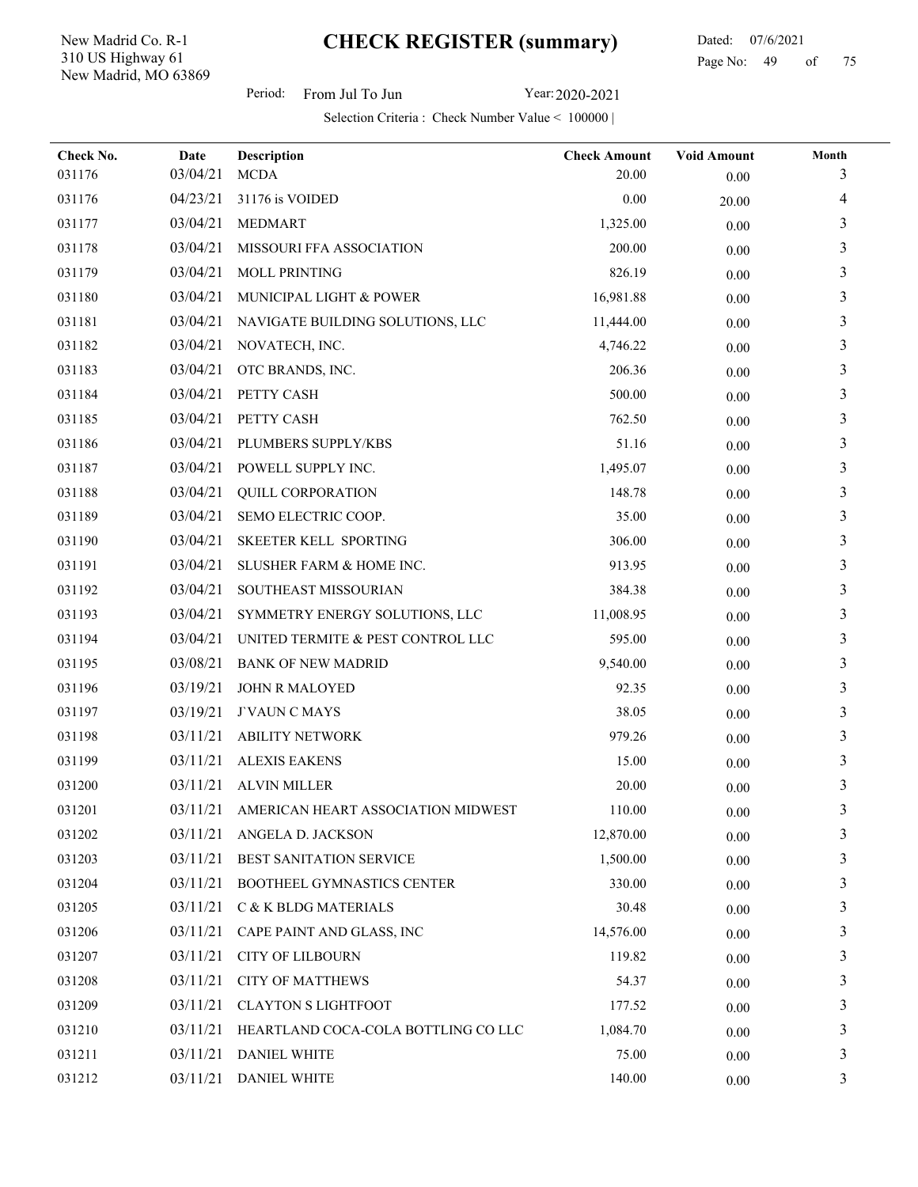New Madrid Co. R-1
310 US Highway 61
New Madrid, MO 63869

# CHECK REGISTER (summary)

Dated: 07/6/2021

Period: From Jul To Jun Year: 2020-2021

Selection Criteria : Check Number Value < 100000 |

| Check No. | Date | Description | Check Amount | Void Amount | Month |
|---|---|---|---|---|---|
| 031176 | 03/04/21 | MCDA | 20.00 | 0.00 | 3 |
| 031176 | 04/23/21 | 31176 is VOIDED | 0.00 | 20.00 | 4 |
| 031177 | 03/04/21 | MEDMART | 1,325.00 | 0.00 | 3 |
| 031178 | 03/04/21 | MISSOURI FFA ASSOCIATION | 200.00 | 0.00 | 3 |
| 031179 | 03/04/21 | MOLL PRINTING | 826.19 | 0.00 | 3 |
| 031180 | 03/04/21 | MUNICIPAL LIGHT & POWER | 16,981.88 | 0.00 | 3 |
| 031181 | 03/04/21 | NAVIGATE BUILDING SOLUTIONS, LLC | 11,444.00 | 0.00 | 3 |
| 031182 | 03/04/21 | NOVATECH, INC. | 4,746.22 | 0.00 | 3 |
| 031183 | 03/04/21 | OTC BRANDS, INC. | 206.36 | 0.00 | 3 |
| 031184 | 03/04/21 | PETTY CASH | 500.00 | 0.00 | 3 |
| 031185 | 03/04/21 | PETTY CASH | 762.50 | 0.00 | 3 |
| 031186 | 03/04/21 | PLUMBERS SUPPLY/KBS | 51.16 | 0.00 | 3 |
| 031187 | 03/04/21 | POWELL SUPPLY INC. | 1,495.07 | 0.00 | 3 |
| 031188 | 03/04/21 | QUILL CORPORATION | 148.78 | 0.00 | 3 |
| 031189 | 03/04/21 | SEMO ELECTRIC COOP. | 35.00 | 0.00 | 3 |
| 031190 | 03/04/21 | SKEETER KELL SPORTING | 306.00 | 0.00 | 3 |
| 031191 | 03/04/21 | SLUSHER FARM & HOME INC. | 913.95 | 0.00 | 3 |
| 031192 | 03/04/21 | SOUTHEAST MISSOURIAN | 384.38 | 0.00 | 3 |
| 031193 | 03/04/21 | SYMMETRY ENERGY SOLUTIONS, LLC | 11,008.95 | 0.00 | 3 |
| 031194 | 03/04/21 | UNITED TERMITE & PEST CONTROL LLC | 595.00 | 0.00 | 3 |
| 031195 | 03/08/21 | BANK OF NEW MADRID | 9,540.00 | 0.00 | 3 |
| 031196 | 03/19/21 | JOHN R MALOYED | 92.35 | 0.00 | 3 |
| 031197 | 03/19/21 | J`VAUN C MAYS | 38.05 | 0.00 | 3 |
| 031198 | 03/11/21 | ABILITY NETWORK | 979.26 | 0.00 | 3 |
| 031199 | 03/11/21 | ALEXIS EAKENS | 15.00 | 0.00 | 3 |
| 031200 | 03/11/21 | ALVIN MILLER | 20.00 | 0.00 | 3 |
| 031201 | 03/11/21 | AMERICAN HEART ASSOCIATION MIDWEST | 110.00 | 0.00 | 3 |
| 031202 | 03/11/21 | ANGELA D. JACKSON | 12,870.00 | 0.00 | 3 |
| 031203 | 03/11/21 | BEST SANITATION SERVICE | 1,500.00 | 0.00 | 3 |
| 031204 | 03/11/21 | BOOTHEEL GYMNASTICS CENTER | 330.00 | 0.00 | 3 |
| 031205 | 03/11/21 | C & K BLDG MATERIALS | 30.48 | 0.00 | 3 |
| 031206 | 03/11/21 | CAPE PAINT AND GLASS, INC | 14,576.00 | 0.00 | 3 |
| 031207 | 03/11/21 | CITY OF LILBOURN | 119.82 | 0.00 | 3 |
| 031208 | 03/11/21 | CITY OF MATTHEWS | 54.37 | 0.00 | 3 |
| 031209 | 03/11/21 | CLAYTON S LIGHTFOOT | 177.52 | 0.00 | 3 |
| 031210 | 03/11/21 | HEARTLAND COCA-COLA BOTTLING CO LLC | 1,084.70 | 0.00 | 3 |
| 031211 | 03/11/21 | DANIEL WHITE | 75.00 | 0.00 | 3 |
| 031212 | 03/11/21 | DANIEL WHITE | 140.00 | 0.00 | 3 |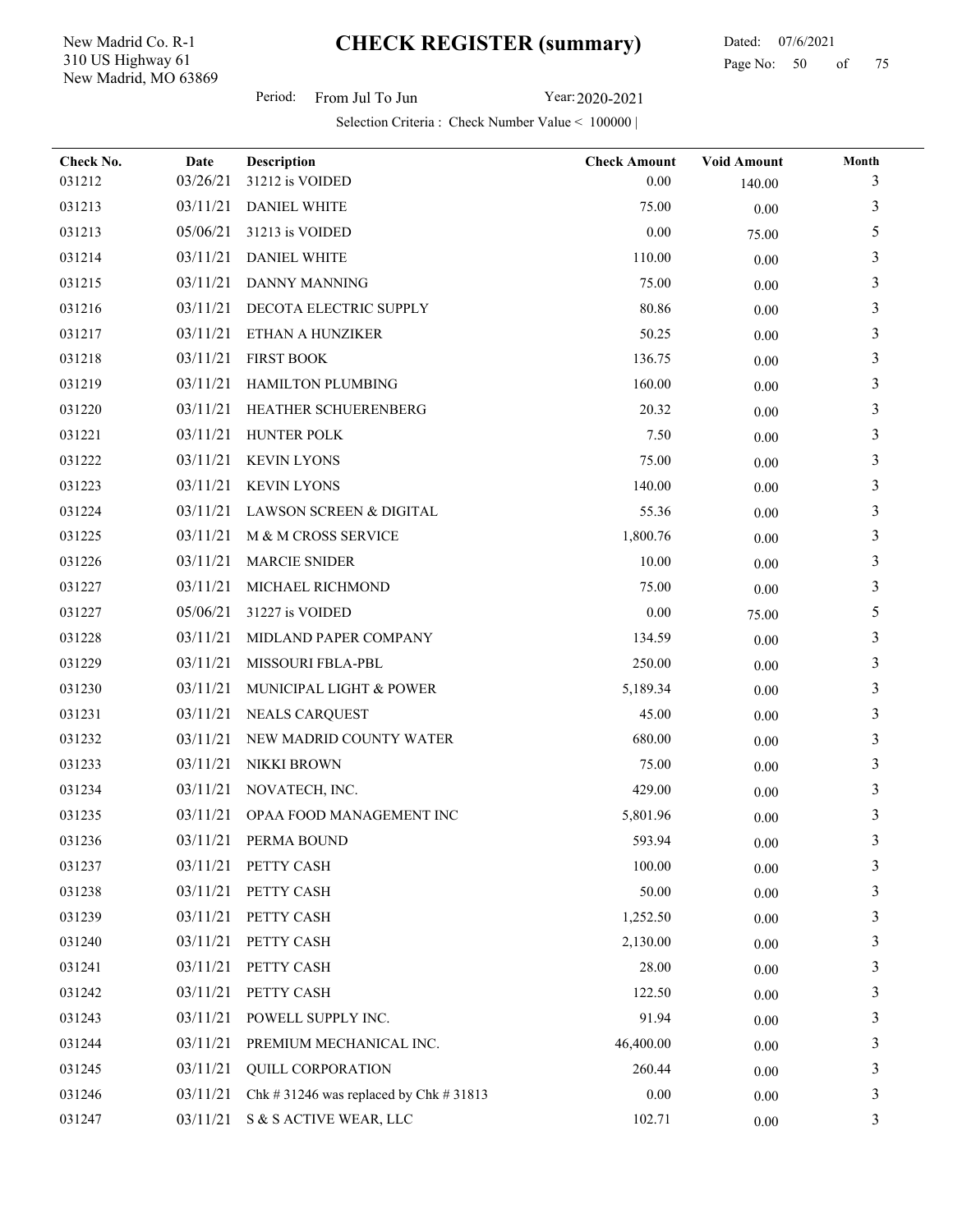New Madrid Co. R-1
310 US Highway 61
New Madrid, MO 63869

# CHECK REGISTER (summary)

Dated: 07/6/2021

Period: From Jul To Jun Year: 2020-2021

Selection Criteria : Check Number Value < 100000 |

| Check No. | Date | Description | Check Amount | Void Amount | Month |
|---|---|---|---|---|---|
| 031212 | 03/26/21 | 31212 is VOIDED | 0.00 | 140.00 | 3 |
| 031213 | 03/11/21 | DANIEL WHITE | 75.00 | 0.00 | 3 |
| 031213 | 05/06/21 | 31213 is VOIDED | 0.00 | 75.00 | 5 |
| 031214 | 03/11/21 | DANIEL WHITE | 110.00 | 0.00 | 3 |
| 031215 | 03/11/21 | DANNY MANNING | 75.00 | 0.00 | 3 |
| 031216 | 03/11/21 | DECOTA ELECTRIC SUPPLY | 80.86 | 0.00 | 3 |
| 031217 | 03/11/21 | ETHAN A HUNZIKER | 50.25 | 0.00 | 3 |
| 031218 | 03/11/21 | FIRST BOOK | 136.75 | 0.00 | 3 |
| 031219 | 03/11/21 | HAMILTON PLUMBING | 160.00 | 0.00 | 3 |
| 031220 | 03/11/21 | HEATHER SCHUERENBERG | 20.32 | 0.00 | 3 |
| 031221 | 03/11/21 | HUNTER POLK | 7.50 | 0.00 | 3 |
| 031222 | 03/11/21 | KEVIN LYONS | 75.00 | 0.00 | 3 |
| 031223 | 03/11/21 | KEVIN LYONS | 140.00 | 0.00 | 3 |
| 031224 | 03/11/21 | LAWSON SCREEN & DIGITAL | 55.36 | 0.00 | 3 |
| 031225 | 03/11/21 | M & M CROSS SERVICE | 1,800.76 | 0.00 | 3 |
| 031226 | 03/11/21 | MARCIE SNIDER | 10.00 | 0.00 | 3 |
| 031227 | 03/11/21 | MICHAEL RICHMOND | 75.00 | 0.00 | 3 |
| 031227 | 05/06/21 | 31227 is VOIDED | 0.00 | 75.00 | 5 |
| 031228 | 03/11/21 | MIDLAND PAPER COMPANY | 134.59 | 0.00 | 3 |
| 031229 | 03/11/21 | MISSOURI FBLA-PBL | 250.00 | 0.00 | 3 |
| 031230 | 03/11/21 | MUNICIPAL LIGHT & POWER | 5,189.34 | 0.00 | 3 |
| 031231 | 03/11/21 | NEALS CARQUEST | 45.00 | 0.00 | 3 |
| 031232 | 03/11/21 | NEW MADRID COUNTY WATER | 680.00 | 0.00 | 3 |
| 031233 | 03/11/21 | NIKKI BROWN | 75.00 | 0.00 | 3 |
| 031234 | 03/11/21 | NOVATECH, INC. | 429.00 | 0.00 | 3 |
| 031235 | 03/11/21 | OPAA FOOD MANAGEMENT INC | 5,801.96 | 0.00 | 3 |
| 031236 | 03/11/21 | PERMA BOUND | 593.94 | 0.00 | 3 |
| 031237 | 03/11/21 | PETTY CASH | 100.00 | 0.00 | 3 |
| 031238 | 03/11/21 | PETTY CASH | 50.00 | 0.00 | 3 |
| 031239 | 03/11/21 | PETTY CASH | 1,252.50 | 0.00 | 3 |
| 031240 | 03/11/21 | PETTY CASH | 2,130.00 | 0.00 | 3 |
| 031241 | 03/11/21 | PETTY CASH | 28.00 | 0.00 | 3 |
| 031242 | 03/11/21 | PETTY CASH | 122.50 | 0.00 | 3 |
| 031243 | 03/11/21 | POWELL SUPPLY INC. | 91.94 | 0.00 | 3 |
| 031244 | 03/11/21 | PREMIUM MECHANICAL INC. | 46,400.00 | 0.00 | 3 |
| 031245 | 03/11/21 | QUILL CORPORATION | 260.44 | 0.00 | 3 |
| 031246 | 03/11/21 | Chk # 31246 was replaced by Chk # 31813 | 0.00 | 0.00 | 3 |
| 031247 | 03/11/21 | S & S ACTIVE WEAR, LLC | 102.71 | 0.00 | 3 |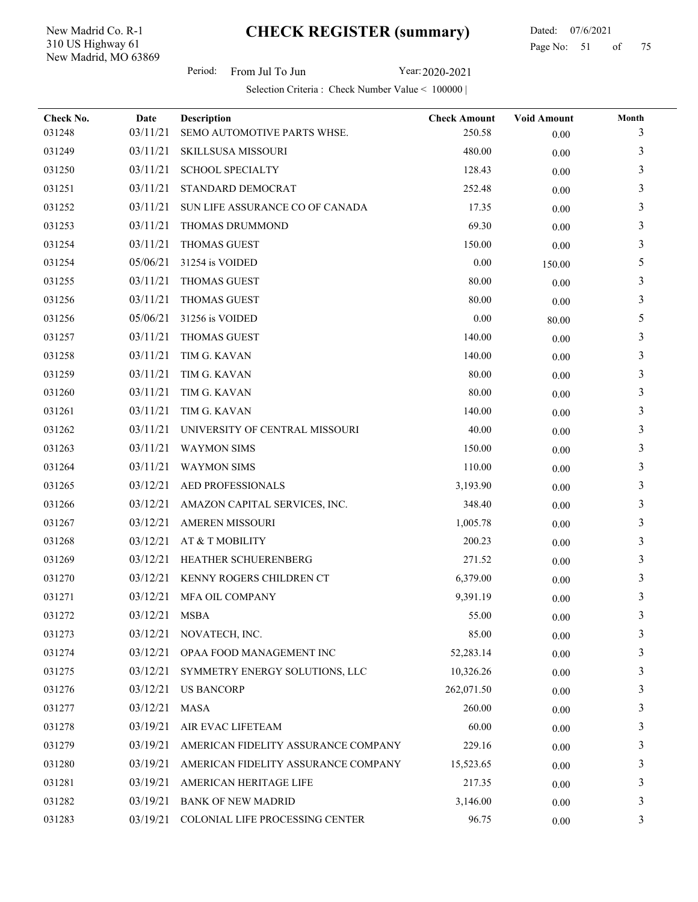New Madrid Co. R-1
310 US Highway 61
New Madrid, MO 63869

# CHECK REGISTER (summary)

Dated: 07/6/2021

Period: From Jul To Jun Year: 2020-2021

Selection Criteria : Check Number Value < 100000 |

| Check No. | Date | Description | Check Amount | Void Amount | Month |
|---|---|---|---|---|---|
| 031248 | 03/11/21 | SEMO AUTOMOTIVE PARTS WHSE. | 250.58 | 0.00 | 3 |
| 031249 | 03/11/21 | SKILLSUSA MISSOURI | 480.00 | 0.00 | 3 |
| 031250 | 03/11/21 | SCHOOL SPECIALTY | 128.43 | 0.00 | 3 |
| 031251 | 03/11/21 | STANDARD DEMOCRAT | 252.48 | 0.00 | 3 |
| 031252 | 03/11/21 | SUN LIFE ASSURANCE CO OF CANADA | 17.35 | 0.00 | 3 |
| 031253 | 03/11/21 | THOMAS DRUMMOND | 69.30 | 0.00 | 3 |
| 031254 | 03/11/21 | THOMAS GUEST | 150.00 | 0.00 | 3 |
| 031254 | 05/06/21 | 31254 is VOIDED | 0.00 | 150.00 | 5 |
| 031255 | 03/11/21 | THOMAS GUEST | 80.00 | 0.00 | 3 |
| 031256 | 03/11/21 | THOMAS GUEST | 80.00 | 0.00 | 3 |
| 031256 | 05/06/21 | 31256 is VOIDED | 0.00 | 80.00 | 5 |
| 031257 | 03/11/21 | THOMAS GUEST | 140.00 | 0.00 | 3 |
| 031258 | 03/11/21 | TIM G. KAVAN | 140.00 | 0.00 | 3 |
| 031259 | 03/11/21 | TIM G. KAVAN | 80.00 | 0.00 | 3 |
| 031260 | 03/11/21 | TIM G. KAVAN | 80.00 | 0.00 | 3 |
| 031261 | 03/11/21 | TIM G. KAVAN | 140.00 | 0.00 | 3 |
| 031262 | 03/11/21 | UNIVERSITY OF CENTRAL MISSOURI | 40.00 | 0.00 | 3 |
| 031263 | 03/11/21 | WAYMON SIMS | 150.00 | 0.00 | 3 |
| 031264 | 03/11/21 | WAYMON SIMS | 110.00 | 0.00 | 3 |
| 031265 | 03/12/21 | AED PROFESSIONALS | 3,193.90 | 0.00 | 3 |
| 031266 | 03/12/21 | AMAZON CAPITAL SERVICES, INC. | 348.40 | 0.00 | 3 |
| 031267 | 03/12/21 | AMEREN MISSOURI | 1,005.78 | 0.00 | 3 |
| 031268 | 03/12/21 | AT & T MOBILITY | 200.23 | 0.00 | 3 |
| 031269 | 03/12/21 | HEATHER SCHUERENBERG | 271.52 | 0.00 | 3 |
| 031270 | 03/12/21 | KENNY ROGERS CHILDREN CT | 6,379.00 | 0.00 | 3 |
| 031271 | 03/12/21 | MFA OIL COMPANY | 9,391.19 | 0.00 | 3 |
| 031272 | 03/12/21 | MSBA | 55.00 | 0.00 | 3 |
| 031273 | 03/12/21 | NOVATECH, INC. | 85.00 | 0.00 | 3 |
| 031274 | 03/12/21 | OPAA FOOD MANAGEMENT INC | 52,283.14 | 0.00 | 3 |
| 031275 | 03/12/21 | SYMMETRY ENERGY SOLUTIONS, LLC | 10,326.26 | 0.00 | 3 |
| 031276 | 03/12/21 | US BANCORP | 262,071.50 | 0.00 | 3 |
| 031277 | 03/12/21 | MASA | 260.00 | 0.00 | 3 |
| 031278 | 03/19/21 | AIR EVAC LIFETEAM | 60.00 | 0.00 | 3 |
| 031279 | 03/19/21 | AMERICAN FIDELITY ASSURANCE COMPANY | 229.16 | 0.00 | 3 |
| 031280 | 03/19/21 | AMERICAN FIDELITY ASSURANCE COMPANY | 15,523.65 | 0.00 | 3 |
| 031281 | 03/19/21 | AMERICAN HERITAGE LIFE | 217.35 | 0.00 | 3 |
| 031282 | 03/19/21 | BANK OF NEW MADRID | 3,146.00 | 0.00 | 3 |
| 031283 | 03/19/21 | COLONIAL LIFE PROCESSING CENTER | 96.75 | 0.00 | 3 |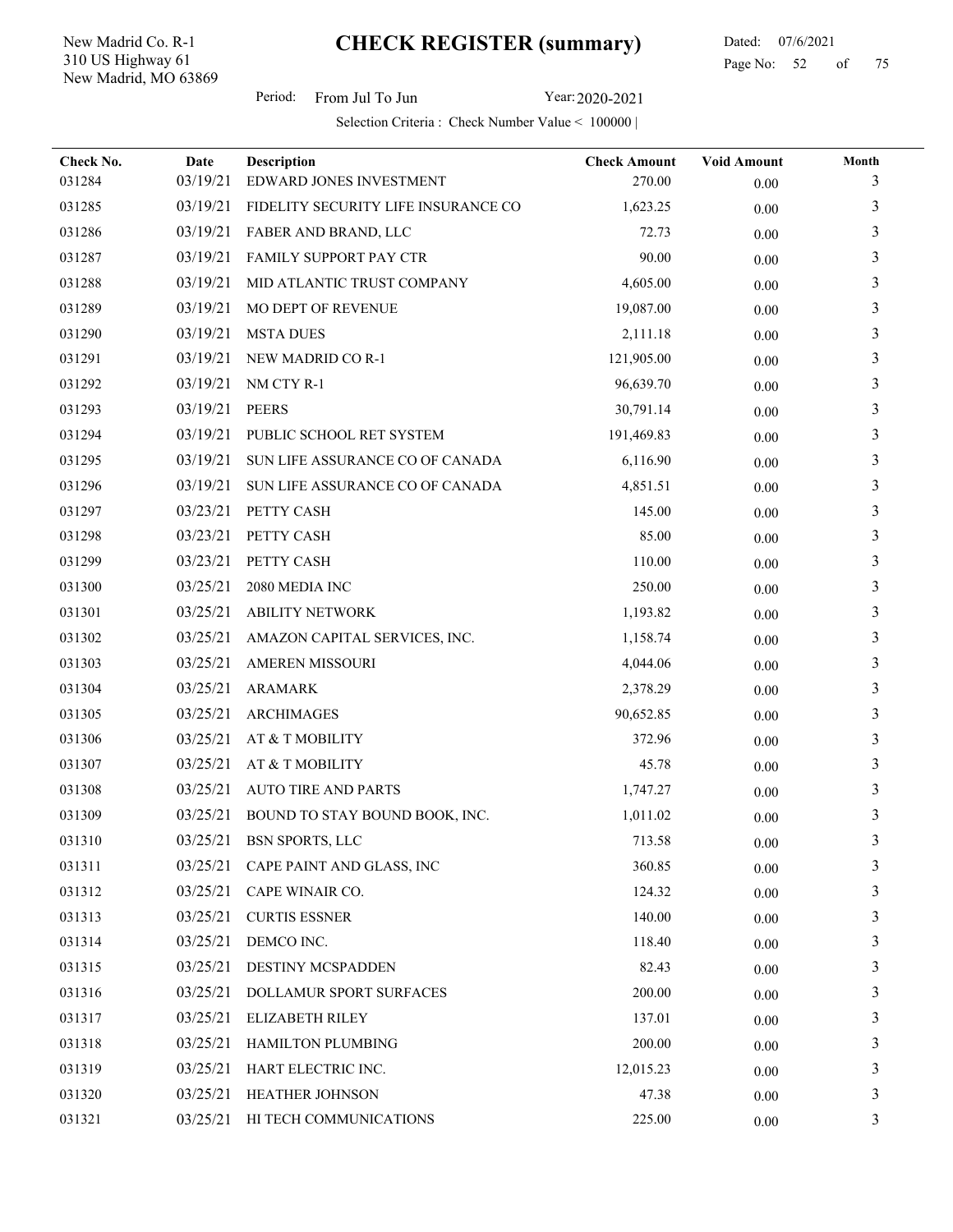New Madrid Co. R-1
310 US Highway 61
New Madrid, MO 63869

# CHECK REGISTER (summary)

Dated: 07/6/2021

Period: From Jul To Jun    Year: 2020-2021

Selection Criteria : Check Number Value < 100000 |

| Check No. | Date | Description | Check Amount | Void Amount | Month |
|---|---|---|---|---|---|
| 031284 | 03/19/21 | EDWARD JONES INVESTMENT | 270.00 | 0.00 | 3 |
| 031285 | 03/19/21 | FIDELITY SECURITY LIFE INSURANCE CO | 1,623.25 | 0.00 | 3 |
| 031286 | 03/19/21 | FABER AND BRAND, LLC | 72.73 | 0.00 | 3 |
| 031287 | 03/19/21 | FAMILY SUPPORT PAY CTR | 90.00 | 0.00 | 3 |
| 031288 | 03/19/21 | MID ATLANTIC TRUST COMPANY | 4,605.00 | 0.00 | 3 |
| 031289 | 03/19/21 | MO DEPT OF REVENUE | 19,087.00 | 0.00 | 3 |
| 031290 | 03/19/21 | MSTA DUES | 2,111.18 | 0.00 | 3 |
| 031291 | 03/19/21 | NEW MADRID CO R-1 | 121,905.00 | 0.00 | 3 |
| 031292 | 03/19/21 | NM CTY R-1 | 96,639.70 | 0.00 | 3 |
| 031293 | 03/19/21 | PEERS | 30,791.14 | 0.00 | 3 |
| 031294 | 03/19/21 | PUBLIC SCHOOL RET SYSTEM | 191,469.83 | 0.00 | 3 |
| 031295 | 03/19/21 | SUN LIFE ASSURANCE CO OF CANADA | 6,116.90 | 0.00 | 3 |
| 031296 | 03/19/21 | SUN LIFE ASSURANCE CO OF CANADA | 4,851.51 | 0.00 | 3 |
| 031297 | 03/23/21 | PETTY CASH | 145.00 | 0.00 | 3 |
| 031298 | 03/23/21 | PETTY CASH | 85.00 | 0.00 | 3 |
| 031299 | 03/23/21 | PETTY CASH | 110.00 | 0.00 | 3 |
| 031300 | 03/25/21 | 2080 MEDIA INC | 250.00 | 0.00 | 3 |
| 031301 | 03/25/21 | ABILITY NETWORK | 1,193.82 | 0.00 | 3 |
| 031302 | 03/25/21 | AMAZON CAPITAL SERVICES, INC. | 1,158.74 | 0.00 | 3 |
| 031303 | 03/25/21 | AMEREN MISSOURI | 4,044.06 | 0.00 | 3 |
| 031304 | 03/25/21 | ARAMARK | 2,378.29 | 0.00 | 3 |
| 031305 | 03/25/21 | ARCHIMAGES | 90,652.85 | 0.00 | 3 |
| 031306 | 03/25/21 | AT & T MOBILITY | 372.96 | 0.00 | 3 |
| 031307 | 03/25/21 | AT & T MOBILITY | 45.78 | 0.00 | 3 |
| 031308 | 03/25/21 | AUTO TIRE AND PARTS | 1,747.27 | 0.00 | 3 |
| 031309 | 03/25/21 | BOUND TO STAY BOUND BOOK, INC. | 1,011.02 | 0.00 | 3 |
| 031310 | 03/25/21 | BSN SPORTS, LLC | 713.58 | 0.00 | 3 |
| 031311 | 03/25/21 | CAPE PAINT AND GLASS, INC | 360.85 | 0.00 | 3 |
| 031312 | 03/25/21 | CAPE WINAIR CO. | 124.32 | 0.00 | 3 |
| 031313 | 03/25/21 | CURTIS ESSNER | 140.00 | 0.00 | 3 |
| 031314 | 03/25/21 | DEMCO INC. | 118.40 | 0.00 | 3 |
| 031315 | 03/25/21 | DESTINY MCSPADDEN | 82.43 | 0.00 | 3 |
| 031316 | 03/25/21 | DOLLAMUR SPORT SURFACES | 200.00 | 0.00 | 3 |
| 031317 | 03/25/21 | ELIZABETH RILEY | 137.01 | 0.00 | 3 |
| 031318 | 03/25/21 | HAMILTON PLUMBING | 200.00 | 0.00 | 3 |
| 031319 | 03/25/21 | HART ELECTRIC INC. | 12,015.23 | 0.00 | 3 |
| 031320 | 03/25/21 | HEATHER JOHNSON | 47.38 | 0.00 | 3 |
| 031321 | 03/25/21 | HI TECH COMMUNICATIONS | 225.00 | 0.00 | 3 |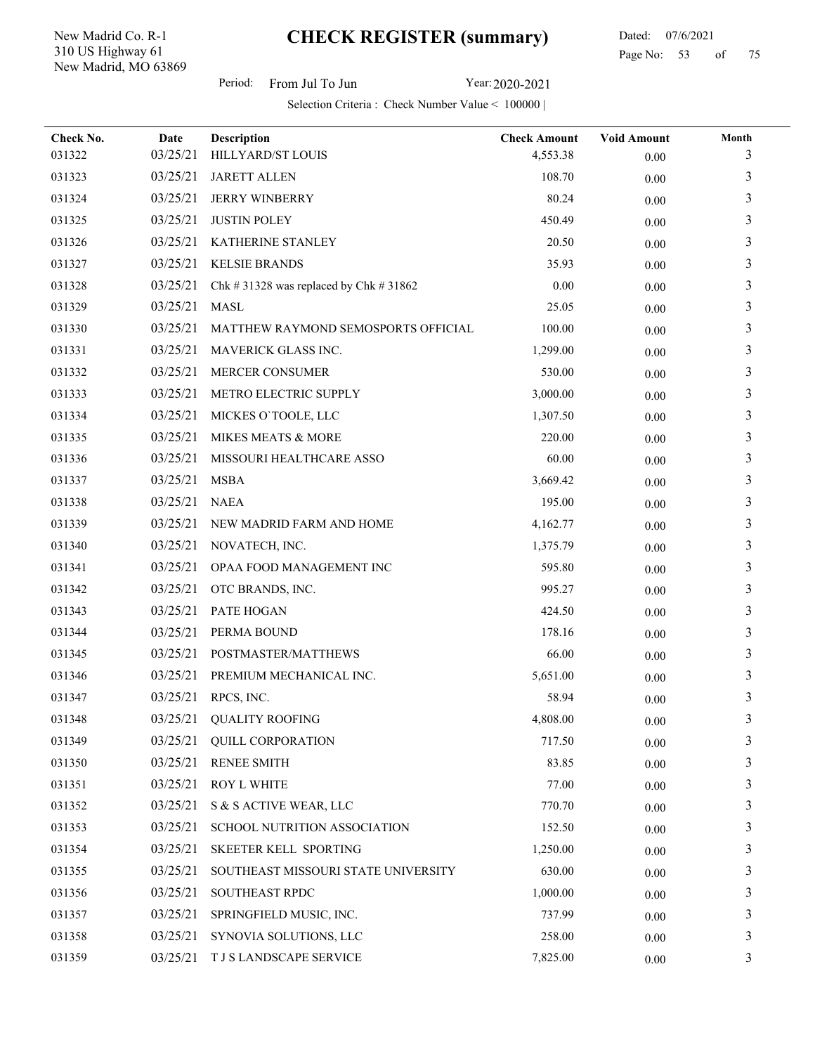New Madrid Co. R-1
310 US Highway 61
New Madrid, MO 63869

# CHECK REGISTER (summary)

Dated: 07/6/2021

Period: From Jul To Jun Year: 2020-2021

Selection Criteria : Check Number Value < 100000 |

| Check No. | Date | Description | Check Amount | Void Amount | Month |
|---|---|---|---|---|---|
| 031322 | 03/25/21 | HILLYARD/ST LOUIS | 4,553.38 | 0.00 | 3 |
| 031323 | 03/25/21 | JARETT ALLEN | 108.70 | 0.00 | 3 |
| 031324 | 03/25/21 | JERRY WINBERRY | 80.24 | 0.00 | 3 |
| 031325 | 03/25/21 | JUSTIN POLEY | 450.49 | 0.00 | 3 |
| 031326 | 03/25/21 | KATHERINE STANLEY | 20.50 | 0.00 | 3 |
| 031327 | 03/25/21 | KELSIE BRANDS | 35.93 | 0.00 | 3 |
| 031328 | 03/25/21 | Chk # 31328 was replaced by Chk # 31862 | 0.00 | 0.00 | 3 |
| 031329 | 03/25/21 | MASL | 25.05 | 0.00 | 3 |
| 031330 | 03/25/21 | MATTHEW RAYMOND SEMOSPORTS OFFICIAL | 100.00 | 0.00 | 3 |
| 031331 | 03/25/21 | MAVERICK GLASS INC. | 1,299.00 | 0.00 | 3 |
| 031332 | 03/25/21 | MERCER CONSUMER | 530.00 | 0.00 | 3 |
| 031333 | 03/25/21 | METRO ELECTRIC SUPPLY | 3,000.00 | 0.00 | 3 |
| 031334 | 03/25/21 | MICKES O`TOOLE, LLC | 1,307.50 | 0.00 | 3 |
| 031335 | 03/25/21 | MIKES MEATS & MORE | 220.00 | 0.00 | 3 |
| 031336 | 03/25/21 | MISSOURI HEALTHCARE ASSO | 60.00 | 0.00 | 3 |
| 031337 | 03/25/21 | MSBA | 3,669.42 | 0.00 | 3 |
| 031338 | 03/25/21 | NAEA | 195.00 | 0.00 | 3 |
| 031339 | 03/25/21 | NEW MADRID FARM AND HOME | 4,162.77 | 0.00 | 3 |
| 031340 | 03/25/21 | NOVATECH, INC. | 1,375.79 | 0.00 | 3 |
| 031341 | 03/25/21 | OPAA FOOD MANAGEMENT INC | 595.80 | 0.00 | 3 |
| 031342 | 03/25/21 | OTC BRANDS, INC. | 995.27 | 0.00 | 3 |
| 031343 | 03/25/21 | PATE HOGAN | 424.50 | 0.00 | 3 |
| 031344 | 03/25/21 | PERMA BOUND | 178.16 | 0.00 | 3 |
| 031345 | 03/25/21 | POSTMASTER/MATTHEWS | 66.00 | 0.00 | 3 |
| 031346 | 03/25/21 | PREMIUM MECHANICAL INC. | 5,651.00 | 0.00 | 3 |
| 031347 | 03/25/21 | RPCS, INC. | 58.94 | 0.00 | 3 |
| 031348 | 03/25/21 | QUALITY ROOFING | 4,808.00 | 0.00 | 3 |
| 031349 | 03/25/21 | QUILL CORPORATION | 717.50 | 0.00 | 3 |
| 031350 | 03/25/21 | RENEE SMITH | 83.85 | 0.00 | 3 |
| 031351 | 03/25/21 | ROY L WHITE | 77.00 | 0.00 | 3 |
| 031352 | 03/25/21 | S & S ACTIVE WEAR, LLC | 770.70 | 0.00 | 3 |
| 031353 | 03/25/21 | SCHOOL NUTRITION ASSOCIATION | 152.50 | 0.00 | 3 |
| 031354 | 03/25/21 | SKEETER KELL SPORTING | 1,250.00 | 0.00 | 3 |
| 031355 | 03/25/21 | SOUTHEAST MISSOURI STATE UNIVERSITY | 630.00 | 0.00 | 3 |
| 031356 | 03/25/21 | SOUTHEAST RPDC | 1,000.00 | 0.00 | 3 |
| 031357 | 03/25/21 | SPRINGFIELD MUSIC, INC. | 737.99 | 0.00 | 3 |
| 031358 | 03/25/21 | SYNOVIA SOLUTIONS, LLC | 258.00 | 0.00 | 3 |
| 031359 | 03/25/21 | T J S LANDSCAPE SERVICE | 7,825.00 | 0.00 | 3 |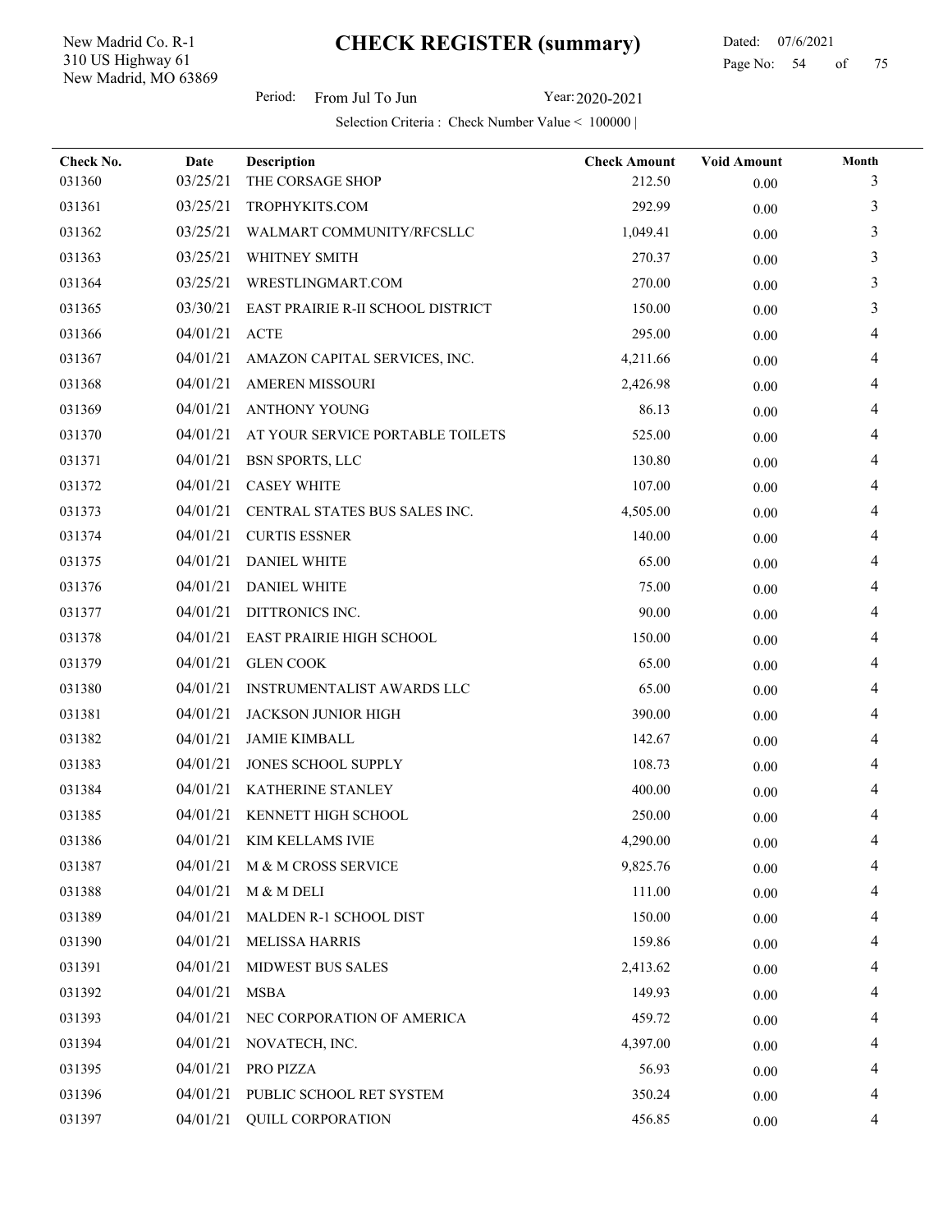New Madrid Co. R-1
310 US Highway 61
New Madrid, MO 63869

# CHECK REGISTER (summary)

Dated: 07/6/2021

Period: From Jul To Jun Year: 2020-2021

Selection Criteria : Check Number Value < 100000 |

| Check No. | Date | Description | Check Amount | Void Amount | Month |
|---|---|---|---|---|---|
| 031360 | 03/25/21 | THE CORSAGE SHOP | 212.50 | 0.00 | 3 |
| 031361 | 03/25/21 | TROPHYKITS.COM | 292.99 | 0.00 | 3 |
| 031362 | 03/25/21 | WALMART COMMUNITY/RFCSLLC | 1,049.41 | 0.00 | 3 |
| 031363 | 03/25/21 | WHITNEY SMITH | 270.37 | 0.00 | 3 |
| 031364 | 03/25/21 | WRESTLINGMART.COM | 270.00 | 0.00 | 3 |
| 031365 | 03/30/21 | EAST PRAIRIE R-II SCHOOL DISTRICT | 150.00 | 0.00 | 3 |
| 031366 | 04/01/21 | ACTE | 295.00 | 0.00 | 4 |
| 031367 | 04/01/21 | AMAZON CAPITAL SERVICES, INC. | 4,211.66 | 0.00 | 4 |
| 031368 | 04/01/21 | AMEREN MISSOURI | 2,426.98 | 0.00 | 4 |
| 031369 | 04/01/21 | ANTHONY YOUNG | 86.13 | 0.00 | 4 |
| 031370 | 04/01/21 | AT YOUR SERVICE PORTABLE TOILETS | 525.00 | 0.00 | 4 |
| 031371 | 04/01/21 | BSN SPORTS, LLC | 130.80 | 0.00 | 4 |
| 031372 | 04/01/21 | CASEY WHITE | 107.00 | 0.00 | 4 |
| 031373 | 04/01/21 | CENTRAL STATES BUS SALES INC. | 4,505.00 | 0.00 | 4 |
| 031374 | 04/01/21 | CURTIS ESSNER | 140.00 | 0.00 | 4 |
| 031375 | 04/01/21 | DANIEL WHITE | 65.00 | 0.00 | 4 |
| 031376 | 04/01/21 | DANIEL WHITE | 75.00 | 0.00 | 4 |
| 031377 | 04/01/21 | DITTRONICS INC. | 90.00 | 0.00 | 4 |
| 031378 | 04/01/21 | EAST PRAIRIE HIGH SCHOOL | 150.00 | 0.00 | 4 |
| 031379 | 04/01/21 | GLEN COOK | 65.00 | 0.00 | 4 |
| 031380 | 04/01/21 | INSTRUMENTALIST AWARDS LLC | 65.00 | 0.00 | 4 |
| 031381 | 04/01/21 | JACKSON JUNIOR HIGH | 390.00 | 0.00 | 4 |
| 031382 | 04/01/21 | JAMIE KIMBALL | 142.67 | 0.00 | 4 |
| 031383 | 04/01/21 | JONES SCHOOL SUPPLY | 108.73 | 0.00 | 4 |
| 031384 | 04/01/21 | KATHERINE STANLEY | 400.00 | 0.00 | 4 |
| 031385 | 04/01/21 | KENNETT HIGH SCHOOL | 250.00 | 0.00 | 4 |
| 031386 | 04/01/21 | KIM KELLAMS IVIE | 4,290.00 | 0.00 | 4 |
| 031387 | 04/01/21 | M & M CROSS SERVICE | 9,825.76 | 0.00 | 4 |
| 031388 | 04/01/21 | M & M DELI | 111.00 | 0.00 | 4 |
| 031389 | 04/01/21 | MALDEN R-1 SCHOOL DIST | 150.00 | 0.00 | 4 |
| 031390 | 04/01/21 | MELISSA HARRIS | 159.86 | 0.00 | 4 |
| 031391 | 04/01/21 | MIDWEST BUS SALES | 2,413.62 | 0.00 | 4 |
| 031392 | 04/01/21 | MSBA | 149.93 | 0.00 | 4 |
| 031393 | 04/01/21 | NEC CORPORATION OF AMERICA | 459.72 | 0.00 | 4 |
| 031394 | 04/01/21 | NOVATECH, INC. | 4,397.00 | 0.00 | 4 |
| 031395 | 04/01/21 | PRO PIZZA | 56.93 | 0.00 | 4 |
| 031396 | 04/01/21 | PUBLIC SCHOOL RET SYSTEM | 350.24 | 0.00 | 4 |
| 031397 | 04/01/21 | QUILL CORPORATION | 456.85 | 0.00 | 4 |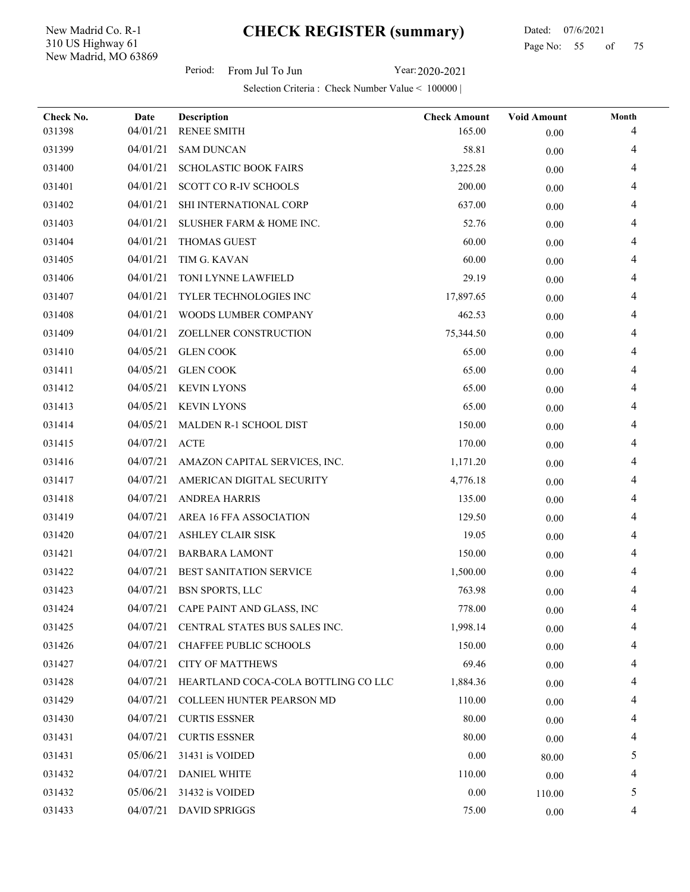New Madrid Co. R-1
310 US Highway 61
New Madrid, MO 63869

# CHECK REGISTER (summary)

Dated: 07/6/2021

Period: From Jul To Jun Year: 2020-2021

Selection Criteria : Check Number Value < 100000 |

| Check No. | Date | Description | Check Amount | Void Amount | Month |
|---|---|---|---|---|---|
| 031398 | 04/01/21 | RENEE SMITH | 165.00 | 0.00 | 4 |
| 031399 | 04/01/21 | SAM DUNCAN | 58.81 | 0.00 | 4 |
| 031400 | 04/01/21 | SCHOLASTIC BOOK FAIRS | 3,225.28 | 0.00 | 4 |
| 031401 | 04/01/21 | SCOTT CO R-IV SCHOOLS | 200.00 | 0.00 | 4 |
| 031402 | 04/01/21 | SHI INTERNATIONAL CORP | 637.00 | 0.00 | 4 |
| 031403 | 04/01/21 | SLUSHER FARM & HOME INC. | 52.76 | 0.00 | 4 |
| 031404 | 04/01/21 | THOMAS GUEST | 60.00 | 0.00 | 4 |
| 031405 | 04/01/21 | TIM G. KAVAN | 60.00 | 0.00 | 4 |
| 031406 | 04/01/21 | TONI LYNNE LAWFIELD | 29.19 | 0.00 | 4 |
| 031407 | 04/01/21 | TYLER TECHNOLOGIES INC | 17,897.65 | 0.00 | 4 |
| 031408 | 04/01/21 | WOODS LUMBER COMPANY | 462.53 | 0.00 | 4 |
| 031409 | 04/01/21 | ZOELLNER CONSTRUCTION | 75,344.50 | 0.00 | 4 |
| 031410 | 04/05/21 | GLEN COOK | 65.00 | 0.00 | 4 |
| 031411 | 04/05/21 | GLEN COOK | 65.00 | 0.00 | 4 |
| 031412 | 04/05/21 | KEVIN LYONS | 65.00 | 0.00 | 4 |
| 031413 | 04/05/21 | KEVIN LYONS | 65.00 | 0.00 | 4 |
| 031414 | 04/05/21 | MALDEN R-1 SCHOOL DIST | 150.00 | 0.00 | 4 |
| 031415 | 04/07/21 | ACTE | 170.00 | 0.00 | 4 |
| 031416 | 04/07/21 | AMAZON CAPITAL SERVICES, INC. | 1,171.20 | 0.00 | 4 |
| 031417 | 04/07/21 | AMERICAN DIGITAL SECURITY | 4,776.18 | 0.00 | 4 |
| 031418 | 04/07/21 | ANDREA HARRIS | 135.00 | 0.00 | 4 |
| 031419 | 04/07/21 | AREA 16 FFA ASSOCIATION | 129.50 | 0.00 | 4 |
| 031420 | 04/07/21 | ASHLEY CLAIR SISK | 19.05 | 0.00 | 4 |
| 031421 | 04/07/21 | BARBARA LAMONT | 150.00 | 0.00 | 4 |
| 031422 | 04/07/21 | BEST SANITATION SERVICE | 1,500.00 | 0.00 | 4 |
| 031423 | 04/07/21 | BSN SPORTS, LLC | 763.98 | 0.00 | 4 |
| 031424 | 04/07/21 | CAPE PAINT AND GLASS, INC | 778.00 | 0.00 | 4 |
| 031425 | 04/07/21 | CENTRAL STATES BUS SALES INC. | 1,998.14 | 0.00 | 4 |
| 031426 | 04/07/21 | CHAFFEE PUBLIC SCHOOLS | 150.00 | 0.00 | 4 |
| 031427 | 04/07/21 | CITY OF MATTHEWS | 69.46 | 0.00 | 4 |
| 031428 | 04/07/21 | HEARTLAND COCA-COLA BOTTLING CO LLC | 1,884.36 | 0.00 | 4 |
| 031429 | 04/07/21 | COLLEEN HUNTER PEARSON MD | 110.00 | 0.00 | 4 |
| 031430 | 04/07/21 | CURTIS ESSNER | 80.00 | 0.00 | 4 |
| 031431 | 04/07/21 | CURTIS ESSNER | 80.00 | 0.00 | 4 |
| 031431 | 05/06/21 | 31431 is VOIDED | 0.00 | 80.00 | 5 |
| 031432 | 04/07/21 | DANIEL WHITE | 110.00 | 0.00 | 4 |
| 031432 | 05/06/21 | 31432 is VOIDED | 0.00 | 110.00 | 5 |
| 031433 | 04/07/21 | DAVID SPRIGGS | 75.00 | 0.00 | 4 |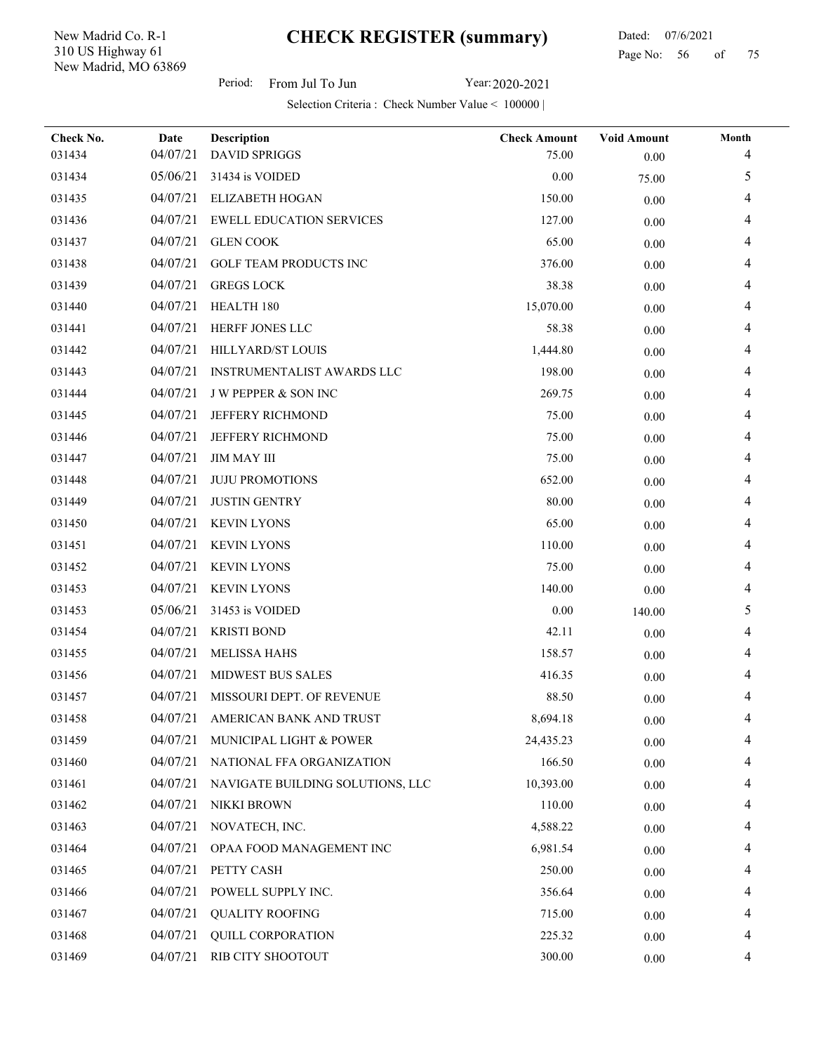New Madrid Co. R-1
310 US Highway 61
New Madrid, MO 63869

# CHECK REGISTER (summary)

Dated: 07/6/2021

Period: From Jul To Jun Year: 2020-2021

Selection Criteria : Check Number Value < 100000 |

| Check No. | Date | Description | Check Amount | Void Amount | Month |
|---|---|---|---|---|---|
| 031434 | 04/07/21 | DAVID SPRIGGS | 75.00 | 0.00 | 4 |
| 031434 | 05/06/21 | 31434 is VOIDED | 0.00 | 75.00 | 5 |
| 031435 | 04/07/21 | ELIZABETH HOGAN | 150.00 | 0.00 | 4 |
| 031436 | 04/07/21 | EWELL EDUCATION SERVICES | 127.00 | 0.00 | 4 |
| 031437 | 04/07/21 | GLEN COOK | 65.00 | 0.00 | 4 |
| 031438 | 04/07/21 | GOLF TEAM PRODUCTS INC | 376.00 | 0.00 | 4 |
| 031439 | 04/07/21 | GREGS LOCK | 38.38 | 0.00 | 4 |
| 031440 | 04/07/21 | HEALTH 180 | 15,070.00 | 0.00 | 4 |
| 031441 | 04/07/21 | HERFF JONES LLC | 58.38 | 0.00 | 4 |
| 031442 | 04/07/21 | HILLYARD/ST LOUIS | 1,444.80 | 0.00 | 4 |
| 031443 | 04/07/21 | INSTRUMENTALIST AWARDS LLC | 198.00 | 0.00 | 4 |
| 031444 | 04/07/21 | J W PEPPER & SON INC | 269.75 | 0.00 | 4 |
| 031445 | 04/07/21 | JEFFERY RICHMOND | 75.00 | 0.00 | 4 |
| 031446 | 04/07/21 | JEFFERY RICHMOND | 75.00 | 0.00 | 4 |
| 031447 | 04/07/21 | JIM MAY III | 75.00 | 0.00 | 4 |
| 031448 | 04/07/21 | JUJU PROMOTIONS | 652.00 | 0.00 | 4 |
| 031449 | 04/07/21 | JUSTIN GENTRY | 80.00 | 0.00 | 4 |
| 031450 | 04/07/21 | KEVIN LYONS | 65.00 | 0.00 | 4 |
| 031451 | 04/07/21 | KEVIN LYONS | 110.00 | 0.00 | 4 |
| 031452 | 04/07/21 | KEVIN LYONS | 75.00 | 0.00 | 4 |
| 031453 | 04/07/21 | KEVIN LYONS | 140.00 | 0.00 | 4 |
| 031453 | 05/06/21 | 31453 is VOIDED | 0.00 | 140.00 | 5 |
| 031454 | 04/07/21 | KRISTI BOND | 42.11 | 0.00 | 4 |
| 031455 | 04/07/21 | MELISSA HAHS | 158.57 | 0.00 | 4 |
| 031456 | 04/07/21 | MIDWEST BUS SALES | 416.35 | 0.00 | 4 |
| 031457 | 04/07/21 | MISSOURI DEPT. OF REVENUE | 88.50 | 0.00 | 4 |
| 031458 | 04/07/21 | AMERICAN BANK AND TRUST | 8,694.18 | 0.00 | 4 |
| 031459 | 04/07/21 | MUNICIPAL LIGHT & POWER | 24,435.23 | 0.00 | 4 |
| 031460 | 04/07/21 | NATIONAL FFA ORGANIZATION | 166.50 | 0.00 | 4 |
| 031461 | 04/07/21 | NAVIGATE BUILDING SOLUTIONS, LLC | 10,393.00 | 0.00 | 4 |
| 031462 | 04/07/21 | NIKKI BROWN | 110.00 | 0.00 | 4 |
| 031463 | 04/07/21 | NOVATECH, INC. | 4,588.22 | 0.00 | 4 |
| 031464 | 04/07/21 | OPAA FOOD MANAGEMENT INC | 6,981.54 | 0.00 | 4 |
| 031465 | 04/07/21 | PETTY CASH | 250.00 | 0.00 | 4 |
| 031466 | 04/07/21 | POWELL SUPPLY INC. | 356.64 | 0.00 | 4 |
| 031467 | 04/07/21 | QUALITY ROOFING | 715.00 | 0.00 | 4 |
| 031468 | 04/07/21 | QUILL CORPORATION | 225.32 | 0.00 | 4 |
| 031469 | 04/07/21 | RIB CITY SHOOTOUT | 300.00 | 0.00 | 4 |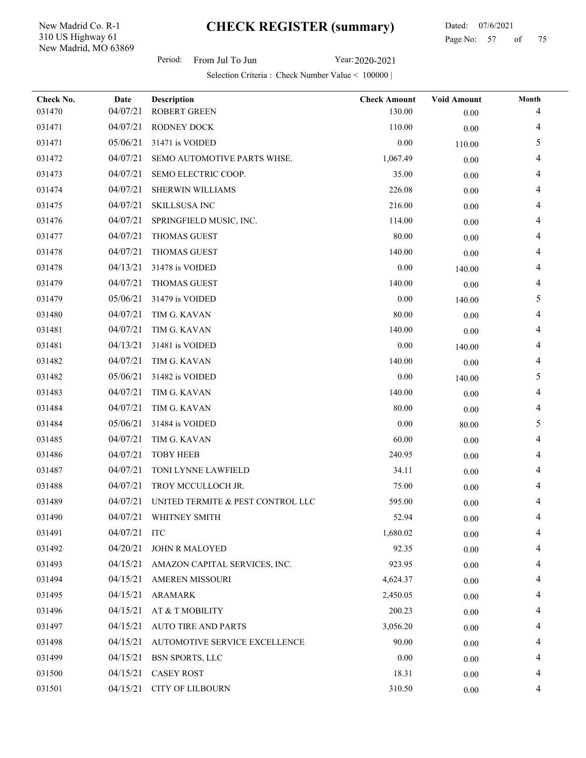New Madrid Co. R-1
310 US Highway 61
New Madrid, MO 63869

# CHECK REGISTER (summary)

Dated: 07/6/2021

Period: From Jul To Jun Year: 2020-2021

Selection Criteria : Check Number Value < 100000 |

| Check No. | Date | Description | Check Amount | Void Amount | Month |
|---|---|---|---|---|---|
| 031470 | 04/07/21 | ROBERT GREEN | 130.00 | 0.00 | 4 |
| 031471 | 04/07/21 | RODNEY DOCK | 110.00 | 0.00 | 4 |
| 031471 | 05/06/21 | 31471 is VOIDED | 0.00 | 110.00 | 5 |
| 031472 | 04/07/21 | SEMO AUTOMOTIVE PARTS WHSE. | 1,067.49 | 0.00 | 4 |
| 031473 | 04/07/21 | SEMO ELECTRIC COOP. | 35.00 | 0.00 | 4 |
| 031474 | 04/07/21 | SHERWIN WILLIAMS | 226.08 | 0.00 | 4 |
| 031475 | 04/07/21 | SKILLSUSA INC | 216.00 | 0.00 | 4 |
| 031476 | 04/07/21 | SPRINGFIELD MUSIC, INC. | 114.00 | 0.00 | 4 |
| 031477 | 04/07/21 | THOMAS GUEST | 80.00 | 0.00 | 4 |
| 031478 | 04/07/21 | THOMAS GUEST | 140.00 | 0.00 | 4 |
| 031478 | 04/13/21 | 31478 is VOIDED | 0.00 | 140.00 | 4 |
| 031479 | 04/07/21 | THOMAS GUEST | 140.00 | 0.00 | 4 |
| 031479 | 05/06/21 | 31479 is VOIDED | 0.00 | 140.00 | 5 |
| 031480 | 04/07/21 | TIM G. KAVAN | 80.00 | 0.00 | 4 |
| 031481 | 04/07/21 | TIM G. KAVAN | 140.00 | 0.00 | 4 |
| 031481 | 04/13/21 | 31481 is VOIDED | 0.00 | 140.00 | 4 |
| 031482 | 04/07/21 | TIM G. KAVAN | 140.00 | 0.00 | 4 |
| 031482 | 05/06/21 | 31482 is VOIDED | 0.00 | 140.00 | 5 |
| 031483 | 04/07/21 | TIM G. KAVAN | 140.00 | 0.00 | 4 |
| 031484 | 04/07/21 | TIM G. KAVAN | 80.00 | 0.00 | 4 |
| 031484 | 05/06/21 | 31484 is VOIDED | 0.00 | 80.00 | 5 |
| 031485 | 04/07/21 | TIM G. KAVAN | 60.00 | 0.00 | 4 |
| 031486 | 04/07/21 | TOBY HEEB | 240.95 | 0.00 | 4 |
| 031487 | 04/07/21 | TONI LYNNE LAWFIELD | 34.11 | 0.00 | 4 |
| 031488 | 04/07/21 | TROY MCCULLOCH JR. | 75.00 | 0.00 | 4 |
| 031489 | 04/07/21 | UNITED TERMITE & PEST CONTROL LLC | 595.00 | 0.00 | 4 |
| 031490 | 04/07/21 | WHITNEY SMITH | 52.94 | 0.00 | 4 |
| 031491 | 04/07/21 | ITC | 1,680.02 | 0.00 | 4 |
| 031492 | 04/20/21 | JOHN R MALOYED | 92.35 | 0.00 | 4 |
| 031493 | 04/15/21 | AMAZON CAPITAL SERVICES, INC. | 923.95 | 0.00 | 4 |
| 031494 | 04/15/21 | AMEREN MISSOURI | 4,624.37 | 0.00 | 4 |
| 031495 | 04/15/21 | ARAMARK | 2,450.05 | 0.00 | 4 |
| 031496 | 04/15/21 | AT & T MOBILITY | 200.23 | 0.00 | 4 |
| 031497 | 04/15/21 | AUTO TIRE AND PARTS | 3,056.20 | 0.00 | 4 |
| 031498 | 04/15/21 | AUTOMOTIVE SERVICE EXCELLENCE | 90.00 | 0.00 | 4 |
| 031499 | 04/15/21 | BSN SPORTS, LLC | 0.00 | 0.00 | 4 |
| 031500 | 04/15/21 | CASEY ROST | 18.31 | 0.00 | 4 |
| 031501 | 04/15/21 | CITY OF LILBOURN | 310.50 | 0.00 | 4 |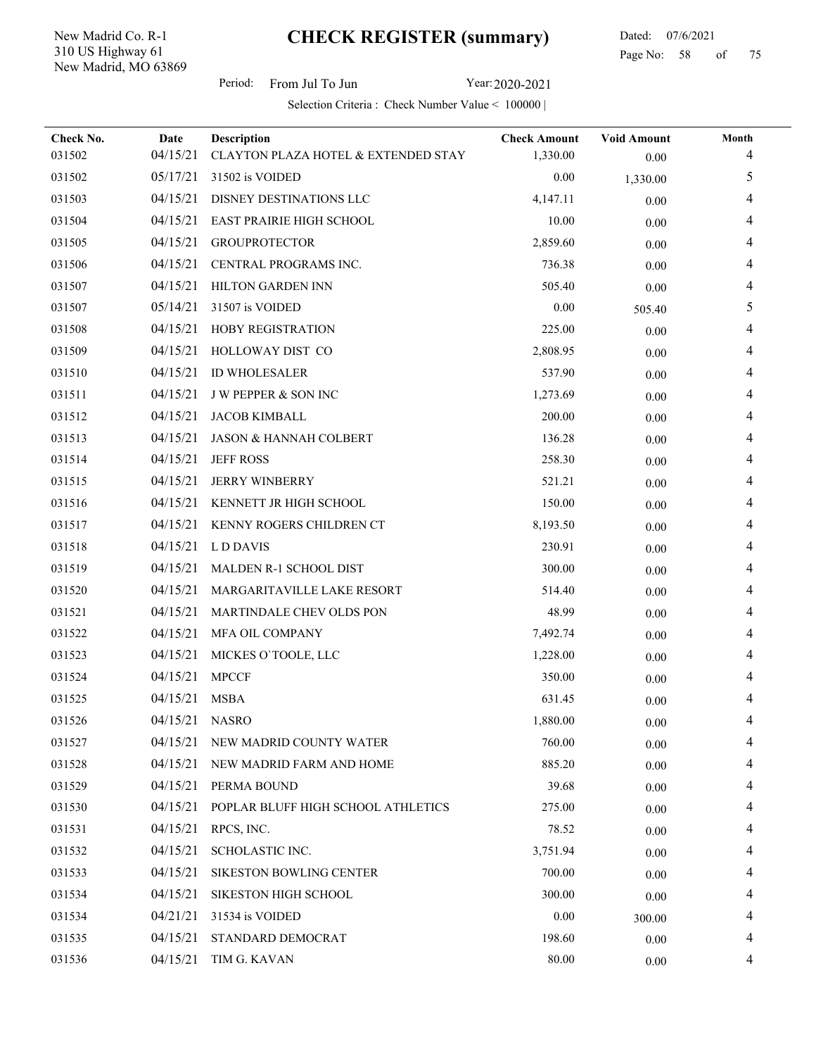New Madrid Co. R-1
310 US Highway 61
New Madrid, MO 63869

# CHECK REGISTER (summary)

Dated: 07/6/2021

Period: From Jul To Jun Year: 2020-2021

Selection Criteria : Check Number Value < 100000 |

| Check No. | Date | Description | Check Amount | Void Amount | Month |
|---|---|---|---|---|---|
| 031502 | 04/15/21 | CLAYTON PLAZA HOTEL & EXTENDED STAY | 1,330.00 | 0.00 | 4 |
| 031502 | 05/17/21 | 31502 is VOIDED | 0.00 | 1,330.00 | 5 |
| 031503 | 04/15/21 | DISNEY DESTINATIONS LLC | 4,147.11 | 0.00 | 4 |
| 031504 | 04/15/21 | EAST PRAIRIE HIGH SCHOOL | 10.00 | 0.00 | 4 |
| 031505 | 04/15/21 | GROUPROTECTOR | 2,859.60 | 0.00 | 4 |
| 031506 | 04/15/21 | CENTRAL PROGRAMS INC. | 736.38 | 0.00 | 4 |
| 031507 | 04/15/21 | HILTON GARDEN INN | 505.40 | 0.00 | 4 |
| 031507 | 05/14/21 | 31507 is VOIDED | 0.00 | 505.40 | 5 |
| 031508 | 04/15/21 | HOBY REGISTRATION | 225.00 | 0.00 | 4 |
| 031509 | 04/15/21 | HOLLOWAY DIST CO | 2,808.95 | 0.00 | 4 |
| 031510 | 04/15/21 | ID WHOLESALER | 537.90 | 0.00 | 4 |
| 031511 | 04/15/21 | J W PEPPER & SON INC | 1,273.69 | 0.00 | 4 |
| 031512 | 04/15/21 | JACOB KIMBALL | 200.00 | 0.00 | 4 |
| 031513 | 04/15/21 | JASON & HANNAH COLBERT | 136.28 | 0.00 | 4 |
| 031514 | 04/15/21 | JEFF ROSS | 258.30 | 0.00 | 4 |
| 031515 | 04/15/21 | JERRY WINBERRY | 521.21 | 0.00 | 4 |
| 031516 | 04/15/21 | KENNETT JR HIGH SCHOOL | 150.00 | 0.00 | 4 |
| 031517 | 04/15/21 | KENNY ROGERS CHILDREN CT | 8,193.50 | 0.00 | 4 |
| 031518 | 04/15/21 | L D DAVIS | 230.91 | 0.00 | 4 |
| 031519 | 04/15/21 | MALDEN R-1 SCHOOL DIST | 300.00 | 0.00 | 4 |
| 031520 | 04/15/21 | MARGARITAVILLE LAKE RESORT | 514.40 | 0.00 | 4 |
| 031521 | 04/15/21 | MARTINDALE CHEV OLDS PON | 48.99 | 0.00 | 4 |
| 031522 | 04/15/21 | MFA OIL COMPANY | 7,492.74 | 0.00 | 4 |
| 031523 | 04/15/21 | MICKES O`TOOLE, LLC | 1,228.00 | 0.00 | 4 |
| 031524 | 04/15/21 | MPCCF | 350.00 | 0.00 | 4 |
| 031525 | 04/15/21 | MSBA | 631.45 | 0.00 | 4 |
| 031526 | 04/15/21 | NASRO | 1,880.00 | 0.00 | 4 |
| 031527 | 04/15/21 | NEW MADRID COUNTY WATER | 760.00 | 0.00 | 4 |
| 031528 | 04/15/21 | NEW MADRID FARM AND HOME | 885.20 | 0.00 | 4 |
| 031529 | 04/15/21 | PERMA BOUND | 39.68 | 0.00 | 4 |
| 031530 | 04/15/21 | POPLAR BLUFF HIGH SCHOOL ATHLETICS | 275.00 | 0.00 | 4 |
| 031531 | 04/15/21 | RPCS, INC. | 78.52 | 0.00 | 4 |
| 031532 | 04/15/21 | SCHOLASTIC INC. | 3,751.94 | 0.00 | 4 |
| 031533 | 04/15/21 | SIKESTON BOWLING CENTER | 700.00 | 0.00 | 4 |
| 031534 | 04/15/21 | SIKESTON HIGH SCHOOL | 300.00 | 0.00 | 4 |
| 031534 | 04/21/21 | 31534 is VOIDED | 0.00 | 300.00 | 4 |
| 031535 | 04/15/21 | STANDARD DEMOCRAT | 198.60 | 0.00 | 4 |
| 031536 | 04/15/21 | TIM G. KAVAN | 80.00 | 0.00 | 4 |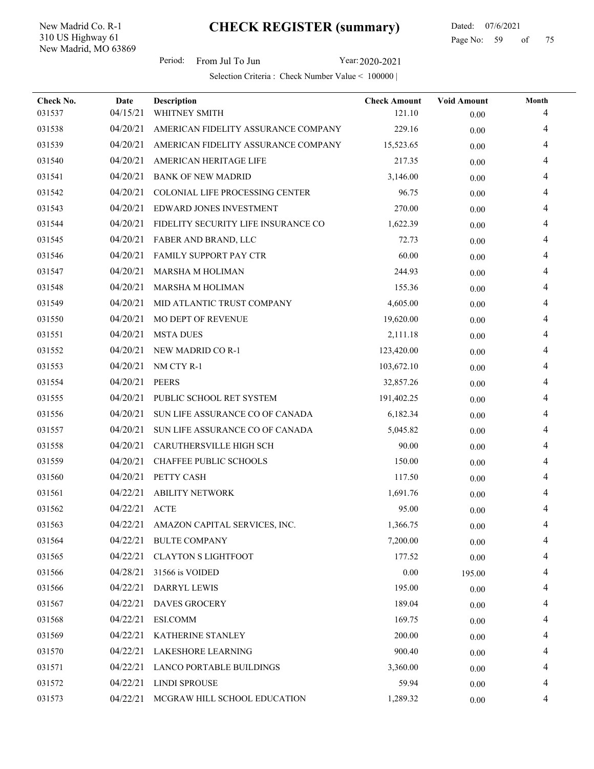New Madrid Co. R-1
310 US Highway 61
New Madrid, MO 63869

# CHECK REGISTER (summary)

Dated: 07/6/2021

Period: From Jul To Jun Year: 2020-2021

Selection Criteria : Check Number Value < 100000 |

| Check No. | Date | Description | Check Amount | Void Amount | Month |
|---|---|---|---|---|---|
| 031537 | 04/15/21 | WHITNEY SMITH | 121.10 | 0.00 | 4 |
| 031538 | 04/20/21 | AMERICAN FIDELITY ASSURANCE COMPANY | 229.16 | 0.00 | 4 |
| 031539 | 04/20/21 | AMERICAN FIDELITY ASSURANCE COMPANY | 15,523.65 | 0.00 | 4 |
| 031540 | 04/20/21 | AMERICAN HERITAGE LIFE | 217.35 | 0.00 | 4 |
| 031541 | 04/20/21 | BANK OF NEW MADRID | 3,146.00 | 0.00 | 4 |
| 031542 | 04/20/21 | COLONIAL LIFE PROCESSING CENTER | 96.75 | 0.00 | 4 |
| 031543 | 04/20/21 | EDWARD JONES INVESTMENT | 270.00 | 0.00 | 4 |
| 031544 | 04/20/21 | FIDELITY SECURITY LIFE INSURANCE CO | 1,622.39 | 0.00 | 4 |
| 031545 | 04/20/21 | FABER AND BRAND, LLC | 72.73 | 0.00 | 4 |
| 031546 | 04/20/21 | FAMILY SUPPORT PAY CTR | 60.00 | 0.00 | 4 |
| 031547 | 04/20/21 | MARSHA M HOLIMAN | 244.93 | 0.00 | 4 |
| 031548 | 04/20/21 | MARSHA M HOLIMAN | 155.36 | 0.00 | 4 |
| 031549 | 04/20/21 | MID ATLANTIC TRUST COMPANY | 4,605.00 | 0.00 | 4 |
| 031550 | 04/20/21 | MO DEPT OF REVENUE | 19,620.00 | 0.00 | 4 |
| 031551 | 04/20/21 | MSTA DUES | 2,111.18 | 0.00 | 4 |
| 031552 | 04/20/21 | NEW MADRID CO R-1 | 123,420.00 | 0.00 | 4 |
| 031553 | 04/20/21 | NM CTY R-1 | 103,672.10 | 0.00 | 4 |
| 031554 | 04/20/21 | PEERS | 32,857.26 | 0.00 | 4 |
| 031555 | 04/20/21 | PUBLIC SCHOOL RET SYSTEM | 191,402.25 | 0.00 | 4 |
| 031556 | 04/20/21 | SUN LIFE ASSURANCE CO OF CANADA | 6,182.34 | 0.00 | 4 |
| 031557 | 04/20/21 | SUN LIFE ASSURANCE CO OF CANADA | 5,045.82 | 0.00 | 4 |
| 031558 | 04/20/21 | CARUTHERSVILLE HIGH SCH | 90.00 | 0.00 | 4 |
| 031559 | 04/20/21 | CHAFFEE PUBLIC SCHOOLS | 150.00 | 0.00 | 4 |
| 031560 | 04/20/21 | PETTY CASH | 117.50 | 0.00 | 4 |
| 031561 | 04/22/21 | ABILITY NETWORK | 1,691.76 | 0.00 | 4 |
| 031562 | 04/22/21 | ACTE | 95.00 | 0.00 | 4 |
| 031563 | 04/22/21 | AMAZON CAPITAL SERVICES, INC. | 1,366.75 | 0.00 | 4 |
| 031564 | 04/22/21 | BULTE COMPANY | 7,200.00 | 0.00 | 4 |
| 031565 | 04/22/21 | CLAYTON S LIGHTFOOT | 177.52 | 0.00 | 4 |
| 031566 | 04/28/21 | 31566 is VOIDED | 0.00 | 195.00 | 4 |
| 031566 | 04/22/21 | DARRYL LEWIS | 195.00 | 0.00 | 4 |
| 031567 | 04/22/21 | DAVES GROCERY | 189.04 | 0.00 | 4 |
| 031568 | 04/22/21 | ESI.COMM | 169.75 | 0.00 | 4 |
| 031569 | 04/22/21 | KATHERINE STANLEY | 200.00 | 0.00 | 4 |
| 031570 | 04/22/21 | LAKESHORE LEARNING | 900.40 | 0.00 | 4 |
| 031571 | 04/22/21 | LANCO PORTABLE BUILDINGS | 3,360.00 | 0.00 | 4 |
| 031572 | 04/22/21 | LINDI SPROUSE | 59.94 | 0.00 | 4 |
| 031573 | 04/22/21 | MCGRAW HILL SCHOOL EDUCATION | 1,289.32 | 0.00 | 4 |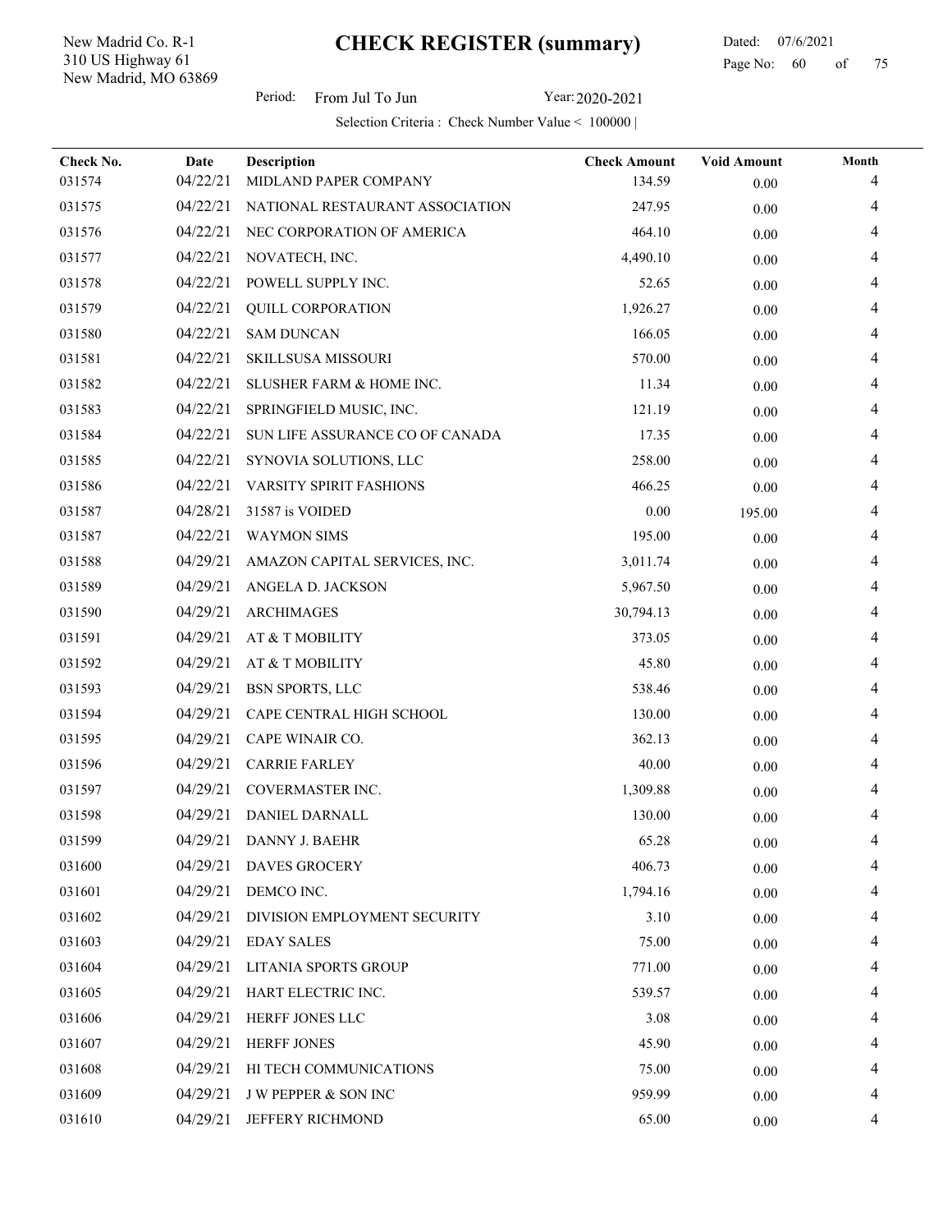New Madrid Co. R-1
310 US Highway 61
New Madrid, MO 63869

# CHECK REGISTER (summary)

Dated: 07/6/2021

Period: From Jul To Jun    Year: 2020-2021

Selection Criteria : Check Number Value < 100000 |

| Check No. | Date | Description | Check Amount | Void Amount | Month |
|---|---|---|---|---|---|
| 031574 | 04/22/21 | MIDLAND PAPER COMPANY | 134.59 | 0.00 | 4 |
| 031575 | 04/22/21 | NATIONAL RESTAURANT ASSOCIATION | 247.95 | 0.00 | 4 |
| 031576 | 04/22/21 | NEC CORPORATION OF AMERICA | 464.10 | 0.00 | 4 |
| 031577 | 04/22/21 | NOVATECH, INC. | 4,490.10 | 0.00 | 4 |
| 031578 | 04/22/21 | POWELL SUPPLY INC. | 52.65 | 0.00 | 4 |
| 031579 | 04/22/21 | QUILL CORPORATION | 1,926.27 | 0.00 | 4 |
| 031580 | 04/22/21 | SAM DUNCAN | 166.05 | 0.00 | 4 |
| 031581 | 04/22/21 | SKILLSUSA MISSOURI | 570.00 | 0.00 | 4 |
| 031582 | 04/22/21 | SLUSHER FARM & HOME INC. | 11.34 | 0.00 | 4 |
| 031583 | 04/22/21 | SPRINGFIELD MUSIC, INC. | 121.19 | 0.00 | 4 |
| 031584 | 04/22/21 | SUN LIFE ASSURANCE CO OF CANADA | 17.35 | 0.00 | 4 |
| 031585 | 04/22/21 | SYNOVIA SOLUTIONS, LLC | 258.00 | 0.00 | 4 |
| 031586 | 04/22/21 | VARSITY SPIRIT FASHIONS | 466.25 | 0.00 | 4 |
| 031587 | 04/28/21 | 31587 is VOIDED | 0.00 | 195.00 | 4 |
| 031587 | 04/22/21 | WAYMON SIMS | 195.00 | 0.00 | 4 |
| 031588 | 04/29/21 | AMAZON CAPITAL SERVICES, INC. | 3,011.74 | 0.00 | 4 |
| 031589 | 04/29/21 | ANGELA D. JACKSON | 5,967.50 | 0.00 | 4 |
| 031590 | 04/29/21 | ARCHIMAGES | 30,794.13 | 0.00 | 4 |
| 031591 | 04/29/21 | AT & T MOBILITY | 373.05 | 0.00 | 4 |
| 031592 | 04/29/21 | AT & T MOBILITY | 45.80 | 0.00 | 4 |
| 031593 | 04/29/21 | BSN SPORTS, LLC | 538.46 | 0.00 | 4 |
| 031594 | 04/29/21 | CAPE CENTRAL HIGH SCHOOL | 130.00 | 0.00 | 4 |
| 031595 | 04/29/21 | CAPE WINAIR CO. | 362.13 | 0.00 | 4 |
| 031596 | 04/29/21 | CARRIE FARLEY | 40.00 | 0.00 | 4 |
| 031597 | 04/29/21 | COVERMASTER INC. | 1,309.88 | 0.00 | 4 |
| 031598 | 04/29/21 | DANIEL DARNALL | 130.00 | 0.00 | 4 |
| 031599 | 04/29/21 | DANNY J. BAEHR | 65.28 | 0.00 | 4 |
| 031600 | 04/29/21 | DAVES GROCERY | 406.73 | 0.00 | 4 |
| 031601 | 04/29/21 | DEMCO INC. | 1,794.16 | 0.00 | 4 |
| 031602 | 04/29/21 | DIVISION EMPLOYMENT SECURITY | 3.10 | 0.00 | 4 |
| 031603 | 04/29/21 | EDAY SALES | 75.00 | 0.00 | 4 |
| 031604 | 04/29/21 | LITANIA SPORTS GROUP | 771.00 | 0.00 | 4 |
| 031605 | 04/29/21 | HART ELECTRIC INC. | 539.57 | 0.00 | 4 |
| 031606 | 04/29/21 | HERFF JONES LLC | 3.08 | 0.00 | 4 |
| 031607 | 04/29/21 | HERFF JONES | 45.90 | 0.00 | 4 |
| 031608 | 04/29/21 | HI TECH COMMUNICATIONS | 75.00 | 0.00 | 4 |
| 031609 | 04/29/21 | J W PEPPER & SON INC | 959.99 | 0.00 | 4 |
| 031610 | 04/29/21 | JEFFERY RICHMOND | 65.00 | 0.00 | 4 |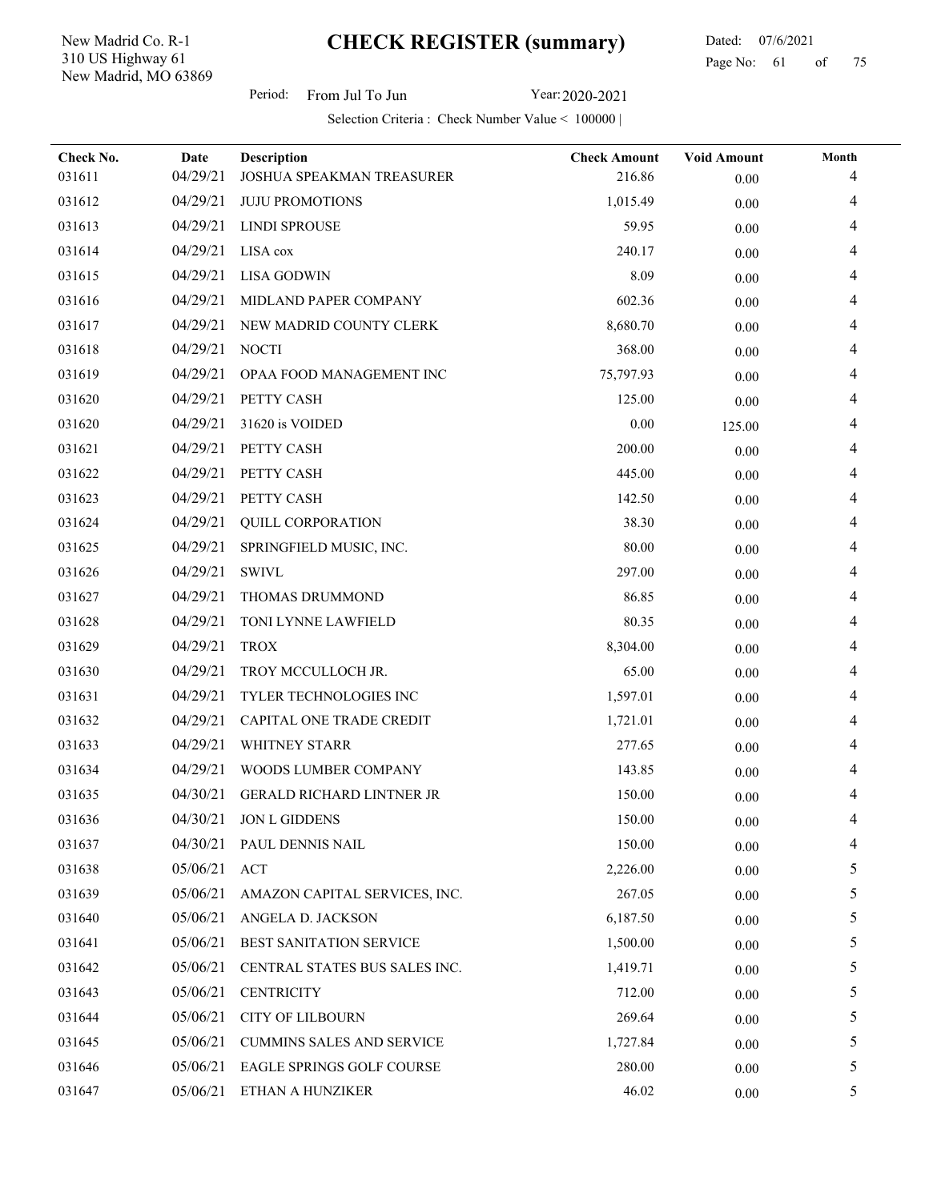New Madrid Co. R-1
310 US Highway 61
New Madrid, MO 63869

# CHECK REGISTER (summary)

Dated: 07/6/2021

Period: From Jul To Jun  Year: 2020-2021

Selection Criteria : Check Number Value < 100000 |

| Check No. | Date | Description | Check Amount | Void Amount | Month |
|---|---|---|---|---|---|
| 031611 | 04/29/21 | JOSHUA SPEAKMAN TREASURER | 216.86 | 0.00 | 4 |
| 031612 | 04/29/21 | JUJU PROMOTIONS | 1,015.49 | 0.00 | 4 |
| 031613 | 04/29/21 | LINDI SPROUSE | 59.95 | 0.00 | 4 |
| 031614 | 04/29/21 | LISA cox | 240.17 | 0.00 | 4 |
| 031615 | 04/29/21 | LISA GODWIN | 8.09 | 0.00 | 4 |
| 031616 | 04/29/21 | MIDLAND PAPER COMPANY | 602.36 | 0.00 | 4 |
| 031617 | 04/29/21 | NEW MADRID COUNTY CLERK | 8,680.70 | 0.00 | 4 |
| 031618 | 04/29/21 | NOCTI | 368.00 | 0.00 | 4 |
| 031619 | 04/29/21 | OPAA FOOD MANAGEMENT INC | 75,797.93 | 0.00 | 4 |
| 031620 | 04/29/21 | PETTY CASH | 125.00 | 0.00 | 4 |
| 031620 | 04/29/21 | 31620 is VOIDED | 0.00 | 125.00 | 4 |
| 031621 | 04/29/21 | PETTY CASH | 200.00 | 0.00 | 4 |
| 031622 | 04/29/21 | PETTY CASH | 445.00 | 0.00 | 4 |
| 031623 | 04/29/21 | PETTY CASH | 142.50 | 0.00 | 4 |
| 031624 | 04/29/21 | QUILL CORPORATION | 38.30 | 0.00 | 4 |
| 031625 | 04/29/21 | SPRINGFIELD MUSIC, INC. | 80.00 | 0.00 | 4 |
| 031626 | 04/29/21 | SWIVL | 297.00 | 0.00 | 4 |
| 031627 | 04/29/21 | THOMAS DRUMMOND | 86.85 | 0.00 | 4 |
| 031628 | 04/29/21 | TONI LYNNE LAWFIELD | 80.35 | 0.00 | 4 |
| 031629 | 04/29/21 | TROX | 8,304.00 | 0.00 | 4 |
| 031630 | 04/29/21 | TROY MCCULLOCH JR. | 65.00 | 0.00 | 4 |
| 031631 | 04/29/21 | TYLER TECHNOLOGIES INC | 1,597.01 | 0.00 | 4 |
| 031632 | 04/29/21 | CAPITAL ONE TRADE CREDIT | 1,721.01 | 0.00 | 4 |
| 031633 | 04/29/21 | WHITNEY STARR | 277.65 | 0.00 | 4 |
| 031634 | 04/29/21 | WOODS LUMBER COMPANY | 143.85 | 0.00 | 4 |
| 031635 | 04/30/21 | GERALD RICHARD LINTNER JR | 150.00 | 0.00 | 4 |
| 031636 | 04/30/21 | JON L GIDDENS | 150.00 | 0.00 | 4 |
| 031637 | 04/30/21 | PAUL DENNIS NAIL | 150.00 | 0.00 | 4 |
| 031638 | 05/06/21 | ACT | 2,226.00 | 0.00 | 5 |
| 031639 | 05/06/21 | AMAZON CAPITAL SERVICES, INC. | 267.05 | 0.00 | 5 |
| 031640 | 05/06/21 | ANGELA D. JACKSON | 6,187.50 | 0.00 | 5 |
| 031641 | 05/06/21 | BEST SANITATION SERVICE | 1,500.00 | 0.00 | 5 |
| 031642 | 05/06/21 | CENTRAL STATES BUS SALES INC. | 1,419.71 | 0.00 | 5 |
| 031643 | 05/06/21 | CENTRICITY | 712.00 | 0.00 | 5 |
| 031644 | 05/06/21 | CITY OF LILBOURN | 269.64 | 0.00 | 5 |
| 031645 | 05/06/21 | CUMMINS SALES AND SERVICE | 1,727.84 | 0.00 | 5 |
| 031646 | 05/06/21 | EAGLE SPRINGS GOLF COURSE | 280.00 | 0.00 | 5 |
| 031647 | 05/06/21 | ETHAN A HUNZIKER | 46.02 | 0.00 | 5 |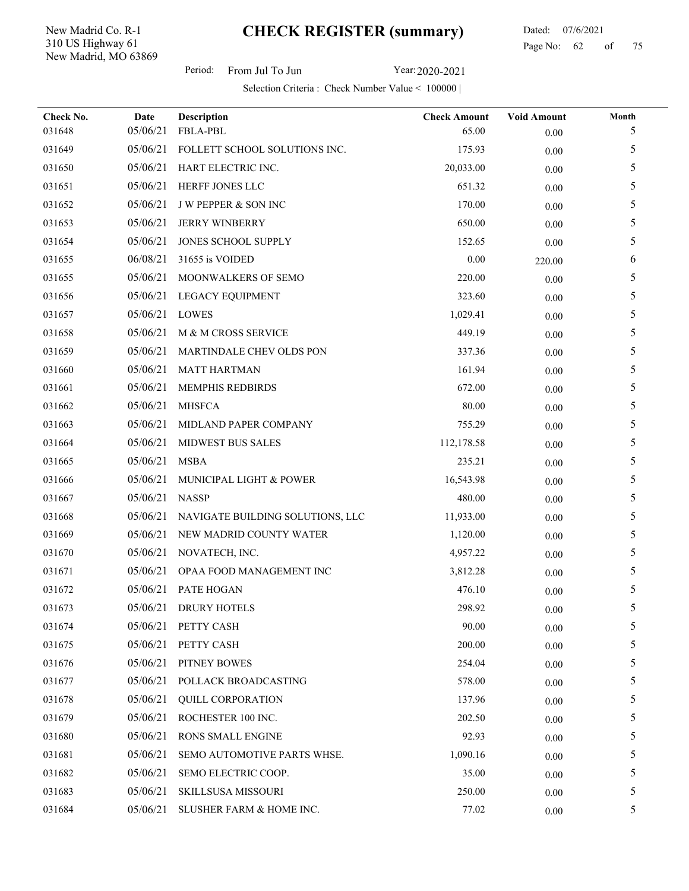New Madrid Co. R-1
310 US Highway 61
New Madrid, MO 63869

# CHECK REGISTER (summary)

Dated: 07/6/2021

Period: From Jul To Jun    Year: 2020-2021

Selection Criteria : Check Number Value < 100000 |

| Check No. | Date | Description | Check Amount | Void Amount | Month |
|---|---|---|---|---|---|
| 031648 | 05/06/21 | FBLA-PBL | 65.00 | 0.00 | 5 |
| 031649 | 05/06/21 | FOLLETT SCHOOL SOLUTIONS INC. | 175.93 | 0.00 | 5 |
| 031650 | 05/06/21 | HART ELECTRIC INC. | 20,033.00 | 0.00 | 5 |
| 031651 | 05/06/21 | HERFF JONES LLC | 651.32 | 0.00 | 5 |
| 031652 | 05/06/21 | J W PEPPER & SON INC | 170.00 | 0.00 | 5 |
| 031653 | 05/06/21 | JERRY WINBERRY | 650.00 | 0.00 | 5 |
| 031654 | 05/06/21 | JONES SCHOOL SUPPLY | 152.65 | 0.00 | 5 |
| 031655 | 06/08/21 | 31655 is VOIDED | 0.00 | 220.00 | 6 |
| 031655 | 05/06/21 | MOONWALKERS OF SEMO | 220.00 | 0.00 | 5 |
| 031656 | 05/06/21 | LEGACY EQUIPMENT | 323.60 | 0.00 | 5 |
| 031657 | 05/06/21 | LOWES | 1,029.41 | 0.00 | 5 |
| 031658 | 05/06/21 | M & M CROSS SERVICE | 449.19 | 0.00 | 5 |
| 031659 | 05/06/21 | MARTINDALE CHEV OLDS PON | 337.36 | 0.00 | 5 |
| 031660 | 05/06/21 | MATT HARTMAN | 161.94 | 0.00 | 5 |
| 031661 | 05/06/21 | MEMPHIS REDBIRDS | 672.00 | 0.00 | 5 |
| 031662 | 05/06/21 | MHSFCA | 80.00 | 0.00 | 5 |
| 031663 | 05/06/21 | MIDLAND PAPER COMPANY | 755.29 | 0.00 | 5 |
| 031664 | 05/06/21 | MIDWEST BUS SALES | 112,178.58 | 0.00 | 5 |
| 031665 | 05/06/21 | MSBA | 235.21 | 0.00 | 5 |
| 031666 | 05/06/21 | MUNICIPAL LIGHT & POWER | 16,543.98 | 0.00 | 5 |
| 031667 | 05/06/21 | NASSP | 480.00 | 0.00 | 5 |
| 031668 | 05/06/21 | NAVIGATE BUILDING SOLUTIONS, LLC | 11,933.00 | 0.00 | 5 |
| 031669 | 05/06/21 | NEW MADRID COUNTY WATER | 1,120.00 | 0.00 | 5 |
| 031670 | 05/06/21 | NOVATECH, INC. | 4,957.22 | 0.00 | 5 |
| 031671 | 05/06/21 | OPAA FOOD MANAGEMENT INC | 3,812.28 | 0.00 | 5 |
| 031672 | 05/06/21 | PATE HOGAN | 476.10 | 0.00 | 5 |
| 031673 | 05/06/21 | DRURY HOTELS | 298.92 | 0.00 | 5 |
| 031674 | 05/06/21 | PETTY CASH | 90.00 | 0.00 | 5 |
| 031675 | 05/06/21 | PETTY CASH | 200.00 | 0.00 | 5 |
| 031676 | 05/06/21 | PITNEY BOWES | 254.04 | 0.00 | 5 |
| 031677 | 05/06/21 | POLLACK BROADCASTING | 578.00 | 0.00 | 5 |
| 031678 | 05/06/21 | QUILL CORPORATION | 137.96 | 0.00 | 5 |
| 031679 | 05/06/21 | ROCHESTER 100 INC. | 202.50 | 0.00 | 5 |
| 031680 | 05/06/21 | RONS SMALL ENGINE | 92.93 | 0.00 | 5 |
| 031681 | 05/06/21 | SEMO AUTOMOTIVE PARTS WHSE. | 1,090.16 | 0.00 | 5 |
| 031682 | 05/06/21 | SEMO ELECTRIC COOP. | 35.00 | 0.00 | 5 |
| 031683 | 05/06/21 | SKILLSUSA MISSOURI | 250.00 | 0.00 | 5 |
| 031684 | 05/06/21 | SLUSHER FARM & HOME INC. | 77.02 | 0.00 | 5 |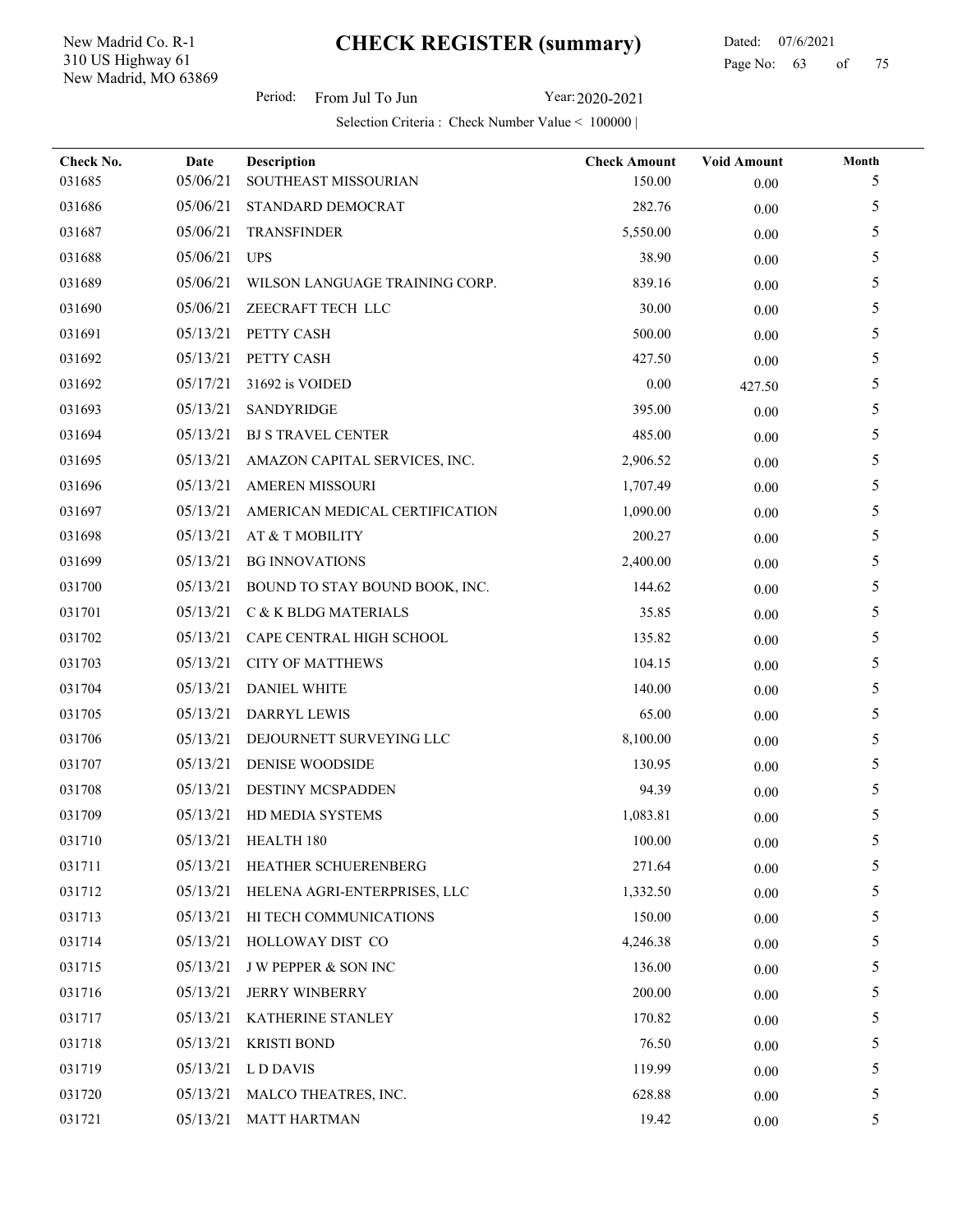New Madrid Co. R-1
310 US Highway 61
New Madrid, MO 63869

# CHECK REGISTER (summary)

Dated: 07/6/2021

Period: From Jul To Jun    Year: 2020-2021

Selection Criteria : Check Number Value < 100000 |

| Check No. | Date | Description | Check Amount | Void Amount | Month |
|---|---|---|---|---|---|
| 031685 | 05/06/21 | SOUTHEAST MISSOURIAN | 150.00 | 0.00 | 5 |
| 031686 | 05/06/21 | STANDARD DEMOCRAT | 282.76 | 0.00 | 5 |
| 031687 | 05/06/21 | TRANSFINDER | 5,550.00 | 0.00 | 5 |
| 031688 | 05/06/21 | UPS | 38.90 | 0.00 | 5 |
| 031689 | 05/06/21 | WILSON LANGUAGE TRAINING CORP. | 839.16 | 0.00 | 5 |
| 031690 | 05/06/21 | ZEECRAFT TECH LLC | 30.00 | 0.00 | 5 |
| 031691 | 05/13/21 | PETTY CASH | 500.00 | 0.00 | 5 |
| 031692 | 05/13/21 | PETTY CASH | 427.50 | 0.00 | 5 |
| 031692 | 05/17/21 | 31692 is VOIDED | 0.00 | 427.50 | 5 |
| 031693 | 05/13/21 | SANDYRIDGE | 395.00 | 0.00 | 5 |
| 031694 | 05/13/21 | BJ S TRAVEL CENTER | 485.00 | 0.00 | 5 |
| 031695 | 05/13/21 | AMAZON CAPITAL SERVICES, INC. | 2,906.52 | 0.00 | 5 |
| 031696 | 05/13/21 | AMEREN MISSOURI | 1,707.49 | 0.00 | 5 |
| 031697 | 05/13/21 | AMERICAN MEDICAL CERTIFICATION | 1,090.00 | 0.00 | 5 |
| 031698 | 05/13/21 | AT & T MOBILITY | 200.27 | 0.00 | 5 |
| 031699 | 05/13/21 | BG INNOVATIONS | 2,400.00 | 0.00 | 5 |
| 031700 | 05/13/21 | BOUND TO STAY BOUND BOOK, INC. | 144.62 | 0.00 | 5 |
| 031701 | 05/13/21 | C & K BLDG MATERIALS | 35.85 | 0.00 | 5 |
| 031702 | 05/13/21 | CAPE CENTRAL HIGH SCHOOL | 135.82 | 0.00 | 5 |
| 031703 | 05/13/21 | CITY OF MATTHEWS | 104.15 | 0.00 | 5 |
| 031704 | 05/13/21 | DANIEL WHITE | 140.00 | 0.00 | 5 |
| 031705 | 05/13/21 | DARRYL LEWIS | 65.00 | 0.00 | 5 |
| 031706 | 05/13/21 | DEJOURNETT SURVEYING LLC | 8,100.00 | 0.00 | 5 |
| 031707 | 05/13/21 | DENISE WOODSIDE | 130.95 | 0.00 | 5 |
| 031708 | 05/13/21 | DESTINY MCSPADDEN | 94.39 | 0.00 | 5 |
| 031709 | 05/13/21 | HD MEDIA SYSTEMS | 1,083.81 | 0.00 | 5 |
| 031710 | 05/13/21 | HEALTH 180 | 100.00 | 0.00 | 5 |
| 031711 | 05/13/21 | HEATHER SCHUERENBERG | 271.64 | 0.00 | 5 |
| 031712 | 05/13/21 | HELENA AGRI-ENTERPRISES, LLC | 1,332.50 | 0.00 | 5 |
| 031713 | 05/13/21 | HI TECH COMMUNICATIONS | 150.00 | 0.00 | 5 |
| 031714 | 05/13/21 | HOLLOWAY DIST CO | 4,246.38 | 0.00 | 5 |
| 031715 | 05/13/21 | J W PEPPER & SON INC | 136.00 | 0.00 | 5 |
| 031716 | 05/13/21 | JERRY WINBERRY | 200.00 | 0.00 | 5 |
| 031717 | 05/13/21 | KATHERINE STANLEY | 170.82 | 0.00 | 5 |
| 031718 | 05/13/21 | KRISTI BOND | 76.50 | 0.00 | 5 |
| 031719 | 05/13/21 | L D DAVIS | 119.99 | 0.00 | 5 |
| 031720 | 05/13/21 | MALCO THEATRES, INC. | 628.88 | 0.00 | 5 |
| 031721 | 05/13/21 | MATT HARTMAN | 19.42 | 0.00 | 5 |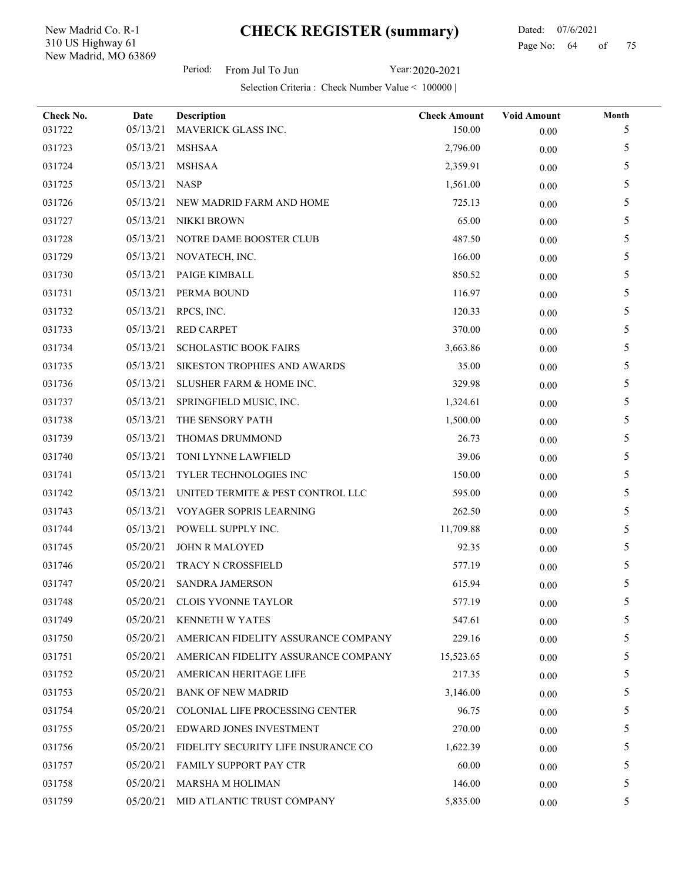New Madrid Co. R-1
310 US Highway 61
New Madrid, MO 63869

# CHECK REGISTER (summary)

Dated: 07/6/2021

Period: From Jul To Jun Year: 2020-2021

Selection Criteria : Check Number Value < 100000 |

| Check No. | Date | Description | Check Amount | Void Amount | Month |
|---|---|---|---|---|---|
| 031722 | 05/13/21 | MAVERICK GLASS INC. | 150.00 | 0.00 | 5 |
| 031723 | 05/13/21 | MSHSAA | 2,796.00 | 0.00 | 5 |
| 031724 | 05/13/21 | MSHSAA | 2,359.91 | 0.00 | 5 |
| 031725 | 05/13/21 | NASP | 1,561.00 | 0.00 | 5 |
| 031726 | 05/13/21 | NEW MADRID FARM AND HOME | 725.13 | 0.00 | 5 |
| 031727 | 05/13/21 | NIKKI BROWN | 65.00 | 0.00 | 5 |
| 031728 | 05/13/21 | NOTRE DAME BOOSTER CLUB | 487.50 | 0.00 | 5 |
| 031729 | 05/13/21 | NOVATECH, INC. | 166.00 | 0.00 | 5 |
| 031730 | 05/13/21 | PAIGE KIMBALL | 850.52 | 0.00 | 5 |
| 031731 | 05/13/21 | PERMA BOUND | 116.97 | 0.00 | 5 |
| 031732 | 05/13/21 | RPCS, INC. | 120.33 | 0.00 | 5 |
| 031733 | 05/13/21 | RED CARPET | 370.00 | 0.00 | 5 |
| 031734 | 05/13/21 | SCHOLASTIC BOOK FAIRS | 3,663.86 | 0.00 | 5 |
| 031735 | 05/13/21 | SIKESTON TROPHIES AND AWARDS | 35.00 | 0.00 | 5 |
| 031736 | 05/13/21 | SLUSHER FARM & HOME INC. | 329.98 | 0.00 | 5 |
| 031737 | 05/13/21 | SPRINGFIELD MUSIC, INC. | 1,324.61 | 0.00 | 5 |
| 031738 | 05/13/21 | THE SENSORY PATH | 1,500.00 | 0.00 | 5 |
| 031739 | 05/13/21 | THOMAS DRUMMOND | 26.73 | 0.00 | 5 |
| 031740 | 05/13/21 | TONI LYNNE LAWFIELD | 39.06 | 0.00 | 5 |
| 031741 | 05/13/21 | TYLER TECHNOLOGIES INC | 150.00 | 0.00 | 5 |
| 031742 | 05/13/21 | UNITED TERMITE & PEST CONTROL LLC | 595.00 | 0.00 | 5 |
| 031743 | 05/13/21 | VOYAGER SOPRIS LEARNING | 262.50 | 0.00 | 5 |
| 031744 | 05/13/21 | POWELL SUPPLY INC. | 11,709.88 | 0.00 | 5 |
| 031745 | 05/20/21 | JOHN R MALOYED | 92.35 | 0.00 | 5 |
| 031746 | 05/20/21 | TRACY N CROSSFIELD | 577.19 | 0.00 | 5 |
| 031747 | 05/20/21 | SANDRA JAMERSON | 615.94 | 0.00 | 5 |
| 031748 | 05/20/21 | CLOIS YVONNE TAYLOR | 577.19 | 0.00 | 5 |
| 031749 | 05/20/21 | KENNETH W YATES | 547.61 | 0.00 | 5 |
| 031750 | 05/20/21 | AMERICAN FIDELITY ASSURANCE COMPANY | 229.16 | 0.00 | 5 |
| 031751 | 05/20/21 | AMERICAN FIDELITY ASSURANCE COMPANY | 15,523.65 | 0.00 | 5 |
| 031752 | 05/20/21 | AMERICAN HERITAGE LIFE | 217.35 | 0.00 | 5 |
| 031753 | 05/20/21 | BANK OF NEW MADRID | 3,146.00 | 0.00 | 5 |
| 031754 | 05/20/21 | COLONIAL LIFE PROCESSING CENTER | 96.75 | 0.00 | 5 |
| 031755 | 05/20/21 | EDWARD JONES INVESTMENT | 270.00 | 0.00 | 5 |
| 031756 | 05/20/21 | FIDELITY SECURITY LIFE INSURANCE CO | 1,622.39 | 0.00 | 5 |
| 031757 | 05/20/21 | FAMILY SUPPORT PAY CTR | 60.00 | 0.00 | 5 |
| 031758 | 05/20/21 | MARSHA M HOLIMAN | 146.00 | 0.00 | 5 |
| 031759 | 05/20/21 | MID ATLANTIC TRUST COMPANY | 5,835.00 | 0.00 | 5 |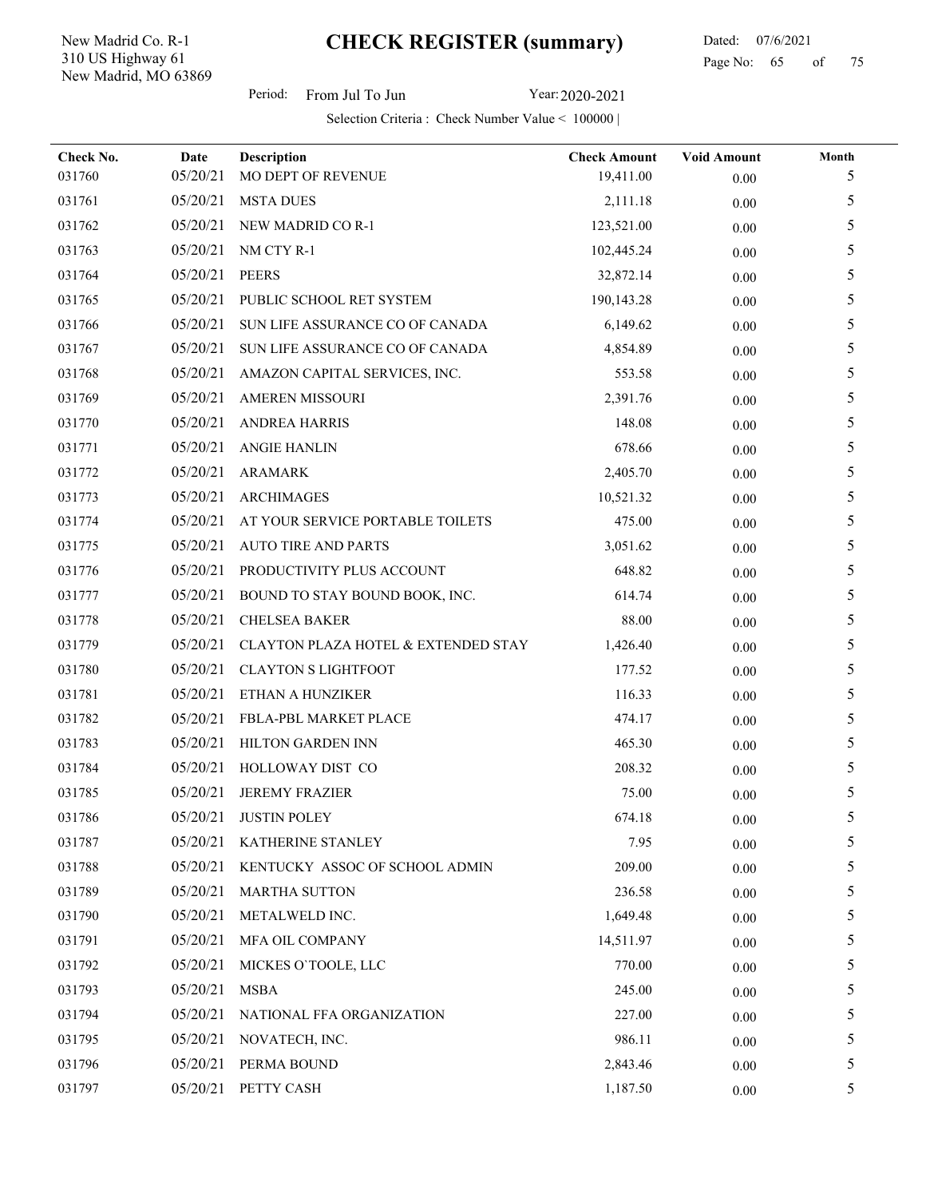New Madrid Co. R-1
310 US Highway 61
New Madrid, MO 63869

# CHECK REGISTER (summary)

Dated: 07/6/2021

Period: From Jul To Jun Year: 2020-2021

Selection Criteria : Check Number Value < 100000 |

| Check No. | Date | Description | Check Amount | Void Amount | Month |
|---|---|---|---|---|---|
| 031760 | 05/20/21 | MO DEPT OF REVENUE | 19,411.00 | 0.00 | 5 |
| 031761 | 05/20/21 | MSTA DUES | 2,111.18 | 0.00 | 5 |
| 031762 | 05/20/21 | NEW MADRID CO R-1 | 123,521.00 | 0.00 | 5 |
| 031763 | 05/20/21 | NM CTY R-1 | 102,445.24 | 0.00 | 5 |
| 031764 | 05/20/21 | PEERS | 32,872.14 | 0.00 | 5 |
| 031765 | 05/20/21 | PUBLIC SCHOOL RET SYSTEM | 190,143.28 | 0.00 | 5 |
| 031766 | 05/20/21 | SUN LIFE ASSURANCE CO OF CANADA | 6,149.62 | 0.00 | 5 |
| 031767 | 05/20/21 | SUN LIFE ASSURANCE CO OF CANADA | 4,854.89 | 0.00 | 5 |
| 031768 | 05/20/21 | AMAZON CAPITAL SERVICES, INC. | 553.58 | 0.00 | 5 |
| 031769 | 05/20/21 | AMEREN MISSOURI | 2,391.76 | 0.00 | 5 |
| 031770 | 05/20/21 | ANDREA HARRIS | 148.08 | 0.00 | 5 |
| 031771 | 05/20/21 | ANGIE HANLIN | 678.66 | 0.00 | 5 |
| 031772 | 05/20/21 | ARAMARK | 2,405.70 | 0.00 | 5 |
| 031773 | 05/20/21 | ARCHIMAGES | 10,521.32 | 0.00 | 5 |
| 031774 | 05/20/21 | AT YOUR SERVICE PORTABLE TOILETS | 475.00 | 0.00 | 5 |
| 031775 | 05/20/21 | AUTO TIRE AND PARTS | 3,051.62 | 0.00 | 5 |
| 031776 | 05/20/21 | PRODUCTIVITY PLUS ACCOUNT | 648.82 | 0.00 | 5 |
| 031777 | 05/20/21 | BOUND TO STAY BOUND BOOK, INC. | 614.74 | 0.00 | 5 |
| 031778 | 05/20/21 | CHELSEA BAKER | 88.00 | 0.00 | 5 |
| 031779 | 05/20/21 | CLAYTON PLAZA HOTEL & EXTENDED STAY | 1,426.40 | 0.00 | 5 |
| 031780 | 05/20/21 | CLAYTON S LIGHTFOOT | 177.52 | 0.00 | 5 |
| 031781 | 05/20/21 | ETHAN A HUNZIKER | 116.33 | 0.00 | 5 |
| 031782 | 05/20/21 | FBLA-PBL MARKET PLACE | 474.17 | 0.00 | 5 |
| 031783 | 05/20/21 | HILTON GARDEN INN | 465.30 | 0.00 | 5 |
| 031784 | 05/20/21 | HOLLOWAY DIST CO | 208.32 | 0.00 | 5 |
| 031785 | 05/20/21 | JEREMY FRAZIER | 75.00 | 0.00 | 5 |
| 031786 | 05/20/21 | JUSTIN POLEY | 674.18 | 0.00 | 5 |
| 031787 | 05/20/21 | KATHERINE STANLEY | 7.95 | 0.00 | 5 |
| 031788 | 05/20/21 | KENTUCKY ASSOC OF SCHOOL ADMIN | 209.00 | 0.00 | 5 |
| 031789 | 05/20/21 | MARTHA SUTTON | 236.58 | 0.00 | 5 |
| 031790 | 05/20/21 | METALWELD INC. | 1,649.48 | 0.00 | 5 |
| 031791 | 05/20/21 | MFA OIL COMPANY | 14,511.97 | 0.00 | 5 |
| 031792 | 05/20/21 | MICKES O'TOOLE, LLC | 770.00 | 0.00 | 5 |
| 031793 | 05/20/21 | MSBA | 245.00 | 0.00 | 5 |
| 031794 | 05/20/21 | NATIONAL FFA ORGANIZATION | 227.00 | 0.00 | 5 |
| 031795 | 05/20/21 | NOVATECH, INC. | 986.11 | 0.00 | 5 |
| 031796 | 05/20/21 | PERMA BOUND | 2,843.46 | 0.00 | 5 |
| 031797 | 05/20/21 | PETTY CASH | 1,187.50 | 0.00 | 5 |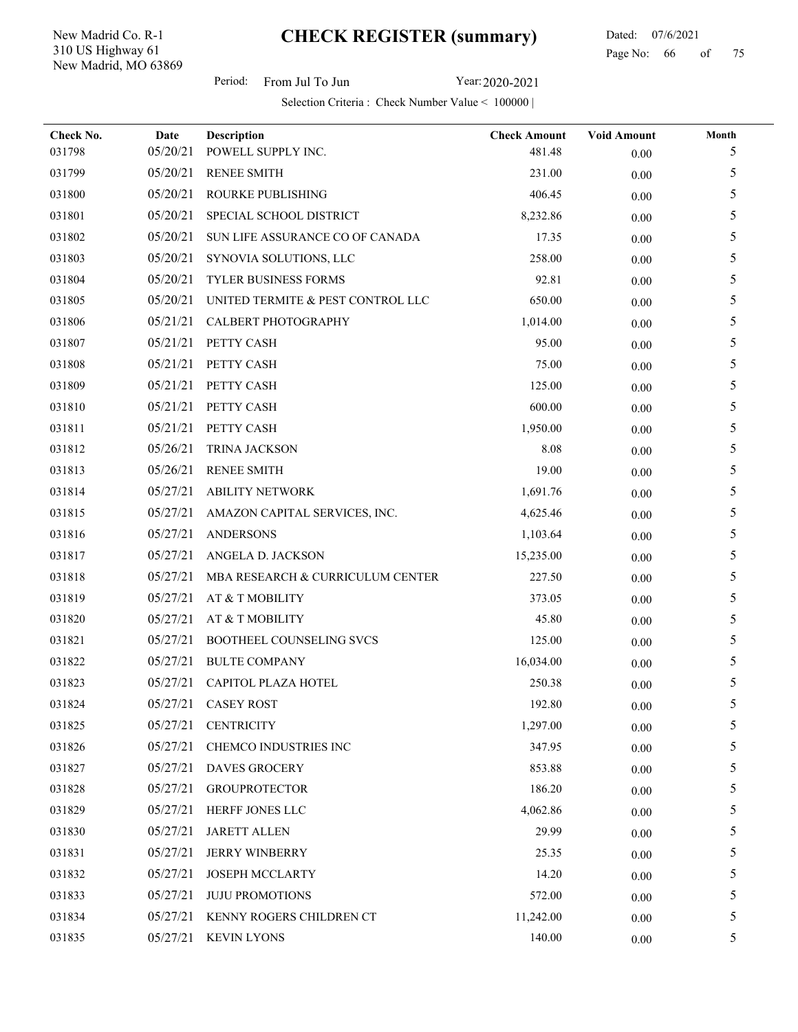New Madrid Co. R-1
310 US Highway 61
New Madrid, MO 63869

# CHECK REGISTER (summary)

Dated: 07/6/2021

Period: From Jul To Jun Year: 2020-2021

Selection Criteria : Check Number Value < 100000 |

| Check No. | Date | Description | Check Amount | Void Amount | Month |
|---|---|---|---|---|---|
| 031798 | 05/20/21 | POWELL SUPPLY INC. | 481.48 | 0.00 | 5 |
| 031799 | 05/20/21 | RENEE SMITH | 231.00 | 0.00 | 5 |
| 031800 | 05/20/21 | ROURKE PUBLISHING | 406.45 | 0.00 | 5 |
| 031801 | 05/20/21 | SPECIAL SCHOOL DISTRICT | 8,232.86 | 0.00 | 5 |
| 031802 | 05/20/21 | SUN LIFE ASSURANCE CO OF CANADA | 17.35 | 0.00 | 5 |
| 031803 | 05/20/21 | SYNOVIA SOLUTIONS, LLC | 258.00 | 0.00 | 5 |
| 031804 | 05/20/21 | TYLER BUSINESS FORMS | 92.81 | 0.00 | 5 |
| 031805 | 05/20/21 | UNITED TERMITE & PEST CONTROL LLC | 650.00 | 0.00 | 5 |
| 031806 | 05/21/21 | CALBERT PHOTOGRAPHY | 1,014.00 | 0.00 | 5 |
| 031807 | 05/21/21 | PETTY CASH | 95.00 | 0.00 | 5 |
| 031808 | 05/21/21 | PETTY CASH | 75.00 | 0.00 | 5 |
| 031809 | 05/21/21 | PETTY CASH | 125.00 | 0.00 | 5 |
| 031810 | 05/21/21 | PETTY CASH | 600.00 | 0.00 | 5 |
| 031811 | 05/21/21 | PETTY CASH | 1,950.00 | 0.00 | 5 |
| 031812 | 05/26/21 | TRINA JACKSON | 8.08 | 0.00 | 5 |
| 031813 | 05/26/21 | RENEE SMITH | 19.00 | 0.00 | 5 |
| 031814 | 05/27/21 | ABILITY NETWORK | 1,691.76 | 0.00 | 5 |
| 031815 | 05/27/21 | AMAZON CAPITAL SERVICES, INC. | 4,625.46 | 0.00 | 5 |
| 031816 | 05/27/21 | ANDERSONS | 1,103.64 | 0.00 | 5 |
| 031817 | 05/27/21 | ANGELA D. JACKSON | 15,235.00 | 0.00 | 5 |
| 031818 | 05/27/21 | MBA RESEARCH & CURRICULUM CENTER | 227.50 | 0.00 | 5 |
| 031819 | 05/27/21 | AT & T MOBILITY | 373.05 | 0.00 | 5 |
| 031820 | 05/27/21 | AT & T MOBILITY | 45.80 | 0.00 | 5 |
| 031821 | 05/27/21 | BOOTHEEL COUNSELING SVCS | 125.00 | 0.00 | 5 |
| 031822 | 05/27/21 | BULTE COMPANY | 16,034.00 | 0.00 | 5 |
| 031823 | 05/27/21 | CAPITOL PLAZA HOTEL | 250.38 | 0.00 | 5 |
| 031824 | 05/27/21 | CASEY ROST | 192.80 | 0.00 | 5 |
| 031825 | 05/27/21 | CENTRICITY | 1,297.00 | 0.00 | 5 |
| 031826 | 05/27/21 | CHEMCO INDUSTRIES INC | 347.95 | 0.00 | 5 |
| 031827 | 05/27/21 | DAVES GROCERY | 853.88 | 0.00 | 5 |
| 031828 | 05/27/21 | GROUPROTECTOR | 186.20 | 0.00 | 5 |
| 031829 | 05/27/21 | HERFF JONES LLC | 4,062.86 | 0.00 | 5 |
| 031830 | 05/27/21 | JARETT ALLEN | 29.99 | 0.00 | 5 |
| 031831 | 05/27/21 | JERRY WINBERRY | 25.35 | 0.00 | 5 |
| 031832 | 05/27/21 | JOSEPH MCCLARTY | 14.20 | 0.00 | 5 |
| 031833 | 05/27/21 | JUJU PROMOTIONS | 572.00 | 0.00 | 5 |
| 031834 | 05/27/21 | KENNY ROGERS CHILDREN CT | 11,242.00 | 0.00 | 5 |
| 031835 | 05/27/21 | KEVIN LYONS | 140.00 | 0.00 | 5 |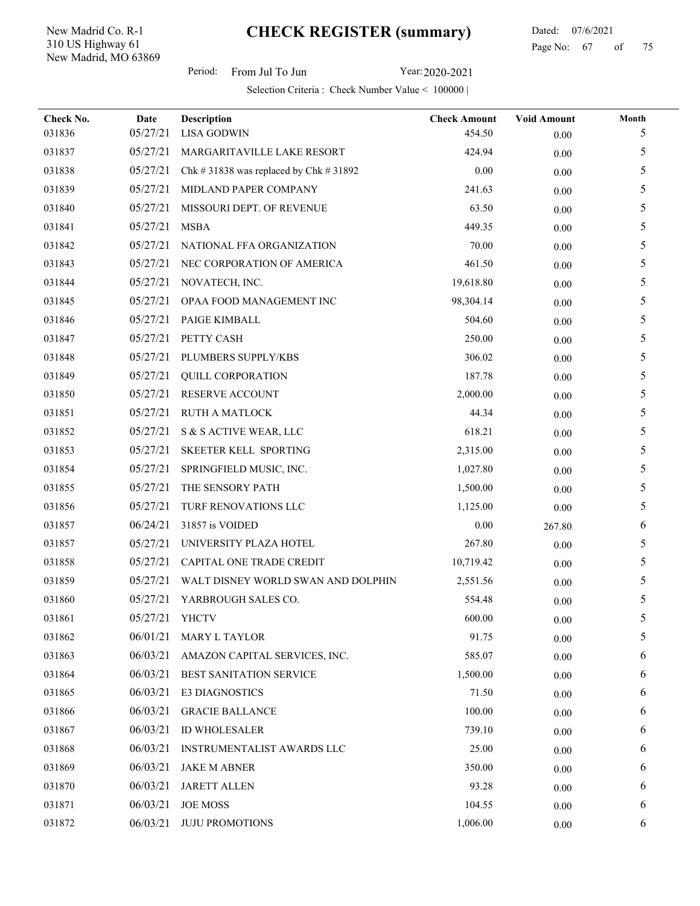New Madrid Co. R-1
310 US Highway 61
New Madrid, MO 63869

# CHECK REGISTER (summary)

Dated: 07/6/2021

Period: From Jul To Jun Year: 2020-2021

Selection Criteria : Check Number Value < 100000 |

| Check No. | Date | Description | Check Amount | Void Amount | Month |
|---|---|---|---|---|---|
| 031836 | 05/27/21 | LISA GODWIN | 454.50 | 0.00 | 5 |
| 031837 | 05/27/21 | MARGARITAVILLE LAKE RESORT | 424.94 | 0.00 | 5 |
| 031838 | 05/27/21 | Chk # 31838 was replaced by Chk # 31892 | 0.00 | 0.00 | 5 |
| 031839 | 05/27/21 | MIDLAND PAPER COMPANY | 241.63 | 0.00 | 5 |
| 031840 | 05/27/21 | MISSOURI DEPT. OF REVENUE | 63.50 | 0.00 | 5 |
| 031841 | 05/27/21 | MSBA | 449.35 | 0.00 | 5 |
| 031842 | 05/27/21 | NATIONAL FFA ORGANIZATION | 70.00 | 0.00 | 5 |
| 031843 | 05/27/21 | NEC CORPORATION OF AMERICA | 461.50 | 0.00 | 5 |
| 031844 | 05/27/21 | NOVATECH, INC. | 19,618.80 | 0.00 | 5 |
| 031845 | 05/27/21 | OPAA FOOD MANAGEMENT INC | 98,304.14 | 0.00 | 5 |
| 031846 | 05/27/21 | PAIGE KIMBALL | 504.60 | 0.00 | 5 |
| 031847 | 05/27/21 | PETTY CASH | 250.00 | 0.00 | 5 |
| 031848 | 05/27/21 | PLUMBERS SUPPLY/KBS | 306.02 | 0.00 | 5 |
| 031849 | 05/27/21 | QUILL CORPORATION | 187.78 | 0.00 | 5 |
| 031850 | 05/27/21 | RESERVE ACCOUNT | 2,000.00 | 0.00 | 5 |
| 031851 | 05/27/21 | RUTH A MATLOCK | 44.34 | 0.00 | 5 |
| 031852 | 05/27/21 | S & S ACTIVE WEAR, LLC | 618.21 | 0.00 | 5 |
| 031853 | 05/27/21 | SKEETER KELL SPORTING | 2,315.00 | 0.00 | 5 |
| 031854 | 05/27/21 | SPRINGFIELD MUSIC, INC. | 1,027.80 | 0.00 | 5 |
| 031855 | 05/27/21 | THE SENSORY PATH | 1,500.00 | 0.00 | 5 |
| 031856 | 05/27/21 | TURF RENOVATIONS LLC | 1,125.00 | 0.00 | 5 |
| 031857 | 06/24/21 | 31857 is VOIDED | 0.00 | 267.80 | 6 |
| 031857 | 05/27/21 | UNIVERSITY PLAZA HOTEL | 267.80 | 0.00 | 5 |
| 031858 | 05/27/21 | CAPITAL ONE TRADE CREDIT | 10,719.42 | 0.00 | 5 |
| 031859 | 05/27/21 | WALT DISNEY WORLD SWAN AND DOLPHIN | 2,551.56 | 0.00 | 5 |
| 031860 | 05/27/21 | YARBROUGH SALES CO. | 554.48 | 0.00 | 5 |
| 031861 | 05/27/21 | YHCTV | 600.00 | 0.00 | 5 |
| 031862 | 06/01/21 | MARY L TAYLOR | 91.75 | 0.00 | 5 |
| 031863 | 06/03/21 | AMAZON CAPITAL SERVICES, INC. | 585.07 | 0.00 | 6 |
| 031864 | 06/03/21 | BEST SANITATION SERVICE | 1,500.00 | 0.00 | 6 |
| 031865 | 06/03/21 | E3 DIAGNOSTICS | 71.50 | 0.00 | 6 |
| 031866 | 06/03/21 | GRACIE BALLANCE | 100.00 | 0.00 | 6 |
| 031867 | 06/03/21 | ID WHOLESALER | 739.10 | 0.00 | 6 |
| 031868 | 06/03/21 | INSTRUMENTALIST AWARDS LLC | 25.00 | 0.00 | 6 |
| 031869 | 06/03/21 | JAKE M ABNER | 350.00 | 0.00 | 6 |
| 031870 | 06/03/21 | JARETT ALLEN | 93.28 | 0.00 | 6 |
| 031871 | 06/03/21 | JOE MOSS | 104.55 | 0.00 | 6 |
| 031872 | 06/03/21 | JUJU PROMOTIONS | 1,006.00 | 0.00 | 6 |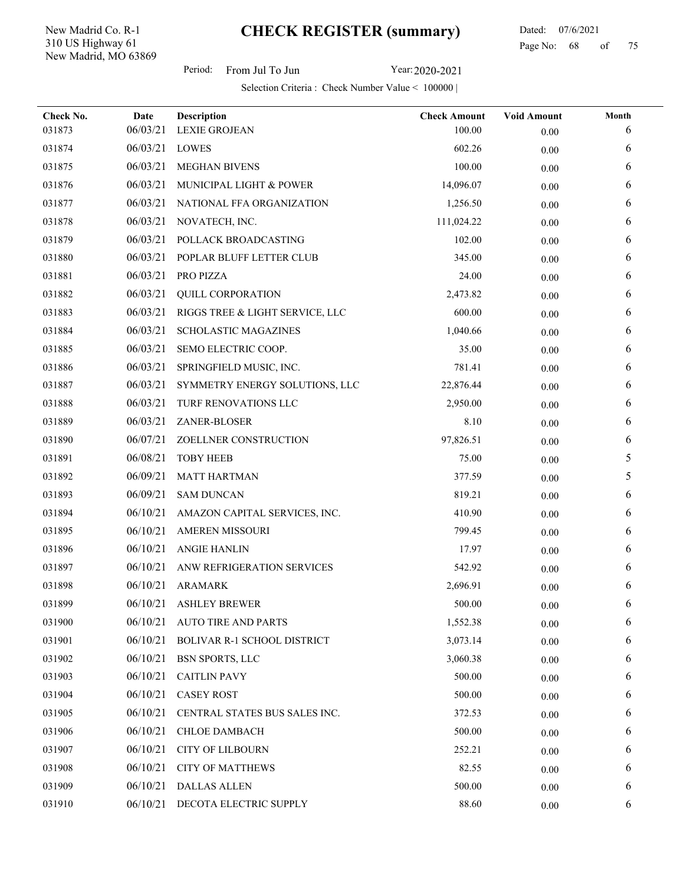New Madrid Co. R-1
310 US Highway 61
New Madrid, MO 63869

# CHECK REGISTER (summary)

Dated: 07/6/2021

Period: From Jul To Jun    Year: 2020-2021

Selection Criteria : Check Number Value < 100000 |

| Check No. | Date | Description | Check Amount | Void Amount | Month |
|---|---|---|---|---|---|
| 031873 | 06/03/21 | LEXIE GROJEAN | 100.00 | 0.00 | 6 |
| 031874 | 06/03/21 | LOWES | 602.26 | 0.00 | 6 |
| 031875 | 06/03/21 | MEGHAN BIVENS | 100.00 | 0.00 | 6 |
| 031876 | 06/03/21 | MUNICIPAL LIGHT & POWER | 14,096.07 | 0.00 | 6 |
| 031877 | 06/03/21 | NATIONAL FFA ORGANIZATION | 1,256.50 | 0.00 | 6 |
| 031878 | 06/03/21 | NOVATECH, INC. | 111,024.22 | 0.00 | 6 |
| 031879 | 06/03/21 | POLLACK BROADCASTING | 102.00 | 0.00 | 6 |
| 031880 | 06/03/21 | POPLAR BLUFF LETTER CLUB | 345.00 | 0.00 | 6 |
| 031881 | 06/03/21 | PRO PIZZA | 24.00 | 0.00 | 6 |
| 031882 | 06/03/21 | QUILL CORPORATION | 2,473.82 | 0.00 | 6 |
| 031883 | 06/03/21 | RIGGS TREE & LIGHT SERVICE, LLC | 600.00 | 0.00 | 6 |
| 031884 | 06/03/21 | SCHOLASTIC MAGAZINES | 1,040.66 | 0.00 | 6 |
| 031885 | 06/03/21 | SEMO ELECTRIC COOP. | 35.00 | 0.00 | 6 |
| 031886 | 06/03/21 | SPRINGFIELD MUSIC, INC. | 781.41 | 0.00 | 6 |
| 031887 | 06/03/21 | SYMMETRY ENERGY SOLUTIONS, LLC | 22,876.44 | 0.00 | 6 |
| 031888 | 06/03/21 | TURF RENOVATIONS LLC | 2,950.00 | 0.00 | 6 |
| 031889 | 06/03/21 | ZANER-BLOSER | 8.10 | 0.00 | 6 |
| 031890 | 06/07/21 | ZOELLNER CONSTRUCTION | 97,826.51 | 0.00 | 6 |
| 031891 | 06/08/21 | TOBY HEEB | 75.00 | 0.00 | 5 |
| 031892 | 06/09/21 | MATT HARTMAN | 377.59 | 0.00 | 5 |
| 031893 | 06/09/21 | SAM DUNCAN | 819.21 | 0.00 | 6 |
| 031894 | 06/10/21 | AMAZON CAPITAL SERVICES, INC. | 410.90 | 0.00 | 6 |
| 031895 | 06/10/21 | AMEREN MISSOURI | 799.45 | 0.00 | 6 |
| 031896 | 06/10/21 | ANGIE HANLIN | 17.97 | 0.00 | 6 |
| 031897 | 06/10/21 | ANW REFRIGERATION SERVICES | 542.92 | 0.00 | 6 |
| 031898 | 06/10/21 | ARAMARK | 2,696.91 | 0.00 | 6 |
| 031899 | 06/10/21 | ASHLEY BREWER | 500.00 | 0.00 | 6 |
| 031900 | 06/10/21 | AUTO TIRE AND PARTS | 1,552.38 | 0.00 | 6 |
| 031901 | 06/10/21 | BOLIVAR R-1 SCHOOL DISTRICT | 3,073.14 | 0.00 | 6 |
| 031902 | 06/10/21 | BSN SPORTS, LLC | 3,060.38 | 0.00 | 6 |
| 031903 | 06/10/21 | CAITLIN PAVY | 500.00 | 0.00 | 6 |
| 031904 | 06/10/21 | CASEY ROST | 500.00 | 0.00 | 6 |
| 031905 | 06/10/21 | CENTRAL STATES BUS SALES INC. | 372.53 | 0.00 | 6 |
| 031906 | 06/10/21 | CHLOE DAMBACH | 500.00 | 0.00 | 6 |
| 031907 | 06/10/21 | CITY OF LILBOURN | 252.21 | 0.00 | 6 |
| 031908 | 06/10/21 | CITY OF MATTHEWS | 82.55 | 0.00 | 6 |
| 031909 | 06/10/21 | DALLAS ALLEN | 500.00 | 0.00 | 6 |
| 031910 | 06/10/21 | DECOTA ELECTRIC SUPPLY | 88.60 | 0.00 | 6 |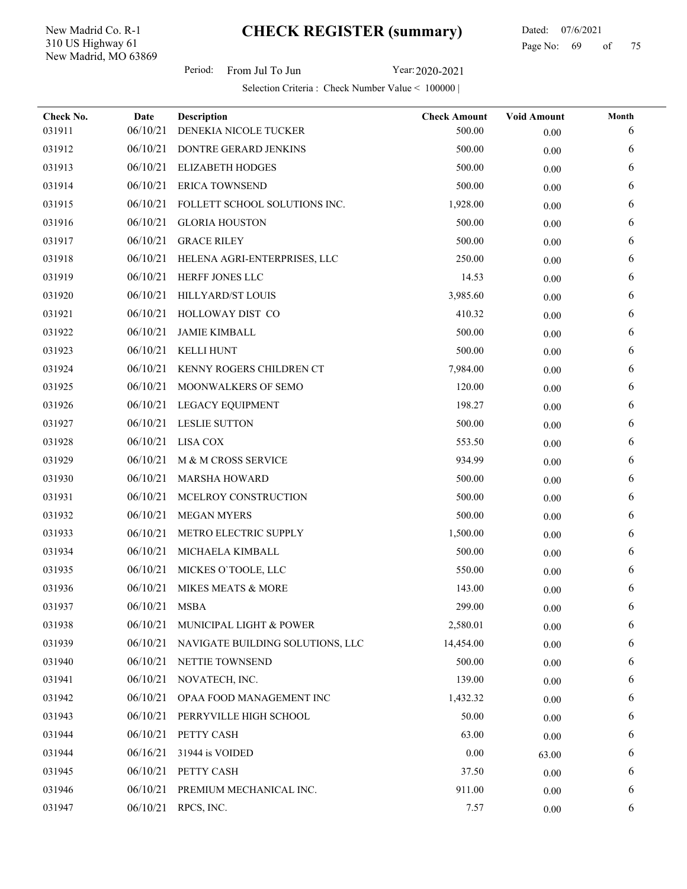New Madrid Co. R-1
310 US Highway 61
New Madrid, MO 63869

# CHECK REGISTER (summary)

Dated: 07/6/2021

Period: From Jul To Jun Year: 2020-2021

Selection Criteria : Check Number Value < 100000 |

| Check No. | Date | Description | Check Amount | Void Amount | Month |
|---|---|---|---|---|---|
| 031911 | 06/10/21 | DENEKIA NICOLE TUCKER | 500.00 | 0.00 | 6 |
| 031912 | 06/10/21 | DONTRE GERARD JENKINS | 500.00 | 0.00 | 6 |
| 031913 | 06/10/21 | ELIZABETH HODGES | 500.00 | 0.00 | 6 |
| 031914 | 06/10/21 | ERICA TOWNSEND | 500.00 | 0.00 | 6 |
| 031915 | 06/10/21 | FOLLETT SCHOOL SOLUTIONS INC. | 1,928.00 | 0.00 | 6 |
| 031916 | 06/10/21 | GLORIA HOUSTON | 500.00 | 0.00 | 6 |
| 031917 | 06/10/21 | GRACE RILEY | 500.00 | 0.00 | 6 |
| 031918 | 06/10/21 | HELENA AGRI-ENTERPRISES, LLC | 250.00 | 0.00 | 6 |
| 031919 | 06/10/21 | HERFF JONES LLC | 14.53 | 0.00 | 6 |
| 031920 | 06/10/21 | HILLYARD/ST LOUIS | 3,985.60 | 0.00 | 6 |
| 031921 | 06/10/21 | HOLLOWAY DIST CO | 410.32 | 0.00 | 6 |
| 031922 | 06/10/21 | JAMIE KIMBALL | 500.00 | 0.00 | 6 |
| 031923 | 06/10/21 | KELLI HUNT | 500.00 | 0.00 | 6 |
| 031924 | 06/10/21 | KENNY ROGERS CHILDREN CT | 7,984.00 | 0.00 | 6 |
| 031925 | 06/10/21 | MOONWALKERS OF SEMO | 120.00 | 0.00 | 6 |
| 031926 | 06/10/21 | LEGACY EQUIPMENT | 198.27 | 0.00 | 6 |
| 031927 | 06/10/21 | LESLIE SUTTON | 500.00 | 0.00 | 6 |
| 031928 | 06/10/21 | LISA COX | 553.50 | 0.00 | 6 |
| 031929 | 06/10/21 | M & M CROSS SERVICE | 934.99 | 0.00 | 6 |
| 031930 | 06/10/21 | MARSHA HOWARD | 500.00 | 0.00 | 6 |
| 031931 | 06/10/21 | MCELROY CONSTRUCTION | 500.00 | 0.00 | 6 |
| 031932 | 06/10/21 | MEGAN MYERS | 500.00 | 0.00 | 6 |
| 031933 | 06/10/21 | METRO ELECTRIC SUPPLY | 1,500.00 | 0.00 | 6 |
| 031934 | 06/10/21 | MICHAELA KIMBALL | 500.00 | 0.00 | 6 |
| 031935 | 06/10/21 | MICKES O`TOOLE, LLC | 550.00 | 0.00 | 6 |
| 031936 | 06/10/21 | MIKES MEATS & MORE | 143.00 | 0.00 | 6 |
| 031937 | 06/10/21 | MSBA | 299.00 | 0.00 | 6 |
| 031938 | 06/10/21 | MUNICIPAL LIGHT & POWER | 2,580.01 | 0.00 | 6 |
| 031939 | 06/10/21 | NAVIGATE BUILDING SOLUTIONS, LLC | 14,454.00 | 0.00 | 6 |
| 031940 | 06/10/21 | NETTIE TOWNSEND | 500.00 | 0.00 | 6 |
| 031941 | 06/10/21 | NOVATECH, INC. | 139.00 | 0.00 | 6 |
| 031942 | 06/10/21 | OPAA FOOD MANAGEMENT INC | 1,432.32 | 0.00 | 6 |
| 031943 | 06/10/21 | PERRYVILLE HIGH SCHOOL | 50.00 | 0.00 | 6 |
| 031944 | 06/10/21 | PETTY CASH | 63.00 | 0.00 | 6 |
| 031944 | 06/16/21 | 31944 is VOIDED | 0.00 | 63.00 | 6 |
| 031945 | 06/10/21 | PETTY CASH | 37.50 | 0.00 | 6 |
| 031946 | 06/10/21 | PREMIUM MECHANICAL INC. | 911.00 | 0.00 | 6 |
| 031947 | 06/10/21 | RPCS, INC. | 7.57 | 0.00 | 6 |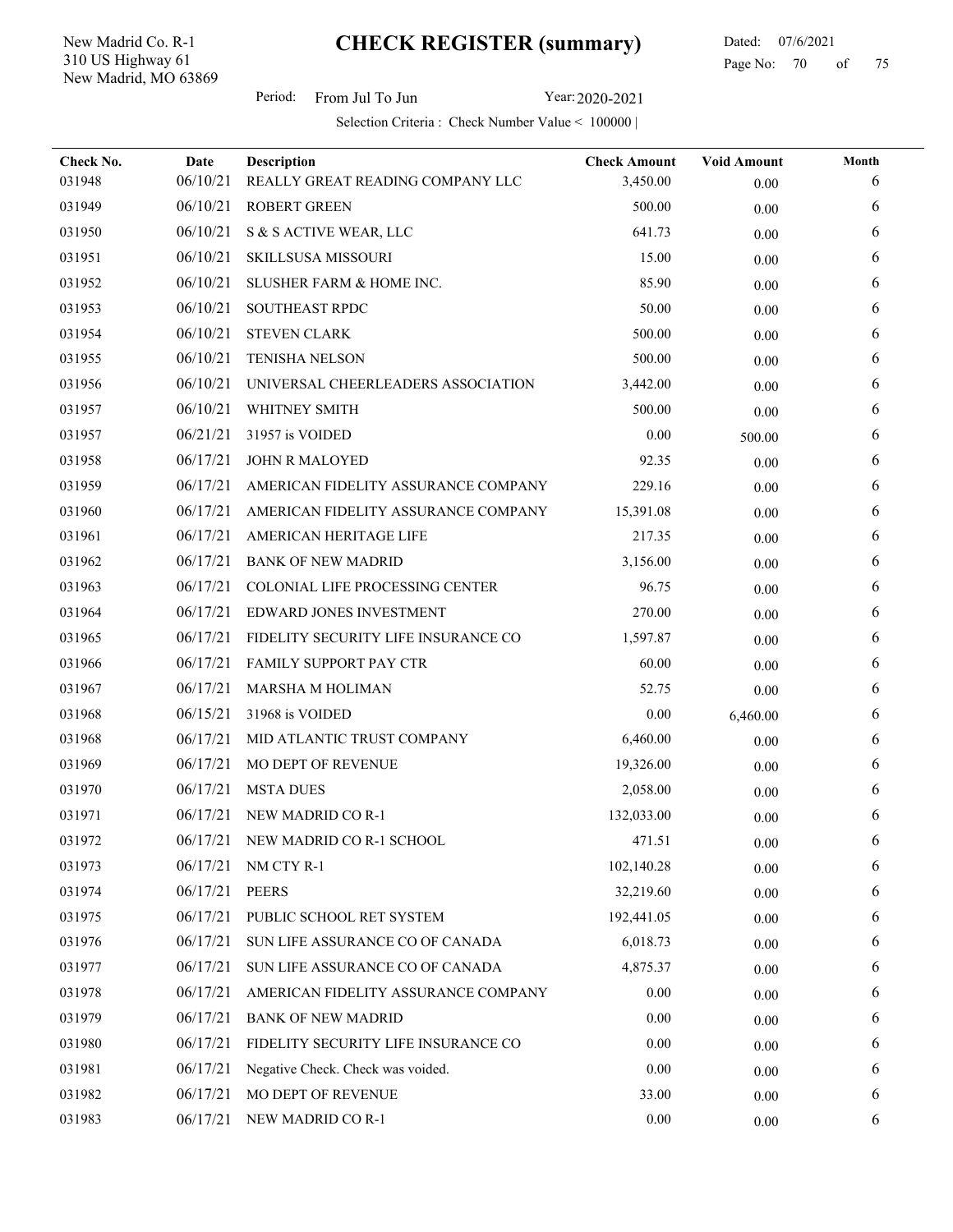New Madrid Co. R-1
310 US Highway 61
New Madrid, MO 63869

# CHECK REGISTER (summary)

Dated: 07/6/2021

Period: From Jul To Jun    Year: 2020-2021

Selection Criteria : Check Number Value < 100000 |

| Check No. | Date | Description | Check Amount | Void Amount | Month |
|---|---|---|---|---|---|
| 031948 | 06/10/21 | REALLY GREAT READING COMPANY LLC | 3,450.00 | 0.00 | 6 |
| 031949 | 06/10/21 | ROBERT GREEN | 500.00 | 0.00 | 6 |
| 031950 | 06/10/21 | S & S ACTIVE WEAR, LLC | 641.73 | 0.00 | 6 |
| 031951 | 06/10/21 | SKILLSUSA MISSOURI | 15.00 | 0.00 | 6 |
| 031952 | 06/10/21 | SLUSHER FARM & HOME INC. | 85.90 | 0.00 | 6 |
| 031953 | 06/10/21 | SOUTHEAST RPDC | 50.00 | 0.00 | 6 |
| 031954 | 06/10/21 | STEVEN CLARK | 500.00 | 0.00 | 6 |
| 031955 | 06/10/21 | TENISHA NELSON | 500.00 | 0.00 | 6 |
| 031956 | 06/10/21 | UNIVERSAL CHEERLEADERS ASSOCIATION | 3,442.00 | 0.00 | 6 |
| 031957 | 06/10/21 | WHITNEY SMITH | 500.00 | 0.00 | 6 |
| 031957 | 06/21/21 | 31957 is VOIDED | 0.00 | 500.00 | 6 |
| 031958 | 06/17/21 | JOHN R MALOYED | 92.35 | 0.00 | 6 |
| 031959 | 06/17/21 | AMERICAN FIDELITY ASSURANCE COMPANY | 229.16 | 0.00 | 6 |
| 031960 | 06/17/21 | AMERICAN FIDELITY ASSURANCE COMPANY | 15,391.08 | 0.00 | 6 |
| 031961 | 06/17/21 | AMERICAN HERITAGE LIFE | 217.35 | 0.00 | 6 |
| 031962 | 06/17/21 | BANK OF NEW MADRID | 3,156.00 | 0.00 | 6 |
| 031963 | 06/17/21 | COLONIAL LIFE PROCESSING CENTER | 96.75 | 0.00 | 6 |
| 031964 | 06/17/21 | EDWARD JONES INVESTMENT | 270.00 | 0.00 | 6 |
| 031965 | 06/17/21 | FIDELITY SECURITY LIFE INSURANCE CO | 1,597.87 | 0.00 | 6 |
| 031966 | 06/17/21 | FAMILY SUPPORT PAY CTR | 60.00 | 0.00 | 6 |
| 031967 | 06/17/21 | MARSHA M HOLIMAN | 52.75 | 0.00 | 6 |
| 031968 | 06/15/21 | 31968 is VOIDED | 0.00 | 6,460.00 | 6 |
| 031968 | 06/17/21 | MID ATLANTIC TRUST COMPANY | 6,460.00 | 0.00 | 6 |
| 031969 | 06/17/21 | MO DEPT OF REVENUE | 19,326.00 | 0.00 | 6 |
| 031970 | 06/17/21 | MSTA DUES | 2,058.00 | 0.00 | 6 |
| 031971 | 06/17/21 | NEW MADRID CO R-1 | 132,033.00 | 0.00 | 6 |
| 031972 | 06/17/21 | NEW MADRID CO R-1 SCHOOL | 471.51 | 0.00 | 6 |
| 031973 | 06/17/21 | NM CTY R-1 | 102,140.28 | 0.00 | 6 |
| 031974 | 06/17/21 | PEERS | 32,219.60 | 0.00 | 6 |
| 031975 | 06/17/21 | PUBLIC SCHOOL RET SYSTEM | 192,441.05 | 0.00 | 6 |
| 031976 | 06/17/21 | SUN LIFE ASSURANCE CO OF CANADA | 6,018.73 | 0.00 | 6 |
| 031977 | 06/17/21 | SUN LIFE ASSURANCE CO OF CANADA | 4,875.37 | 0.00 | 6 |
| 031978 | 06/17/21 | AMERICAN FIDELITY ASSURANCE COMPANY | 0.00 | 0.00 | 6 |
| 031979 | 06/17/21 | BANK OF NEW MADRID | 0.00 | 0.00 | 6 |
| 031980 | 06/17/21 | FIDELITY SECURITY LIFE INSURANCE CO | 0.00 | 0.00 | 6 |
| 031981 | 06/17/21 | Negative Check. Check was voided. | 0.00 | 0.00 | 6 |
| 031982 | 06/17/21 | MO DEPT OF REVENUE | 33.00 | 0.00 | 6 |
| 031983 | 06/17/21 | NEW MADRID CO R-1 | 0.00 | 0.00 | 6 |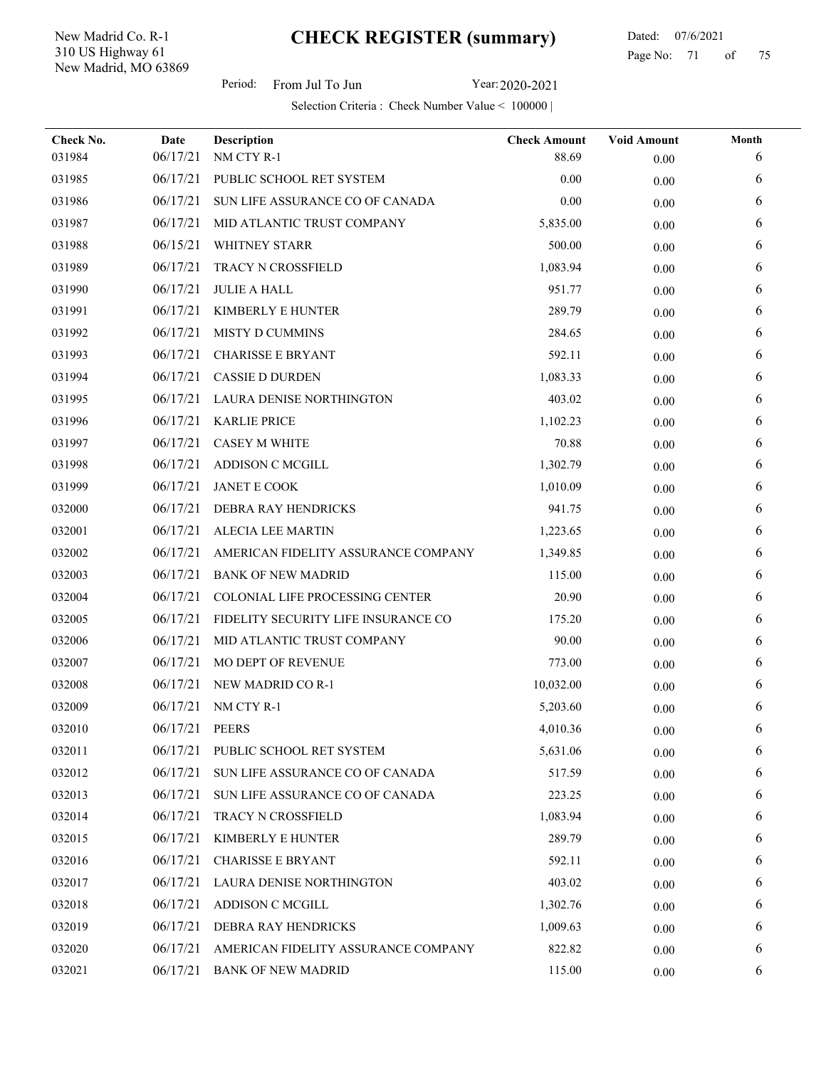New Madrid Co. R-1
310 US Highway 61
New Madrid, MO 63869

# CHECK REGISTER (summary)

Dated: 07/6/2021

Period: From Jul To Jun Year: 2020-2021

Selection Criteria : Check Number Value < 100000 |

| Check No. | Date | Description | Check Amount | Void Amount | Month |
|---|---|---|---|---|---|
| 031984 | 06/17/21 | NM CTY R-1 | 88.69 | 0.00 | 6 |
| 031985 | 06/17/21 | PUBLIC SCHOOL RET SYSTEM | 0.00 | 0.00 | 6 |
| 031986 | 06/17/21 | SUN LIFE ASSURANCE CO OF CANADA | 0.00 | 0.00 | 6 |
| 031987 | 06/17/21 | MID ATLANTIC TRUST COMPANY | 5,835.00 | 0.00 | 6 |
| 031988 | 06/15/21 | WHITNEY STARR | 500.00 | 0.00 | 6 |
| 031989 | 06/17/21 | TRACY N CROSSFIELD | 1,083.94 | 0.00 | 6 |
| 031990 | 06/17/21 | JULIE A HALL | 951.77 | 0.00 | 6 |
| 031991 | 06/17/21 | KIMBERLY E HUNTER | 289.79 | 0.00 | 6 |
| 031992 | 06/17/21 | MISTY D CUMMINS | 284.65 | 0.00 | 6 |
| 031993 | 06/17/21 | CHARISSE E BRYANT | 592.11 | 0.00 | 6 |
| 031994 | 06/17/21 | CASSIE D DURDEN | 1,083.33 | 0.00 | 6 |
| 031995 | 06/17/21 | LAURA DENISE NORTHINGTON | 403.02 | 0.00 | 6 |
| 031996 | 06/17/21 | KARLIE PRICE | 1,102.23 | 0.00 | 6 |
| 031997 | 06/17/21 | CASEY M WHITE | 70.88 | 0.00 | 6 |
| 031998 | 06/17/21 | ADDISON C MCGILL | 1,302.79 | 0.00 | 6 |
| 031999 | 06/17/21 | JANET E COOK | 1,010.09 | 0.00 | 6 |
| 032000 | 06/17/21 | DEBRA RAY HENDRICKS | 941.75 | 0.00 | 6 |
| 032001 | 06/17/21 | ALECIA LEE MARTIN | 1,223.65 | 0.00 | 6 |
| 032002 | 06/17/21 | AMERICAN FIDELITY ASSURANCE COMPANY | 1,349.85 | 0.00 | 6 |
| 032003 | 06/17/21 | BANK OF NEW MADRID | 115.00 | 0.00 | 6 |
| 032004 | 06/17/21 | COLONIAL LIFE PROCESSING CENTER | 20.90 | 0.00 | 6 |
| 032005 | 06/17/21 | FIDELITY SECURITY LIFE INSURANCE CO | 175.20 | 0.00 | 6 |
| 032006 | 06/17/21 | MID ATLANTIC TRUST COMPANY | 90.00 | 0.00 | 6 |
| 032007 | 06/17/21 | MO DEPT OF REVENUE | 773.00 | 0.00 | 6 |
| 032008 | 06/17/21 | NEW MADRID CO R-1 | 10,032.00 | 0.00 | 6 |
| 032009 | 06/17/21 | NM CTY R-1 | 5,203.60 | 0.00 | 6 |
| 032010 | 06/17/21 | PEERS | 4,010.36 | 0.00 | 6 |
| 032011 | 06/17/21 | PUBLIC SCHOOL RET SYSTEM | 5,631.06 | 0.00 | 6 |
| 032012 | 06/17/21 | SUN LIFE ASSURANCE CO OF CANADA | 517.59 | 0.00 | 6 |
| 032013 | 06/17/21 | SUN LIFE ASSURANCE CO OF CANADA | 223.25 | 0.00 | 6 |
| 032014 | 06/17/21 | TRACY N CROSSFIELD | 1,083.94 | 0.00 | 6 |
| 032015 | 06/17/21 | KIMBERLY E HUNTER | 289.79 | 0.00 | 6 |
| 032016 | 06/17/21 | CHARISSE E BRYANT | 592.11 | 0.00 | 6 |
| 032017 | 06/17/21 | LAURA DENISE NORTHINGTON | 403.02 | 0.00 | 6 |
| 032018 | 06/17/21 | ADDISON C MCGILL | 1,302.76 | 0.00 | 6 |
| 032019 | 06/17/21 | DEBRA RAY HENDRICKS | 1,009.63 | 0.00 | 6 |
| 032020 | 06/17/21 | AMERICAN FIDELITY ASSURANCE COMPANY | 822.82 | 0.00 | 6 |
| 032021 | 06/17/21 | BANK OF NEW MADRID | 115.00 | 0.00 | 6 |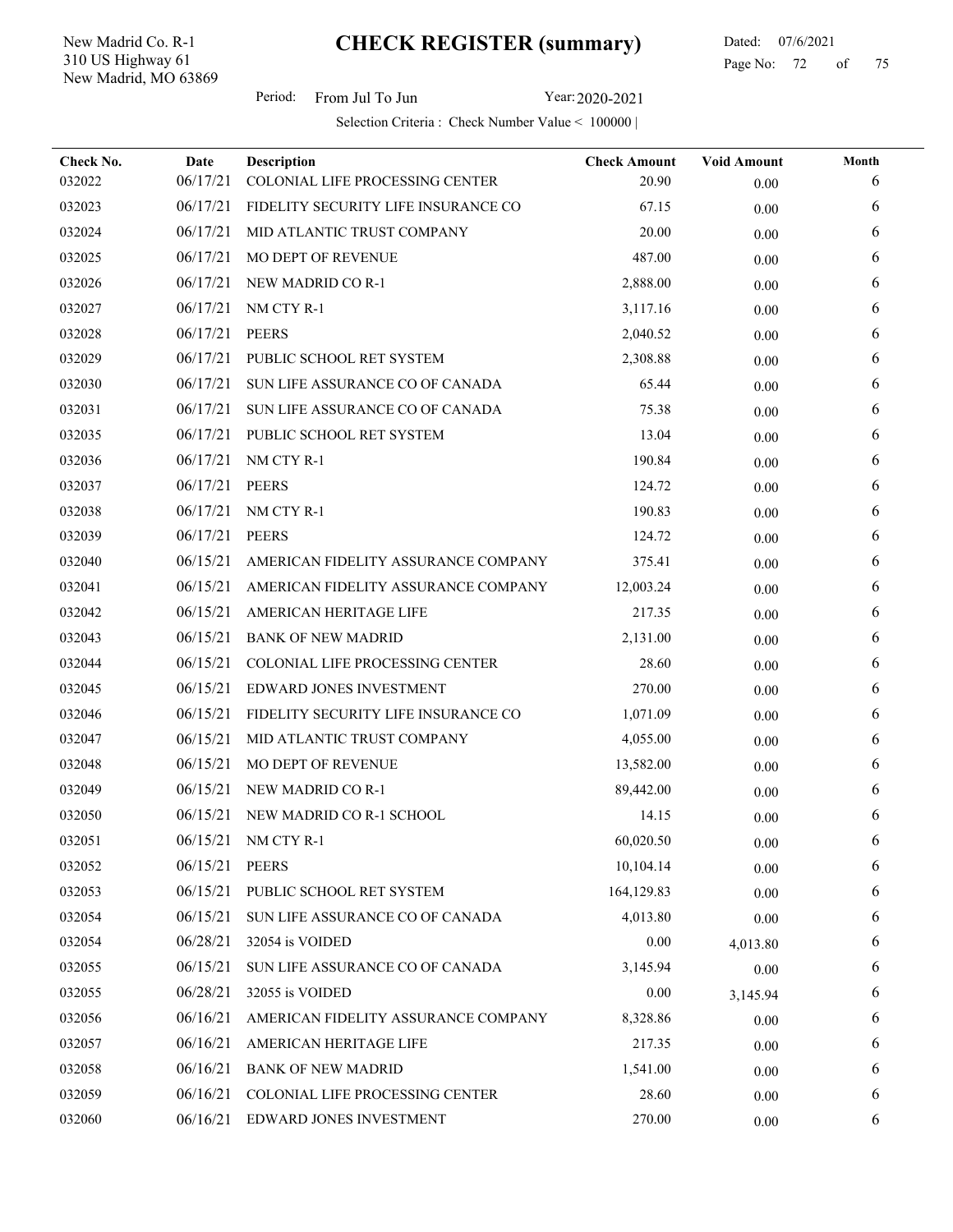New Madrid Co. R-1
310 US Highway 61
New Madrid, MO 63869

# CHECK REGISTER (summary)

Dated: 07/6/2021

Period: From Jul To Jun Year: 2020-2021

Selection Criteria : Check Number Value < 100000 |

| Check No. | Date | Description | Check Amount | Void Amount | Month |
|---|---|---|---|---|---|
| 032022 | 06/17/21 | COLONIAL LIFE PROCESSING CENTER | 20.90 | 0.00 | 6 |
| 032023 | 06/17/21 | FIDELITY SECURITY LIFE INSURANCE CO | 67.15 | 0.00 | 6 |
| 032024 | 06/17/21 | MID ATLANTIC TRUST COMPANY | 20.00 | 0.00 | 6 |
| 032025 | 06/17/21 | MO DEPT OF REVENUE | 487.00 | 0.00 | 6 |
| 032026 | 06/17/21 | NEW MADRID CO R-1 | 2,888.00 | 0.00 | 6 |
| 032027 | 06/17/21 | NM CTY R-1 | 3,117.16 | 0.00 | 6 |
| 032028 | 06/17/21 | PEERS | 2,040.52 | 0.00 | 6 |
| 032029 | 06/17/21 | PUBLIC SCHOOL RET SYSTEM | 2,308.88 | 0.00 | 6 |
| 032030 | 06/17/21 | SUN LIFE ASSURANCE CO OF CANADA | 65.44 | 0.00 | 6 |
| 032031 | 06/17/21 | SUN LIFE ASSURANCE CO OF CANADA | 75.38 | 0.00 | 6 |
| 032035 | 06/17/21 | PUBLIC SCHOOL RET SYSTEM | 13.04 | 0.00 | 6 |
| 032036 | 06/17/21 | NM CTY R-1 | 190.84 | 0.00 | 6 |
| 032037 | 06/17/21 | PEERS | 124.72 | 0.00 | 6 |
| 032038 | 06/17/21 | NM CTY R-1 | 190.83 | 0.00 | 6 |
| 032039 | 06/17/21 | PEERS | 124.72 | 0.00 | 6 |
| 032040 | 06/15/21 | AMERICAN FIDELITY ASSURANCE COMPANY | 375.41 | 0.00 | 6 |
| 032041 | 06/15/21 | AMERICAN FIDELITY ASSURANCE COMPANY | 12,003.24 | 0.00 | 6 |
| 032042 | 06/15/21 | AMERICAN HERITAGE LIFE | 217.35 | 0.00 | 6 |
| 032043 | 06/15/21 | BANK OF NEW MADRID | 2,131.00 | 0.00 | 6 |
| 032044 | 06/15/21 | COLONIAL LIFE PROCESSING CENTER | 28.60 | 0.00 | 6 |
| 032045 | 06/15/21 | EDWARD JONES INVESTMENT | 270.00 | 0.00 | 6 |
| 032046 | 06/15/21 | FIDELITY SECURITY LIFE INSURANCE CO | 1,071.09 | 0.00 | 6 |
| 032047 | 06/15/21 | MID ATLANTIC TRUST COMPANY | 4,055.00 | 0.00 | 6 |
| 032048 | 06/15/21 | MO DEPT OF REVENUE | 13,582.00 | 0.00 | 6 |
| 032049 | 06/15/21 | NEW MADRID CO R-1 | 89,442.00 | 0.00 | 6 |
| 032050 | 06/15/21 | NEW MADRID CO R-1 SCHOOL | 14.15 | 0.00 | 6 |
| 032051 | 06/15/21 | NM CTY R-1 | 60,020.50 | 0.00 | 6 |
| 032052 | 06/15/21 | PEERS | 10,104.14 | 0.00 | 6 |
| 032053 | 06/15/21 | PUBLIC SCHOOL RET SYSTEM | 164,129.83 | 0.00 | 6 |
| 032054 | 06/15/21 | SUN LIFE ASSURANCE CO OF CANADA | 4,013.80 | 0.00 | 6 |
| 032054 | 06/28/21 | 32054 is VOIDED | 0.00 | 4,013.80 | 6 |
| 032055 | 06/15/21 | SUN LIFE ASSURANCE CO OF CANADA | 3,145.94 | 0.00 | 6 |
| 032055 | 06/28/21 | 32055 is VOIDED | 0.00 | 3,145.94 | 6 |
| 032056 | 06/16/21 | AMERICAN FIDELITY ASSURANCE COMPANY | 8,328.86 | 0.00 | 6 |
| 032057 | 06/16/21 | AMERICAN HERITAGE LIFE | 217.35 | 0.00 | 6 |
| 032058 | 06/16/21 | BANK OF NEW MADRID | 1,541.00 | 0.00 | 6 |
| 032059 | 06/16/21 | COLONIAL LIFE PROCESSING CENTER | 28.60 | 0.00 | 6 |
| 032060 | 06/16/21 | EDWARD JONES INVESTMENT | 270.00 | 0.00 | 6 |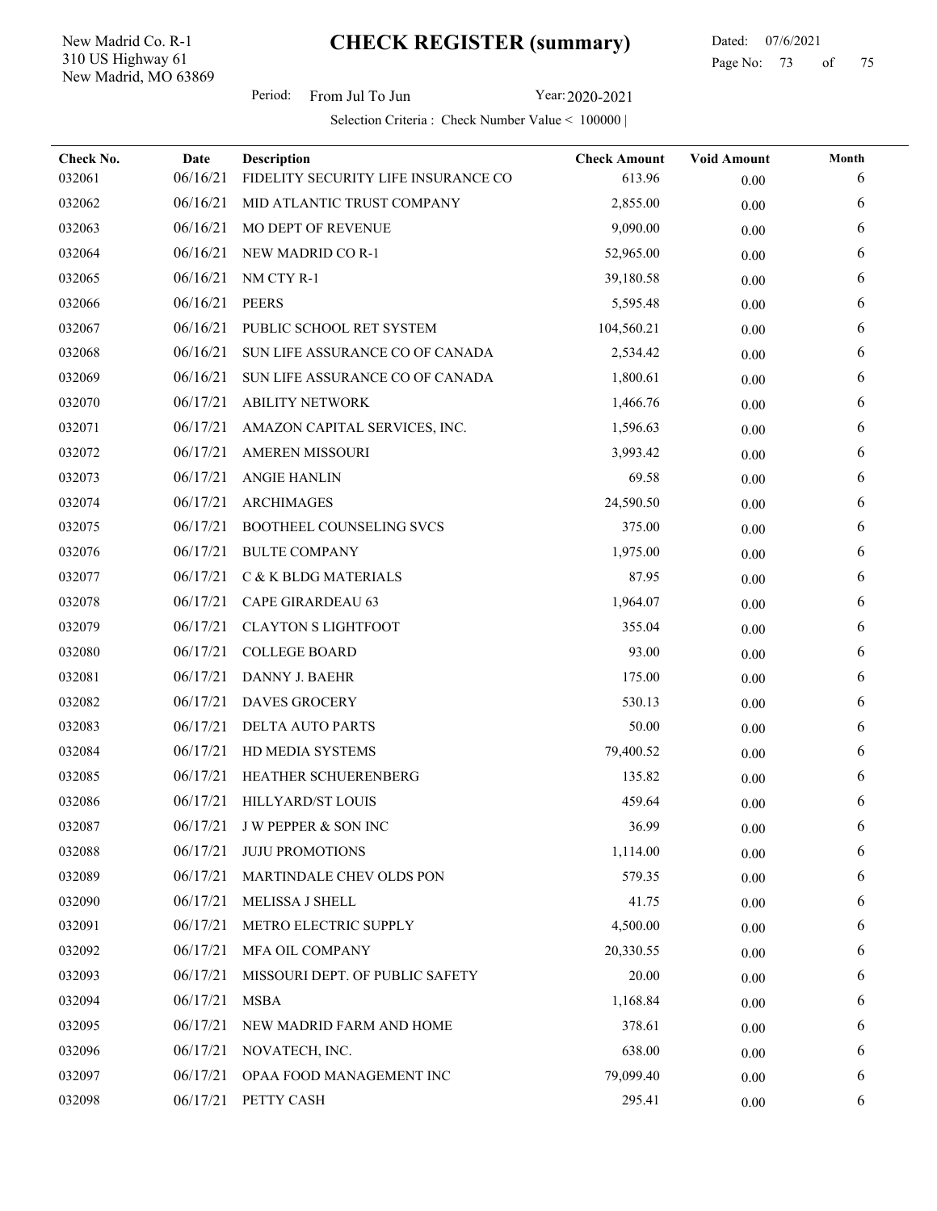New Madrid Co. R-1
310 US Highway 61
New Madrid, MO 63869

# CHECK REGISTER (summary)

Dated: 07/6/2021

Period: From Jul To Jun Year: 2020-2021

Selection Criteria : Check Number Value < 100000 |

| Check No. | Date | Description | Check Amount | Void Amount | Month |
|---|---|---|---|---|---|
| 032061 | 06/16/21 | FIDELITY SECURITY LIFE INSURANCE CO | 613.96 | 0.00 | 6 |
| 032062 | 06/16/21 | MID ATLANTIC TRUST COMPANY | 2,855.00 | 0.00 | 6 |
| 032063 | 06/16/21 | MO DEPT OF REVENUE | 9,090.00 | 0.00 | 6 |
| 032064 | 06/16/21 | NEW MADRID CO R-1 | 52,965.00 | 0.00 | 6 |
| 032065 | 06/16/21 | NM CTY R-1 | 39,180.58 | 0.00 | 6 |
| 032066 | 06/16/21 | PEERS | 5,595.48 | 0.00 | 6 |
| 032067 | 06/16/21 | PUBLIC SCHOOL RET SYSTEM | 104,560.21 | 0.00 | 6 |
| 032068 | 06/16/21 | SUN LIFE ASSURANCE CO OF CANADA | 2,534.42 | 0.00 | 6 |
| 032069 | 06/16/21 | SUN LIFE ASSURANCE CO OF CANADA | 1,800.61 | 0.00 | 6 |
| 032070 | 06/17/21 | ABILITY NETWORK | 1,466.76 | 0.00 | 6 |
| 032071 | 06/17/21 | AMAZON CAPITAL SERVICES, INC. | 1,596.63 | 0.00 | 6 |
| 032072 | 06/17/21 | AMEREN MISSOURI | 3,993.42 | 0.00 | 6 |
| 032073 | 06/17/21 | ANGIE HANLIN | 69.58 | 0.00 | 6 |
| 032074 | 06/17/21 | ARCHIMAGES | 24,590.50 | 0.00 | 6 |
| 032075 | 06/17/21 | BOOTHEEL COUNSELING SVCS | 375.00 | 0.00 | 6 |
| 032076 | 06/17/21 | BULTE COMPANY | 1,975.00 | 0.00 | 6 |
| 032077 | 06/17/21 | C & K BLDG MATERIALS | 87.95 | 0.00 | 6 |
| 032078 | 06/17/21 | CAPE GIRARDEAU 63 | 1,964.07 | 0.00 | 6 |
| 032079 | 06/17/21 | CLAYTON S LIGHTFOOT | 355.04 | 0.00 | 6 |
| 032080 | 06/17/21 | COLLEGE BOARD | 93.00 | 0.00 | 6 |
| 032081 | 06/17/21 | DANNY J. BAEHR | 175.00 | 0.00 | 6 |
| 032082 | 06/17/21 | DAVES GROCERY | 530.13 | 0.00 | 6 |
| 032083 | 06/17/21 | DELTA AUTO PARTS | 50.00 | 0.00 | 6 |
| 032084 | 06/17/21 | HD MEDIA SYSTEMS | 79,400.52 | 0.00 | 6 |
| 032085 | 06/17/21 | HEATHER SCHUERENBERG | 135.82 | 0.00 | 6 |
| 032086 | 06/17/21 | HILLYARD/ST LOUIS | 459.64 | 0.00 | 6 |
| 032087 | 06/17/21 | J W PEPPER & SON INC | 36.99 | 0.00 | 6 |
| 032088 | 06/17/21 | JUJU PROMOTIONS | 1,114.00 | 0.00 | 6 |
| 032089 | 06/17/21 | MARTINDALE CHEV OLDS PON | 579.35 | 0.00 | 6 |
| 032090 | 06/17/21 | MELISSA J SHELL | 41.75 | 0.00 | 6 |
| 032091 | 06/17/21 | METRO ELECTRIC SUPPLY | 4,500.00 | 0.00 | 6 |
| 032092 | 06/17/21 | MFA OIL COMPANY | 20,330.55 | 0.00 | 6 |
| 032093 | 06/17/21 | MISSOURI DEPT. OF PUBLIC SAFETY | 20.00 | 0.00 | 6 |
| 032094 | 06/17/21 | MSBA | 1,168.84 | 0.00 | 6 |
| 032095 | 06/17/21 | NEW MADRID FARM AND HOME | 378.61 | 0.00 | 6 |
| 032096 | 06/17/21 | NOVATECH, INC. | 638.00 | 0.00 | 6 |
| 032097 | 06/17/21 | OPAA FOOD MANAGEMENT INC | 79,099.40 | 0.00 | 6 |
| 032098 | 06/17/21 | PETTY CASH | 295.41 | 0.00 | 6 |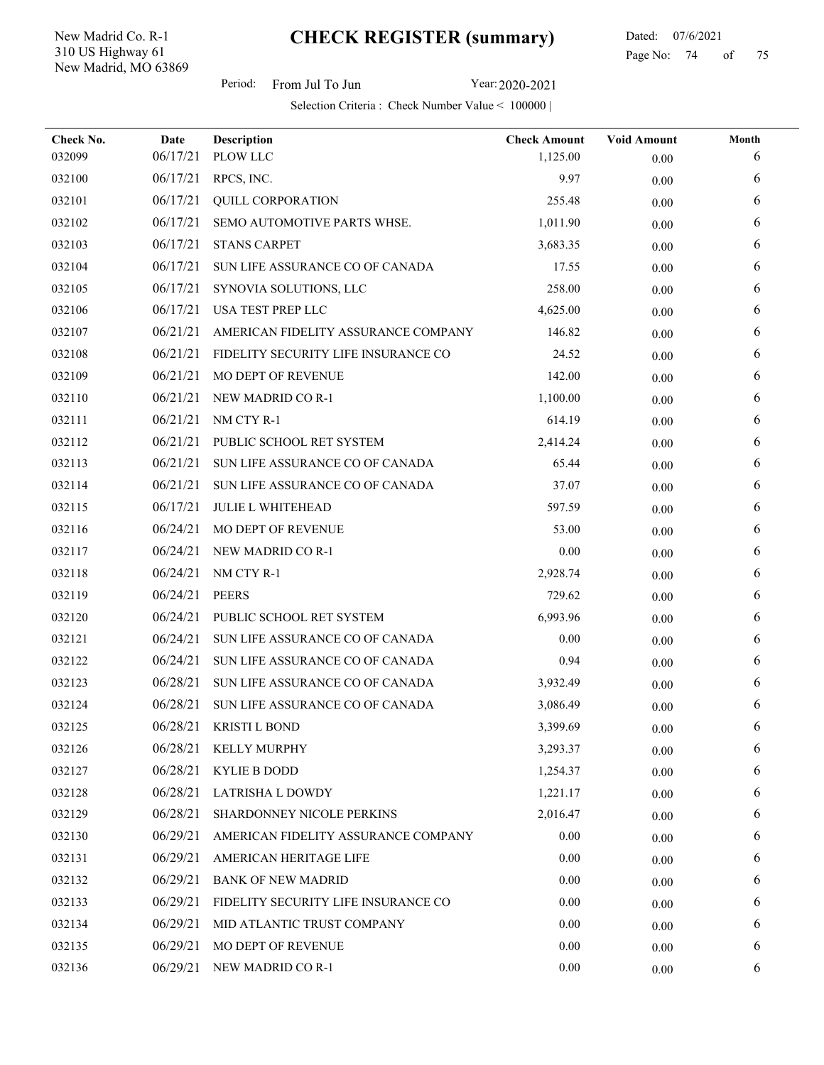New Madrid Co. R-1
310 US Highway 61
New Madrid, MO 63869

# CHECK REGISTER (summary)

Dated: 07/6/2021

Period: From Jul To Jun Year: 2020-2021

Selection Criteria : Check Number Value < 100000 |

| Check No. | Date | Description | Check Amount | Void Amount | Month |
|---|---|---|---|---|---|
| 032099 | 06/17/21 | PLOW LLC | 1,125.00 | 0.00 | 6 |
| 032100 | 06/17/21 | RPCS, INC. | 9.97 | 0.00 | 6 |
| 032101 | 06/17/21 | QUILL CORPORATION | 255.48 | 0.00 | 6 |
| 032102 | 06/17/21 | SEMO AUTOMOTIVE PARTS WHSE. | 1,011.90 | 0.00 | 6 |
| 032103 | 06/17/21 | STANS CARPET | 3,683.35 | 0.00 | 6 |
| 032104 | 06/17/21 | SUN LIFE ASSURANCE CO OF CANADA | 17.55 | 0.00 | 6 |
| 032105 | 06/17/21 | SYNOVIA SOLUTIONS, LLC | 258.00 | 0.00 | 6 |
| 032106 | 06/17/21 | USA TEST PREP LLC | 4,625.00 | 0.00 | 6 |
| 032107 | 06/21/21 | AMERICAN FIDELITY ASSURANCE COMPANY | 146.82 | 0.00 | 6 |
| 032108 | 06/21/21 | FIDELITY SECURITY LIFE INSURANCE CO | 24.52 | 0.00 | 6 |
| 032109 | 06/21/21 | MO DEPT OF REVENUE | 142.00 | 0.00 | 6 |
| 032110 | 06/21/21 | NEW MADRID CO R-1 | 1,100.00 | 0.00 | 6 |
| 032111 | 06/21/21 | NM CTY R-1 | 614.19 | 0.00 | 6 |
| 032112 | 06/21/21 | PUBLIC SCHOOL RET SYSTEM | 2,414.24 | 0.00 | 6 |
| 032113 | 06/21/21 | SUN LIFE ASSURANCE CO OF CANADA | 65.44 | 0.00 | 6 |
| 032114 | 06/21/21 | SUN LIFE ASSURANCE CO OF CANADA | 37.07 | 0.00 | 6 |
| 032115 | 06/17/21 | JULIE L WHITEHEAD | 597.59 | 0.00 | 6 |
| 032116 | 06/24/21 | MO DEPT OF REVENUE | 53.00 | 0.00 | 6 |
| 032117 | 06/24/21 | NEW MADRID CO R-1 | 0.00 | 0.00 | 6 |
| 032118 | 06/24/21 | NM CTY R-1 | 2,928.74 | 0.00 | 6 |
| 032119 | 06/24/21 | PEERS | 729.62 | 0.00 | 6 |
| 032120 | 06/24/21 | PUBLIC SCHOOL RET SYSTEM | 6,993.96 | 0.00 | 6 |
| 032121 | 06/24/21 | SUN LIFE ASSURANCE CO OF CANADA | 0.00 | 0.00 | 6 |
| 032122 | 06/24/21 | SUN LIFE ASSURANCE CO OF CANADA | 0.94 | 0.00 | 6 |
| 032123 | 06/28/21 | SUN LIFE ASSURANCE CO OF CANADA | 3,932.49 | 0.00 | 6 |
| 032124 | 06/28/21 | SUN LIFE ASSURANCE CO OF CANADA | 3,086.49 | 0.00 | 6 |
| 032125 | 06/28/21 | KRISTI L BOND | 3,399.69 | 0.00 | 6 |
| 032126 | 06/28/21 | KELLY MURPHY | 3,293.37 | 0.00 | 6 |
| 032127 | 06/28/21 | KYLIE B DODD | 1,254.37 | 0.00 | 6 |
| 032128 | 06/28/21 | LATRISHA L DOWDY | 1,221.17 | 0.00 | 6 |
| 032129 | 06/28/21 | SHARDONNEY NICOLE PERKINS | 2,016.47 | 0.00 | 6 |
| 032130 | 06/29/21 | AMERICAN FIDELITY ASSURANCE COMPANY | 0.00 | 0.00 | 6 |
| 032131 | 06/29/21 | AMERICAN HERITAGE LIFE | 0.00 | 0.00 | 6 |
| 032132 | 06/29/21 | BANK OF NEW MADRID | 0.00 | 0.00 | 6 |
| 032133 | 06/29/21 | FIDELITY SECURITY LIFE INSURANCE CO | 0.00 | 0.00 | 6 |
| 032134 | 06/29/21 | MID ATLANTIC TRUST COMPANY | 0.00 | 0.00 | 6 |
| 032135 | 06/29/21 | MO DEPT OF REVENUE | 0.00 | 0.00 | 6 |
| 032136 | 06/29/21 | NEW MADRID CO R-1 | 0.00 | 0.00 | 6 |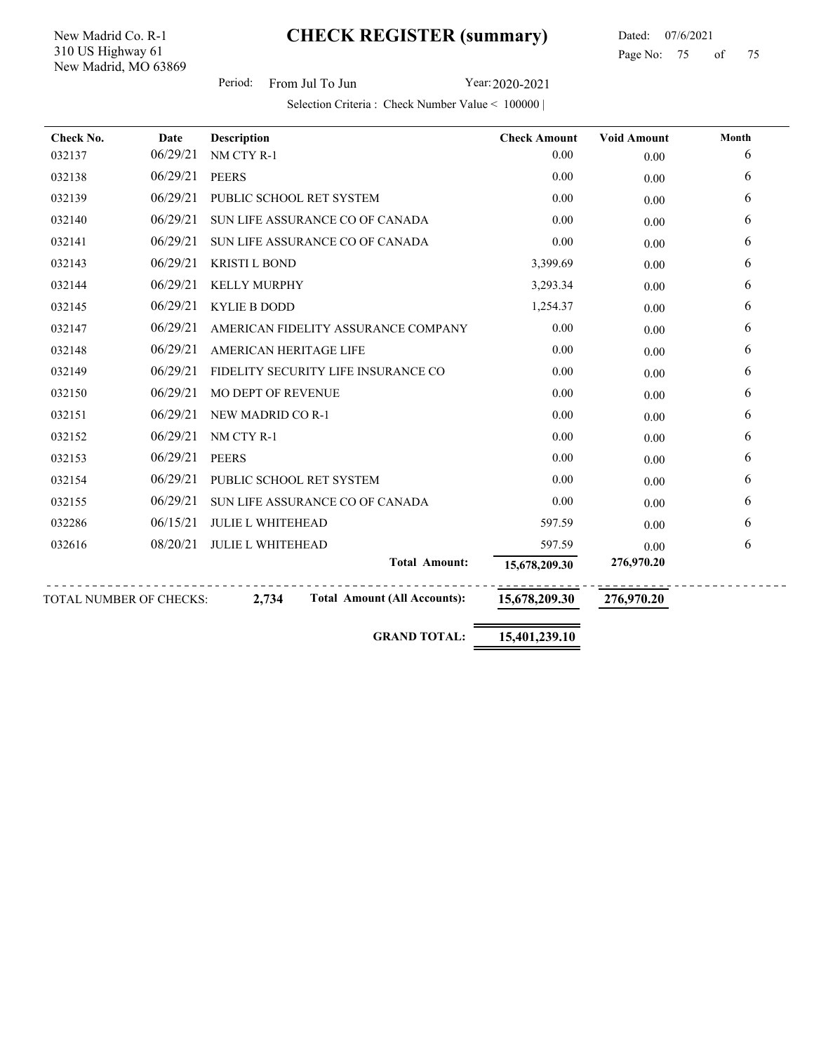New Madrid Co. R-1
310 US Highway 61
New Madrid, MO 63869

# CHECK REGISTER (summary)

Dated: 07/6/2021

Period: From Jul To Jun Year: 2020-2021

Selection Criteria : Check Number Value < 100000 |

| Check No. | Date | Description | Check Amount | Void Amount | Month |
|---|---|---|---|---|---|
| 032137 | 06/29/21 | NM CTY R-1 | 0.00 | 0.00 | 6 |
| 032138 | 06/29/21 | PEERS | 0.00 | 0.00 | 6 |
| 032139 | 06/29/21 | PUBLIC SCHOOL RET SYSTEM | 0.00 | 0.00 | 6 |
| 032140 | 06/29/21 | SUN LIFE ASSURANCE CO OF CANADA | 0.00 | 0.00 | 6 |
| 032141 | 06/29/21 | SUN LIFE ASSURANCE CO OF CANADA | 0.00 | 0.00 | 6 |
| 032143 | 06/29/21 | KRISTI L BOND | 3,399.69 | 0.00 | 6 |
| 032144 | 06/29/21 | KELLY MURPHY | 3,293.34 | 0.00 | 6 |
| 032145 | 06/29/21 | KYLIE B DODD | 1,254.37 | 0.00 | 6 |
| 032147 | 06/29/21 | AMERICAN FIDELITY ASSURANCE COMPANY | 0.00 | 0.00 | 6 |
| 032148 | 06/29/21 | AMERICAN HERITAGE LIFE | 0.00 | 0.00 | 6 |
| 032149 | 06/29/21 | FIDELITY SECURITY LIFE INSURANCE CO | 0.00 | 0.00 | 6 |
| 032150 | 06/29/21 | MO DEPT OF REVENUE | 0.00 | 0.00 | 6 |
| 032151 | 06/29/21 | NEW MADRID CO R-1 | 0.00 | 0.00 | 6 |
| 032152 | 06/29/21 | NM CTY R-1 | 0.00 | 0.00 | 6 |
| 032153 | 06/29/21 | PEERS | 0.00 | 0.00 | 6 |
| 032154 | 06/29/21 | PUBLIC SCHOOL RET SYSTEM | 0.00 | 0.00 | 6 |
| 032155 | 06/29/21 | SUN LIFE ASSURANCE CO OF CANADA | 0.00 | 0.00 | 6 |
| 032286 | 06/15/21 | JULIE L WHITEHEAD | 597.59 | 0.00 | 6 |
| 032616 | 08/20/21 | JULIE L WHITEHEAD | 597.59 | 0.00 | 6 |
| | | **Total Amount:** | 15,678,209.30 | 276,970.20 | |

| | | | | |
|---|---|---|---|---|
| TOTAL NUMBER OF CHECKS: | **2,734** | **Total Amount (All Accounts):** | **15,678,209.30** | **276,970.20** |
| | | **GRAND TOTAL:** | **15,401,239.10** | |